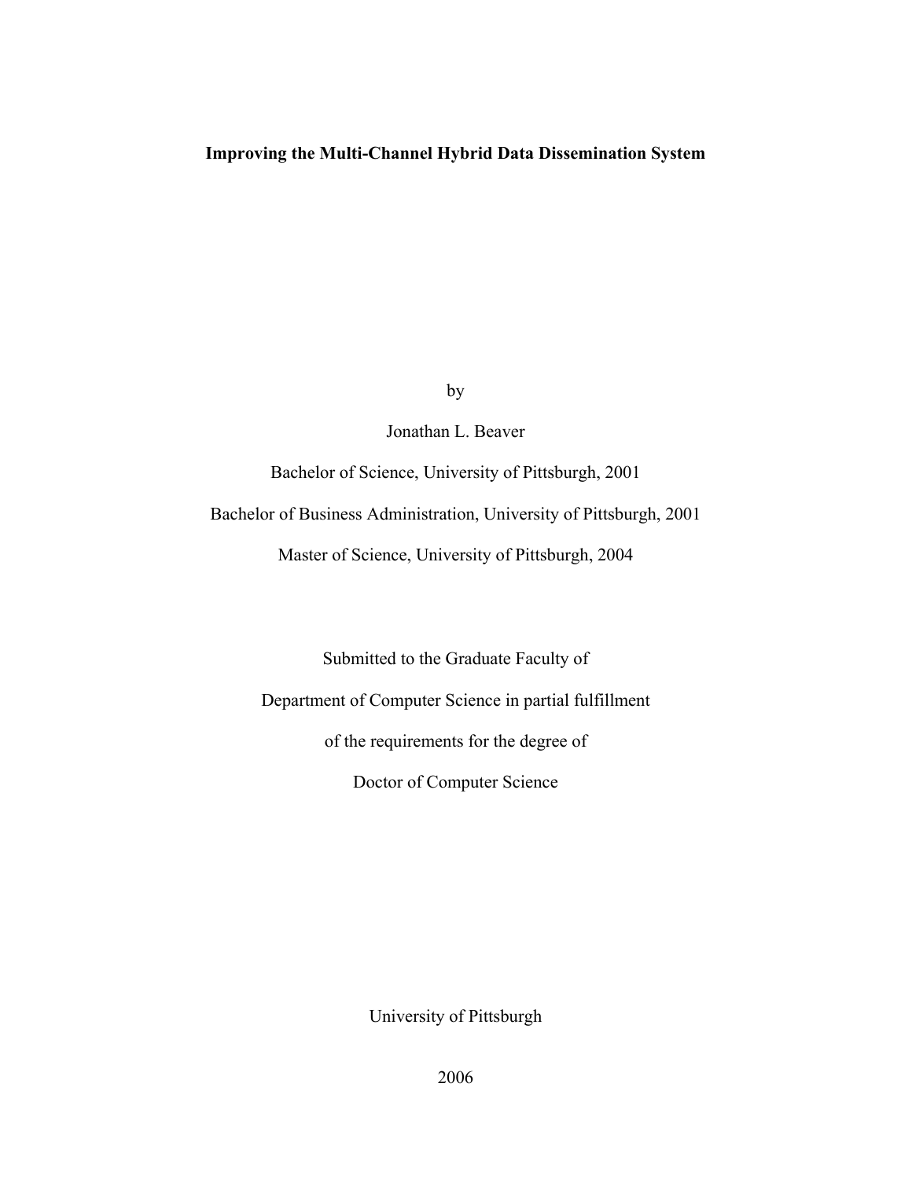# Improving the Multi-Channel Hybrid Data Dissemination System

by

Jonathan L. Beaver

Bachelor of Science, University of Pittsburgh, 2001

Bachelor of Business Administration, University of Pittsburgh, 2001

Master of Science, University of Pittsburgh, 2004

Submitted to the Graduate Faculty of

Department of Computer Science in partial fulfillment

of the requirements for the degree of

Doctor of Computer Science

University of Pittsburgh

2006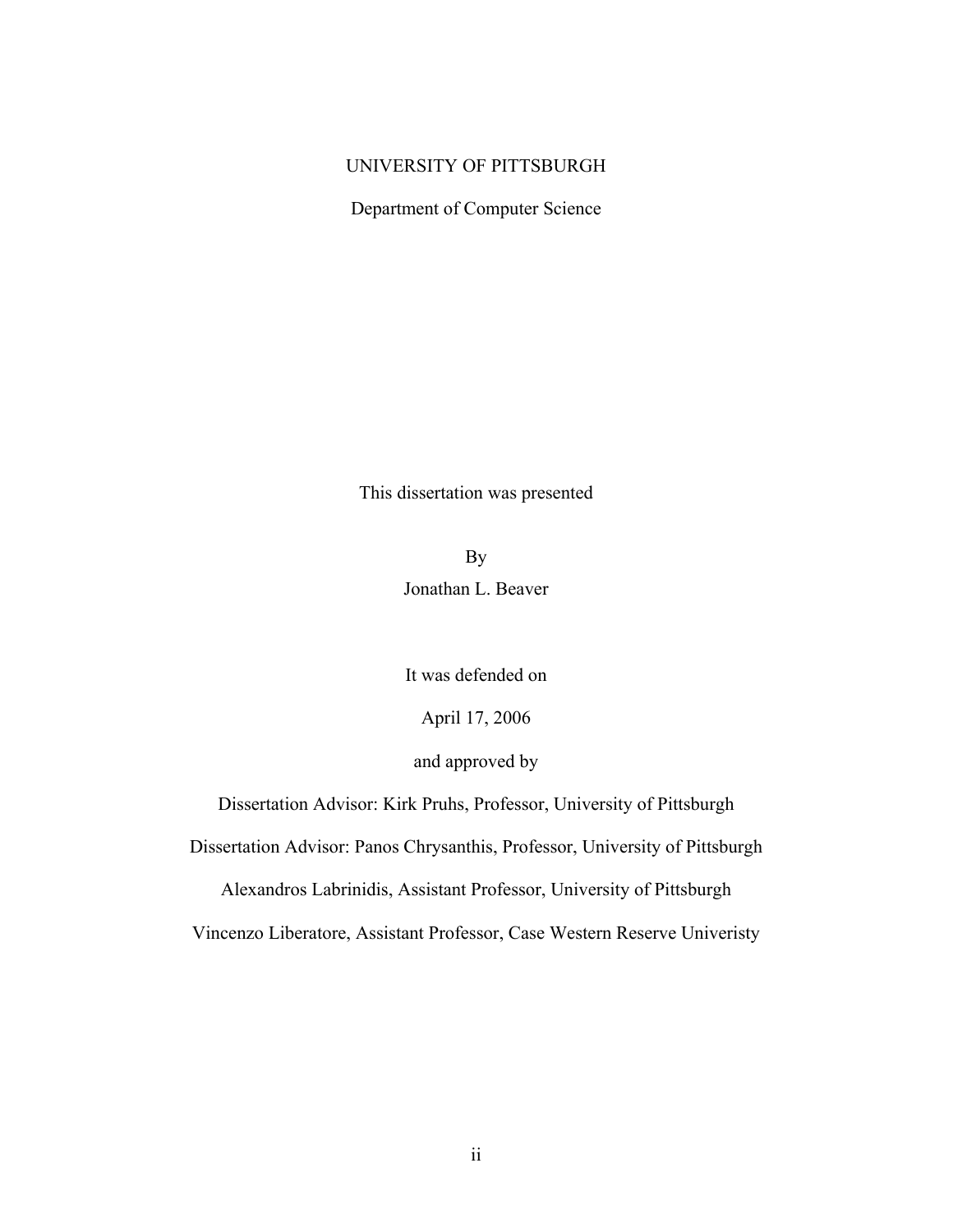UNIVERSITY OF PITTSBURGH

Department of Computer Science

This dissertation was presented

By

Jonathan L. Beaver

It was defended on

April 17, 2006

and approved by

Dissertation Advisor: Kirk Pruhs, Professor, University of Pittsburgh

Dissertation Advisor: Panos Chrysanthis, Professor, University of Pittsburgh

Alexandros Labrinidis, Assistant Professor, University of Pittsburgh

Vincenzo Liberatore, Assistant Professor, Case Western Reserve Univeristy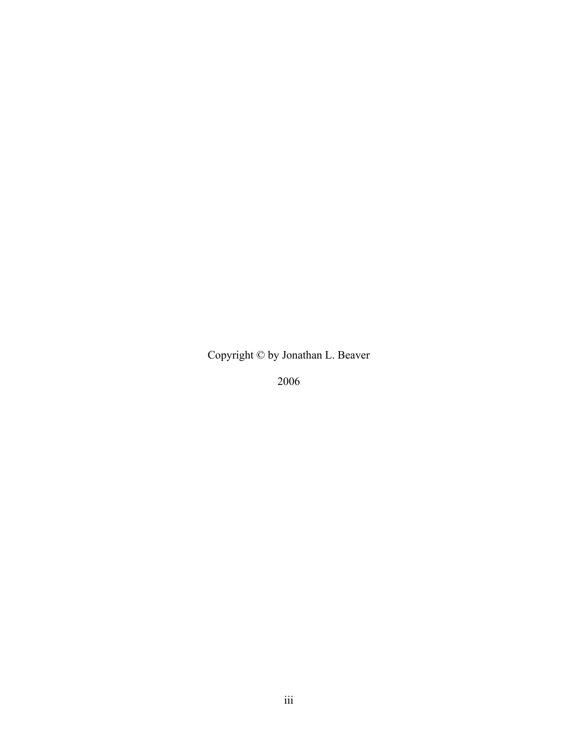Copyright © by Jonathan L. Beaver

2006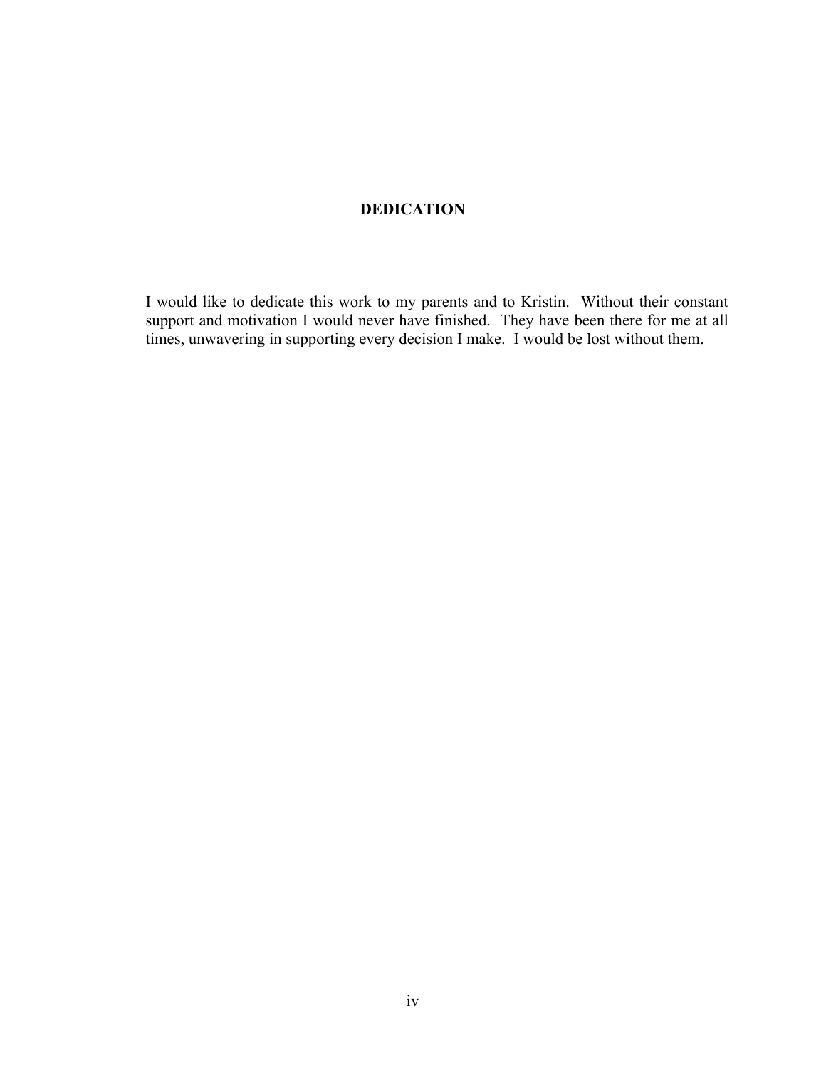# DEDICATION

I would like to dedicate this work to my parents and to Kristin. Without their constant support and motivation I would never have finished. They have been there for me at all times, unwavering in supporting every decision I make. I would be lost without them.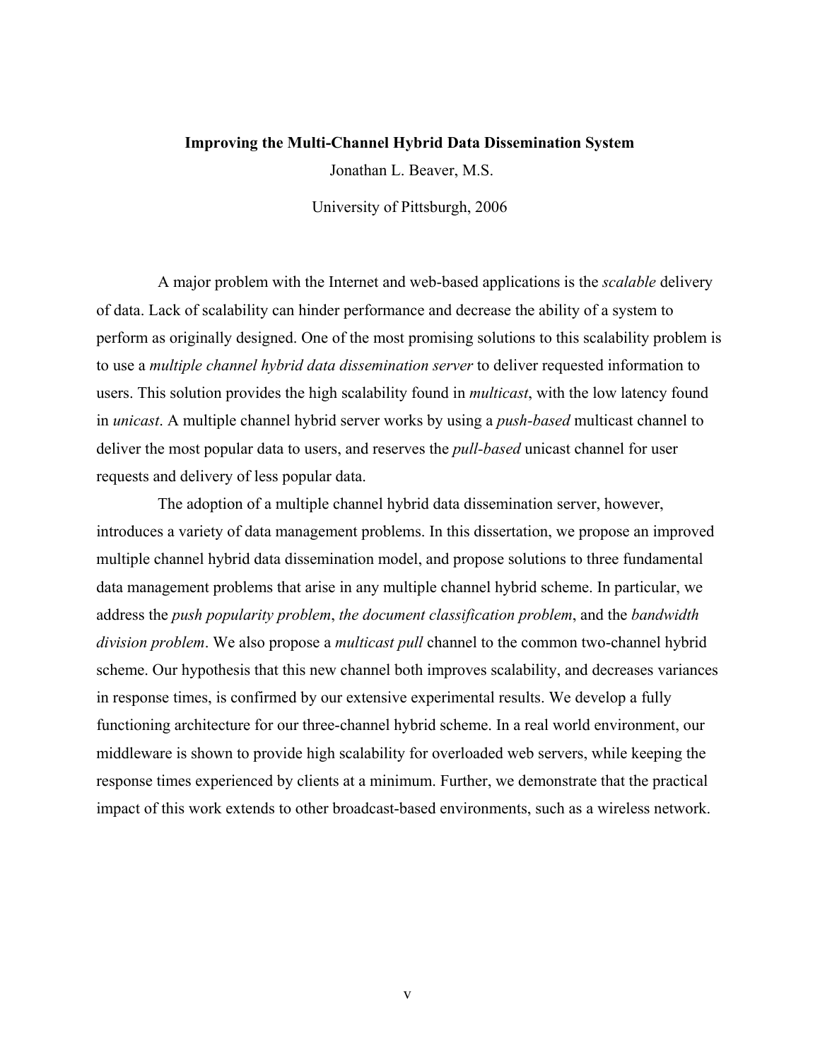**Improving the Multi-Channel Hybrid Data Dissemination System**

Jonathan L. Beaver, M.S.

University of Pittsburgh, 2006

A major problem with the Internet and web-based applications is the *scalable* delivery of data. Lack of scalability can hinder performance and decrease the ability of a system to perform as originally designed. One of the most promising solutions to this scalability problem is to use a *multiple channel hybrid data dissemination server* to deliver requested information to users. This solution provides the high scalability found in *multicast*, with the low latency found in *unicast*. A multiple channel hybrid server works by using a *push-based* multicast channel to deliver the most popular data to users, and reserves the *pull-based* unicast channel for user requests and delivery of less popular data.

The adoption of a multiple channel hybrid data dissemination server, however, introduces a variety of data management problems. In this dissertation, we propose an improved multiple channel hybrid data dissemination model, and propose solutions to three fundamental data management problems that arise in any multiple channel hybrid scheme. In particular, we address the *push popularity problem*, *the document classification problem*, and the *bandwidth division problem*. We also propose a *multicast pull* channel to the common two-channel hybrid scheme. Our hypothesis that this new channel both improves scalability, and decreases variances in response times, is confirmed by our extensive experimental results. We develop a fully functioning architecture for our three-channel hybrid scheme. In a real world environment, our middleware is shown to provide high scalability for overloaded web servers, while keeping the response times experienced by clients at a minimum. Further, we demonstrate that the practical impact of this work extends to other broadcast-based environments, such as a wireless network.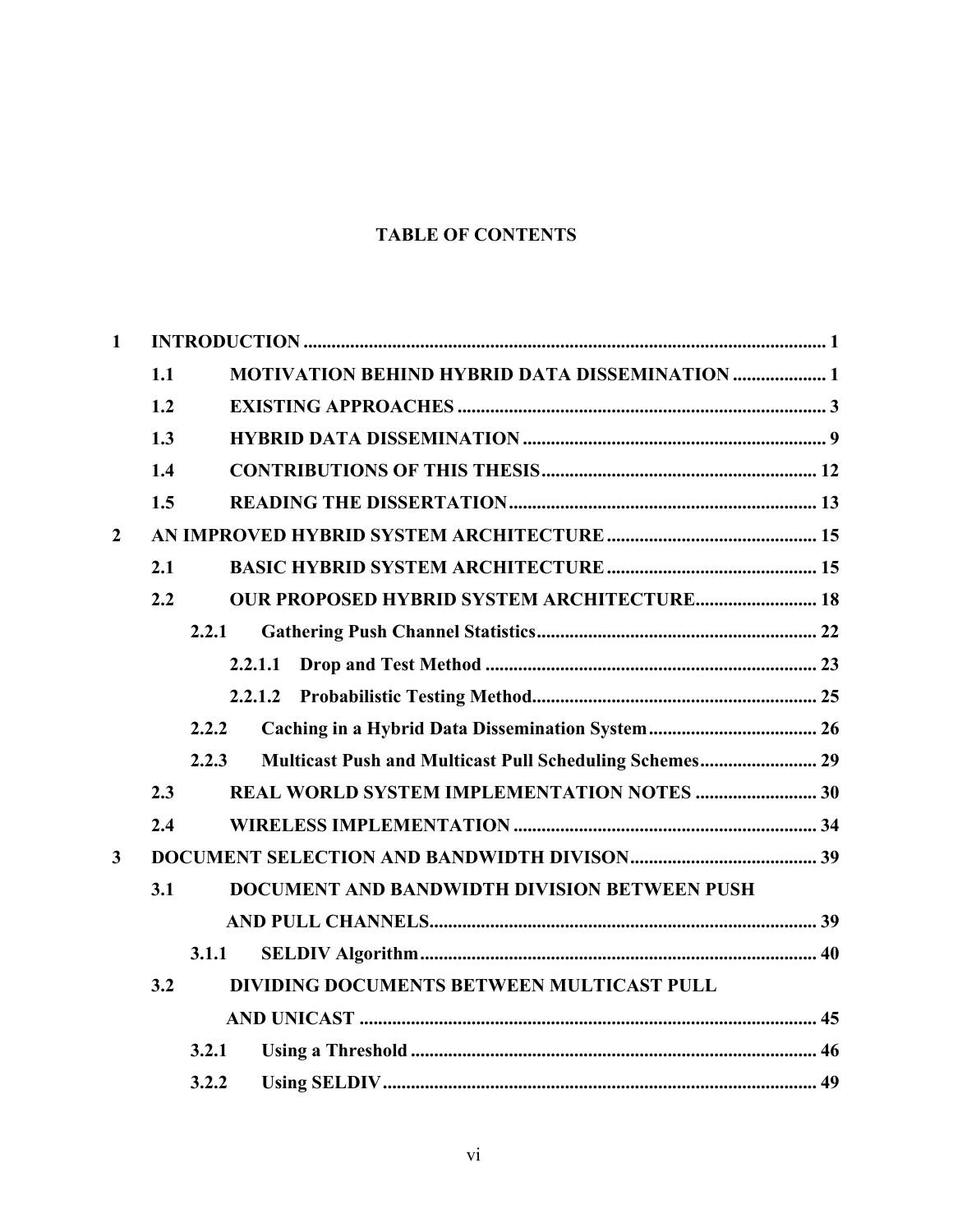# TABLE OF CONTENTS

**1 INTRODUCTION** ................................................................ 1

- **1.1 MOTIVATION BEHIND HYBRID DATA DISSEMINATION** ................ 1
- **1.2 EXISTING APPROACHES** ................................................ 3
- **1.3 HYBRID DATA DISSEMINATION** ........................................ 9
- **1.4 CONTRIBUTIONS OF THIS THESIS** .................................. 12
- **1.5 READING THE DISSERTATION** ........................................ 13

**2 AN IMPROVED HYBRID SYSTEM ARCHITECTURE** ............................ 15

- **2.1 BASIC HYBRID SYSTEM ARCHITECTURE** ............................ 15
- **2.2 OUR PROPOSED HYBRID SYSTEM ARCHITECTURE** .................. 18
  - **2.2.1 Gathering Push Channel Statistics** ................................ 22
    - **2.2.1.1 Drop and Test Method** ............................................ 23
    - **2.2.1.2 Probabilistic Testing Method** .................................... 25
  - **2.2.2 Caching in a Hybrid Data Dissemination System** .................. 26
  - **2.2.3 Multicast Push and Multicast Pull Scheduling Schemes** .......... 29
- **2.3 REAL WORLD SYSTEM IMPLEMENTATION NOTES** ....................... 30
- **2.4 WIRELESS IMPLEMENTATION** ........................................ 34

**3 DOCUMENT SELECTION AND BANDWIDTH DIVISON** ........................ 39

- **3.1 DOCUMENT AND BANDWIDTH DIVISION BETWEEN PUSH AND PULL CHANNELS** ................................................................ 39
  - **3.1.1 SELDIV Algorithm** ................................................ 40
- **3.2 DIVIDING DOCUMENTS BETWEEN MULTICAST PULL AND UNICAST** ................................................................ 45
  - **3.2.1 Using a Threshold** ................................................ 46
  - **3.2.2 Using SELDIV** .................................................... 49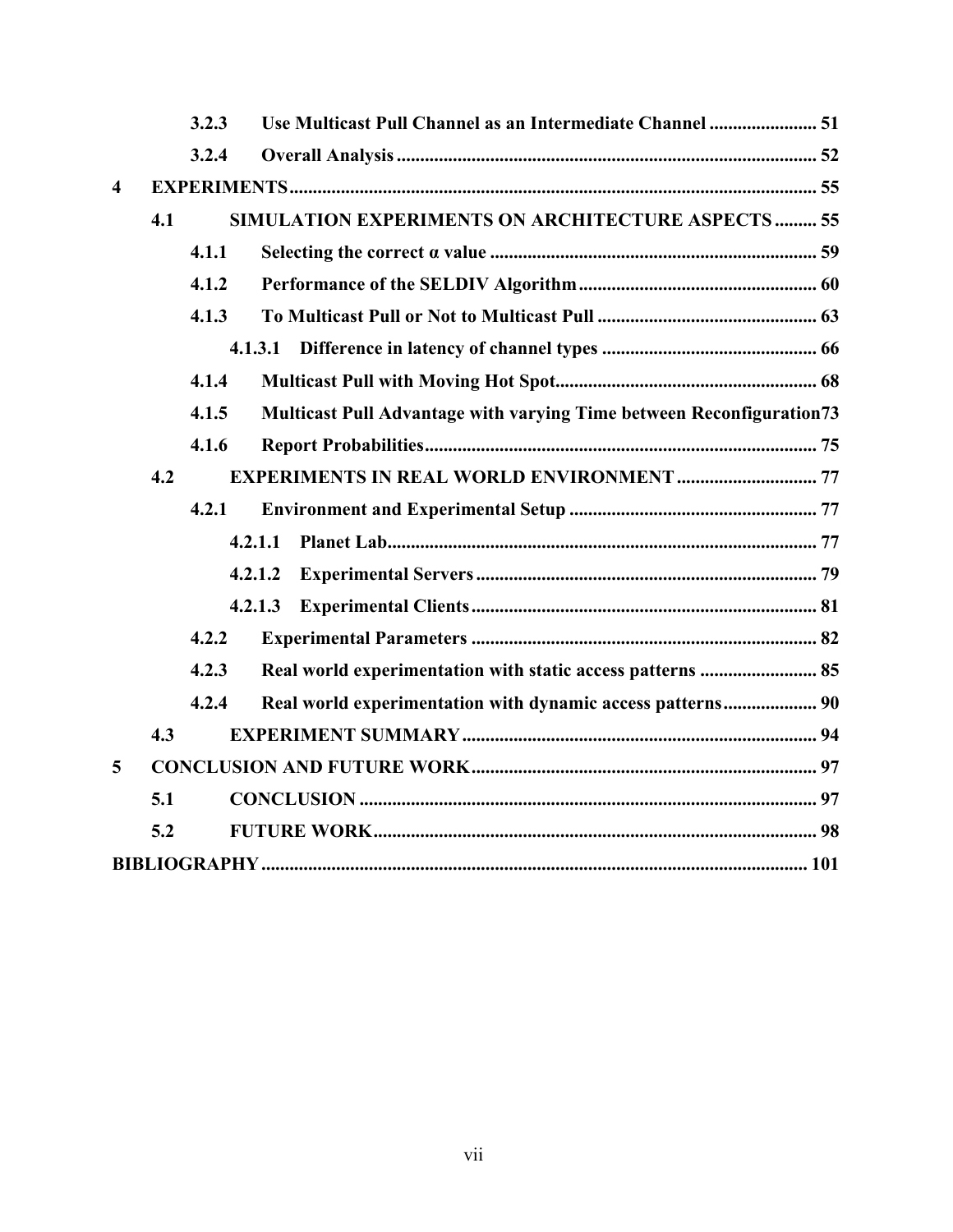- 3.2.3 Use Multicast Pull Channel as an Intermediate Channel ....................... 51
- 3.2.4 Overall Analysis .......................................................................... 52

**4 EXPERIMENTS** ................................................................................................ 55

- 4.1 SIMULATION EXPERIMENTS ON ARCHITECTURE ASPECTS ......... 55
  - 4.1.1 Selecting the correct α value ..................................................................... 59
  - 4.1.2 Performance of the SELDIV Algorithm .................................................. 60
  - 4.1.3 To Multicast Pull or Not to Multicast Pull ............................................... 63
    - 4.1.3.1 Difference in latency of channel types ............................................. 66
  - 4.1.4 Multicast Pull with Moving Hot Spot ....................................................... 68
  - 4.1.5 Multicast Pull Advantage with varying Time between Reconfiguration 73
  - 4.1.6 Report Probabilities .................................................................................. 75
- 4.2 EXPERIMENTS IN REAL WORLD ENVIRONMENT .............................. 77
  - 4.2.1 Environment and Experimental Setup ..................................................... 77
    - 4.2.1.1 Planet Lab ........................................................................................... 77
    - 4.2.1.2 Experimental Servers ........................................................................ 79
    - 4.2.1.3 Experimental Clients .......................................................................... 81
  - 4.2.2 Experimental Parameters .......................................................................... 82
  - 4.2.3 Real world experimentation with static access patterns ......................... 85
  - 4.2.4 Real world experimentation with dynamic access patterns .................... 90
- 4.3 EXPERIMENT SUMMARY ........................................................................... 94

**5 CONCLUSION AND FUTURE WORK** ......................................................................... 97

- 5.1 CONCLUSION ................................................................................................ 97
- 5.2 FUTURE WORK ............................................................................................. 98

**BIBLIOGRAPHY** .................................................................................................... 101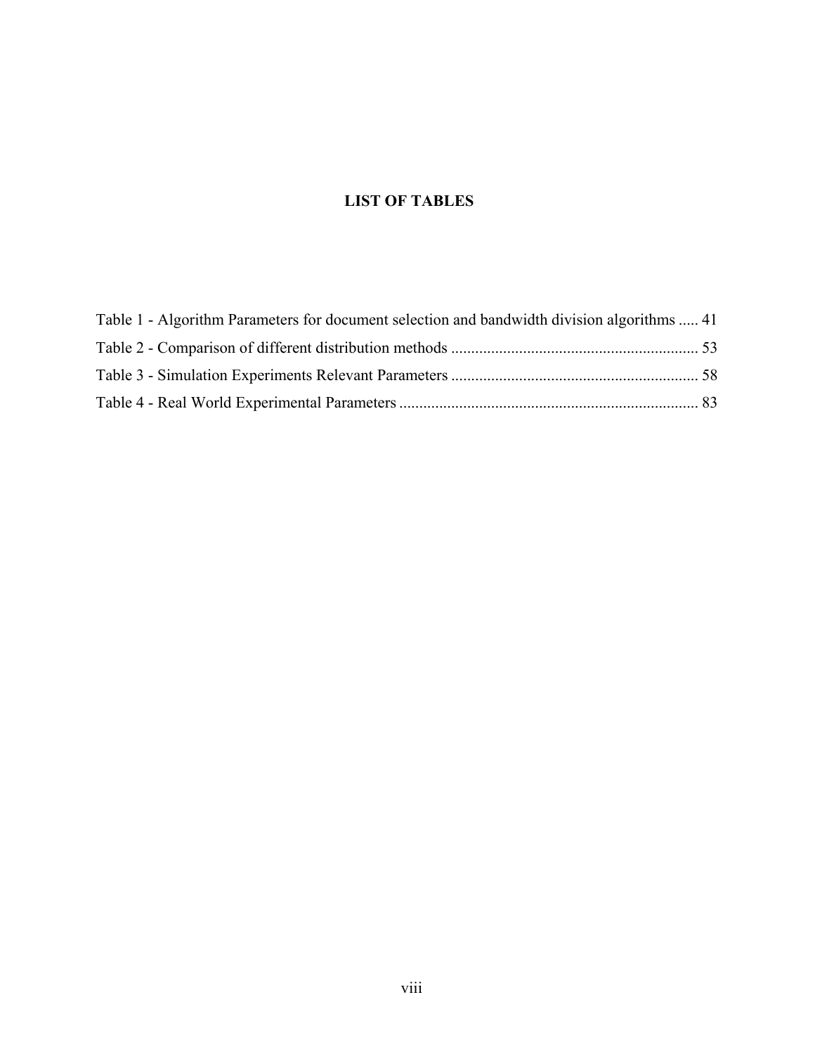# LIST OF TABLES

Table 1 - Algorithm Parameters for document selection and bandwidth division algorithms ..... 41

Table 2 - Comparison of different distribution methods ............................................................. 53

Table 3 - Simulation Experiments Relevant Parameters ............................................................. 58

Table 4 - Real World Experimental Parameters .......................................................................... 83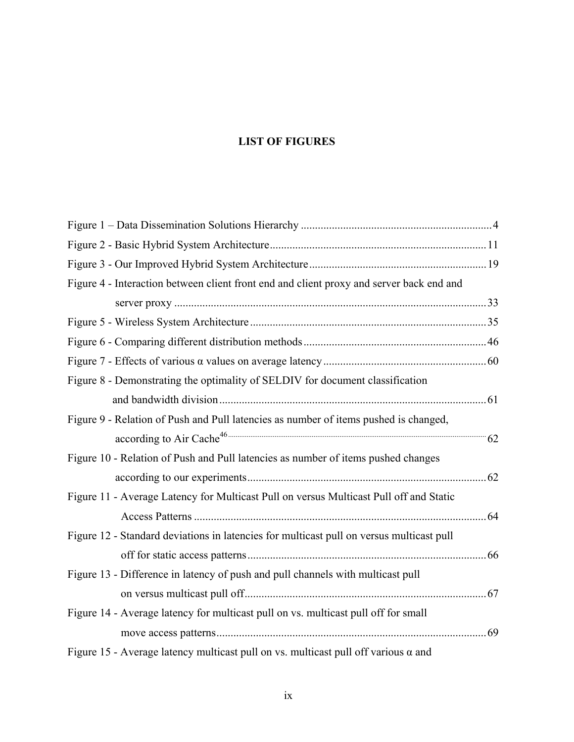# LIST OF FIGURES

Figure 1 – Data Dissemination Solutions Hierarchy ................................................................ 4

Figure 2 - Basic Hybrid System Architecture ........................................................................ 11

Figure 3 - Our Improved Hybrid System Architecture .......................................................... 19

Figure 4 - Interaction between client front end and client proxy and server back end and server proxy ........................................................................................................ 33

Figure 5 - Wireless System Architecture ............................................................................... 35

Figure 6 - Comparing different distribution methods ............................................................ 46

Figure 7 - Effects of various α values on average latency ..................................................... 60

Figure 8 - Demonstrating the optimality of SELDIV for document classification and bandwidth division ......................................................................................... 61

Figure 9 - Relation of Push and Pull latencies as number of items pushed is changed, according to Air Cache[46] ........................................................................................ 62

Figure 10 - Relation of Push and Pull latencies as number of items pushed changes according to our experiments ................................................................................. 62

Figure 11 - Average Latency for Multicast Pull on versus Multicast Pull off and Static Access Patterns ....................................................................................................... 64

Figure 12 - Standard deviations in latencies for multicast pull on versus multicast pull off for static access patterns ................................................................................... 66

Figure 13 - Difference in latency of push and pull channels with multicast pull on versus multicast pull off ...................................................................................... 67

Figure 14 - Average latency for multicast pull on vs. multicast pull off for small move access patterns ............................................................................................... 69

Figure 15 - Average latency multicast pull on vs. multicast pull off various α and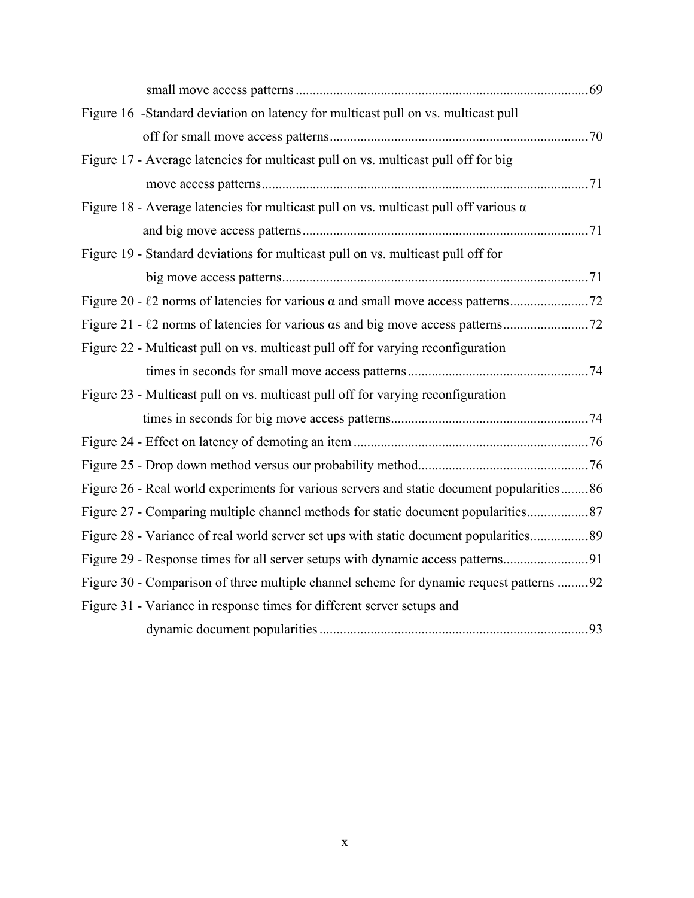small move access patterns ..... 69

Figure 16 -Standard deviation on latency for multicast pull on vs. multicast pull off for small move access patterns ..... 70

Figure 17 - Average latencies for multicast pull on vs. multicast pull off for big move access patterns ..... 71

Figure 18 - Average latencies for multicast pull on vs. multicast pull off various α and big move access patterns ..... 71

Figure 19 - Standard deviations for multicast pull on vs. multicast pull off for big move access patterns ..... 71

Figure 20 - ℓ2 norms of latencies for various α and small move access patterns ..... 72

Figure 21 - ℓ2 norms of latencies for various αs and big move access patterns ..... 72

Figure 22 - Multicast pull on vs. multicast pull off for varying reconfiguration times in seconds for small move access patterns ..... 74

Figure 23 - Multicast pull on vs. multicast pull off for varying reconfiguration times in seconds for big move access patterns ..... 74

Figure 24 - Effect on latency of demoting an item ..... 76

Figure 25 - Drop down method versus our probability method ..... 76

Figure 26 - Real world experiments for various servers and static document popularities ..... 86

Figure 27 - Comparing multiple channel methods for static document popularities ..... 87

Figure 28 - Variance of real world server set ups with static document popularities ..... 89

Figure 29 - Response times for all server setups with dynamic access patterns ..... 91

Figure 30 - Comparison of three multiple channel scheme for dynamic request patterns ..... 92

Figure 31 - Variance in response times for different server setups and dynamic document popularities ..... 93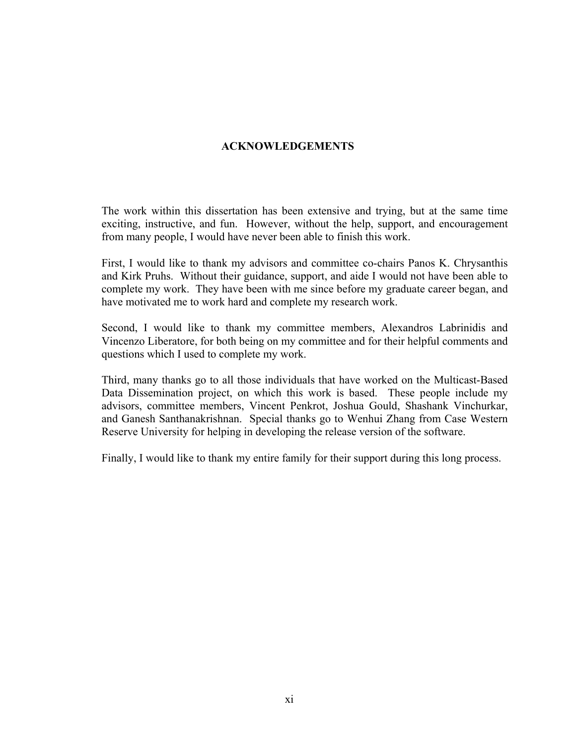# ACKNOWLEDGEMENTS

The work within this dissertation has been extensive and trying, but at the same time exciting, instructive, and fun. However, without the help, support, and encouragement from many people, I would have never been able to finish this work.

First, I would like to thank my advisors and committee co-chairs Panos K. Chrysanthis and Kirk Pruhs. Without their guidance, support, and aide I would not have been able to complete my work. They have been with me since before my graduate career began, and have motivated me to work hard and complete my research work.

Second, I would like to thank my committee members, Alexandros Labrinidis and Vincenzo Liberatore, for both being on my committee and for their helpful comments and questions which I used to complete my work.

Third, many thanks go to all those individuals that have worked on the Multicast-Based Data Dissemination project, on which this work is based. These people include my advisors, committee members, Vincent Penkrot, Joshua Gould, Shashank Vinchurkar, and Ganesh Santhanakrishnan. Special thanks go to Wenhui Zhang from Case Western Reserve University for helping in developing the release version of the software.

Finally, I would like to thank my entire family for their support during this long process.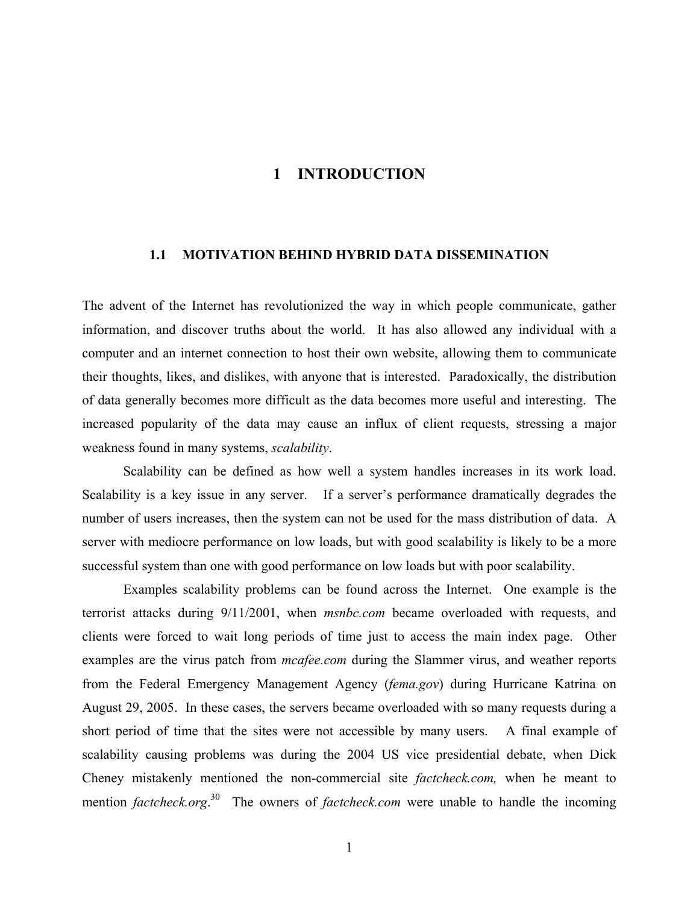# 1 INTRODUCTION

## 1.1 MOTIVATION BEHIND HYBRID DATA DISSEMINATION

The advent of the Internet has revolutionized the way in which people communicate, gather information, and discover truths about the world. It has also allowed any individual with a computer and an internet connection to host their own website, allowing them to communicate their thoughts, likes, and dislikes, with anyone that is interested. Paradoxically, the distribution of data generally becomes more difficult as the data becomes more useful and interesting. The increased popularity of the data may cause an influx of client requests, stressing a major weakness found in many systems, *scalability*.

Scalability can be defined as how well a system handles increases in its work load. Scalability is a key issue in any server. If a server's performance dramatically degrades the number of users increases, then the system can not be used for the mass distribution of data. A server with mediocre performance on low loads, but with good scalability is likely to be a more successful system than one with good performance on low loads but with poor scalability.

Examples scalability problems can be found across the Internet. One example is the terrorist attacks during 9/11/2001, when *msnbc.com* became overloaded with requests, and clients were forced to wait long periods of time just to access the main index page. Other examples are the virus patch from *mcafee.com* during the Slammer virus, and weather reports from the Federal Emergency Management Agency (*fema.gov*) during Hurricane Katrina on August 29, 2005. In these cases, the servers became overloaded with so many requests during a short period of time that the sites were not accessible by many users. A final example of scalability causing problems was during the 2004 US vice presidential debate, when Dick Cheney mistakenly mentioned the non-commercial site *factcheck.com,* when he meant to mention *factcheck.org*.[30] The owners of *factcheck.com* were unable to handle the incoming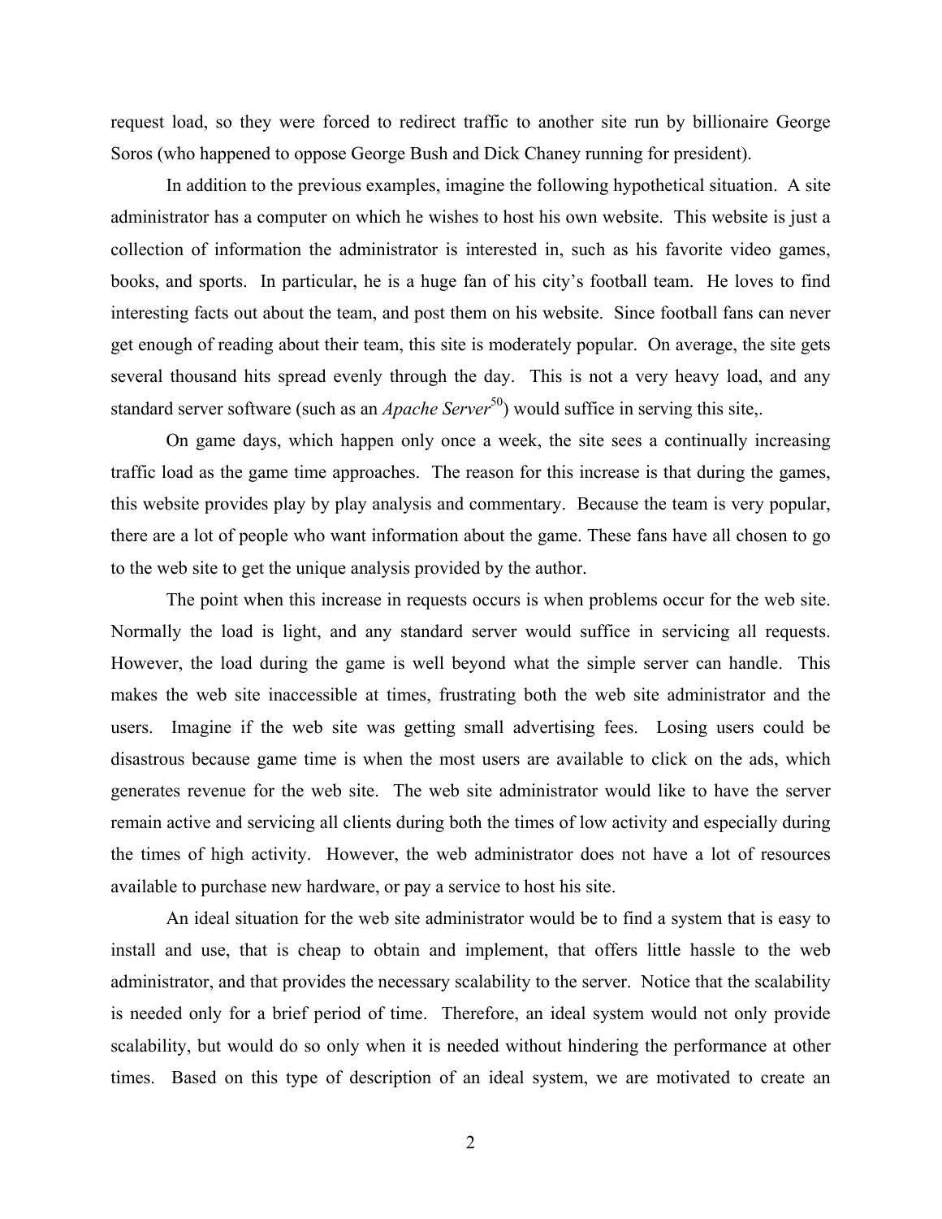request load, so they were forced to redirect traffic to another site run by billionaire George Soros (who happened to oppose George Bush and Dick Chaney running for president).

In addition to the previous examples, imagine the following hypothetical situation. A site administrator has a computer on which he wishes to host his own website. This website is just a collection of information the administrator is interested in, such as his favorite video games, books, and sports. In particular, he is a huge fan of his city's football team. He loves to find interesting facts out about the team, and post them on his website. Since football fans can never get enough of reading about their team, this site is moderately popular. On average, the site gets several thousand hits spread evenly through the day. This is not a very heavy load, and any standard server software (such as an *Apache Server*[50]) would suffice in serving this site,.

On game days, which happen only once a week, the site sees a continually increasing traffic load as the game time approaches. The reason for this increase is that during the games, this website provides play by play analysis and commentary. Because the team is very popular, there are a lot of people who want information about the game. These fans have all chosen to go to the web site to get the unique analysis provided by the author.

The point when this increase in requests occurs is when problems occur for the web site. Normally the load is light, and any standard server would suffice in servicing all requests. However, the load during the game is well beyond what the simple server can handle. This makes the web site inaccessible at times, frustrating both the web site administrator and the users. Imagine if the web site was getting small advertising fees. Losing users could be disastrous because game time is when the most users are available to click on the ads, which generates revenue for the web site. The web site administrator would like to have the server remain active and servicing all clients during both the times of low activity and especially during the times of high activity. However, the web administrator does not have a lot of resources available to purchase new hardware, or pay a service to host his site.

An ideal situation for the web site administrator would be to find a system that is easy to install and use, that is cheap to obtain and implement, that offers little hassle to the web administrator, and that provides the necessary scalability to the server. Notice that the scalability is needed only for a brief period of time. Therefore, an ideal system would not only provide scalability, but would do so only when it is needed without hindering the performance at other times. Based on this type of description of an ideal system, we are motivated to create an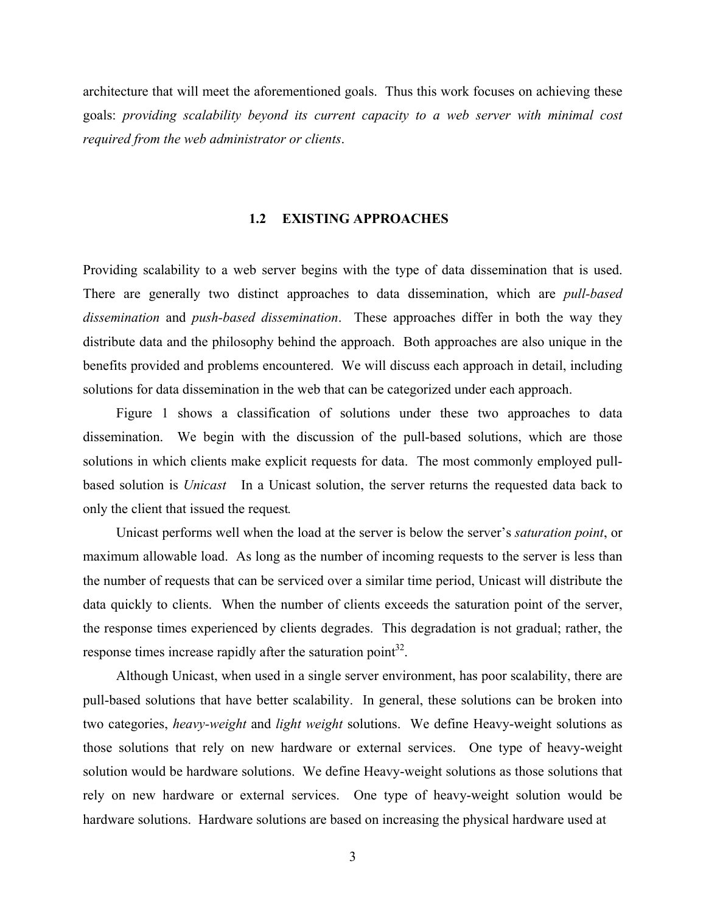architecture that will meet the aforementioned goals. Thus this work focuses on achieving these goals: *providing scalability beyond its current capacity to a web server with minimal cost required from the web administrator or clients*.

## 1.2 EXISTING APPROACHES

Providing scalability to a web server begins with the type of data dissemination that is used. There are generally two distinct approaches to data dissemination, which are *pull-based dissemination* and *push-based dissemination*. These approaches differ in both the way they distribute data and the philosophy behind the approach. Both approaches are also unique in the benefits provided and problems encountered. We will discuss each approach in detail, including solutions for data dissemination in the web that can be categorized under each approach.

Figure 1 shows a classification of solutions under these two approaches to data dissemination. We begin with the discussion of the pull-based solutions, which are those solutions in which clients make explicit requests for data. The most commonly employed pull-based solution is *Unicast* In a Unicast solution, the server returns the requested data back to only the client that issued the request.

Unicast performs well when the load at the server is below the server's *saturation point*, or maximum allowable load. As long as the number of incoming requests to the server is less than the number of requests that can be serviced over a similar time period, Unicast will distribute the data quickly to clients. When the number of clients exceeds the saturation point of the server, the response times experienced by clients degrades. This degradation is not gradual; rather, the response times increase rapidly after the saturation point[32].

Although Unicast, when used in a single server environment, has poor scalability, there are pull-based solutions that have better scalability. In general, these solutions can be broken into two categories, *heavy-weight* and *light weight* solutions. We define Heavy-weight solutions as those solutions that rely on new hardware or external services. One type of heavy-weight solution would be hardware solutions. We define Heavy-weight solutions as those solutions that rely on new hardware or external services. One type of heavy-weight solution would be hardware solutions. Hardware solutions are based on increasing the physical hardware used at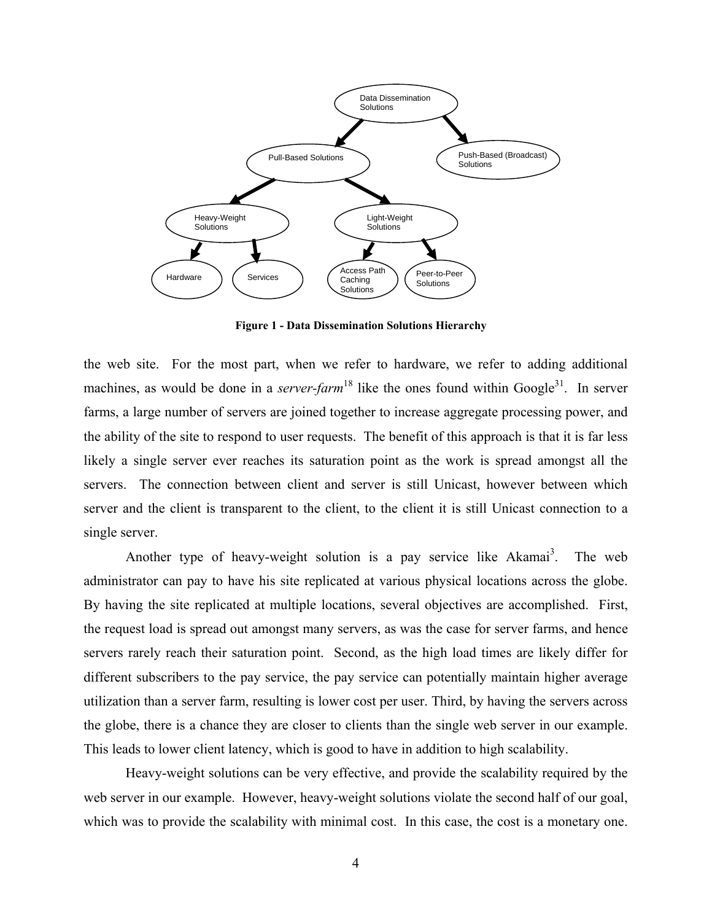**Figure 1 - Data Dissemination Solutions Hierarchy**

the web site. For the most part, when we refer to hardware, we refer to adding additional machines, as would be done in a *server-farm*[18] like the ones found within Google[31]. In server farms, a large number of servers are joined together to increase aggregate processing power, and the ability of the site to respond to user requests. The benefit of this approach is that it is far less likely a single server ever reaches its saturation point as the work is spread amongst all the servers. The connection between client and server is still Unicast, however between which server and the client is transparent to the client, to the client it is still Unicast connection to a single server.

Another type of heavy-weight solution is a pay service like Akamai[3]. The web administrator can pay to have his site replicated at various physical locations across the globe. By having the site replicated at multiple locations, several objectives are accomplished. First, the request load is spread out amongst many servers, as was the case for server farms, and hence servers rarely reach their saturation point. Second, as the high load times are likely differ for different subscribers to the pay service, the pay service can potentially maintain higher average utilization than a server farm, resulting is lower cost per user. Third, by having the servers across the globe, there is a chance they are closer to clients than the single web server in our example. This leads to lower client latency, which is good to have in addition to high scalability.

Heavy-weight solutions can be very effective, and provide the scalability required by the web server in our example. However, heavy-weight solutions violate the second half of our goal, which was to provide the scalability with minimal cost. In this case, the cost is a monetary one.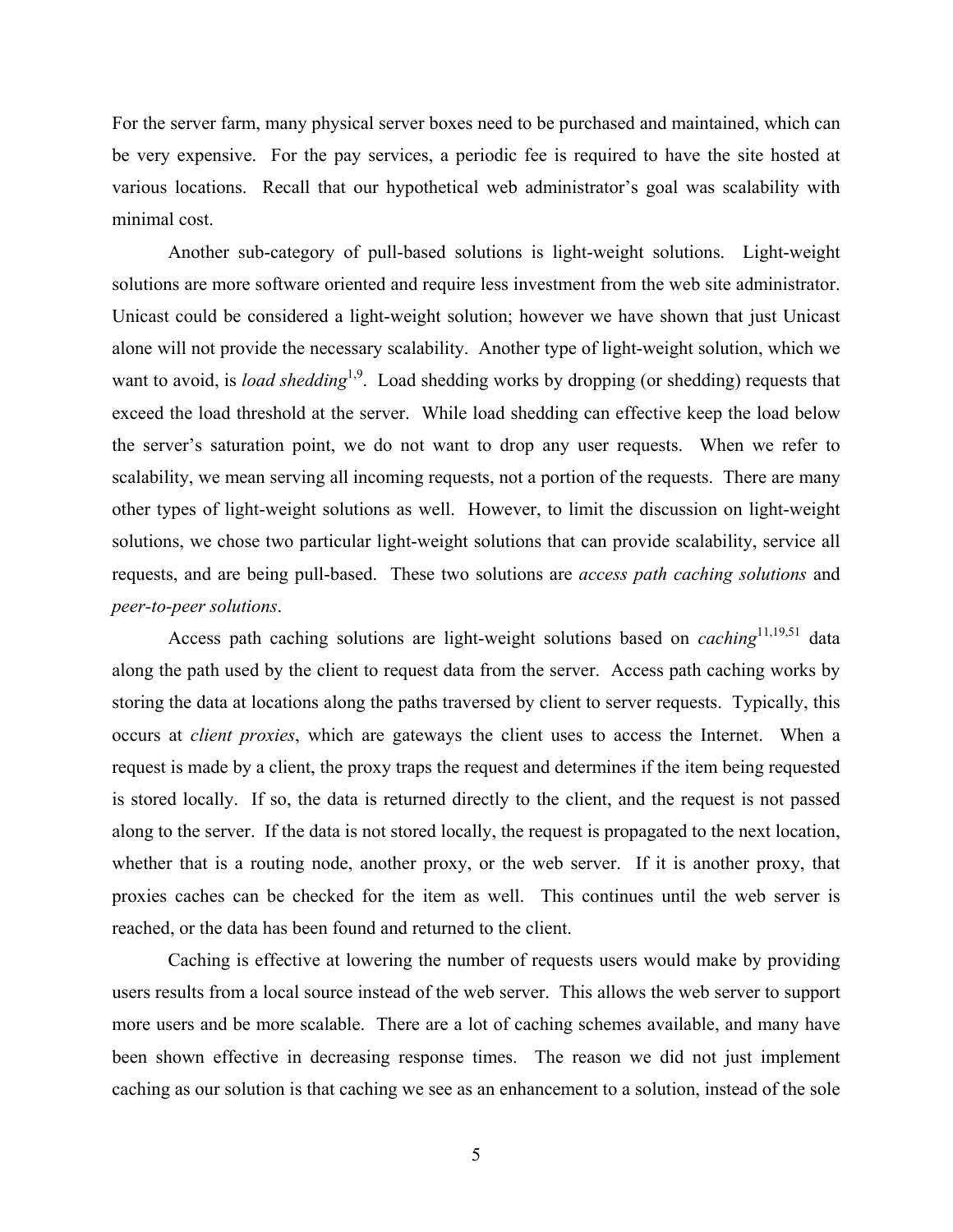For the server farm, many physical server boxes need to be purchased and maintained, which can be very expensive. For the pay services, a periodic fee is required to have the site hosted at various locations. Recall that our hypothetical web administrator's goal was scalability with minimal cost.

Another sub-category of pull-based solutions is light-weight solutions. Light-weight solutions are more software oriented and require less investment from the web site administrator. Unicast could be considered a light-weight solution; however we have shown that just Unicast alone will not provide the necessary scalability. Another type of light-weight solution, which we want to avoid, is *load shedding*[1,9]. Load shedding works by dropping (or shedding) requests that exceed the load threshold at the server. While load shedding can effective keep the load below the server's saturation point, we do not want to drop any user requests. When we refer to scalability, we mean serving all incoming requests, not a portion of the requests. There are many other types of light-weight solutions as well. However, to limit the discussion on light-weight solutions, we chose two particular light-weight solutions that can provide scalability, service all requests, and are being pull-based. These two solutions are *access path caching solutions* and *peer-to-peer solutions*.

Access path caching solutions are light-weight solutions based on *caching*[11,19,51] data along the path used by the client to request data from the server. Access path caching works by storing the data at locations along the paths traversed by client to server requests. Typically, this occurs at *client proxies*, which are gateways the client uses to access the Internet. When a request is made by a client, the proxy traps the request and determines if the item being requested is stored locally. If so, the data is returned directly to the client, and the request is not passed along to the server. If the data is not stored locally, the request is propagated to the next location, whether that is a routing node, another proxy, or the web server. If it is another proxy, that proxies caches can be checked for the item as well. This continues until the web server is reached, or the data has been found and returned to the client.

Caching is effective at lowering the number of requests users would make by providing users results from a local source instead of the web server. This allows the web server to support more users and be more scalable. There are a lot of caching schemes available, and many have been shown effective in decreasing response times. The reason we did not just implement caching as our solution is that caching we see as an enhancement to a solution, instead of the sole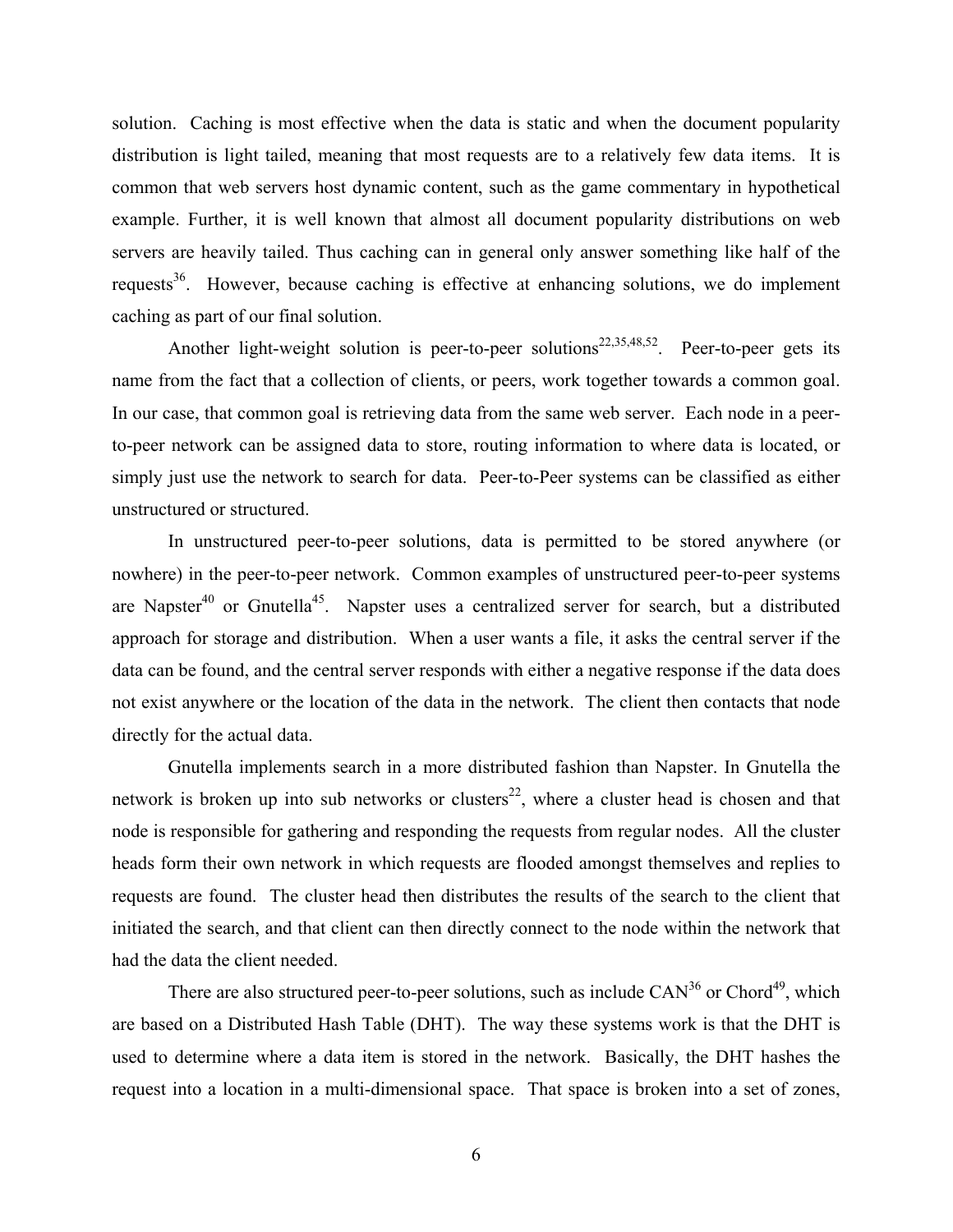solution. Caching is most effective when the data is static and when the document popularity distribution is light tailed, meaning that most requests are to a relatively few data items. It is common that web servers host dynamic content, such as the game commentary in hypothetical example. Further, it is well known that almost all document popularity distributions on web servers are heavily tailed. Thus caching can in general only answer something like half of the requests[36]. However, because caching is effective at enhancing solutions, we do implement caching as part of our final solution.

Another light-weight solution is peer-to-peer solutions[22,35,48,52]. Peer-to-peer gets its name from the fact that a collection of clients, or peers, work together towards a common goal. In our case, that common goal is retrieving data from the same web server. Each node in a peer-to-peer network can be assigned data to store, routing information to where data is located, or simply just use the network to search for data. Peer-to-Peer systems can be classified as either unstructured or structured.

In unstructured peer-to-peer solutions, data is permitted to be stored anywhere (or nowhere) in the peer-to-peer network. Common examples of unstructured peer-to-peer systems are Napster[40] or Gnutella[45]. Napster uses a centralized server for search, but a distributed approach for storage and distribution. When a user wants a file, it asks the central server if the data can be found, and the central server responds with either a negative response if the data does not exist anywhere or the location of the data in the network. The client then contacts that node directly for the actual data.

Gnutella implements search in a more distributed fashion than Napster. In Gnutella the network is broken up into sub networks or clusters[22], where a cluster head is chosen and that node is responsible for gathering and responding the requests from regular nodes. All the cluster heads form their own network in which requests are flooded amongst themselves and replies to requests are found. The cluster head then distributes the results of the search to the client that initiated the search, and that client can then directly connect to the node within the network that had the data the client needed.

There are also structured peer-to-peer solutions, such as include CAN[36] or Chord[49], which are based on a Distributed Hash Table (DHT). The way these systems work is that the DHT is used to determine where a data item is stored in the network. Basically, the DHT hashes the request into a location in a multi-dimensional space. That space is broken into a set of zones,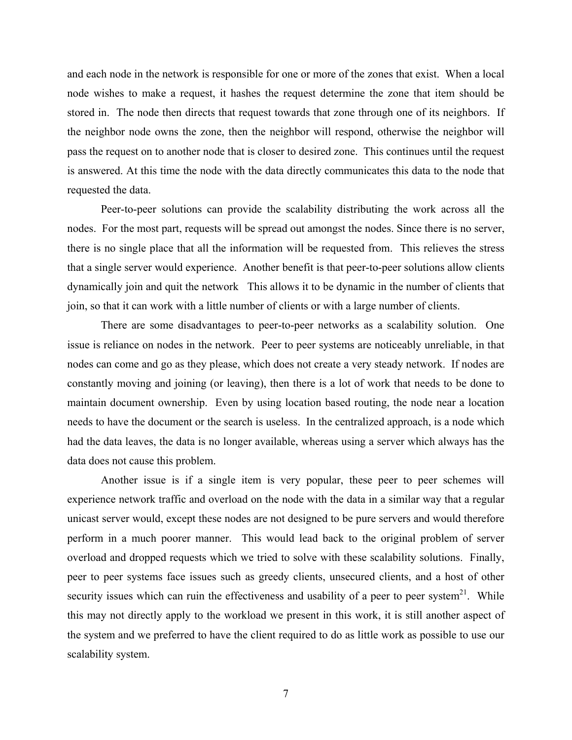and each node in the network is responsible for one or more of the zones that exist. When a local node wishes to make a request, it hashes the request determine the zone that item should be stored in. The node then directs that request towards that zone through one of its neighbors. If the neighbor node owns the zone, then the neighbor will respond, otherwise the neighbor will pass the request on to another node that is closer to desired zone. This continues until the request is answered. At this time the node with the data directly communicates this data to the node that requested the data.

Peer-to-peer solutions can provide the scalability distributing the work across all the nodes. For the most part, requests will be spread out amongst the nodes. Since there is no server, there is no single place that all the information will be requested from. This relieves the stress that a single server would experience. Another benefit is that peer-to-peer solutions allow clients dynamically join and quit the network This allows it to be dynamic in the number of clients that join, so that it can work with a little number of clients or with a large number of clients.

There are some disadvantages to peer-to-peer networks as a scalability solution. One issue is reliance on nodes in the network. Peer to peer systems are noticeably unreliable, in that nodes can come and go as they please, which does not create a very steady network. If nodes are constantly moving and joining (or leaving), then there is a lot of work that needs to be done to maintain document ownership. Even by using location based routing, the node near a location needs to have the document or the search is useless. In the centralized approach, is a node which had the data leaves, the data is no longer available, whereas using a server which always has the data does not cause this problem.

Another issue is if a single item is very popular, these peer to peer schemes will experience network traffic and overload on the node with the data in a similar way that a regular unicast server would, except these nodes are not designed to be pure servers and would therefore perform in a much poorer manner. This would lead back to the original problem of server overload and dropped requests which we tried to solve with these scalability solutions. Finally, peer to peer systems face issues such as greedy clients, unsecured clients, and a host of other security issues which can ruin the effectiveness and usability of a peer to peer system[21]. While this may not directly apply to the workload we present in this work, it is still another aspect of the system and we preferred to have the client required to do as little work as possible to use our scalability system.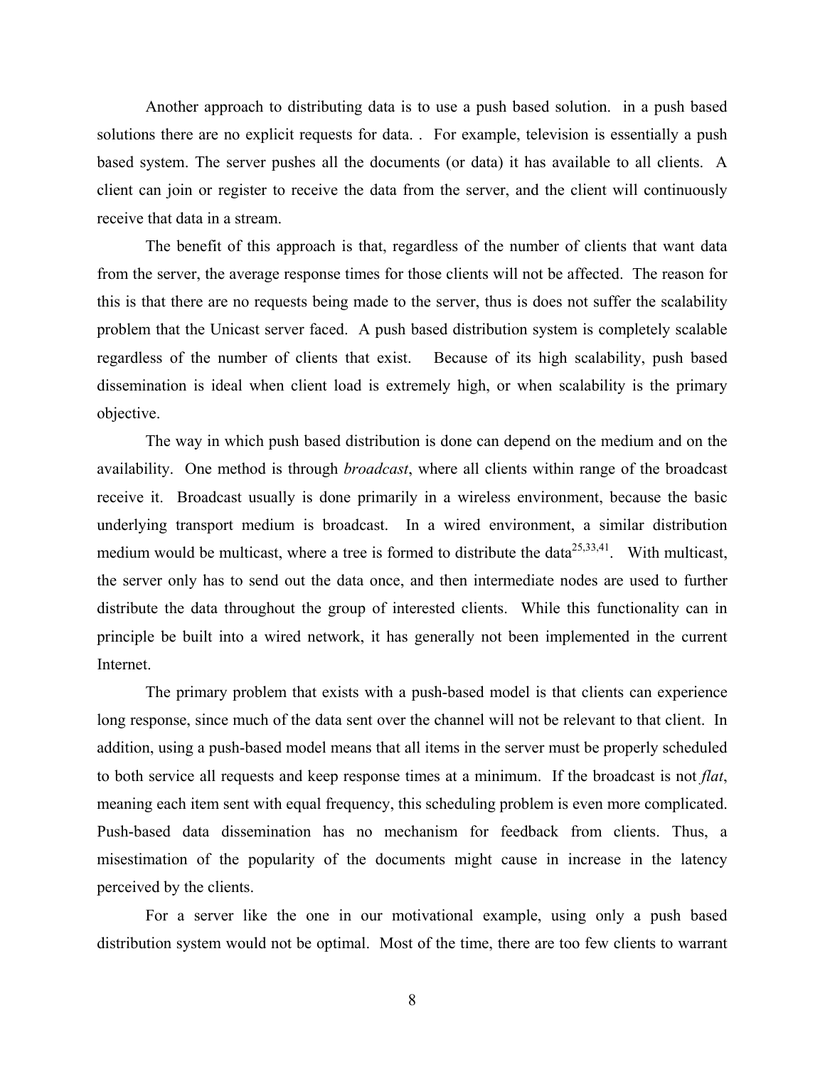Another approach to distributing data is to use a push based solution. in a push based solutions there are no explicit requests for data. . For example, television is essentially a push based system. The server pushes all the documents (or data) it has available to all clients. A client can join or register to receive the data from the server, and the client will continuously receive that data in a stream.

The benefit of this approach is that, regardless of the number of clients that want data from the server, the average response times for those clients will not be affected. The reason for this is that there are no requests being made to the server, thus is does not suffer the scalability problem that the Unicast server faced. A push based distribution system is completely scalable regardless of the number of clients that exist. Because of its high scalability, push based dissemination is ideal when client load is extremely high, or when scalability is the primary objective.

The way in which push based distribution is done can depend on the medium and on the availability. One method is through *broadcast*, where all clients within range of the broadcast receive it. Broadcast usually is done primarily in a wireless environment, because the basic underlying transport medium is broadcast. In a wired environment, a similar distribution medium would be multicast, where a tree is formed to distribute the data[25,33,41]. With multicast, the server only has to send out the data once, and then intermediate nodes are used to further distribute the data throughout the group of interested clients. While this functionality can in principle be built into a wired network, it has generally not been implemented in the current Internet.

The primary problem that exists with a push-based model is that clients can experience long response, since much of the data sent over the channel will not be relevant to that client. In addition, using a push-based model means that all items in the server must be properly scheduled to both service all requests and keep response times at a minimum. If the broadcast is not *flat*, meaning each item sent with equal frequency, this scheduling problem is even more complicated. Push-based data dissemination has no mechanism for feedback from clients. Thus, a misestimation of the popularity of the documents might cause in increase in the latency perceived by the clients.

For a server like the one in our motivational example, using only a push based distribution system would not be optimal. Most of the time, there are too few clients to warrant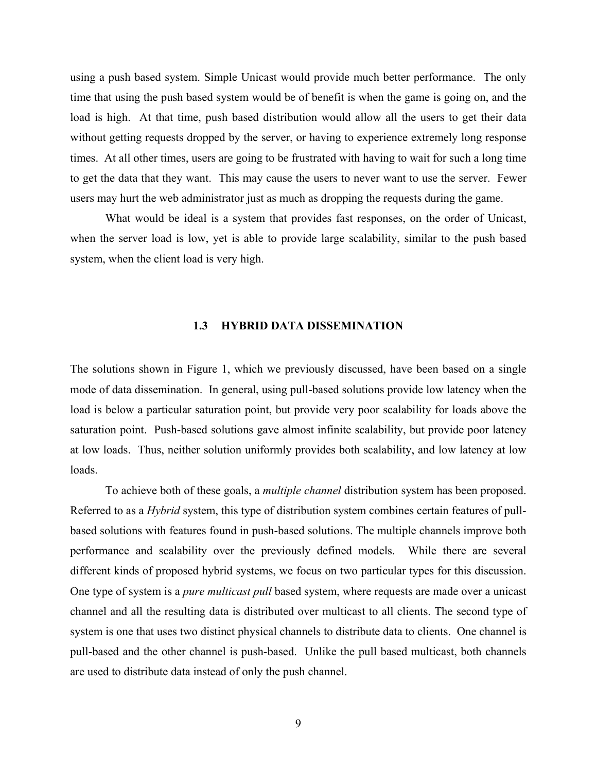using a push based system. Simple Unicast would provide much better performance. The only time that using the push based system would be of benefit is when the game is going on, and the load is high. At that time, push based distribution would allow all the users to get their data without getting requests dropped by the server, or having to experience extremely long response times. At all other times, users are going to be frustrated with having to wait for such a long time to get the data that they want. This may cause the users to never want to use the server. Fewer users may hurt the web administrator just as much as dropping the requests during the game.

What would be ideal is a system that provides fast responses, on the order of Unicast, when the server load is low, yet is able to provide large scalability, similar to the push based system, when the client load is very high.

### 1.3 HYBRID DATA DISSEMINATION

The solutions shown in Figure 1, which we previously discussed, have been based on a single mode of data dissemination. In general, using pull-based solutions provide low latency when the load is below a particular saturation point, but provide very poor scalability for loads above the saturation point. Push-based solutions gave almost infinite scalability, but provide poor latency at low loads. Thus, neither solution uniformly provides both scalability, and low latency at low loads.

To achieve both of these goals, a *multiple channel* distribution system has been proposed. Referred to as a *Hybrid* system, this type of distribution system combines certain features of pull-based solutions with features found in push-based solutions. The multiple channels improve both performance and scalability over the previously defined models. While there are several different kinds of proposed hybrid systems, we focus on two particular types for this discussion. One type of system is a *pure multicast pull* based system, where requests are made over a unicast channel and all the resulting data is distributed over multicast to all clients. The second type of system is one that uses two distinct physical channels to distribute data to clients. One channel is pull-based and the other channel is push-based. Unlike the pull based multicast, both channels are used to distribute data instead of only the push channel.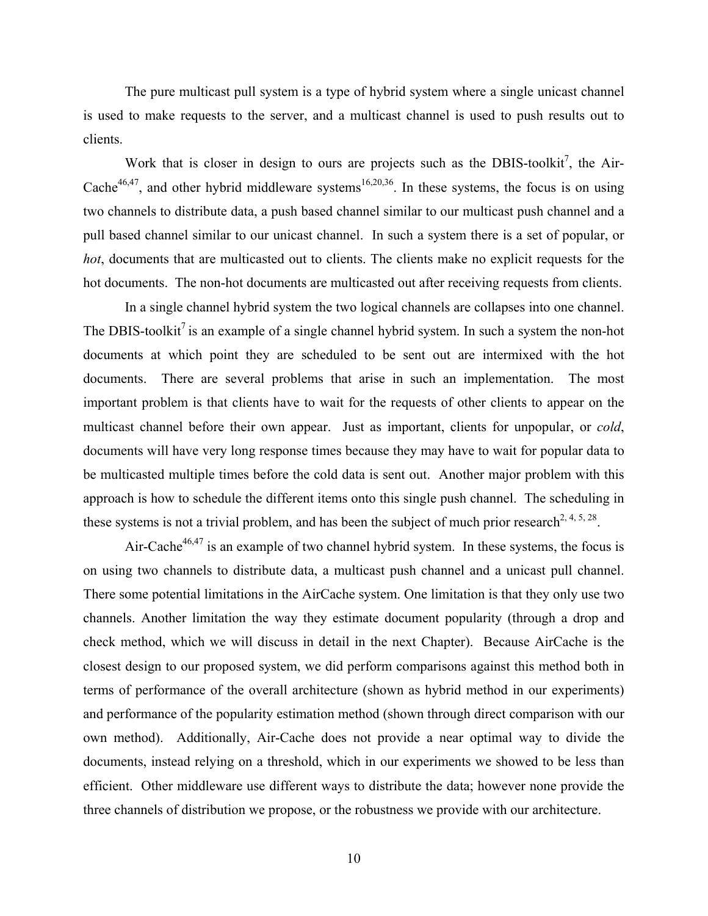The pure multicast pull system is a type of hybrid system where a single unicast channel is used to make requests to the server, and a multicast channel is used to push results out to clients.

Work that is closer in design to ours are projects such as the DBIS-toolkit[7], the Air-Cache[46,47], and other hybrid middleware systems[16,20,36]. In these systems, the focus is on using two channels to distribute data, a push based channel similar to our multicast push channel and a pull based channel similar to our unicast channel. In such a system there is a set of popular, or *hot*, documents that are multicasted out to clients. The clients make no explicit requests for the hot documents. The non-hot documents are multicasted out after receiving requests from clients.

In a single channel hybrid system the two logical channels are collapses into one channel. The DBIS-toolkit[7] is an example of a single channel hybrid system. In such a system the non-hot documents at which point they are scheduled to be sent out are intermixed with the hot documents. There are several problems that arise in such an implementation. The most important problem is that clients have to wait for the requests of other clients to appear on the multicast channel before their own appear. Just as important, clients for unpopular, or *cold*, documents will have very long response times because they may have to wait for popular data to be multicasted multiple times before the cold data is sent out. Another major problem with this approach is how to schedule the different items onto this single push channel. The scheduling in these systems is not a trivial problem, and has been the subject of much prior research[2, 4, 5, 28].

Air-Cache[46,47] is an example of two channel hybrid system. In these systems, the focus is on using two channels to distribute data, a multicast push channel and a unicast pull channel. There some potential limitations in the AirCache system. One limitation is that they only use two channels. Another limitation the way they estimate document popularity (through a drop and check method, which we will discuss in detail in the next Chapter). Because AirCache is the closest design to our proposed system, we did perform comparisons against this method both in terms of performance of the overall architecture (shown as hybrid method in our experiments) and performance of the popularity estimation method (shown through direct comparison with our own method). Additionally, Air-Cache does not provide a near optimal way to divide the documents, instead relying on a threshold, which in our experiments we showed to be less than efficient. Other middleware use different ways to distribute the data; however none provide the three channels of distribution we propose, or the robustness we provide with our architecture.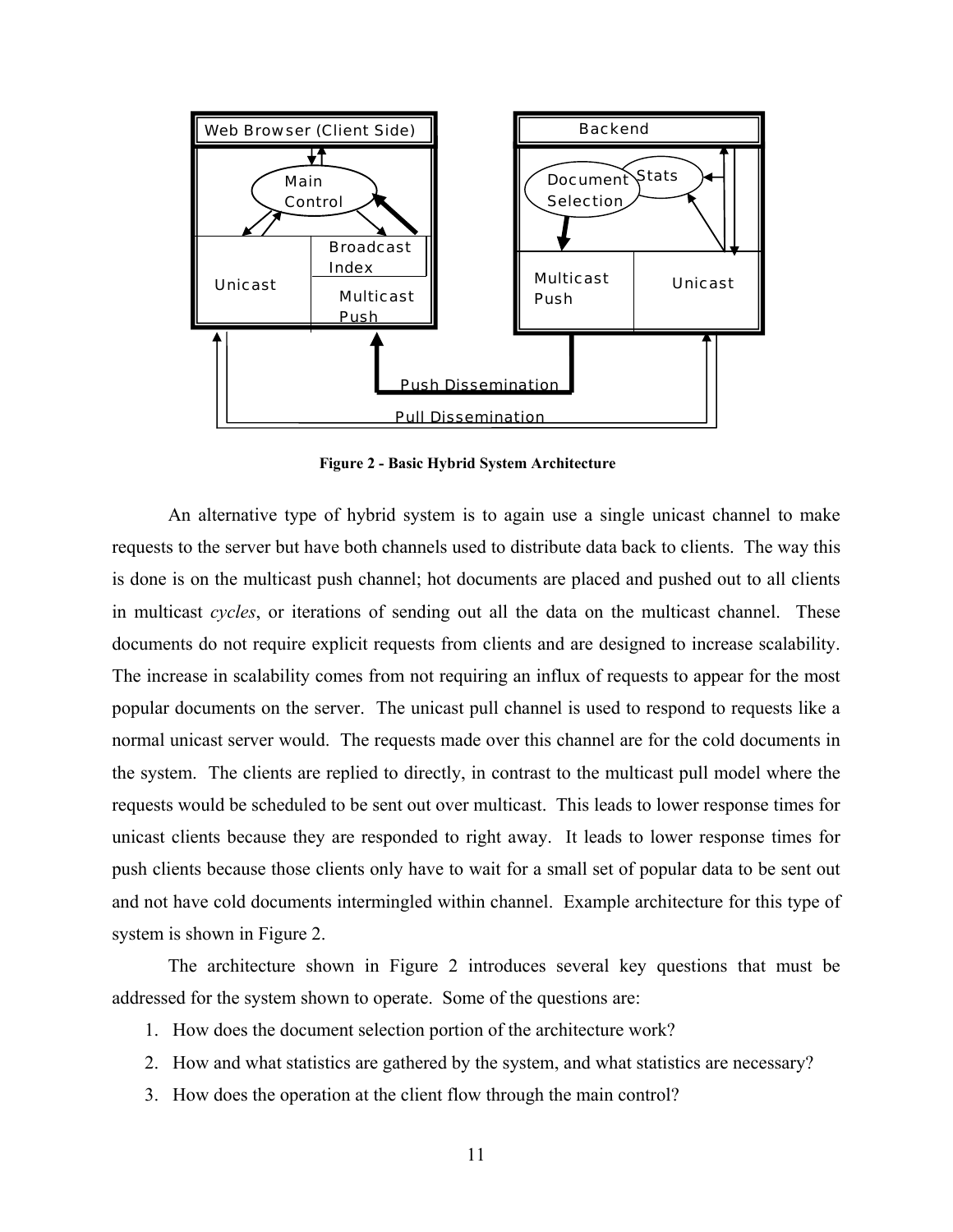Figure 2 - Basic Hybrid System Architecture

An alternative type of hybrid system is to again use a single unicast channel to make requests to the server but have both channels used to distribute data back to clients. The way this is done is on the multicast push channel; hot documents are placed and pushed out to all clients in multicast *cycles*, or iterations of sending out all the data on the multicast channel. These documents do not require explicit requests from clients and are designed to increase scalability. The increase in scalability comes from not requiring an influx of requests to appear for the most popular documents on the server. The unicast pull channel is used to respond to requests like a normal unicast server would. The requests made over this channel are for the cold documents in the system. The clients are replied to directly, in contrast to the multicast pull model where the requests would be scheduled to be sent out over multicast. This leads to lower response times for unicast clients because they are responded to right away. It leads to lower response times for push clients because those clients only have to wait for a small set of popular data to be sent out and not have cold documents intermingled within channel. Example architecture for this type of system is shown in Figure 2.

The architecture shown in Figure 2 introduces several key questions that must be addressed for the system shown to operate. Some of the questions are:

1. How does the document selection portion of the architecture work?
2. How and what statistics are gathered by the system, and what statistics are necessary?
3. How does the operation at the client flow through the main control?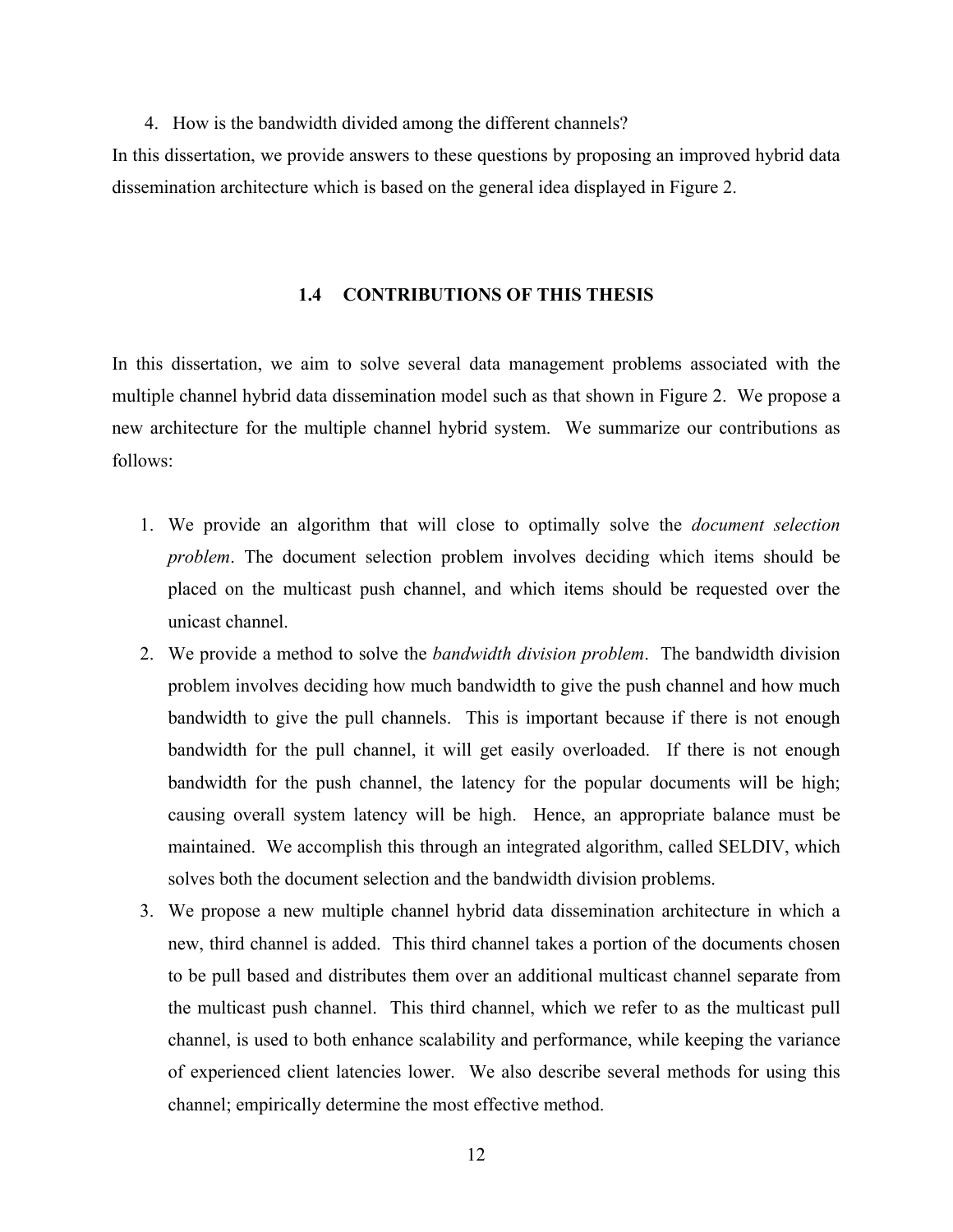4. How is the bandwidth divided among the different channels?

In this dissertation, we provide answers to these questions by proposing an improved hybrid data dissemination architecture which is based on the general idea displayed in Figure 2.

## 1.4 CONTRIBUTIONS OF THIS THESIS

In this dissertation, we aim to solve several data management problems associated with the multiple channel hybrid data dissemination model such as that shown in Figure 2. We propose a new architecture for the multiple channel hybrid system. We summarize our contributions as follows:

1. We provide an algorithm that will close to optimally solve the *document selection problem*. The document selection problem involves deciding which items should be placed on the multicast push channel, and which items should be requested over the unicast channel.
2. We provide a method to solve the *bandwidth division problem*. The bandwidth division problem involves deciding how much bandwidth to give the push channel and how much bandwidth to give the pull channels. This is important because if there is not enough bandwidth for the pull channel, it will get easily overloaded. If there is not enough bandwidth for the push channel, the latency for the popular documents will be high; causing overall system latency will be high. Hence, an appropriate balance must be maintained. We accomplish this through an integrated algorithm, called SELDIV, which solves both the document selection and the bandwidth division problems.
3. We propose a new multiple channel hybrid data dissemination architecture in which a new, third channel is added. This third channel takes a portion of the documents chosen to be pull based and distributes them over an additional multicast channel separate from the multicast push channel. This third channel, which we refer to as the multicast pull channel, is used to both enhance scalability and performance, while keeping the variance of experienced client latencies lower. We also describe several methods for using this channel; empirically determine the most effective method.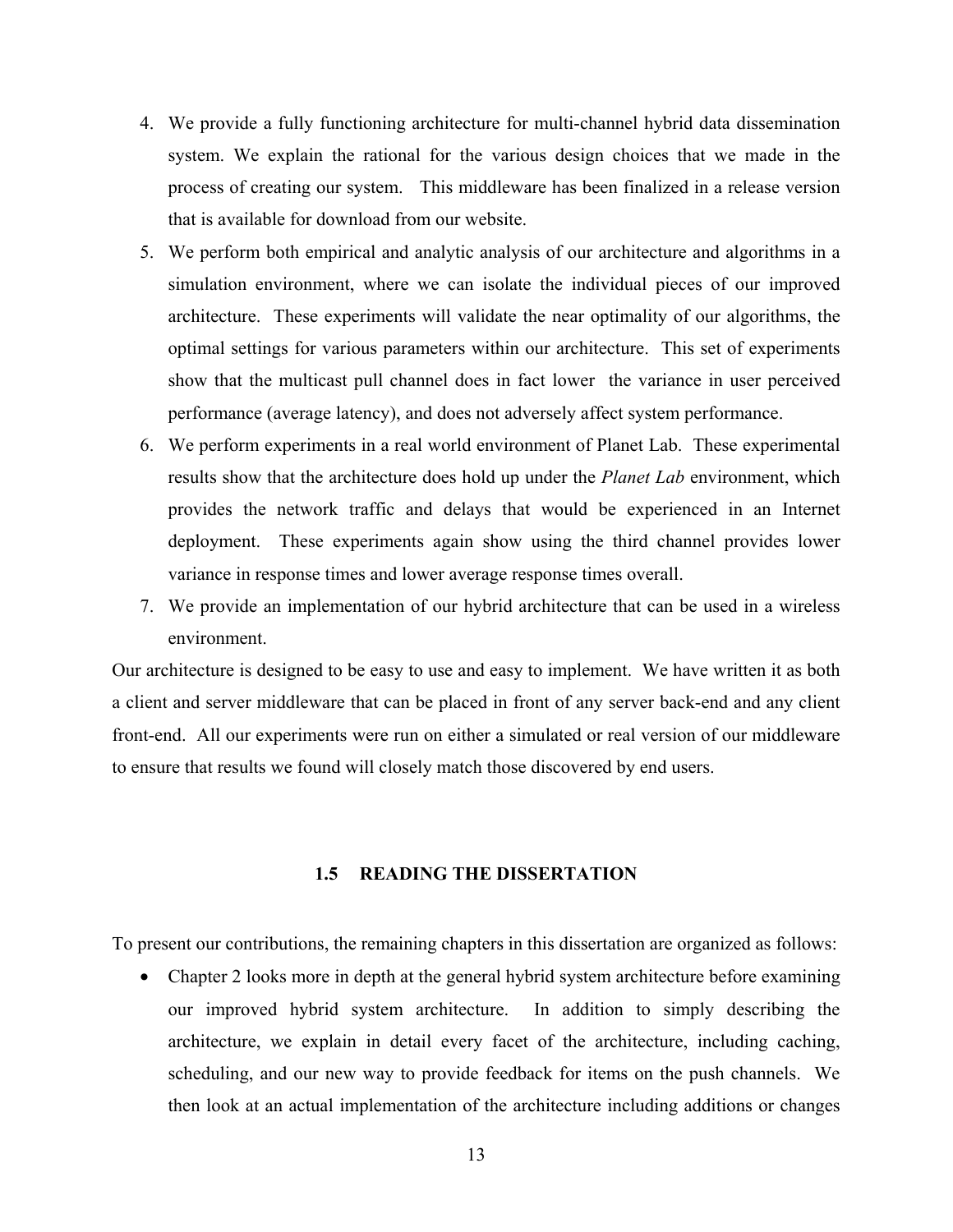4. We provide a fully functioning architecture for multi-channel hybrid data dissemination system. We explain the rational for the various design choices that we made in the process of creating our system. This middleware has been finalized in a release version that is available for download from our website.
5. We perform both empirical and analytic analysis of our architecture and algorithms in a simulation environment, where we can isolate the individual pieces of our improved architecture. These experiments will validate the near optimality of our algorithms, the optimal settings for various parameters within our architecture. This set of experiments show that the multicast pull channel does in fact lower the variance in user perceived performance (average latency), and does not adversely affect system performance.
6. We perform experiments in a real world environment of Planet Lab. These experimental results show that the architecture does hold up under the *Planet Lab* environment, which provides the network traffic and delays that would be experienced in an Internet deployment. These experiments again show using the third channel provides lower variance in response times and lower average response times overall.
7. We provide an implementation of our hybrid architecture that can be used in a wireless environment.

Our architecture is designed to be easy to use and easy to implement. We have written it as both a client and server middleware that can be placed in front of any server back-end and any client front-end. All our experiments were run on either a simulated or real version of our middleware to ensure that results we found will closely match those discovered by end users.

## 1.5 READING THE DISSERTATION

To present our contributions, the remaining chapters in this dissertation are organized as follows:

- Chapter 2 looks more in depth at the general hybrid system architecture before examining our improved hybrid system architecture. In addition to simply describing the architecture, we explain in detail every facet of the architecture, including caching, scheduling, and our new way to provide feedback for items on the push channels. We then look at an actual implementation of the architecture including additions or changes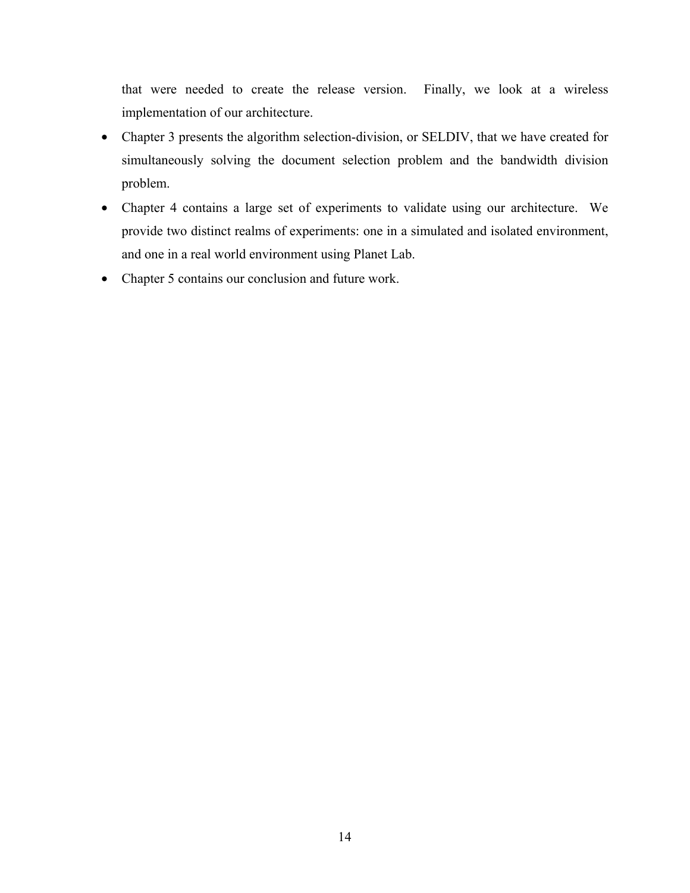that were needed to create the release version. Finally, we look at a wireless implementation of our architecture.

- Chapter 3 presents the algorithm selection-division, or SELDIV, that we have created for simultaneously solving the document selection problem and the bandwidth division problem.
- Chapter 4 contains a large set of experiments to validate using our architecture. We provide two distinct realms of experiments: one in a simulated and isolated environment, and one in a real world environment using Planet Lab.
- Chapter 5 contains our conclusion and future work.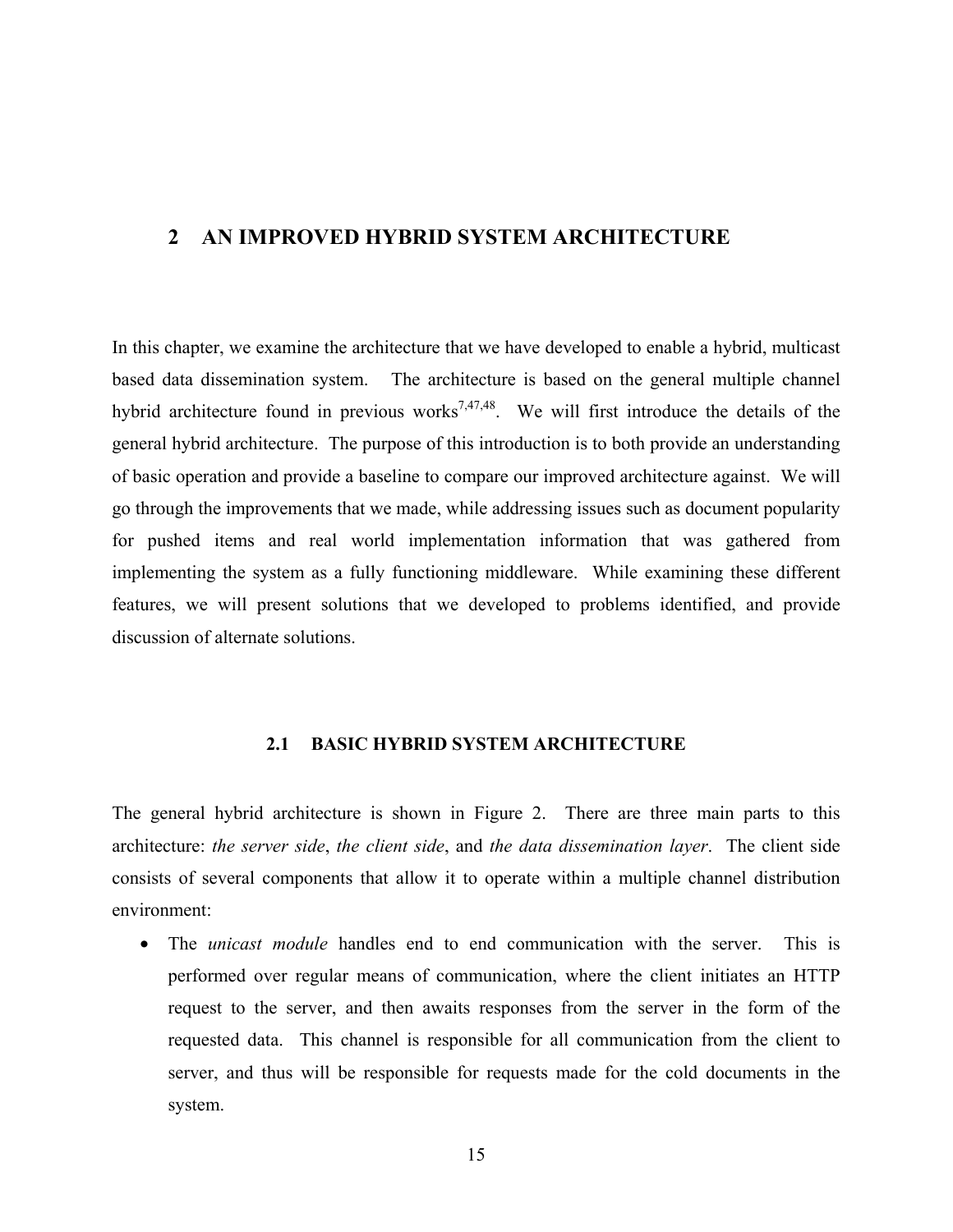# 2 AN IMPROVED HYBRID SYSTEM ARCHITECTURE

In this chapter, we examine the architecture that we have developed to enable a hybrid, multicast based data dissemination system. The architecture is based on the general multiple channel hybrid architecture found in previous works[7,47,48]. We will first introduce the details of the general hybrid architecture. The purpose of this introduction is to both provide an understanding of basic operation and provide a baseline to compare our improved architecture against. We will go through the improvements that we made, while addressing issues such as document popularity for pushed items and real world implementation information that was gathered from implementing the system as a fully functioning middleware. While examining these different features, we will present solutions that we developed to problems identified, and provide discussion of alternate solutions.

## 2.1 BASIC HYBRID SYSTEM ARCHITECTURE

The general hybrid architecture is shown in Figure 2. There are three main parts to this architecture: *the server side*, *the client side*, and *the data dissemination layer*. The client side consists of several components that allow it to operate within a multiple channel distribution environment:

- The *unicast module* handles end to end communication with the server. This is performed over regular means of communication, where the client initiates an HTTP request to the server, and then awaits responses from the server in the form of the requested data. This channel is responsible for all communication from the client to server, and thus will be responsible for requests made for the cold documents in the system.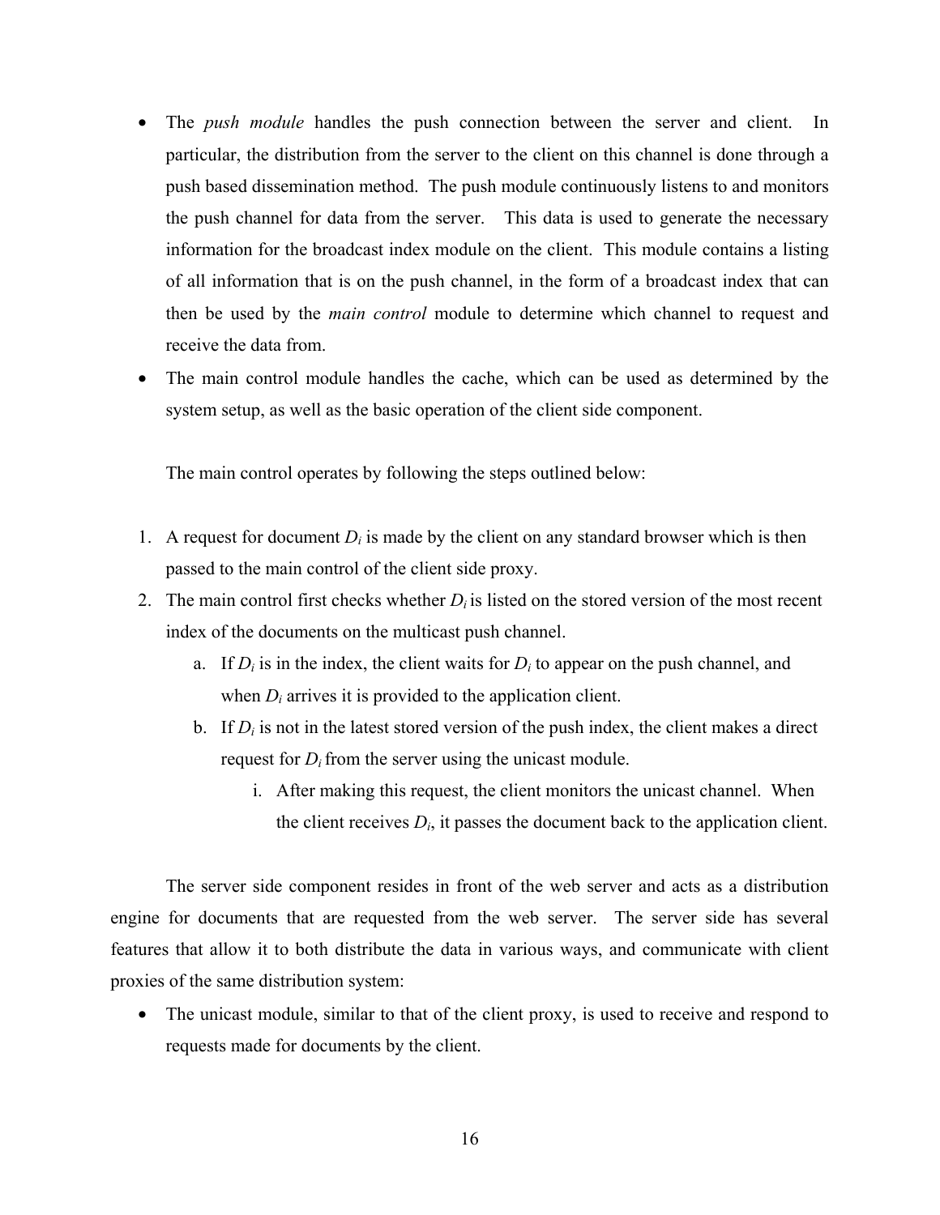- The *push module* handles the push connection between the server and client. In particular, the distribution from the server to the client on this channel is done through a push based dissemination method. The push module continuously listens to and monitors the push channel for data from the server. This data is used to generate the necessary information for the broadcast index module on the client. This module contains a listing of all information that is on the push channel, in the form of a broadcast index that can then be used by the *main control* module to determine which channel to request and receive the data from.
- The main control module handles the cache, which can be used as determined by the system setup, as well as the basic operation of the client side component.

  The main control operates by following the steps outlined below:

1. A request for document $D_i$ is made by the client on any standard browser which is then passed to the main control of the client side proxy.
2. The main control first checks whether $D_i$ is listed on the stored version of the most recent index of the documents on the multicast push channel.
   a. If $D_i$ is in the index, the client waits for $D_i$ to appear on the push channel, and when $D_i$ arrives it is provided to the application client.
   b. If $D_i$ is not in the latest stored version of the push index, the client makes a direct request for $D_i$ from the server using the unicast module.
      i. After making this request, the client monitors the unicast channel. When the client receives $D_i$, it passes the document back to the application client.

The server side component resides in front of the web server and acts as a distribution engine for documents that are requested from the web server. The server side has several features that allow it to both distribute the data in various ways, and communicate with client proxies of the same distribution system:

- The unicast module, similar to that of the client proxy, is used to receive and respond to requests made for documents by the client.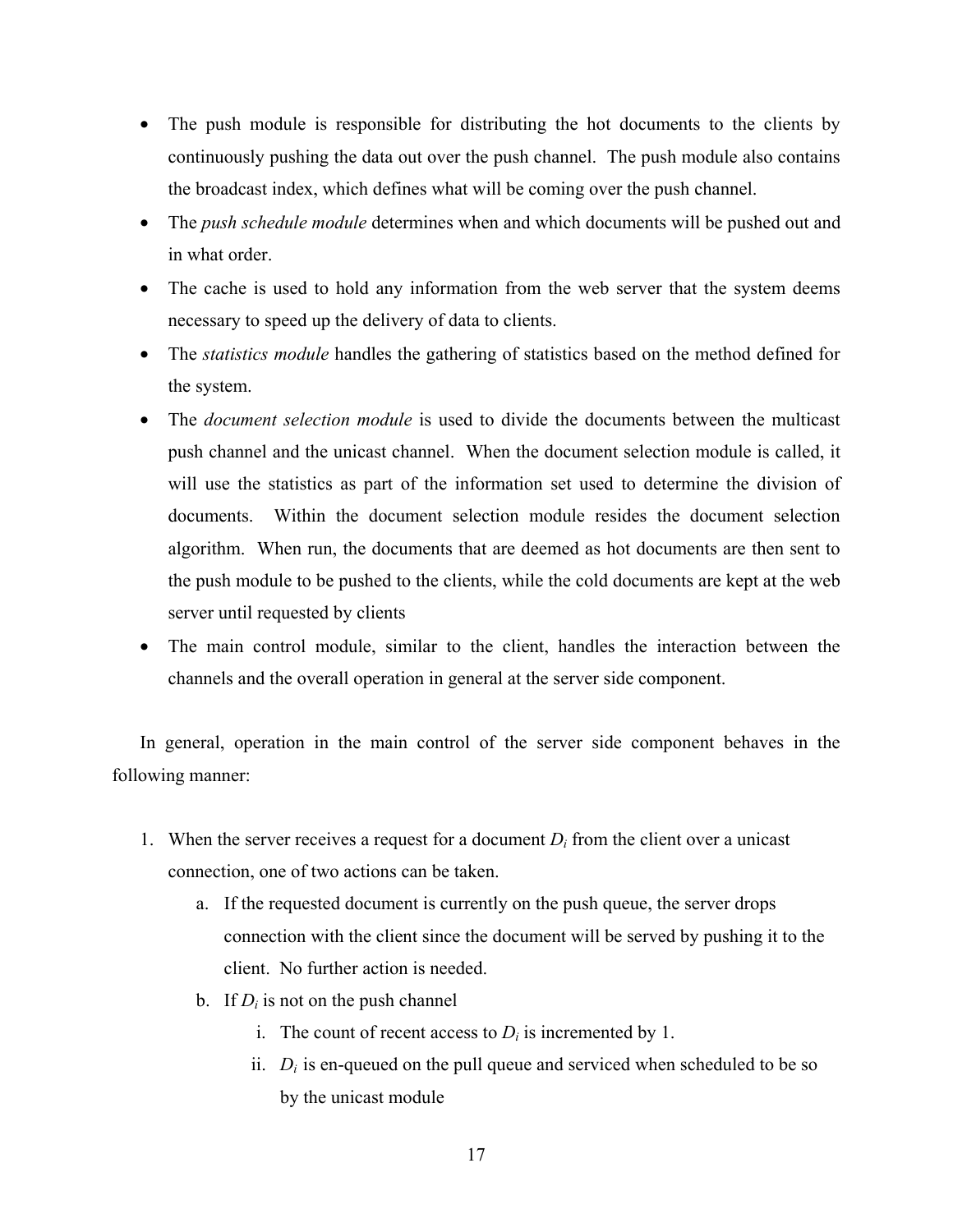- The push module is responsible for distributing the hot documents to the clients by continuously pushing the data out over the push channel. The push module also contains the broadcast index, which defines what will be coming over the push channel.
- The *push schedule module* determines when and which documents will be pushed out and in what order.
- The cache is used to hold any information from the web server that the system deems necessary to speed up the delivery of data to clients.
- The *statistics module* handles the gathering of statistics based on the method defined for the system.
- The *document selection module* is used to divide the documents between the multicast push channel and the unicast channel. When the document selection module is called, it will use the statistics as part of the information set used to determine the division of documents. Within the document selection module resides the document selection algorithm. When run, the documents that are deemed as hot documents are then sent to the push module to be pushed to the clients, while the cold documents are kept at the web server until requested by clients
- The main control module, similar to the client, handles the interaction between the channels and the overall operation in general at the server side component.

In general, operation in the main control of the server side component behaves in the following manner:

1. When the server receives a request for a document $D_i$ from the client over a unicast connection, one of two actions can be taken.
   a. If the requested document is currently on the push queue, the server drops connection with the client since the document will be served by pushing it to the client. No further action is needed.
   b. If $D_i$ is not on the push channel
      i. The count of recent access to $D_i$ is incremented by 1.
      ii. $D_i$ is en-queued on the pull queue and serviced when scheduled to be so by the unicast module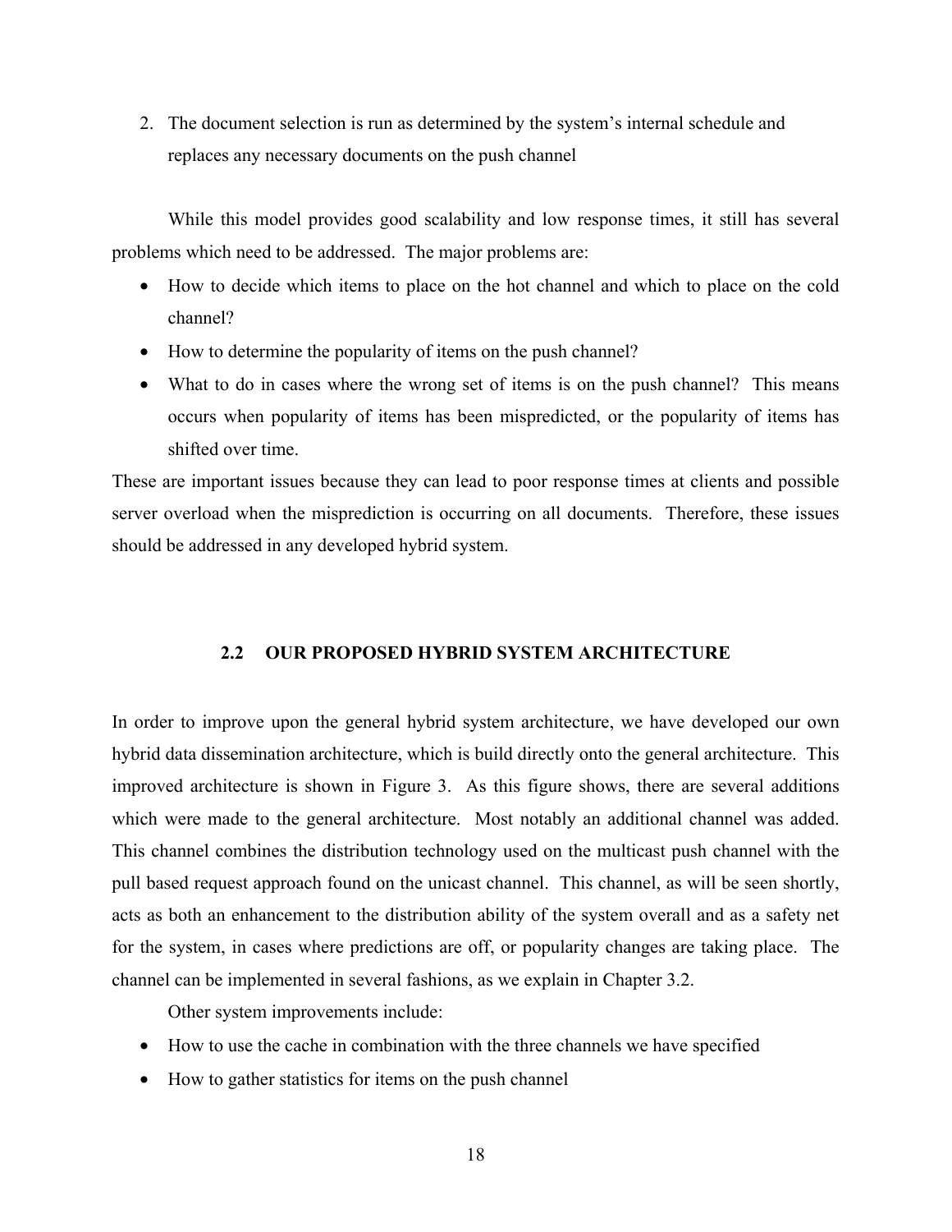2. The document selection is run as determined by the system's internal schedule and replaces any necessary documents on the push channel

While this model provides good scalability and low response times, it still has several problems which need to be addressed. The major problems are:

- How to decide which items to place on the hot channel and which to place on the cold channel?
- How to determine the popularity of items on the push channel?
- What to do in cases where the wrong set of items is on the push channel? This means occurs when popularity of items has been mispredicted, or the popularity of items has shifted over time.

These are important issues because they can lead to poor response times at clients and possible server overload when the misprediction is occurring on all documents. Therefore, these issues should be addressed in any developed hybrid system.

## 2.2 OUR PROPOSED HYBRID SYSTEM ARCHITECTURE

In order to improve upon the general hybrid system architecture, we have developed our own hybrid data dissemination architecture, which is build directly onto the general architecture. This improved architecture is shown in Figure 3. As this figure shows, there are several additions which were made to the general architecture. Most notably an additional channel was added. This channel combines the distribution technology used on the multicast push channel with the pull based request approach found on the unicast channel. This channel, as will be seen shortly, acts as both an enhancement to the distribution ability of the system overall and as a safety net for the system, in cases where predictions are off, or popularity changes are taking place. The channel can be implemented in several fashions, as we explain in Chapter 3.2.

Other system improvements include:

- How to use the cache in combination with the three channels we have specified
- How to gather statistics for items on the push channel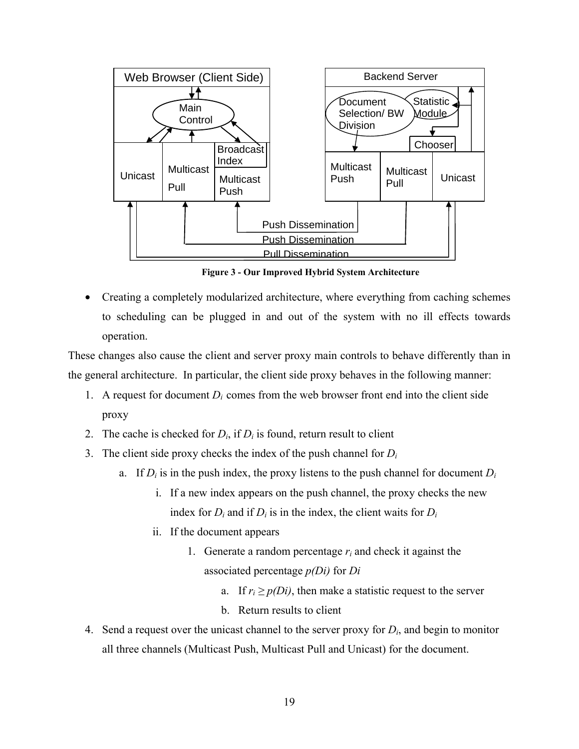**Figure 3 - Our Improved Hybrid System Architecture**

- Creating a completely modularized architecture, where everything from caching schemes to scheduling can be plugged in and out of the system with no ill effects towards operation.

These changes also cause the client and server proxy main controls to behave differently than in the general architecture. In particular, the client side proxy behaves in the following manner:

1. A request for document $D_i$ comes from the web browser front end into the client side proxy
2. The cache is checked for $D_i$, if $D_i$ is found, return result to client
3. The client side proxy checks the index of the push channel for $D_i$
   a. If $D_i$ is in the push index, the proxy listens to the push channel for document $D_i$
      i. If a new index appears on the push channel, the proxy checks the new index for $D_i$ and if $D_i$ is in the index, the client waits for $D_i$
      ii. If the document appears
         1. Generate a random percentage $r_i$ and check it against the associated percentage $p(Di)$ for $Di$
            a. If $r_i \geq p(Di)$, then make a statistic request to the server
            b. Return results to client
4. Send a request over the unicast channel to the server proxy for $D_i$, and begin to monitor all three channels (Multicast Push, Multicast Pull and Unicast) for the document.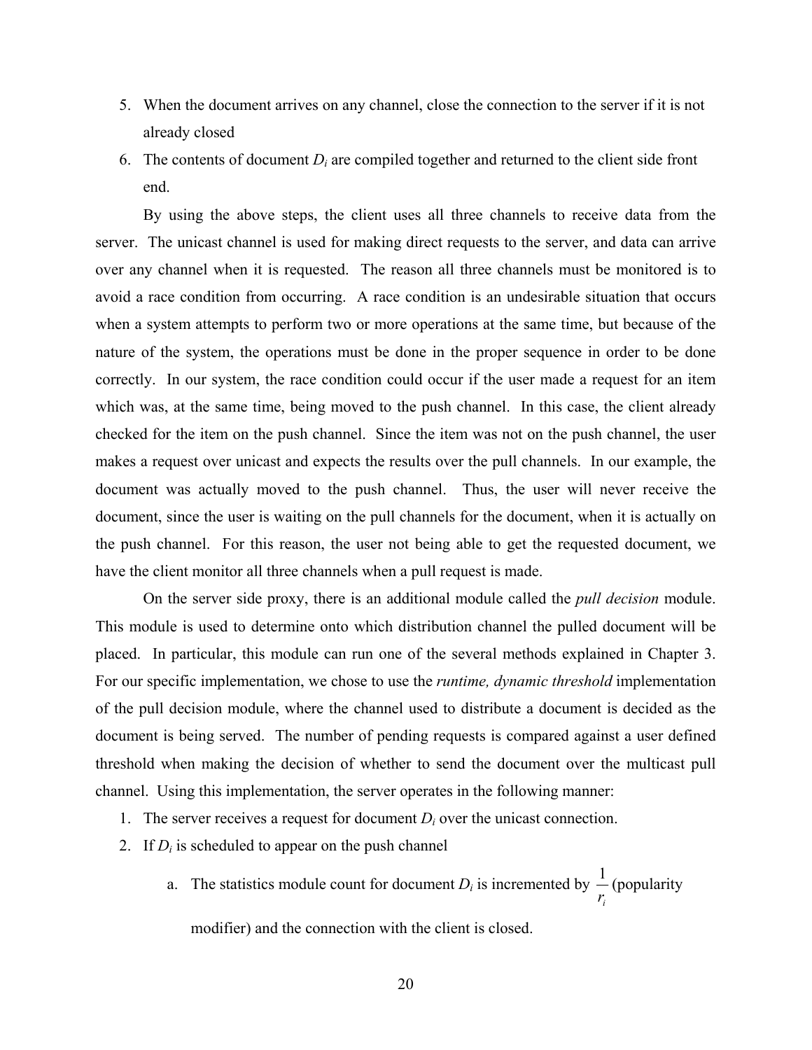5. When the document arrives on any channel, close the connection to the server if it is not already closed
6. The contents of document $D_i$ are compiled together and returned to the client side front end.

By using the above steps, the client uses all three channels to receive data from the server. The unicast channel is used for making direct requests to the server, and data can arrive over any channel when it is requested. The reason all three channels must be monitored is to avoid a race condition from occurring. A race condition is an undesirable situation that occurs when a system attempts to perform two or more operations at the same time, but because of the nature of the system, the operations must be done in the proper sequence in order to be done correctly. In our system, the race condition could occur if the user made a request for an item which was, at the same time, being moved to the push channel. In this case, the client already checked for the item on the push channel. Since the item was not on the push channel, the user makes a request over unicast and expects the results over the pull channels. In our example, the document was actually moved to the push channel. Thus, the user will never receive the document, since the user is waiting on the pull channels for the document, when it is actually on the push channel. For this reason, the user not being able to get the requested document, we have the client monitor all three channels when a pull request is made.

On the server side proxy, there is an additional module called the *pull decision* module. This module is used to determine onto which distribution channel the pulled document will be placed. In particular, this module can run one of the several methods explained in Chapter 3. For our specific implementation, we chose to use the *runtime, dynamic threshold* implementation of the pull decision module, where the channel used to distribute a document is decided as the document is being served. The number of pending requests is compared against a user defined threshold when making the decision of whether to send the document over the multicast pull channel. Using this implementation, the server operates in the following manner:

1. The server receives a request for document $D_i$ over the unicast connection.
2. If $D_i$ is scheduled to appear on the push channel
   a. The statistics module count for document $D_i$ is incremented by $\frac{1}{r_i}$ (popularity modifier) and the connection with the client is closed.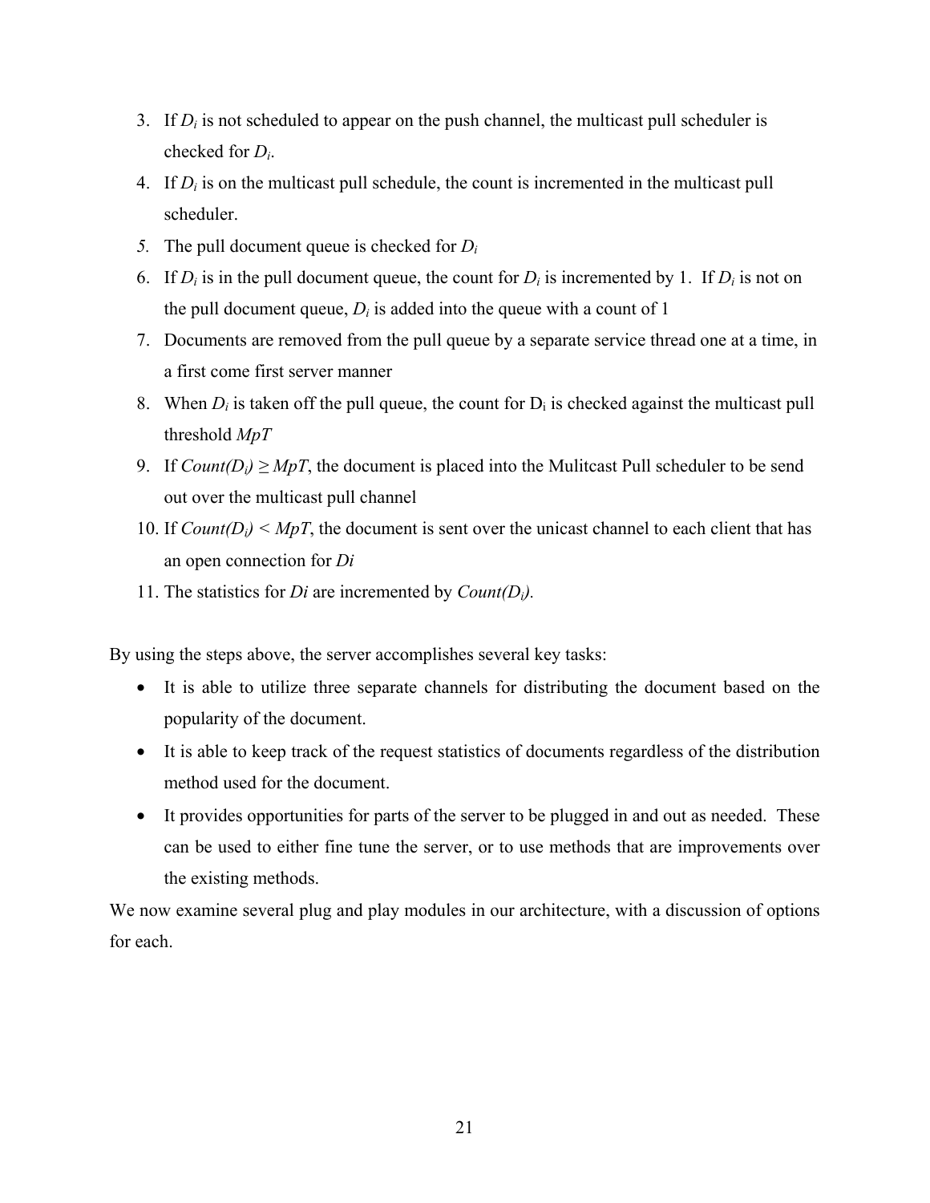3. If $D_i$ is not scheduled to appear on the push channel, the multicast pull scheduler is checked for $D_i$.
4. If $D_i$ is on the multicast pull schedule, the count is incremented in the multicast pull scheduler.
5. The pull document queue is checked for $D_i$
6. If $D_i$ is in the pull document queue, the count for $D_i$ is incremented by 1. If $D_i$ is not on the pull document queue, $D_i$ is added into the queue with a count of 1
7. Documents are removed from the pull queue by a separate service thread one at a time, in a first come first server manner
8. When $D_i$ is taken off the pull queue, the count for $D_i$ is checked against the multicast pull threshold *MpT*
9. If $Count(D_i) \geq MpT$, the document is placed into the Mulitcast Pull scheduler to be send out over the multicast pull channel
10. If $Count(D_i) < MpT$, the document is sent over the unicast channel to each client that has an open connection for *Di*
11. The statistics for *Di* are incremented by $Count(D_i)$.

By using the steps above, the server accomplishes several key tasks:

- It is able to utilize three separate channels for distributing the document based on the popularity of the document.
- It is able to keep track of the request statistics of documents regardless of the distribution method used for the document.
- It provides opportunities for parts of the server to be plugged in and out as needed. These can be used to either fine tune the server, or to use methods that are improvements over the existing methods.

We now examine several plug and play modules in our architecture, with a discussion of options for each.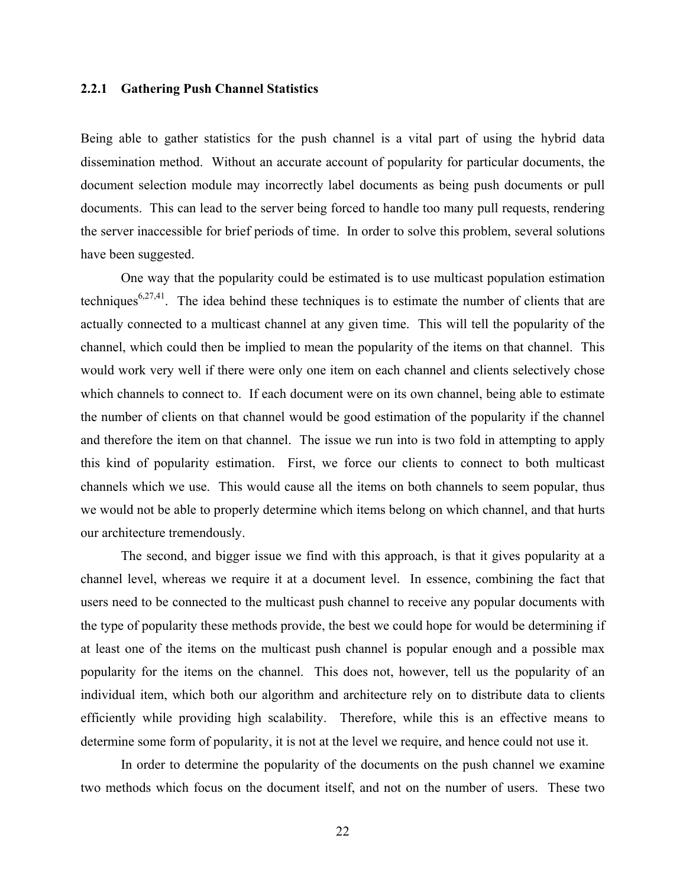### 2.2.1 Gathering Push Channel Statistics

Being able to gather statistics for the push channel is a vital part of using the hybrid data dissemination method. Without an accurate account of popularity for particular documents, the document selection module may incorrectly label documents as being push documents or pull documents. This can lead to the server being forced to handle too many pull requests, rendering the server inaccessible for brief periods of time. In order to solve this problem, several solutions have been suggested.

One way that the popularity could be estimated is to use multicast population estimation techniques[6,27,41]. The idea behind these techniques is to estimate the number of clients that are actually connected to a multicast channel at any given time. This will tell the popularity of the channel, which could then be implied to mean the popularity of the items on that channel. This would work very well if there were only one item on each channel and clients selectively chose which channels to connect to. If each document were on its own channel, being able to estimate the number of clients on that channel would be good estimation of the popularity if the channel and therefore the item on that channel. The issue we run into is two fold in attempting to apply this kind of popularity estimation. First, we force our clients to connect to both multicast channels which we use. This would cause all the items on both channels to seem popular, thus we would not be able to properly determine which items belong on which channel, and that hurts our architecture tremendously.

The second, and bigger issue we find with this approach, is that it gives popularity at a channel level, whereas we require it at a document level. In essence, combining the fact that users need to be connected to the multicast push channel to receive any popular documents with the type of popularity these methods provide, the best we could hope for would be determining if at least one of the items on the multicast push channel is popular enough and a possible max popularity for the items on the channel. This does not, however, tell us the popularity of an individual item, which both our algorithm and architecture rely on to distribute data to clients efficiently while providing high scalability. Therefore, while this is an effective means to determine some form of popularity, it is not at the level we require, and hence could not use it.

In order to determine the popularity of the documents on the push channel we examine two methods which focus on the document itself, and not on the number of users. These two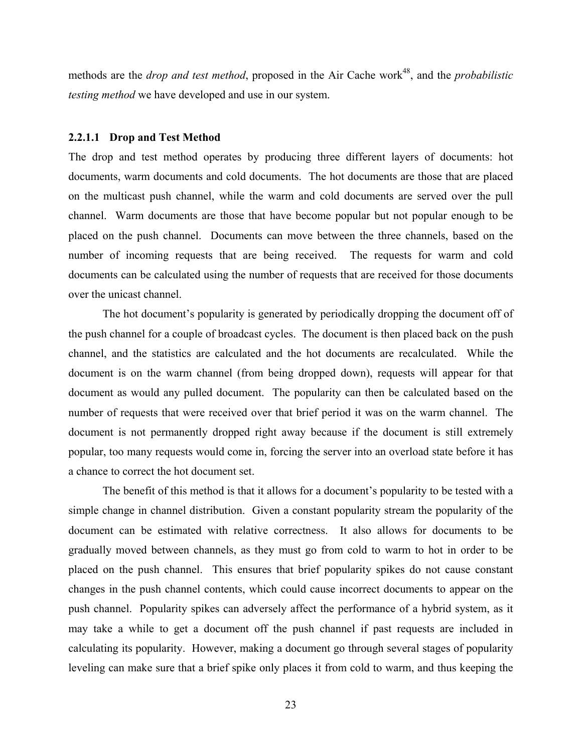methods are the *drop and test method*, proposed in the Air Cache work[48], and the *probabilistic testing method* we have developed and use in our system.

#### 2.2.1.1 Drop and Test Method

The drop and test method operates by producing three different layers of documents: hot documents, warm documents and cold documents. The hot documents are those that are placed on the multicast push channel, while the warm and cold documents are served over the pull channel. Warm documents are those that have become popular but not popular enough to be placed on the push channel. Documents can move between the three channels, based on the number of incoming requests that are being received. The requests for warm and cold documents can be calculated using the number of requests that are received for those documents over the unicast channel.

The hot document's popularity is generated by periodically dropping the document off of the push channel for a couple of broadcast cycles. The document is then placed back on the push channel, and the statistics are calculated and the hot documents are recalculated. While the document is on the warm channel (from being dropped down), requests will appear for that document as would any pulled document. The popularity can then be calculated based on the number of requests that were received over that brief period it was on the warm channel. The document is not permanently dropped right away because if the document is still extremely popular, too many requests would come in, forcing the server into an overload state before it has a chance to correct the hot document set.

The benefit of this method is that it allows for a document's popularity to be tested with a simple change in channel distribution. Given a constant popularity stream the popularity of the document can be estimated with relative correctness. It also allows for documents to be gradually moved between channels, as they must go from cold to warm to hot in order to be placed on the push channel. This ensures that brief popularity spikes do not cause constant changes in the push channel contents, which could cause incorrect documents to appear on the push channel. Popularity spikes can adversely affect the performance of a hybrid system, as it may take a while to get a document off the push channel if past requests are included in calculating its popularity. However, making a document go through several stages of popularity leveling can make sure that a brief spike only places it from cold to warm, and thus keeping the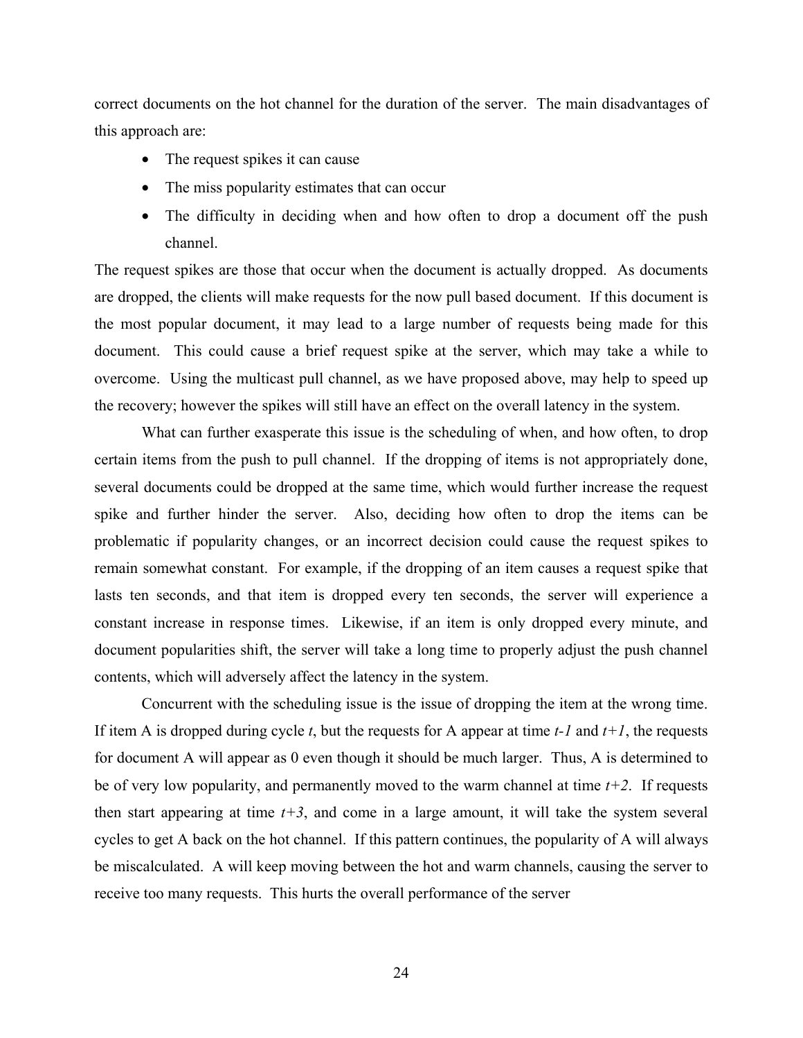correct documents on the hot channel for the duration of the server. The main disadvantages of this approach are:

- The request spikes it can cause
- The miss popularity estimates that can occur
- The difficulty in deciding when and how often to drop a document off the push channel.

The request spikes are those that occur when the document is actually dropped. As documents are dropped, the clients will make requests for the now pull based document. If this document is the most popular document, it may lead to a large number of requests being made for this document. This could cause a brief request spike at the server, which may take a while to overcome. Using the multicast pull channel, as we have proposed above, may help to speed up the recovery; however the spikes will still have an effect on the overall latency in the system.

What can further exasperate this issue is the scheduling of when, and how often, to drop certain items from the push to pull channel. If the dropping of items is not appropriately done, several documents could be dropped at the same time, which would further increase the request spike and further hinder the server. Also, deciding how often to drop the items can be problematic if popularity changes, or an incorrect decision could cause the request spikes to remain somewhat constant. For example, if the dropping of an item causes a request spike that lasts ten seconds, and that item is dropped every ten seconds, the server will experience a constant increase in response times. Likewise, if an item is only dropped every minute, and document popularities shift, the server will take a long time to properly adjust the push channel contents, which will adversely affect the latency in the system.

Concurrent with the scheduling issue is the issue of dropping the item at the wrong time. If item A is dropped during cycle $t$, but the requests for A appear at time $t-1$ and $t+1$, the requests for document A will appear as 0 even though it should be much larger. Thus, A is determined to be of very low popularity, and permanently moved to the warm channel at time $t+2$. If requests then start appearing at time $t+3$, and come in a large amount, it will take the system several cycles to get A back on the hot channel. If this pattern continues, the popularity of A will always be miscalculated. A will keep moving between the hot and warm channels, causing the server to receive too many requests. This hurts the overall performance of the server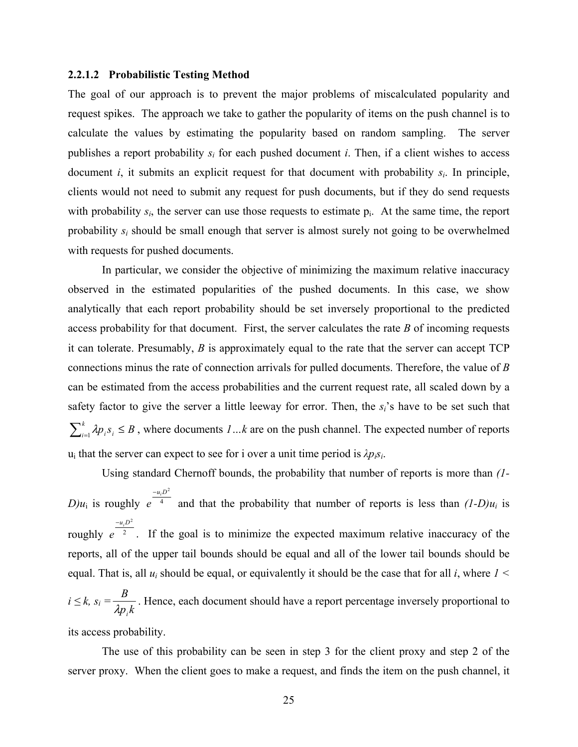#### 2.2.1.2 Probabilistic Testing Method

The goal of our approach is to prevent the major problems of miscalculated popularity and request spikes. The approach we take to gather the popularity of items on the push channel is to calculate the values by estimating the popularity based on random sampling. The server publishes a report probability $s_i$ for each pushed document $i$. Then, if a client wishes to access document $i$, it submits an explicit request for that document with probability $s_i$. In principle, clients would not need to submit any request for push documents, but if they do send requests with probability $s_i$, the server can use those requests to estimate $p_i$. At the same time, the report probability $s_i$ should be small enough that server is almost surely not going to be overwhelmed with requests for pushed documents.

In particular, we consider the objective of minimizing the maximum relative inaccuracy observed in the estimated popularities of the pushed documents. In this case, we show analytically that each report probability should be set inversely proportional to the predicted access probability for that document. First, the server calculates the rate $B$ of incoming requests it can tolerate. Presumably, $B$ is approximately equal to the rate that the server can accept TCP connections minus the rate of connection arrivals for pulled documents. Therefore, the value of $B$ can be estimated from the access probabilities and the current request rate, all scaled down by a safety factor to give the server a little leeway for error. Then, the $s_i$'s have to be set such that $\sum_{i=1}^{k} \lambda p_i s_i \leq B$, where documents $1 \ldots k$ are on the push channel. The expected number of reports $u_i$ that the server can expect to see for i over a unit time period is $\lambda p_i s_i$.

Using standard Chernoff bounds, the probability that number of reports is more than $(1-D)u_i$ is roughly $e^{\frac{-u_i D^2}{4}}$ and that the probability that number of reports is less than $(1-D)u_i$ is roughly $e^{\frac{-u_i D^2}{2}}$. If the goal is to minimize the expected maximum relative inaccuracy of the reports, all of the upper tail bounds should be equal and all of the lower tail bounds should be equal. That is, all $u_i$ should be equal, or equivalently it should be the case that for all $i$, where $1 < i \leq k$, $s_i = \dfrac{B}{\lambda p_i k}$. Hence, each document should have a report percentage inversely proportional to its access probability.

The use of this probability can be seen in step 3 for the client proxy and step 2 of the server proxy. When the client goes to make a request, and finds the item on the push channel, it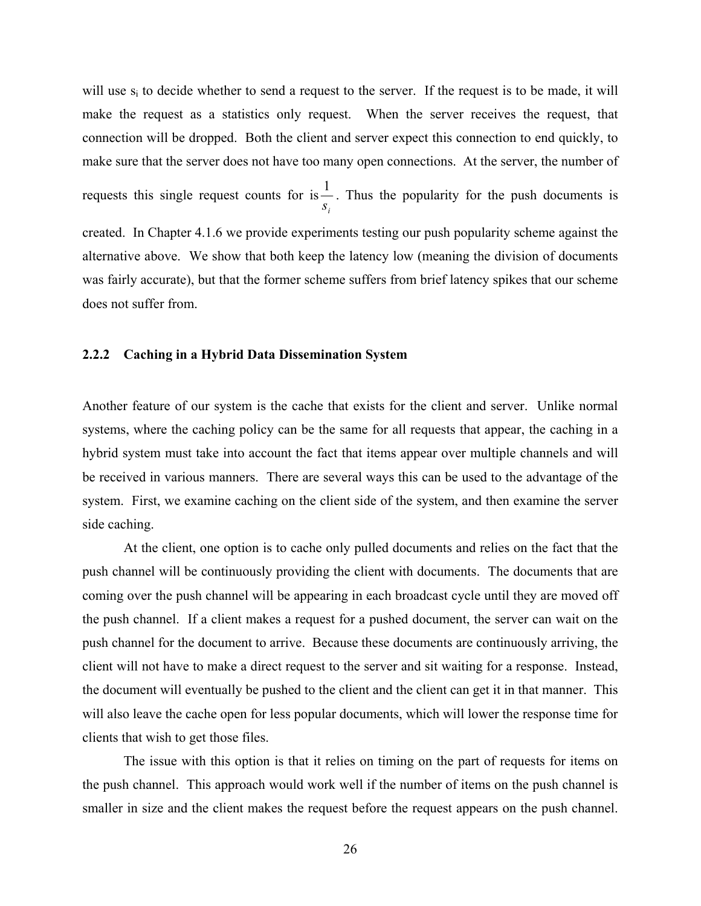will use $s_i$ to decide whether to send a request to the server. If the request is to be made, it will make the request as a statistics only request. When the server receives the request, that connection will be dropped. Both the client and server expect this connection to end quickly, to make sure that the server does not have too many open connections. At the server, the number of requests this single request counts for is $\frac{1}{s_i}$. Thus the popularity for the push documents is created. In Chapter 4.1.6 we provide experiments testing our push popularity scheme against the alternative above. We show that both keep the latency low (meaning the division of documents was fairly accurate), but that the former scheme suffers from brief latency spikes that our scheme does not suffer from.

### 2.2.2 Caching in a Hybrid Data Dissemination System

Another feature of our system is the cache that exists for the client and server. Unlike normal systems, where the caching policy can be the same for all requests that appear, the caching in a hybrid system must take into account the fact that items appear over multiple channels and will be received in various manners. There are several ways this can be used to the advantage of the system. First, we examine caching on the client side of the system, and then examine the server side caching.

At the client, one option is to cache only pulled documents and relies on the fact that the push channel will be continuously providing the client with documents. The documents that are coming over the push channel will be appearing in each broadcast cycle until they are moved off the push channel. If a client makes a request for a pushed document, the server can wait on the push channel for the document to arrive. Because these documents are continuously arriving, the client will not have to make a direct request to the server and sit waiting for a response. Instead, the document will eventually be pushed to the client and the client can get it in that manner. This will also leave the cache open for less popular documents, which will lower the response time for clients that wish to get those files.

The issue with this option is that it relies on timing on the part of requests for items on the push channel. This approach would work well if the number of items on the push channel is smaller in size and the client makes the request before the request appears on the push channel.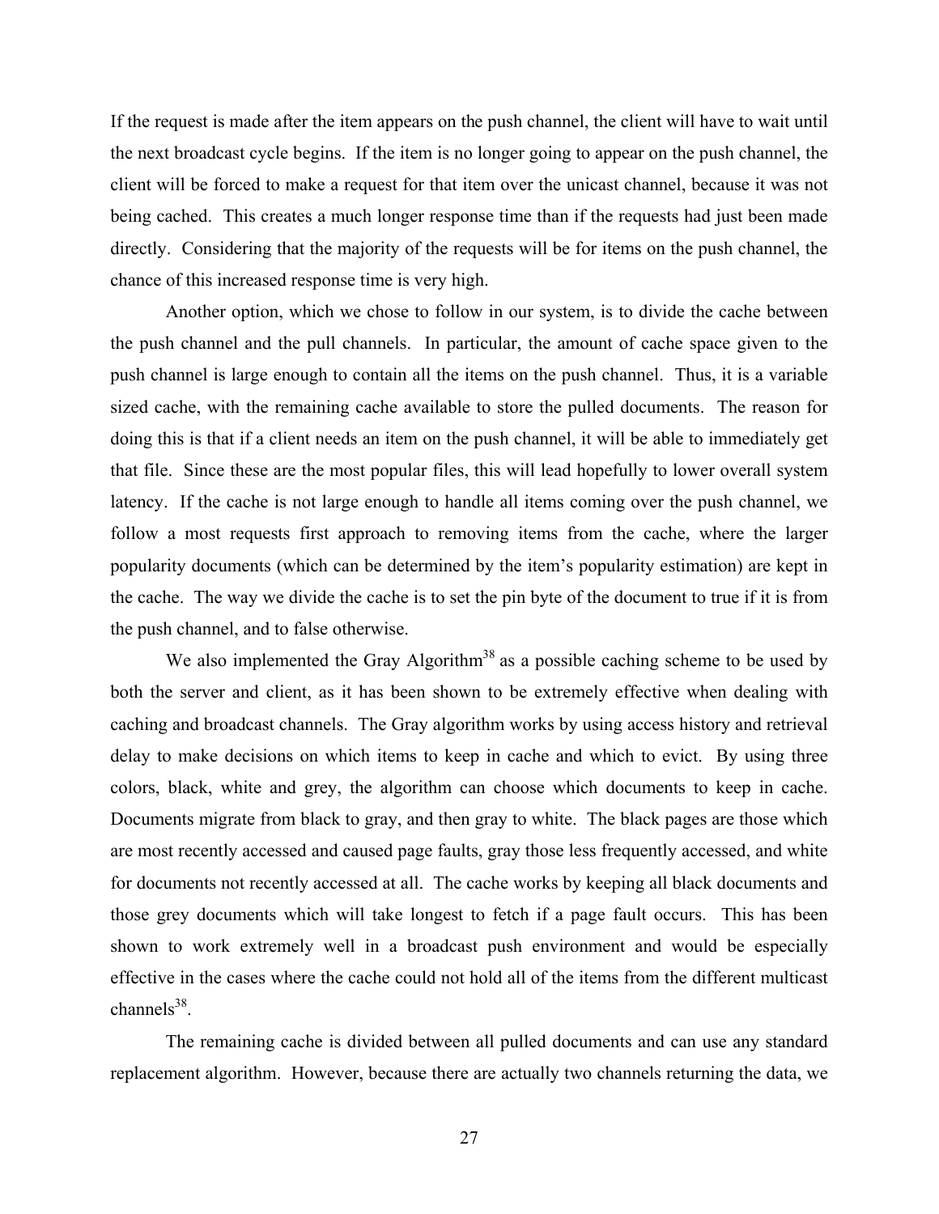If the request is made after the item appears on the push channel, the client will have to wait until the next broadcast cycle begins. If the item is no longer going to appear on the push channel, the client will be forced to make a request for that item over the unicast channel, because it was not being cached. This creates a much longer response time than if the requests had just been made directly. Considering that the majority of the requests will be for items on the push channel, the chance of this increased response time is very high.

Another option, which we chose to follow in our system, is to divide the cache between the push channel and the pull channels. In particular, the amount of cache space given to the push channel is large enough to contain all the items on the push channel. Thus, it is a variable sized cache, with the remaining cache available to store the pulled documents. The reason for doing this is that if a client needs an item on the push channel, it will be able to immediately get that file. Since these are the most popular files, this will lead hopefully to lower overall system latency. If the cache is not large enough to handle all items coming over the push channel, we follow a most requests first approach to removing items from the cache, where the larger popularity documents (which can be determined by the item's popularity estimation) are kept in the cache. The way we divide the cache is to set the pin byte of the document to true if it is from the push channel, and to false otherwise.

We also implemented the Gray Algorithm[38] as a possible caching scheme to be used by both the server and client, as it has been shown to be extremely effective when dealing with caching and broadcast channels. The Gray algorithm works by using access history and retrieval delay to make decisions on which items to keep in cache and which to evict. By using three colors, black, white and grey, the algorithm can choose which documents to keep in cache. Documents migrate from black to gray, and then gray to white. The black pages are those which are most recently accessed and caused page faults, gray those less frequently accessed, and white for documents not recently accessed at all. The cache works by keeping all black documents and those grey documents which will take longest to fetch if a page fault occurs. This has been shown to work extremely well in a broadcast push environment and would be especially effective in the cases where the cache could not hold all of the items from the different multicast channels[38].

The remaining cache is divided between all pulled documents and can use any standard replacement algorithm. However, because there are actually two channels returning the data, we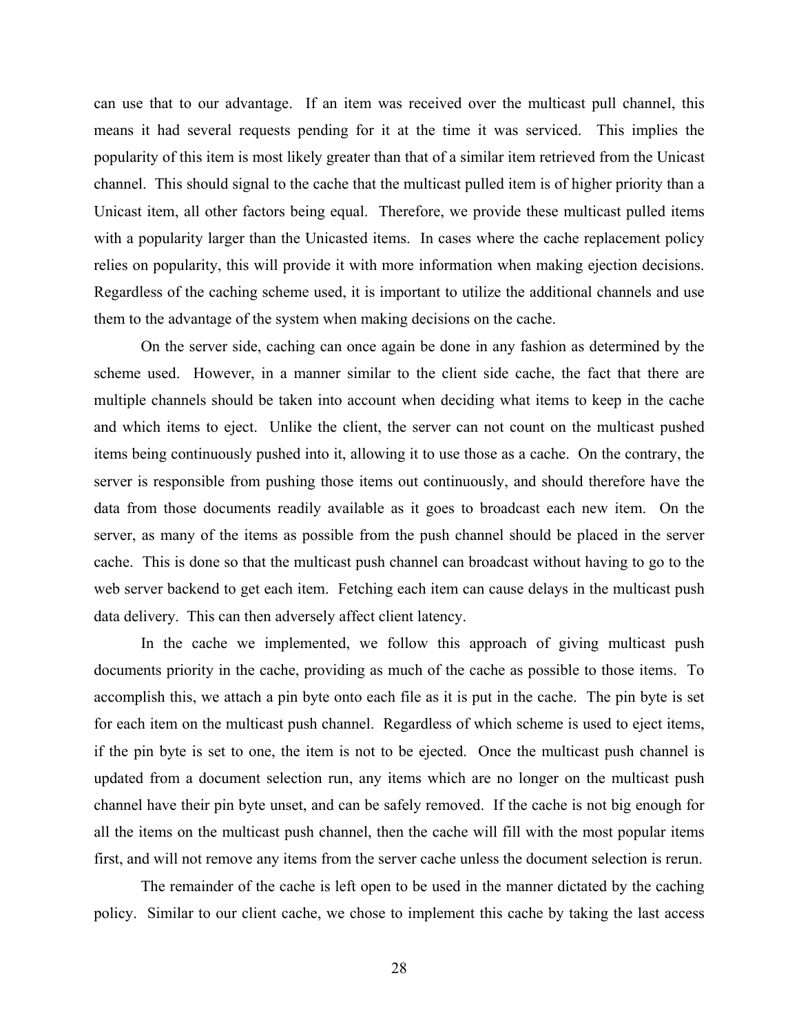can use that to our advantage. If an item was received over the multicast pull channel, this means it had several requests pending for it at the time it was serviced. This implies the popularity of this item is most likely greater than that of a similar item retrieved from the Unicast channel. This should signal to the cache that the multicast pulled item is of higher priority than a Unicast item, all other factors being equal. Therefore, we provide these multicast pulled items with a popularity larger than the Unicasted items. In cases where the cache replacement policy relies on popularity, this will provide it with more information when making ejection decisions. Regardless of the caching scheme used, it is important to utilize the additional channels and use them to the advantage of the system when making decisions on the cache.

On the server side, caching can once again be done in any fashion as determined by the scheme used. However, in a manner similar to the client side cache, the fact that there are multiple channels should be taken into account when deciding what items to keep in the cache and which items to eject. Unlike the client, the server can not count on the multicast pushed items being continuously pushed into it, allowing it to use those as a cache. On the contrary, the server is responsible from pushing those items out continuously, and should therefore have the data from those documents readily available as it goes to broadcast each new item. On the server, as many of the items as possible from the push channel should be placed in the server cache. This is done so that the multicast push channel can broadcast without having to go to the web server backend to get each item. Fetching each item can cause delays in the multicast push data delivery. This can then adversely affect client latency.

In the cache we implemented, we follow this approach of giving multicast push documents priority in the cache, providing as much of the cache as possible to those items. To accomplish this, we attach a pin byte onto each file as it is put in the cache. The pin byte is set for each item on the multicast push channel. Regardless of which scheme is used to eject items, if the pin byte is set to one, the item is not to be ejected. Once the multicast push channel is updated from a document selection run, any items which are no longer on the multicast push channel have their pin byte unset, and can be safely removed. If the cache is not big enough for all the items on the multicast push channel, then the cache will fill with the most popular items first, and will not remove any items from the server cache unless the document selection is rerun.

The remainder of the cache is left open to be used in the manner dictated by the caching policy. Similar to our client cache, we chose to implement this cache by taking the last access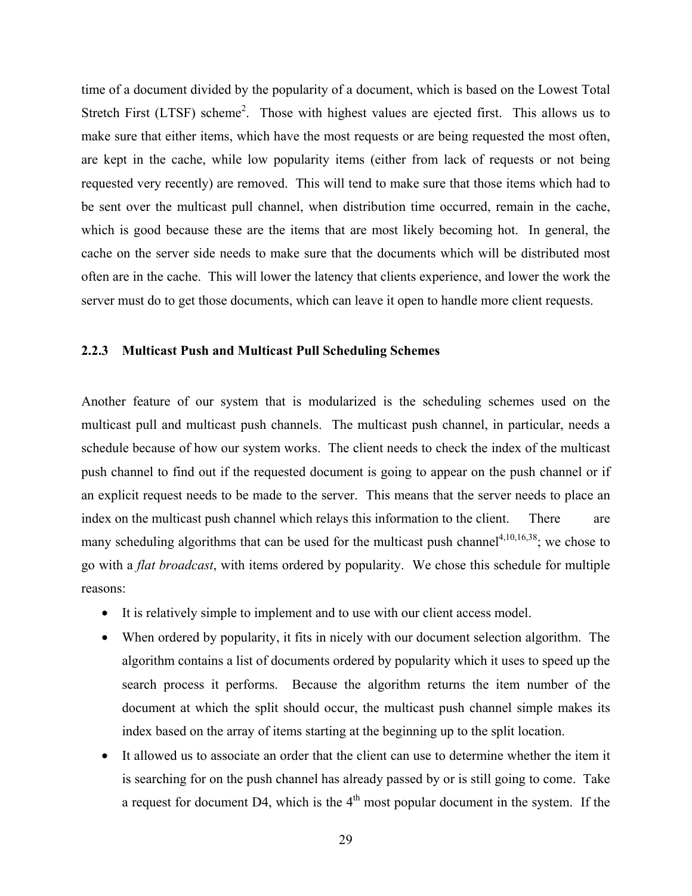time of a document divided by the popularity of a document, which is based on the Lowest Total Stretch First (LTSF) scheme[2]. Those with highest values are ejected first. This allows us to make sure that either items, which have the most requests or are being requested the most often, are kept in the cache, while low popularity items (either from lack of requests or not being requested very recently) are removed. This will tend to make sure that those items which had to be sent over the multicast pull channel, when distribution time occurred, remain in the cache, which is good because these are the items that are most likely becoming hot. In general, the cache on the server side needs to make sure that the documents which will be distributed most often are in the cache. This will lower the latency that clients experience, and lower the work the server must do to get those documents, which can leave it open to handle more client requests.

### 2.2.3 Multicast Push and Multicast Pull Scheduling Schemes

Another feature of our system that is modularized is the scheduling schemes used on the multicast pull and multicast push channels. The multicast push channel, in particular, needs a schedule because of how our system works. The client needs to check the index of the multicast push channel to find out if the requested document is going to appear on the push channel or if an explicit request needs to be made to the server. This means that the server needs to place an index on the multicast push channel which relays this information to the client. There are many scheduling algorithms that can be used for the multicast push channel[4,10,16,38]; we chose to go with a *flat broadcast*, with items ordered by popularity. We chose this schedule for multiple reasons:

- It is relatively simple to implement and to use with our client access model.
- When ordered by popularity, it fits in nicely with our document selection algorithm. The algorithm contains a list of documents ordered by popularity which it uses to speed up the search process it performs. Because the algorithm returns the item number of the document at which the split should occur, the multicast push channel simple makes its index based on the array of items starting at the beginning up to the split location.
- It allowed us to associate an order that the client can use to determine whether the item it is searching for on the push channel has already passed by or is still going to come. Take a request for document D4, which is the 4th most popular document in the system. If the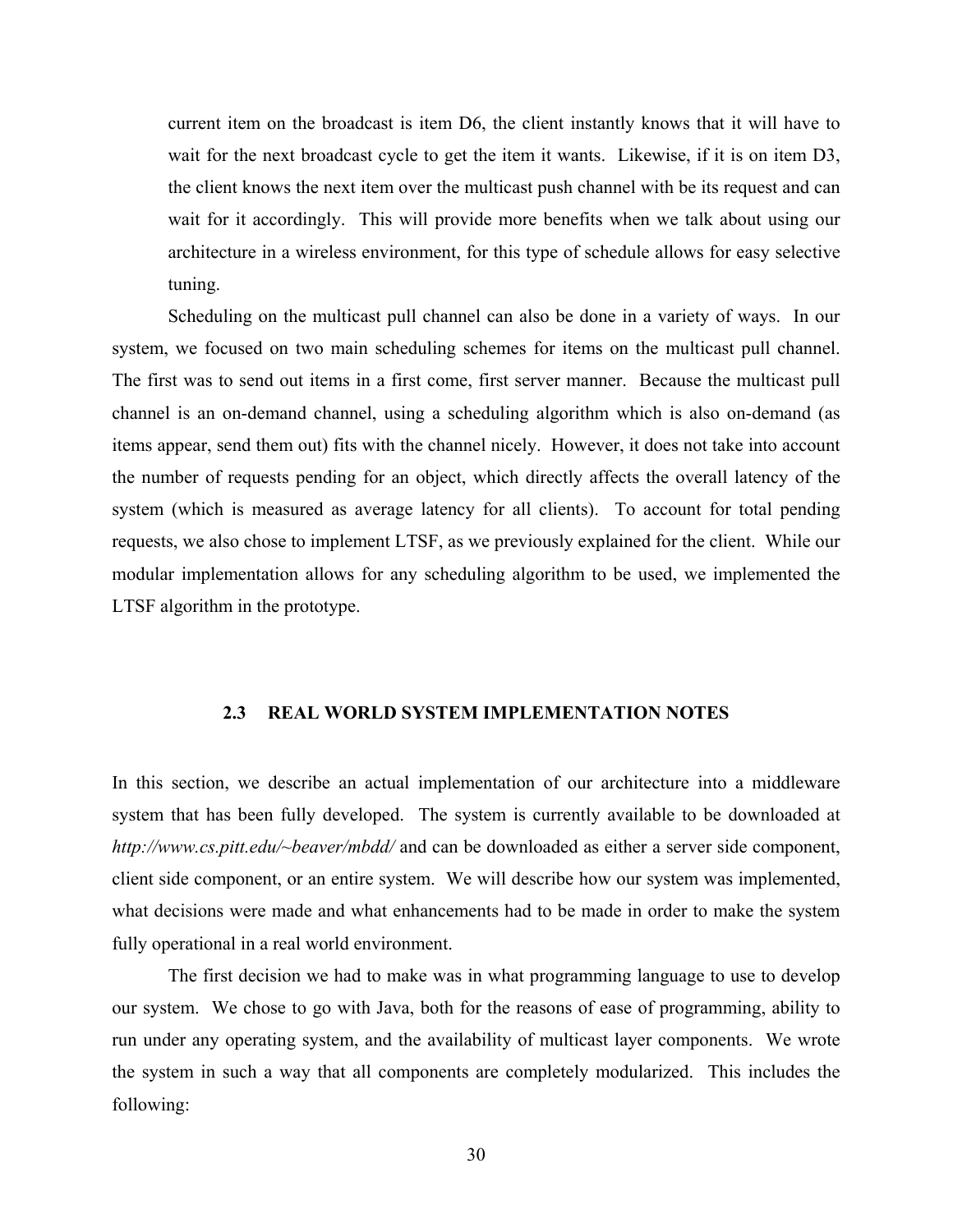current item on the broadcast is item D6, the client instantly knows that it will have to wait for the next broadcast cycle to get the item it wants. Likewise, if it is on item D3, the client knows the next item over the multicast push channel with be its request and can wait for it accordingly. This will provide more benefits when we talk about using our architecture in a wireless environment, for this type of schedule allows for easy selective tuning.

Scheduling on the multicast pull channel can also be done in a variety of ways. In our system, we focused on two main scheduling schemes for items on the multicast pull channel. The first was to send out items in a first come, first server manner. Because the multicast pull channel is an on-demand channel, using a scheduling algorithm which is also on-demand (as items appear, send them out) fits with the channel nicely. However, it does not take into account the number of requests pending for an object, which directly affects the overall latency of the system (which is measured as average latency for all clients). To account for total pending requests, we also chose to implement LTSF, as we previously explained for the client. While our modular implementation allows for any scheduling algorithm to be used, we implemented the LTSF algorithm in the prototype.

## 2.3 REAL WORLD SYSTEM IMPLEMENTATION NOTES

In this section, we describe an actual implementation of our architecture into a middleware system that has been fully developed. The system is currently available to be downloaded at *http://www.cs.pitt.edu/~beaver/mbdd/* and can be downloaded as either a server side component, client side component, or an entire system. We will describe how our system was implemented, what decisions were made and what enhancements had to be made in order to make the system fully operational in a real world environment.

The first decision we had to make was in what programming language to use to develop our system. We chose to go with Java, both for the reasons of ease of programming, ability to run under any operating system, and the availability of multicast layer components. We wrote the system in such a way that all components are completely modularized. This includes the following: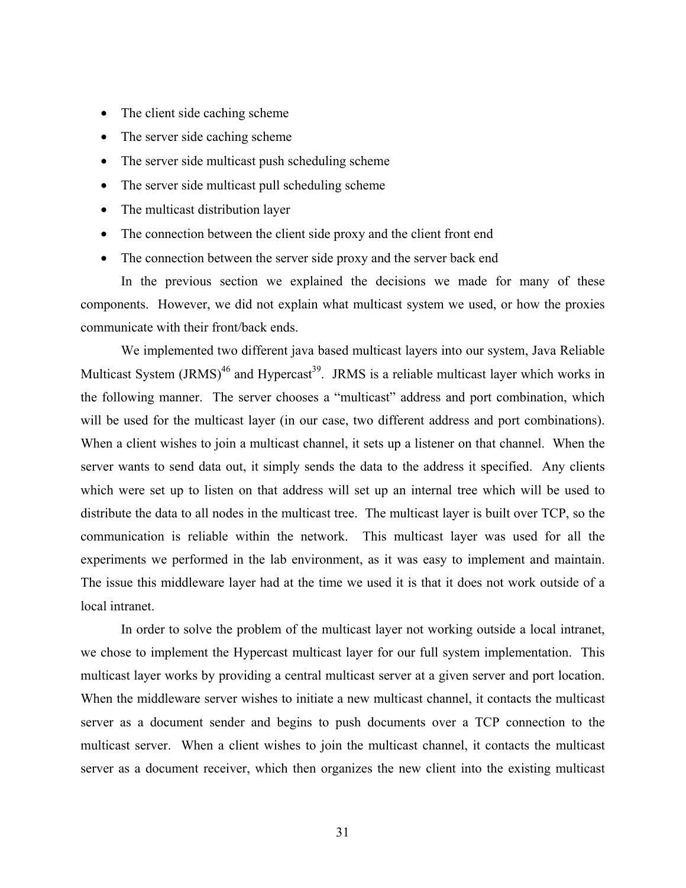- The client side caching scheme
- The server side caching scheme
- The server side multicast push scheduling scheme
- The server side multicast pull scheduling scheme
- The multicast distribution layer
- The connection between the client side proxy and the client front end
- The connection between the server side proxy and the server back end

In the previous section we explained the decisions we made for many of these components. However, we did not explain what multicast system we used, or how the proxies communicate with their front/back ends.

We implemented two different java based multicast layers into our system, Java Reliable Multicast System (JRMS)[46] and Hypercast[39]. JRMS is a reliable multicast layer which works in the following manner. The server chooses a "multicast" address and port combination, which will be used for the multicast layer (in our case, two different address and port combinations). When a client wishes to join a multicast channel, it sets up a listener on that channel. When the server wants to send data out, it simply sends the data to the address it specified. Any clients which were set up to listen on that address will set up an internal tree which will be used to distribute the data to all nodes in the multicast tree. The multicast layer is built over TCP, so the communication is reliable within the network. This multicast layer was used for all the experiments we performed in the lab environment, as it was easy to implement and maintain. The issue this middleware layer had at the time we used it is that it does not work outside of a local intranet.

In order to solve the problem of the multicast layer not working outside a local intranet, we chose to implement the Hypercast multicast layer for our full system implementation. This multicast layer works by providing a central multicast server at a given server and port location. When the middleware server wishes to initiate a new multicast channel, it contacts the multicast server as a document sender and begins to push documents over a TCP connection to the multicast server. When a client wishes to join the multicast channel, it contacts the multicast server as a document receiver, which then organizes the new client into the existing multicast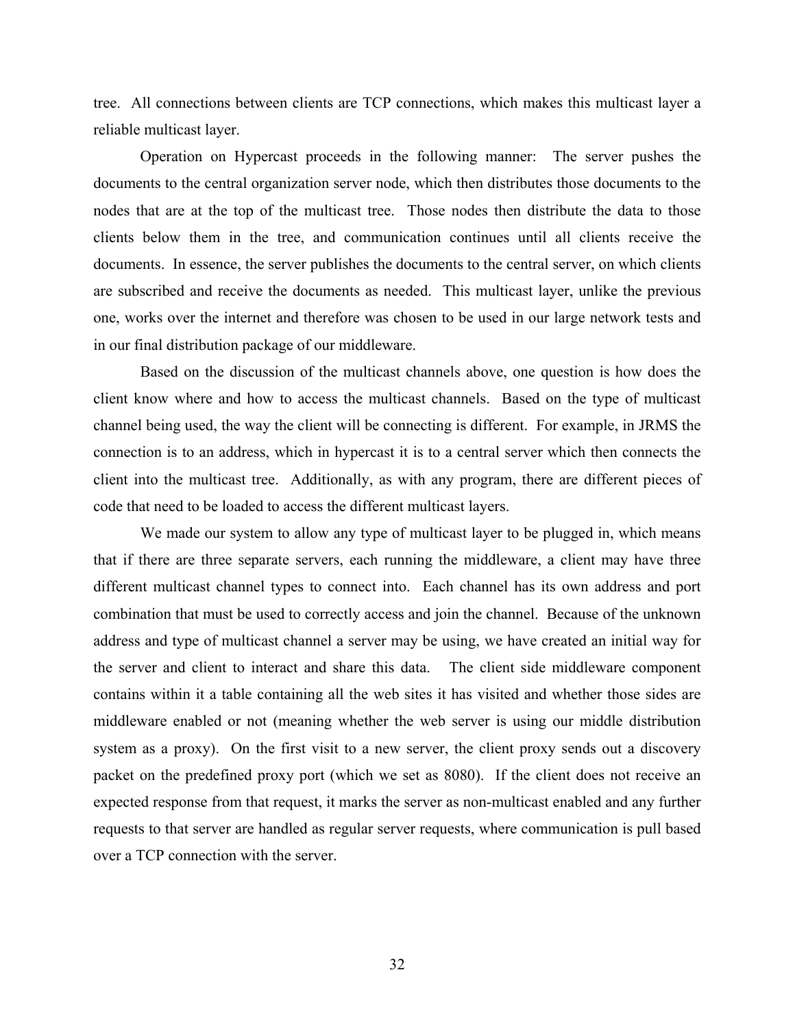tree. All connections between clients are TCP connections, which makes this multicast layer a reliable multicast layer.

Operation on Hypercast proceeds in the following manner: The server pushes the documents to the central organization server node, which then distributes those documents to the nodes that are at the top of the multicast tree. Those nodes then distribute the data to those clients below them in the tree, and communication continues until all clients receive the documents. In essence, the server publishes the documents to the central server, on which clients are subscribed and receive the documents as needed. This multicast layer, unlike the previous one, works over the internet and therefore was chosen to be used in our large network tests and in our final distribution package of our middleware.

Based on the discussion of the multicast channels above, one question is how does the client know where and how to access the multicast channels. Based on the type of multicast channel being used, the way the client will be connecting is different. For example, in JRMS the connection is to an address, which in hypercast it is to a central server which then connects the client into the multicast tree. Additionally, as with any program, there are different pieces of code that need to be loaded to access the different multicast layers.

We made our system to allow any type of multicast layer to be plugged in, which means that if there are three separate servers, each running the middleware, a client may have three different multicast channel types to connect into. Each channel has its own address and port combination that must be used to correctly access and join the channel. Because of the unknown address and type of multicast channel a server may be using, we have created an initial way for the server and client to interact and share this data. The client side middleware component contains within it a table containing all the web sites it has visited and whether those sides are middleware enabled or not (meaning whether the web server is using our middle distribution system as a proxy). On the first visit to a new server, the client proxy sends out a discovery packet on the predefined proxy port (which we set as 8080). If the client does not receive an expected response from that request, it marks the server as non-multicast enabled and any further requests to that server are handled as regular server requests, where communication is pull based over a TCP connection with the server.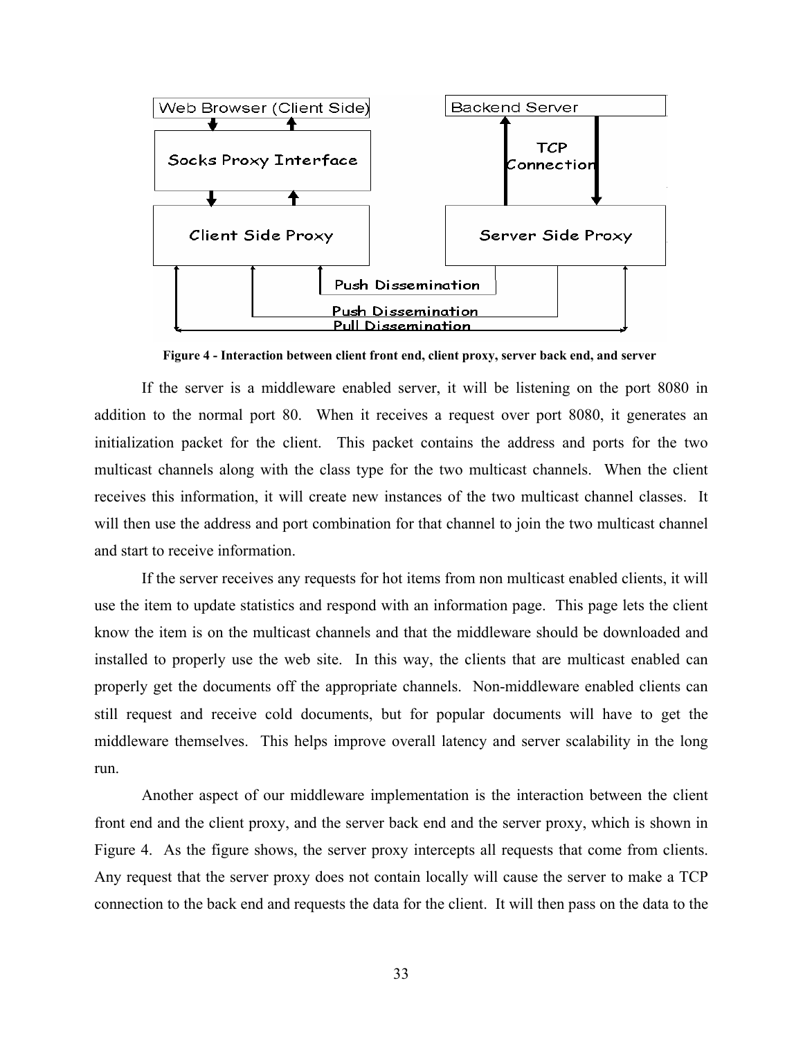Figure 4 - Interaction between client front end, client proxy, server back end, and server

If the server is a middleware enabled server, it will be listening on the port 8080 in addition to the normal port 80. When it receives a request over port 8080, it generates an initialization packet for the client. This packet contains the address and ports for the two multicast channels along with the class type for the two multicast channels. When the client receives this information, it will create new instances of the two multicast channel classes. It will then use the address and port combination for that channel to join the two multicast channel and start to receive information.

If the server receives any requests for hot items from non multicast enabled clients, it will use the item to update statistics and respond with an information page. This page lets the client know the item is on the multicast channels and that the middleware should be downloaded and installed to properly use the web site. In this way, the clients that are multicast enabled can properly get the documents off the appropriate channels. Non-middleware enabled clients can still request and receive cold documents, but for popular documents will have to get the middleware themselves. This helps improve overall latency and server scalability in the long run.

Another aspect of our middleware implementation is the interaction between the client front end and the client proxy, and the server back end and the server proxy, which is shown in Figure 4. As the figure shows, the server proxy intercepts all requests that come from clients. Any request that the server proxy does not contain locally will cause the server to make a TCP connection to the back end and requests the data for the client. It will then pass on the data to the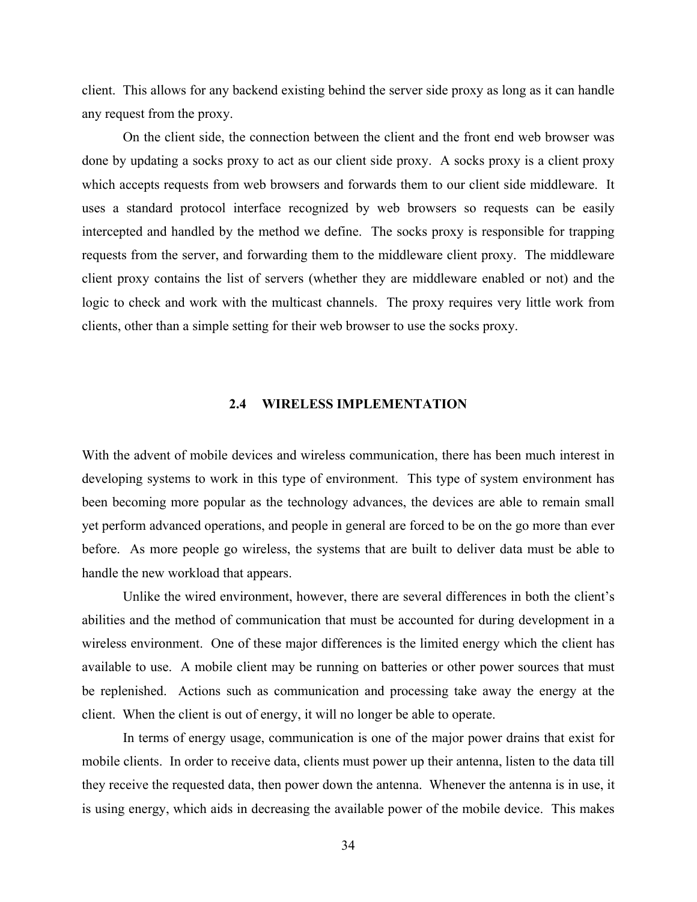client. This allows for any backend existing behind the server side proxy as long as it can handle any request from the proxy.

On the client side, the connection between the client and the front end web browser was done by updating a socks proxy to act as our client side proxy. A socks proxy is a client proxy which accepts requests from web browsers and forwards them to our client side middleware. It uses a standard protocol interface recognized by web browsers so requests can be easily intercepted and handled by the method we define. The socks proxy is responsible for trapping requests from the server, and forwarding them to the middleware client proxy. The middleware client proxy contains the list of servers (whether they are middleware enabled or not) and the logic to check and work with the multicast channels. The proxy requires very little work from clients, other than a simple setting for their web browser to use the socks proxy.

## 2.4 WIRELESS IMPLEMENTATION

With the advent of mobile devices and wireless communication, there has been much interest in developing systems to work in this type of environment. This type of system environment has been becoming more popular as the technology advances, the devices are able to remain small yet perform advanced operations, and people in general are forced to be on the go more than ever before. As more people go wireless, the systems that are built to deliver data must be able to handle the new workload that appears.

Unlike the wired environment, however, there are several differences in both the client's abilities and the method of communication that must be accounted for during development in a wireless environment. One of these major differences is the limited energy which the client has available to use. A mobile client may be running on batteries or other power sources that must be replenished. Actions such as communication and processing take away the energy at the client. When the client is out of energy, it will no longer be able to operate.

In terms of energy usage, communication is one of the major power drains that exist for mobile clients. In order to receive data, clients must power up their antenna, listen to the data till they receive the requested data, then power down the antenna. Whenever the antenna is in use, it is using energy, which aids in decreasing the available power of the mobile device. This makes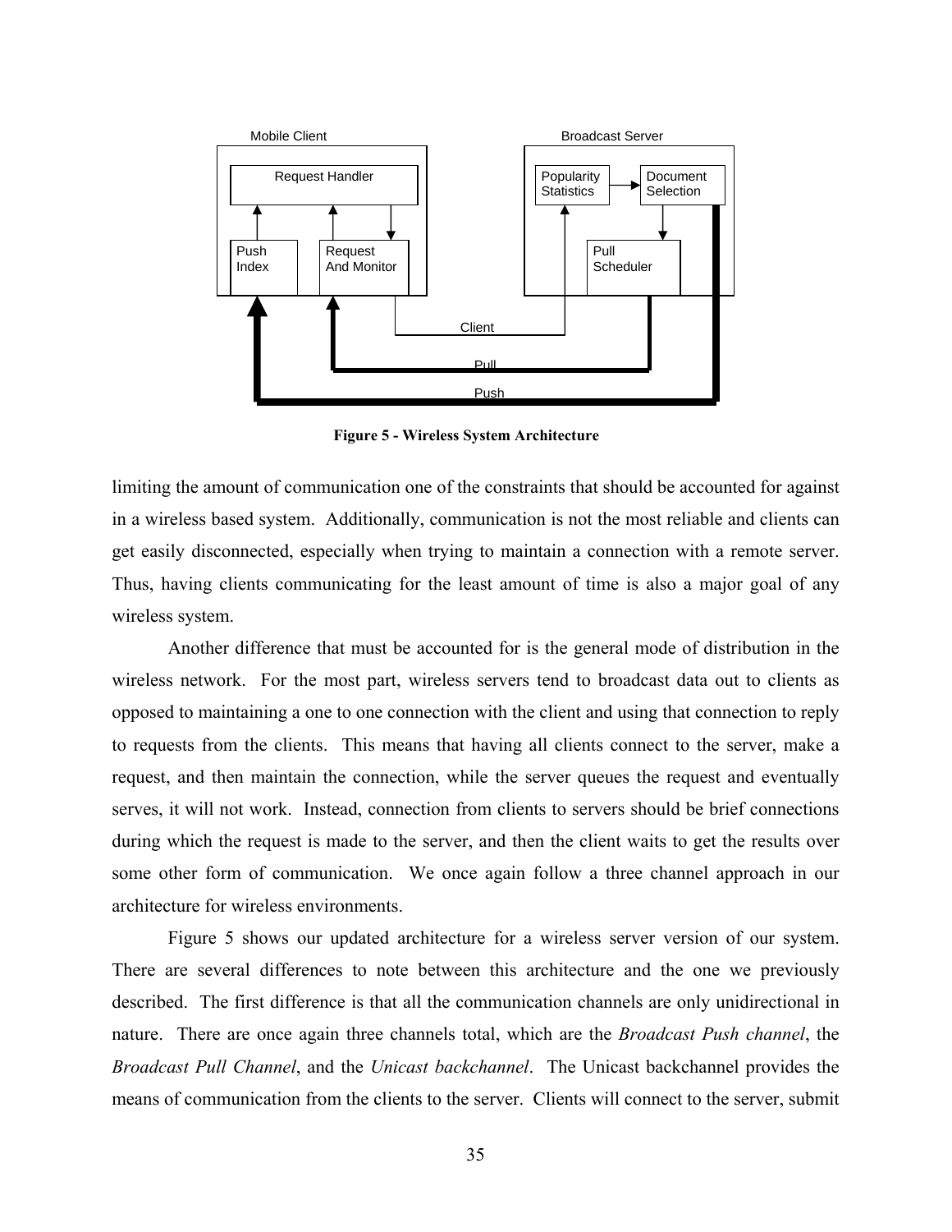**Figure 5 - Wireless System Architecture**

limiting the amount of communication one of the constraints that should be accounted for against in a wireless based system. Additionally, communication is not the most reliable and clients can get easily disconnected, especially when trying to maintain a connection with a remote server. Thus, having clients communicating for the least amount of time is also a major goal of any wireless system.

Another difference that must be accounted for is the general mode of distribution in the wireless network. For the most part, wireless servers tend to broadcast data out to clients as opposed to maintaining a one to one connection with the client and using that connection to reply to requests from the clients. This means that having all clients connect to the server, make a request, and then maintain the connection, while the server queues the request and eventually serves, it will not work. Instead, connection from clients to servers should be brief connections during which the request is made to the server, and then the client waits to get the results over some other form of communication. We once again follow a three channel approach in our architecture for wireless environments.

Figure 5 shows our updated architecture for a wireless server version of our system. There are several differences to note between this architecture and the one we previously described. The first difference is that all the communication channels are only unidirectional in nature. There are once again three channels total, which are the *Broadcast Push channel*, the *Broadcast Pull Channel*, and the *Unicast backchannel*. The Unicast backchannel provides the means of communication from the clients to the server. Clients will connect to the server, submit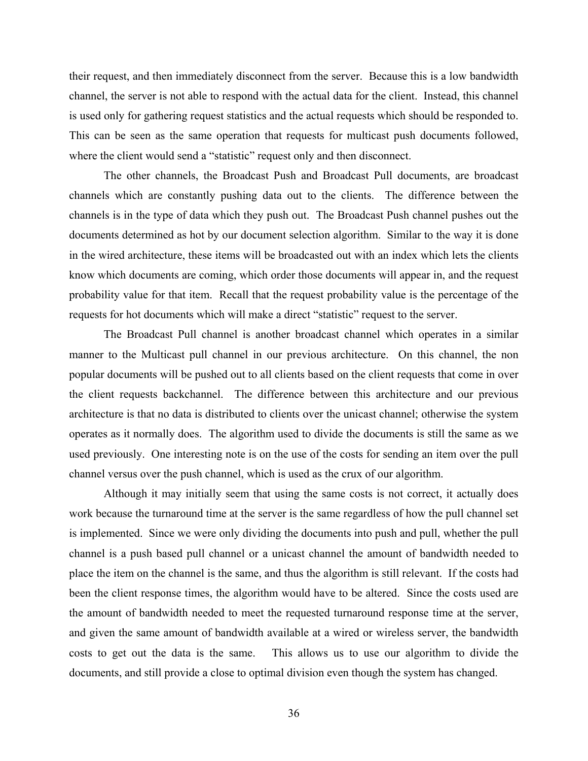their request, and then immediately disconnect from the server. Because this is a low bandwidth channel, the server is not able to respond with the actual data for the client. Instead, this channel is used only for gathering request statistics and the actual requests which should be responded to. This can be seen as the same operation that requests for multicast push documents followed, where the client would send a "statistic" request only and then disconnect.

The other channels, the Broadcast Push and Broadcast Pull documents, are broadcast channels which are constantly pushing data out to the clients. The difference between the channels is in the type of data which they push out. The Broadcast Push channel pushes out the documents determined as hot by our document selection algorithm. Similar to the way it is done in the wired architecture, these items will be broadcasted out with an index which lets the clients know which documents are coming, which order those documents will appear in, and the request probability value for that item. Recall that the request probability value is the percentage of the requests for hot documents which will make a direct "statistic" request to the server.

The Broadcast Pull channel is another broadcast channel which operates in a similar manner to the Multicast pull channel in our previous architecture. On this channel, the non popular documents will be pushed out to all clients based on the client requests that come in over the client requests backchannel. The difference between this architecture and our previous architecture is that no data is distributed to clients over the unicast channel; otherwise the system operates as it normally does. The algorithm used to divide the documents is still the same as we used previously. One interesting note is on the use of the costs for sending an item over the pull channel versus over the push channel, which is used as the crux of our algorithm.

Although it may initially seem that using the same costs is not correct, it actually does work because the turnaround time at the server is the same regardless of how the pull channel set is implemented. Since we were only dividing the documents into push and pull, whether the pull channel is a push based pull channel or a unicast channel the amount of bandwidth needed to place the item on the channel is the same, and thus the algorithm is still relevant. If the costs had been the client response times, the algorithm would have to be altered. Since the costs used are the amount of bandwidth needed to meet the requested turnaround response time at the server, and given the same amount of bandwidth available at a wired or wireless server, the bandwidth costs to get out the data is the same. This allows us to use our algorithm to divide the documents, and still provide a close to optimal division even though the system has changed.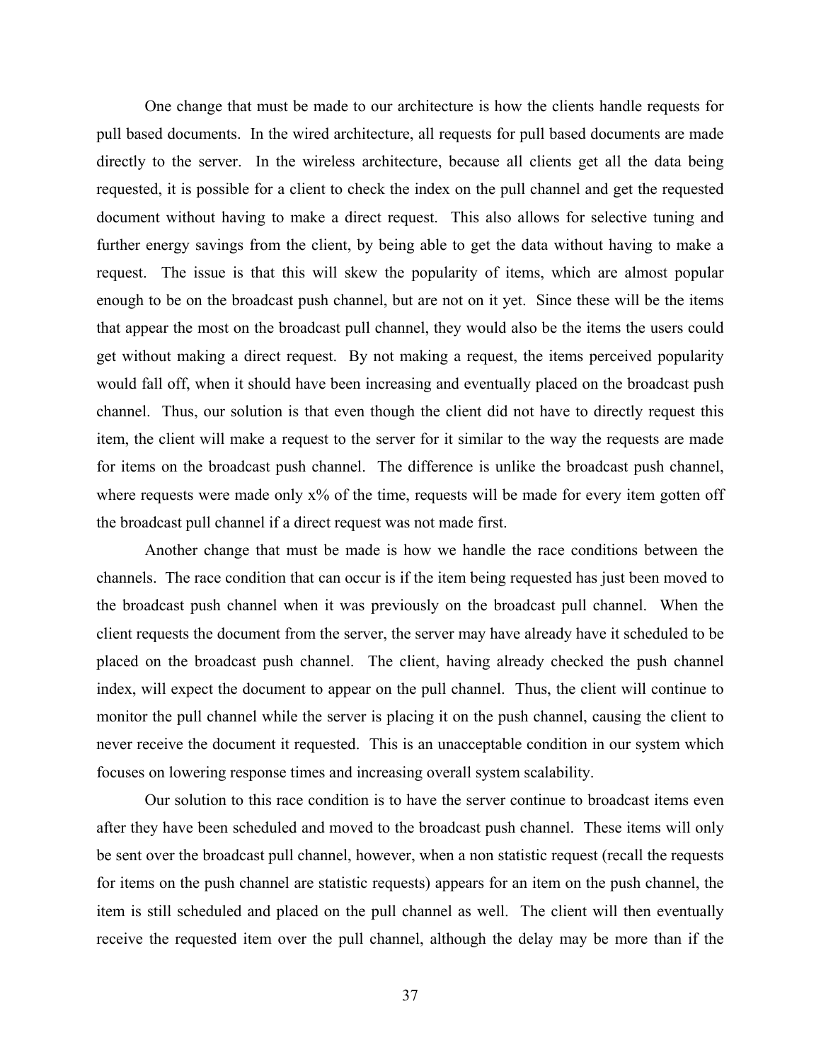One change that must be made to our architecture is how the clients handle requests for pull based documents. In the wired architecture, all requests for pull based documents are made directly to the server. In the wireless architecture, because all clients get all the data being requested, it is possible for a client to check the index on the pull channel and get the requested document without having to make a direct request. This also allows for selective tuning and further energy savings from the client, by being able to get the data without having to make a request. The issue is that this will skew the popularity of items, which are almost popular enough to be on the broadcast push channel, but are not on it yet. Since these will be the items that appear the most on the broadcast pull channel, they would also be the items the users could get without making a direct request. By not making a request, the items perceived popularity would fall off, when it should have been increasing and eventually placed on the broadcast push channel. Thus, our solution is that even though the client did not have to directly request this item, the client will make a request to the server for it similar to the way the requests are made for items on the broadcast push channel. The difference is unlike the broadcast push channel, where requests were made only x% of the time, requests will be made for every item gotten off the broadcast pull channel if a direct request was not made first.

Another change that must be made is how we handle the race conditions between the channels. The race condition that can occur is if the item being requested has just been moved to the broadcast push channel when it was previously on the broadcast pull channel. When the client requests the document from the server, the server may have already have it scheduled to be placed on the broadcast push channel. The client, having already checked the push channel index, will expect the document to appear on the pull channel. Thus, the client will continue to monitor the pull channel while the server is placing it on the push channel, causing the client to never receive the document it requested. This is an unacceptable condition in our system which focuses on lowering response times and increasing overall system scalability.

Our solution to this race condition is to have the server continue to broadcast items even after they have been scheduled and moved to the broadcast push channel. These items will only be sent over the broadcast pull channel, however, when a non statistic request (recall the requests for items on the push channel are statistic requests) appears for an item on the push channel, the item is still scheduled and placed on the pull channel as well. The client will then eventually receive the requested item over the pull channel, although the delay may be more than if the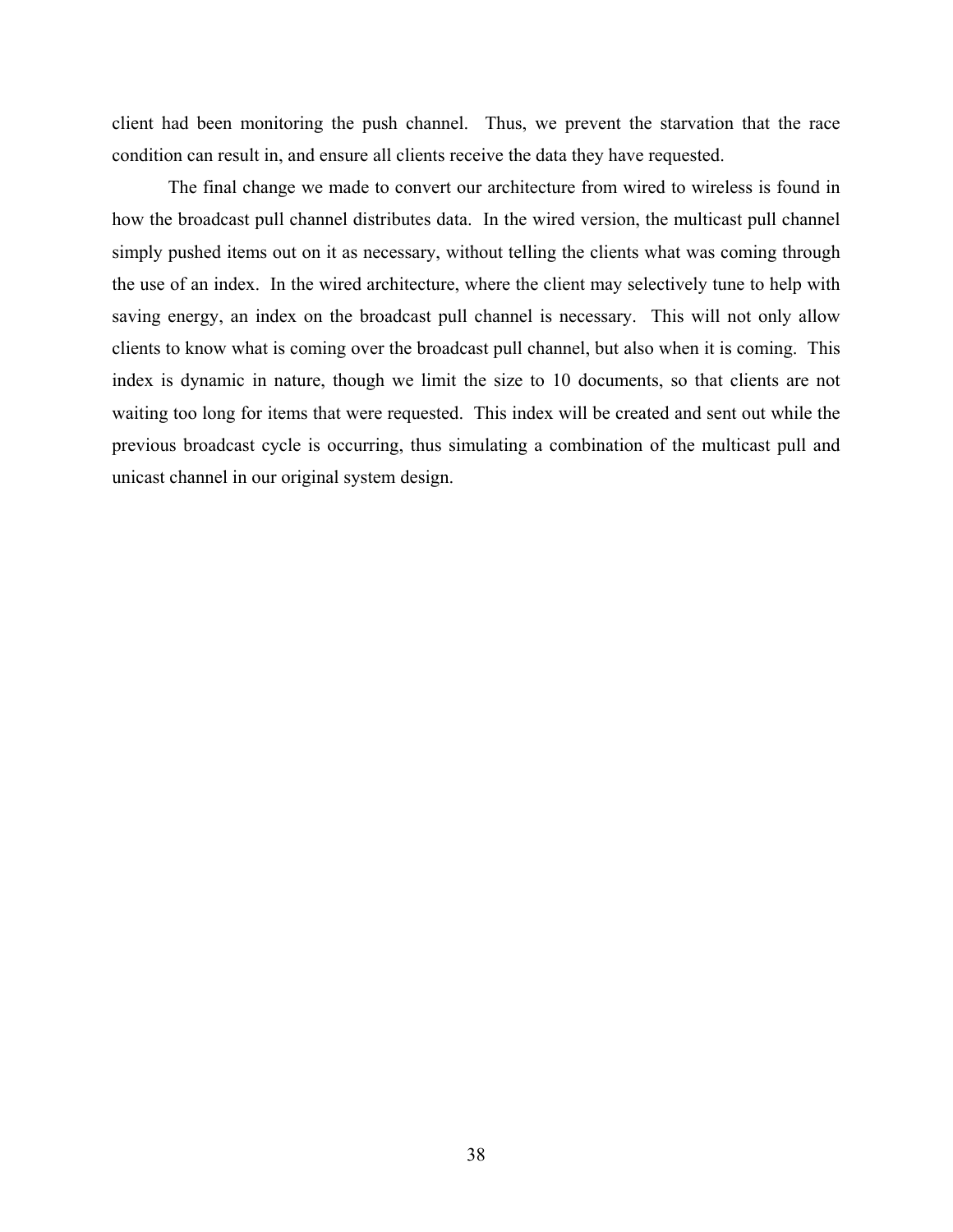client had been monitoring the push channel. Thus, we prevent the starvation that the race condition can result in, and ensure all clients receive the data they have requested.

The final change we made to convert our architecture from wired to wireless is found in how the broadcast pull channel distributes data. In the wired version, the multicast pull channel simply pushed items out on it as necessary, without telling the clients what was coming through the use of an index. In the wired architecture, where the client may selectively tune to help with saving energy, an index on the broadcast pull channel is necessary. This will not only allow clients to know what is coming over the broadcast pull channel, but also when it is coming. This index is dynamic in nature, though we limit the size to 10 documents, so that clients are not waiting too long for items that were requested. This index will be created and sent out while the previous broadcast cycle is occurring, thus simulating a combination of the multicast pull and unicast channel in our original system design.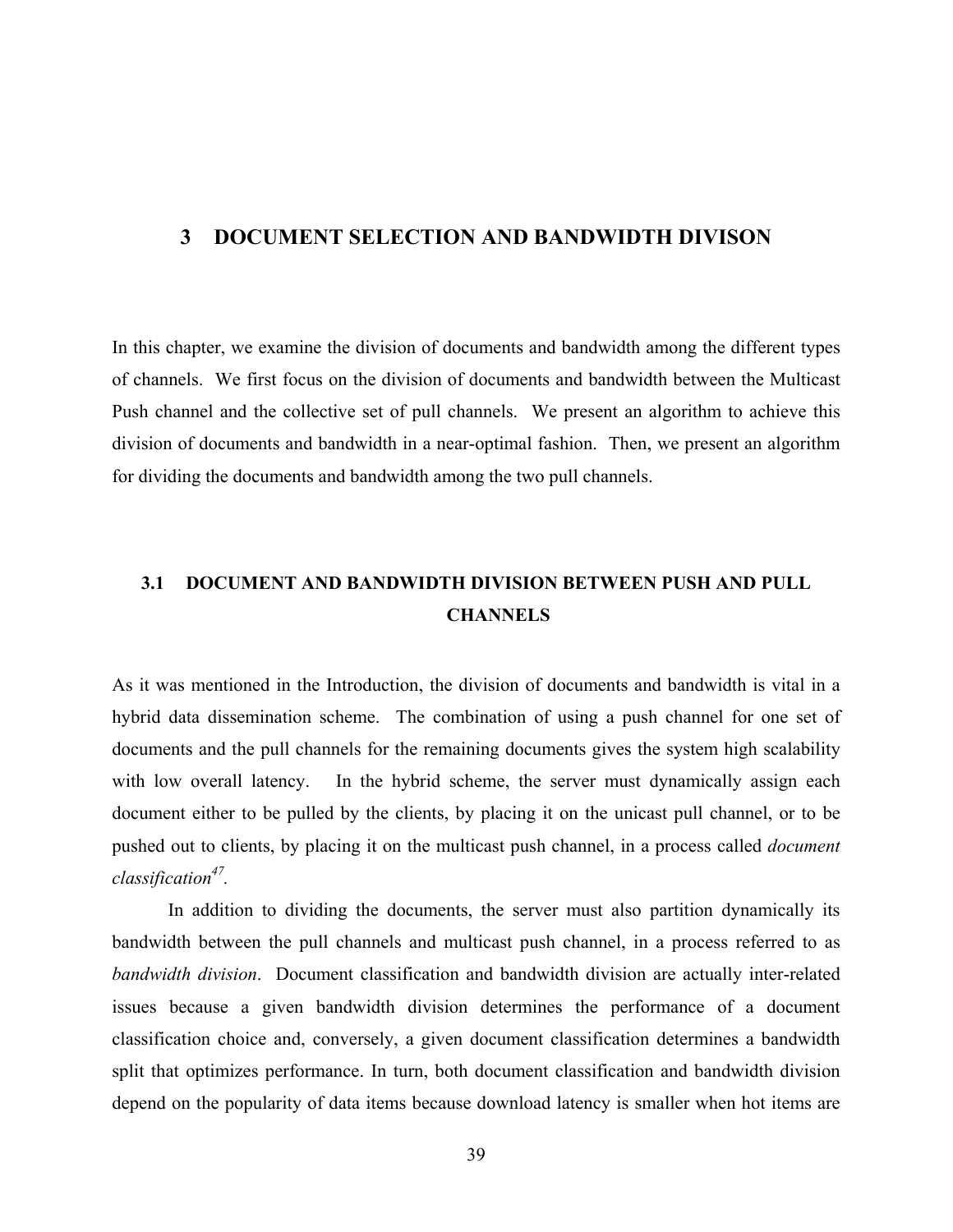# 3 DOCUMENT SELECTION AND BANDWIDTH DIVISON

In this chapter, we examine the division of documents and bandwidth among the different types of channels. We first focus on the division of documents and bandwidth between the Multicast Push channel and the collective set of pull channels. We present an algorithm to achieve this division of documents and bandwidth in a near-optimal fashion. Then, we present an algorithm for dividing the documents and bandwidth among the two pull channels.

## 3.1 DOCUMENT AND BANDWIDTH DIVISION BETWEEN PUSH AND PULL CHANNELS

As it was mentioned in the Introduction, the division of documents and bandwidth is vital in a hybrid data dissemination scheme. The combination of using a push channel for one set of documents and the pull channels for the remaining documents gives the system high scalability with low overall latency. In the hybrid scheme, the server must dynamically assign each document either to be pulled by the clients, by placing it on the unicast pull channel, or to be pushed out to clients, by placing it on the multicast push channel, in a process called *document classification*[47].

In addition to dividing the documents, the server must also partition dynamically its bandwidth between the pull channels and multicast push channel, in a process referred to as *bandwidth division*. Document classification and bandwidth division are actually inter-related issues because a given bandwidth division determines the performance of a document classification choice and, conversely, a given document classification determines a bandwidth split that optimizes performance. In turn, both document classification and bandwidth division depend on the popularity of data items because download latency is smaller when hot items are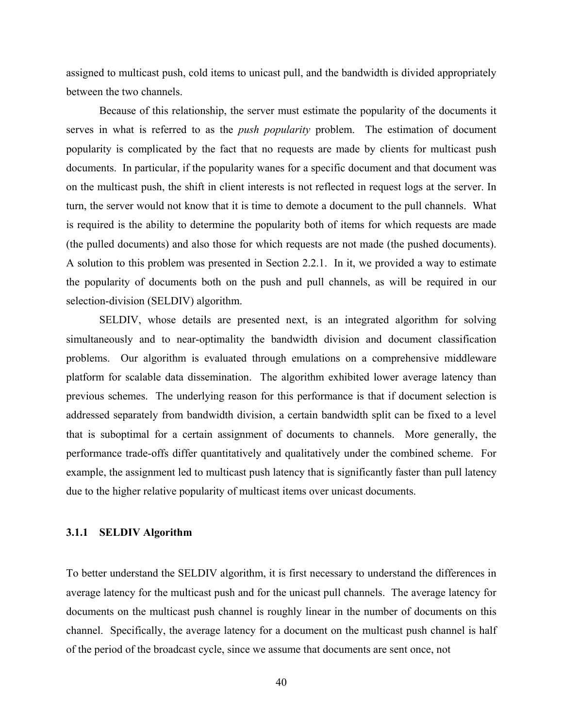assigned to multicast push, cold items to unicast pull, and the bandwidth is divided appropriately between the two channels.

Because of this relationship, the server must estimate the popularity of the documents it serves in what is referred to as the *push popularity* problem. The estimation of document popularity is complicated by the fact that no requests are made by clients for multicast push documents. In particular, if the popularity wanes for a specific document and that document was on the multicast push, the shift in client interests is not reflected in request logs at the server. In turn, the server would not know that it is time to demote a document to the pull channels. What is required is the ability to determine the popularity both of items for which requests are made (the pulled documents) and also those for which requests are not made (the pushed documents). A solution to this problem was presented in Section 2.2.1. In it, we provided a way to estimate the popularity of documents both on the push and pull channels, as will be required in our selection-division (SELDIV) algorithm.

SELDIV, whose details are presented next, is an integrated algorithm for solving simultaneously and to near-optimality the bandwidth division and document classification problems. Our algorithm is evaluated through emulations on a comprehensive middleware platform for scalable data dissemination. The algorithm exhibited lower average latency than previous schemes. The underlying reason for this performance is that if document selection is addressed separately from bandwidth division, a certain bandwidth split can be fixed to a level that is suboptimal for a certain assignment of documents to channels. More generally, the performance trade-offs differ quantitatively and qualitatively under the combined scheme. For example, the assignment led to multicast push latency that is significantly faster than pull latency due to the higher relative popularity of multicast items over unicast documents.

### 3.1.1 SELDIV Algorithm

To better understand the SELDIV algorithm, it is first necessary to understand the differences in average latency for the multicast push and for the unicast pull channels. The average latency for documents on the multicast push channel is roughly linear in the number of documents on this channel. Specifically, the average latency for a document on the multicast push channel is half of the period of the broadcast cycle, since we assume that documents are sent once, not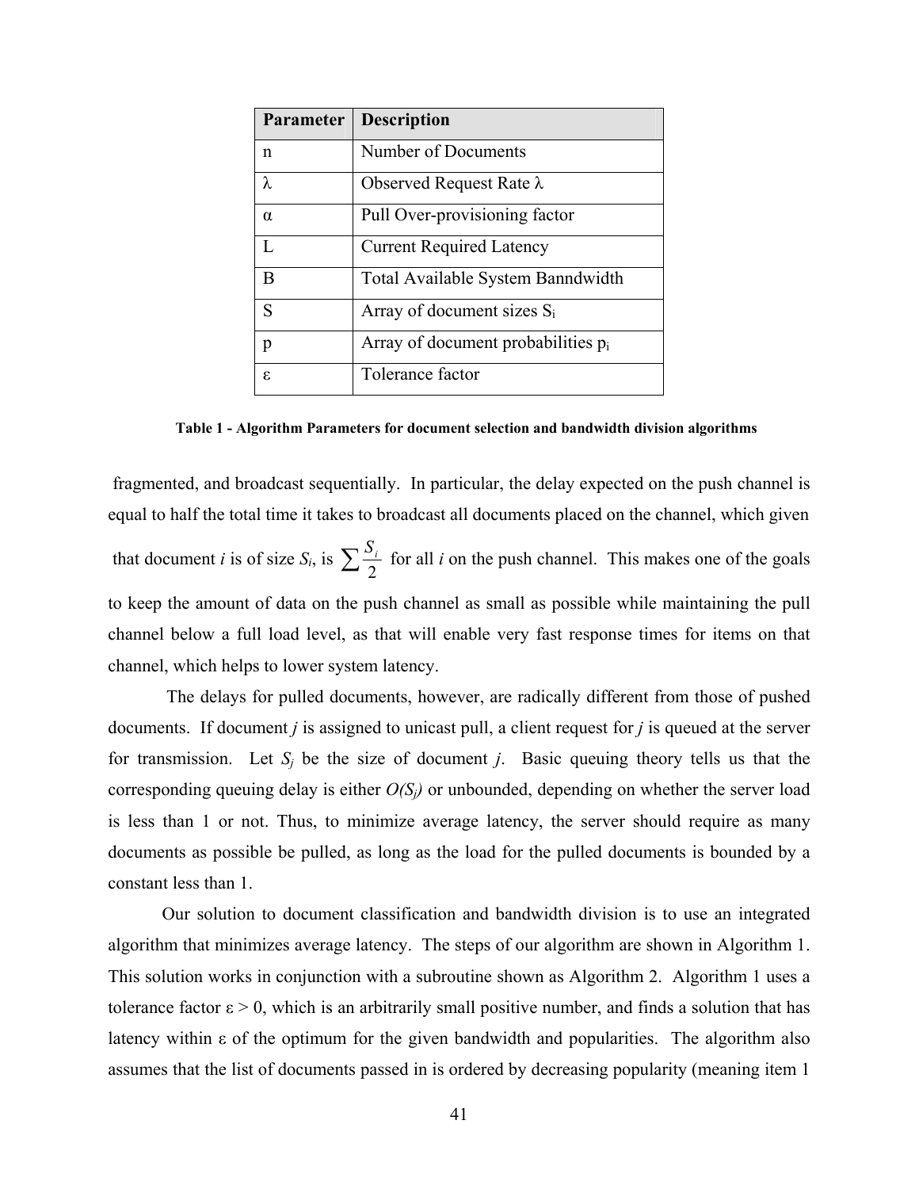| Parameter | Description |
| --- | --- |
| n | Number of Documents |
| λ | Observed Request Rate λ |
| α | Pull Over-provisioning factor |
| L | Current Required Latency |
| B | Total Available System Banndwidth |
| S | Array of document sizes $S_i$ |
| p | Array of document probabilities $p_i$ |
| ε | Tolerance factor |

**Table 1 - Algorithm Parameters for document selection and bandwidth division algorithms**

fragmented, and broadcast sequentially. In particular, the delay expected on the push channel is equal to half the total time it takes to broadcast all documents placed on the channel, which given that document *i* is of size $S_i$, is $\sum \frac{S_i}{2}$ for all *i* on the push channel. This makes one of the goals to keep the amount of data on the push channel as small as possible while maintaining the pull channel below a full load level, as that will enable very fast response times for items on that channel, which helps to lower system latency.

The delays for pulled documents, however, are radically different from those of pushed documents. If document *j* is assigned to unicast pull, a client request for *j* is queued at the server for transmission. Let $S_j$ be the size of document *j*. Basic queuing theory tells us that the corresponding queuing delay is either $O(S_j)$ or unbounded, depending on whether the server load is less than 1 or not. Thus, to minimize average latency, the server should require as many documents as possible be pulled, as long as the load for the pulled documents is bounded by a constant less than 1.

Our solution to document classification and bandwidth division is to use an integrated algorithm that minimizes average latency. The steps of our algorithm are shown in Algorithm 1. This solution works in conjunction with a subroutine shown as Algorithm 2. Algorithm 1 uses a tolerance factor $\varepsilon > 0$, which is an arbitrarily small positive number, and finds a solution that has latency within ε of the optimum for the given bandwidth and popularities. The algorithm also assumes that the list of documents passed in is ordered by decreasing popularity (meaning item 1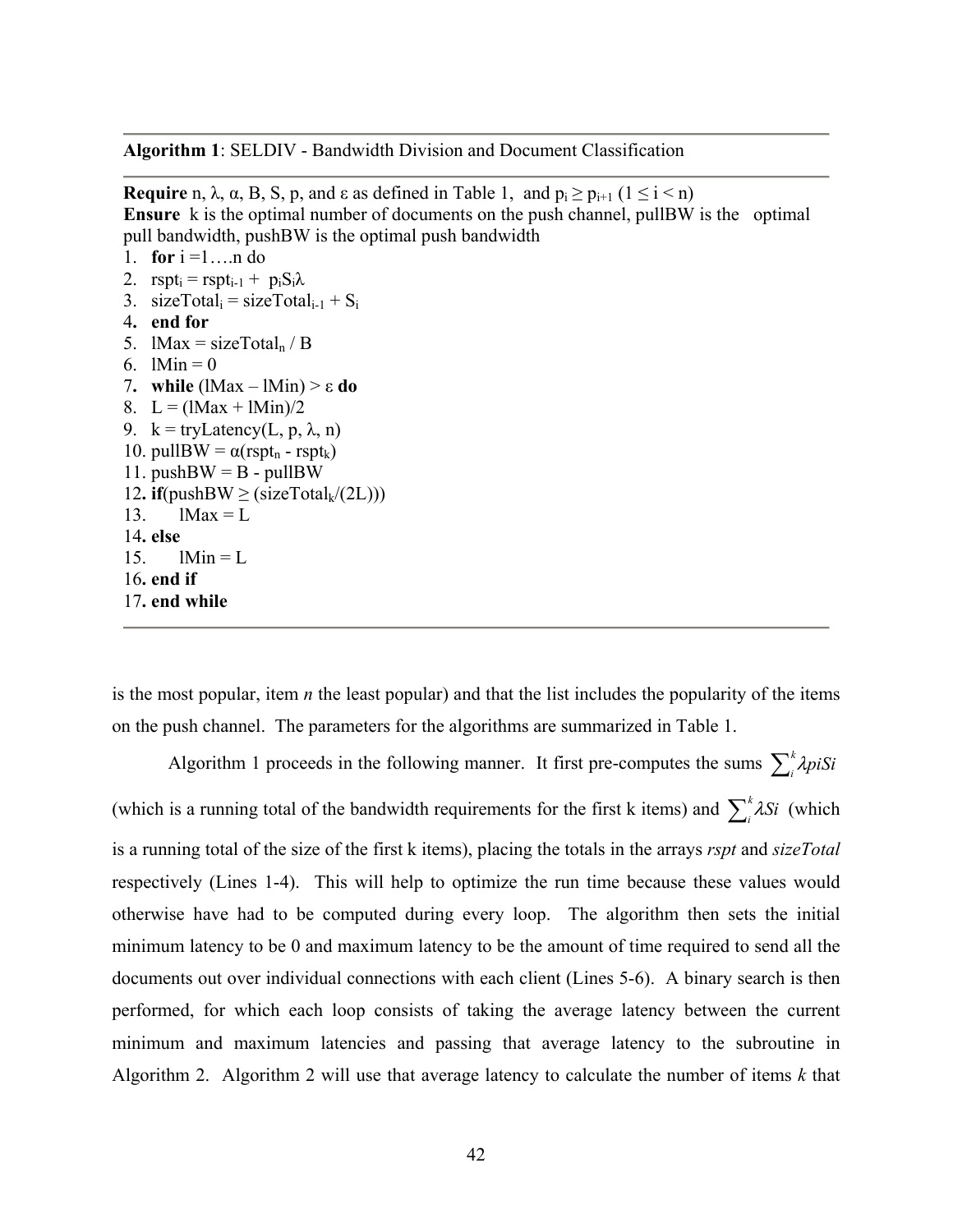**Algorithm 1**: SELDIV - Bandwidth Division and Document Classification

**Require** n, λ, α, B, S, p, and ε as defined in Table 1, and $p_i \geq p_{i+1}$ ($1 \leq i < n$)
**Ensure** k is the optimal number of documents on the push channel, pullBW is the optimal pull bandwidth, pushBW is the optimal push bandwidth

```
1.  for i =1….n do
2.  rspt_i = rspt_{i-1} + p_i S_i λ
3.  sizeTotal_i = sizeTotal_{i-1} + S_i
4.  end for
5.  lMax = sizeTotal_n / B
6.  lMin = 0
7.  while (lMax – lMin) > ε do
8.  L = (lMax + lMin)/2
9.  k = tryLatency(L, p, λ, n)
10. pullBW = α(rspt_n - rspt_k)
11. pushBW = B - pullBW
12. if(pushBW ≥ (sizeTotal_k/(2L)))
13.      lMax = L
14. else
15.      lMin = L
16. end if
17. end while
```

is the most popular, item *n* the least popular) and that the list includes the popularity of the items on the push channel. The parameters for the algorithms are summarized in Table 1.

Algorithm 1 proceeds in the following manner. It first pre-computes the sums $\sum_i^k \lambda piSi$ (which is a running total of the bandwidth requirements for the first k items) and $\sum_i^k \lambda Si$ (which is a running total of the size of the first k items), placing the totals in the arrays *rspt* and *sizeTotal* respectively (Lines 1-4). This will help to optimize the run time because these values would otherwise have had to be computed during every loop. The algorithm then sets the initial minimum latency to be 0 and maximum latency to be the amount of time required to send all the documents out over individual connections with each client (Lines 5-6). A binary search is then performed, for which each loop consists of taking the average latency between the current minimum and maximum latencies and passing that average latency to the subroutine in Algorithm 2. Algorithm 2 will use that average latency to calculate the number of items *k* that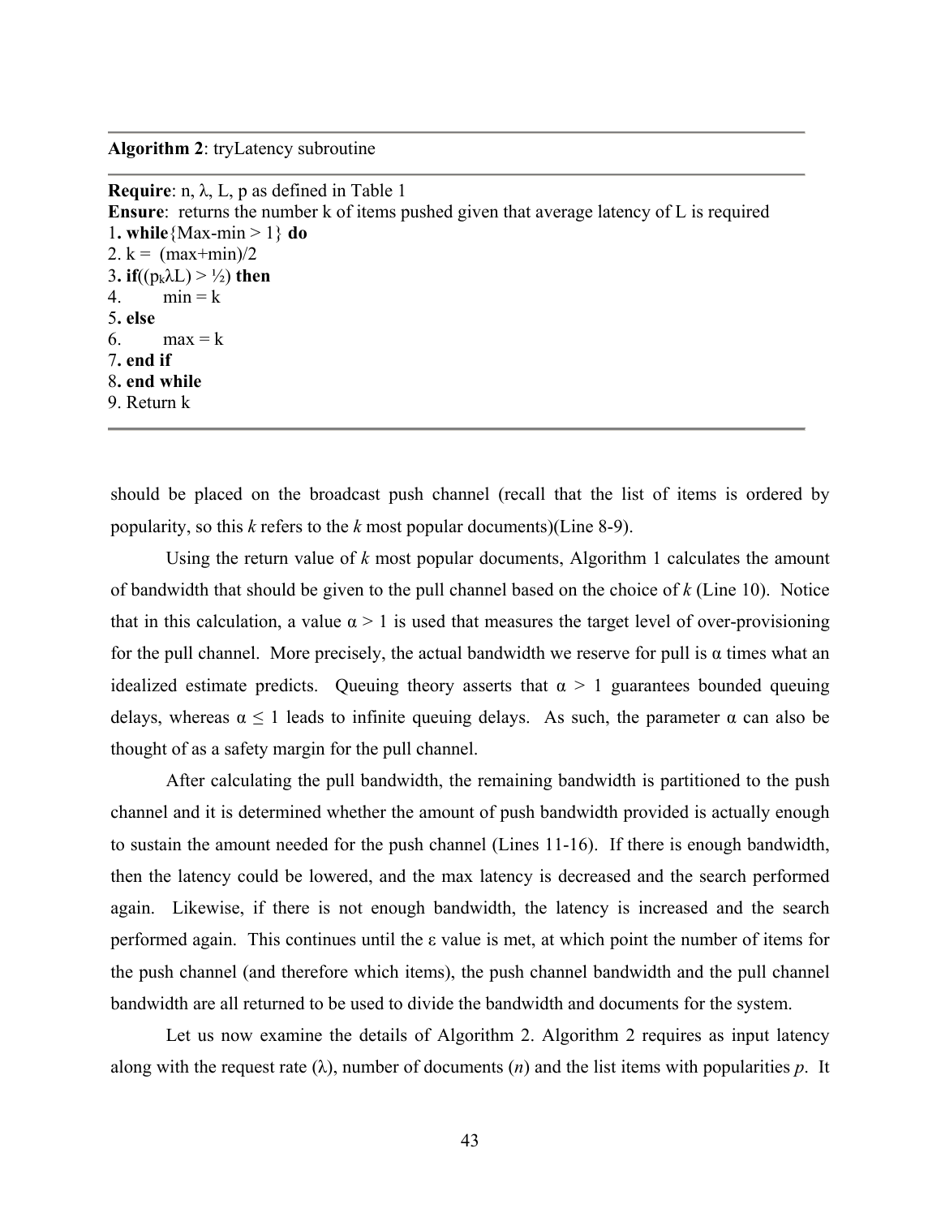**Algorithm 2**: tryLatency subroutine

---

**Require**: n, $\lambda$, L, p as defined in Table 1
**Ensure**: returns the number k of items pushed given that average latency of L is required

```
1. while{Max-min > 1} do
2. k = (max+min)/2
3. if((pkλL) > ½) then
4.     min = k
5. else
6.     max = k
7. end if
8. end while
9. Return k
```

---

should be placed on the broadcast push channel (recall that the list of items is ordered by popularity, so this *k* refers to the *k* most popular documents)(Line 8-9).

Using the return value of *k* most popular documents, Algorithm 1 calculates the amount of bandwidth that should be given to the pull channel based on the choice of *k* (Line 10). Notice that in this calculation, a value $\alpha > 1$ is used that measures the target level of over-provisioning for the pull channel. More precisely, the actual bandwidth we reserve for pull is $\alpha$ times what an idealized estimate predicts. Queuing theory asserts that $\alpha > 1$ guarantees bounded queuing delays, whereas $\alpha \leq 1$ leads to infinite queuing delays. As such, the parameter $\alpha$ can also be thought of as a safety margin for the pull channel.

After calculating the pull bandwidth, the remaining bandwidth is partitioned to the push channel and it is determined whether the amount of push bandwidth provided is actually enough to sustain the amount needed for the push channel (Lines 11-16). If there is enough bandwidth, then the latency could be lowered, and the max latency is decreased and the search performed again. Likewise, if there is not enough bandwidth, the latency is increased and the search performed again. This continues until the $\varepsilon$ value is met, at which point the number of items for the push channel (and therefore which items), the push channel bandwidth and the pull channel bandwidth are all returned to be used to divide the bandwidth and documents for the system.

Let us now examine the details of Algorithm 2. Algorithm 2 requires as input latency along with the request rate ($\lambda$), number of documents (*n*) and the list items with popularities *p*. It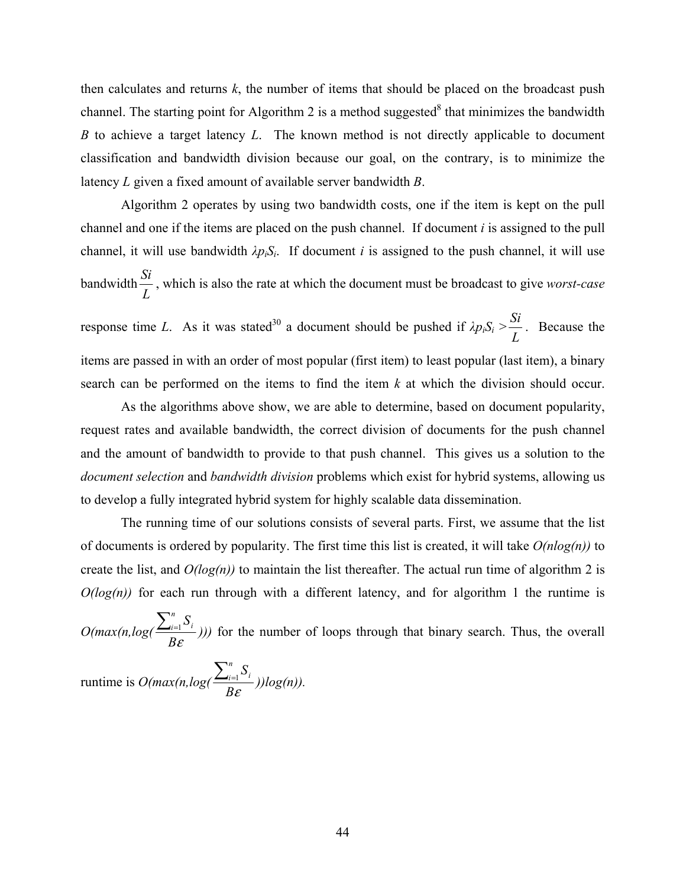then calculates and returns *k*, the number of items that should be placed on the broadcast push channel. The starting point for Algorithm 2 is a method suggested[8] that minimizes the bandwidth *B* to achieve a target latency *L*. The known method is not directly applicable to document classification and bandwidth division because our goal, on the contrary, is to minimize the latency *L* given a fixed amount of available server bandwidth *B*.

Algorithm 2 operates by using two bandwidth costs, one if the item is kept on the pull channel and one if the items are placed on the push channel. If document *i* is assigned to the pull channel, it will use bandwidth $\lambda p_i S_i$. If document *i* is assigned to the push channel, it will use bandwidth $\frac{Si}{L}$, which is also the rate at which the document must be broadcast to give *worst-case* response time *L*. As it was stated[30] a document should be pushed if $\lambda p_i S_i > \frac{Si}{L}$. Because the items are passed in with an order of most popular (first item) to least popular (last item), a binary search can be performed on the items to find the item *k* at which the division should occur.

As the algorithms above show, we are able to determine, based on document popularity, request rates and available bandwidth, the correct division of documents for the push channel and the amount of bandwidth to provide to that push channel. This gives us a solution to the *document selection* and *bandwidth division* problems which exist for hybrid systems, allowing us to develop a fully integrated hybrid system for highly scalable data dissemination.

The running time of our solutions consists of several parts. First, we assume that the list of documents is ordered by popularity. The first time this list is created, it will take $O(n\log(n))$ to create the list, and $O(\log(n))$ to maintain the list thereafter. The actual run time of algorithm 2 is $O(\log(n))$ for each run through with a different latency, and for algorithm 1 the runtime is $O(\max(n, \log(\frac{\sum_{i=1}^{n} S_i}{B\varepsilon})))$ for the number of loops through that binary search. Thus, the overall runtime is $O(\max(n, \log(\frac{\sum_{i=1}^{n} S_i}{B\varepsilon}))\log(n))$.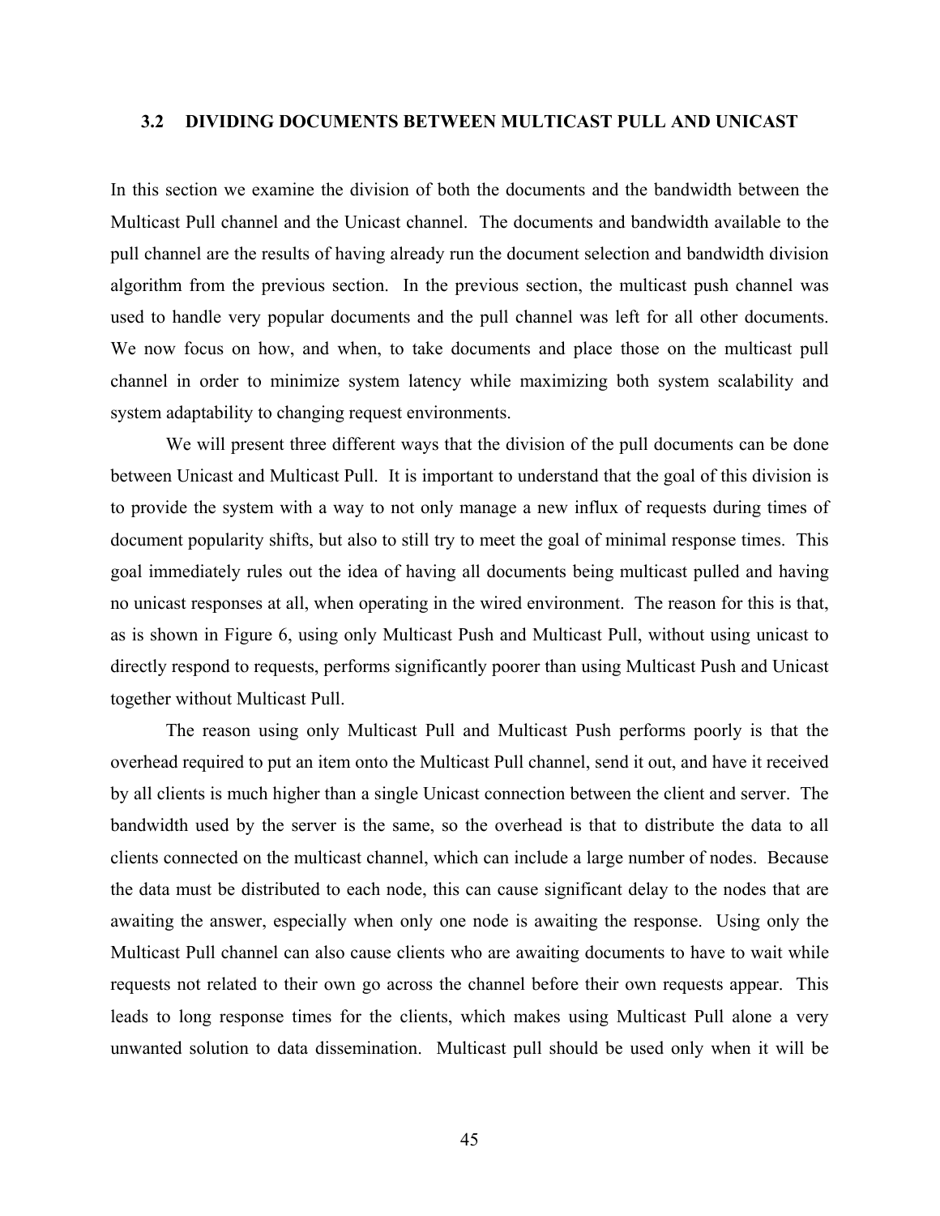### 3.2 DIVIDING DOCUMENTS BETWEEN MULTICAST PULL AND UNICAST

In this section we examine the division of both the documents and the bandwidth between the Multicast Pull channel and the Unicast channel. The documents and bandwidth available to the pull channel are the results of having already run the document selection and bandwidth division algorithm from the previous section. In the previous section, the multicast push channel was used to handle very popular documents and the pull channel was left for all other documents. We now focus on how, and when, to take documents and place those on the multicast pull channel in order to minimize system latency while maximizing both system scalability and system adaptability to changing request environments.

We will present three different ways that the division of the pull documents can be done between Unicast and Multicast Pull. It is important to understand that the goal of this division is to provide the system with a way to not only manage a new influx of requests during times of document popularity shifts, but also to still try to meet the goal of minimal response times. This goal immediately rules out the idea of having all documents being multicast pulled and having no unicast responses at all, when operating in the wired environment. The reason for this is that, as is shown in Figure 6, using only Multicast Push and Multicast Pull, without using unicast to directly respond to requests, performs significantly poorer than using Multicast Push and Unicast together without Multicast Pull.

The reason using only Multicast Pull and Multicast Push performs poorly is that the overhead required to put an item onto the Multicast Pull channel, send it out, and have it received by all clients is much higher than a single Unicast connection between the client and server. The bandwidth used by the server is the same, so the overhead is that to distribute the data to all clients connected on the multicast channel, which can include a large number of nodes. Because the data must be distributed to each node, this can cause significant delay to the nodes that are awaiting the answer, especially when only one node is awaiting the response. Using only the Multicast Pull channel can also cause clients who are awaiting documents to have to wait while requests not related to their own go across the channel before their own requests appear. This leads to long response times for the clients, which makes using Multicast Pull alone a very unwanted solution to data dissemination. Multicast pull should be used only when it will be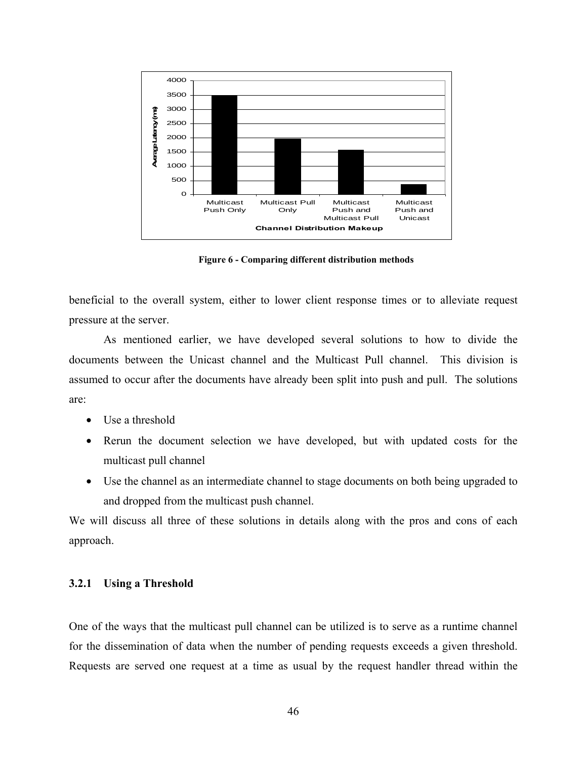Figure 6 - Comparing different distribution methods

beneficial to the overall system, either to lower client response times or to alleviate request pressure at the server.

As mentioned earlier, we have developed several solutions to how to divide the documents between the Unicast channel and the Multicast Pull channel. This division is assumed to occur after the documents have already been split into push and pull. The solutions are:

- Use a threshold
- Rerun the document selection we have developed, but with updated costs for the multicast pull channel
- Use the channel as an intermediate channel to stage documents on both being upgraded to and dropped from the multicast push channel.

We will discuss all three of these solutions in details along with the pros and cons of each approach.

### 3.2.1 Using a Threshold

One of the ways that the multicast pull channel can be utilized is to serve as a runtime channel for the dissemination of data when the number of pending requests exceeds a given threshold. Requests are served one request at a time as usual by the request handler thread within the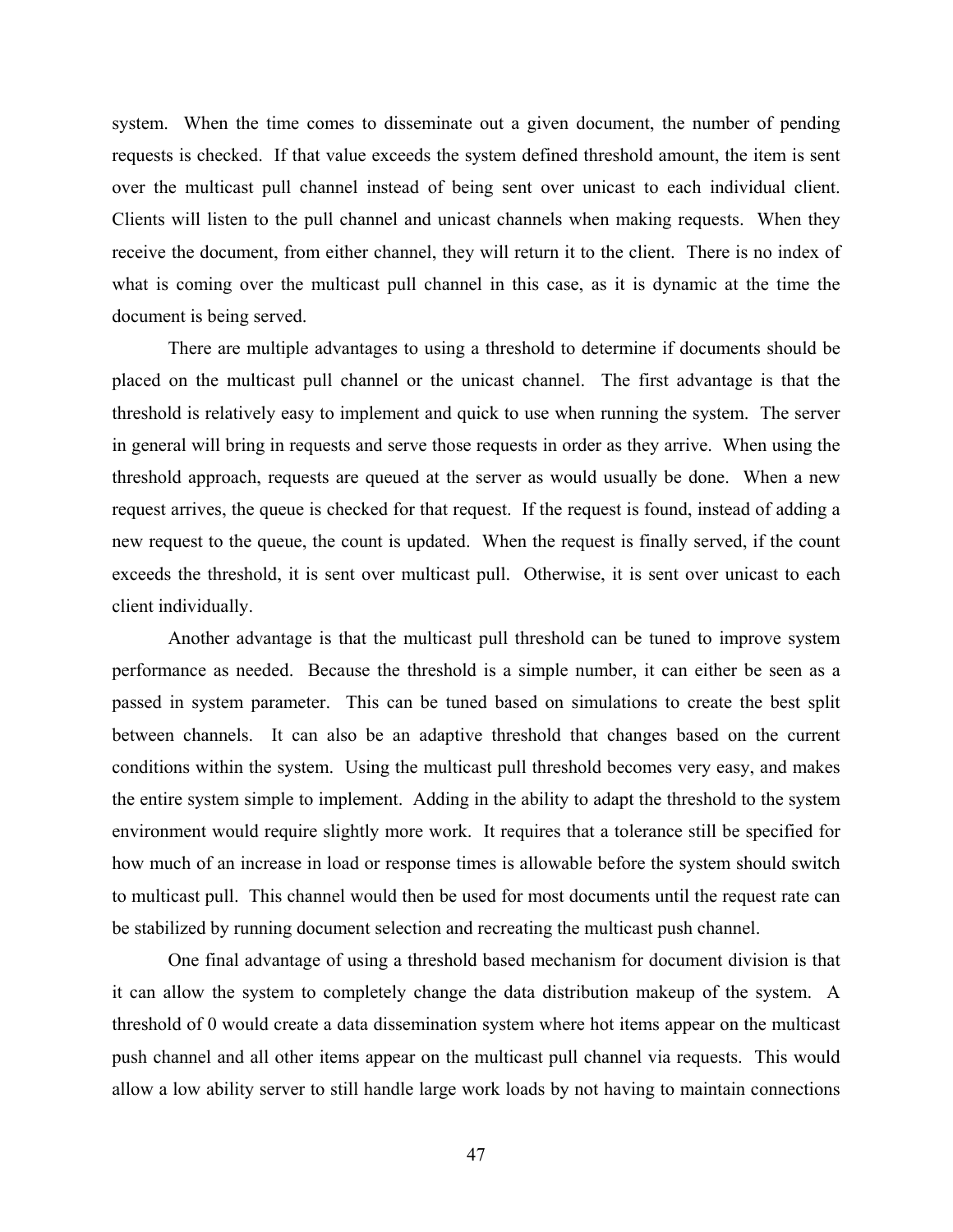system. When the time comes to disseminate out a given document, the number of pending requests is checked. If that value exceeds the system defined threshold amount, the item is sent over the multicast pull channel instead of being sent over unicast to each individual client. Clients will listen to the pull channel and unicast channels when making requests. When they receive the document, from either channel, they will return it to the client. There is no index of what is coming over the multicast pull channel in this case, as it is dynamic at the time the document is being served.

There are multiple advantages to using a threshold to determine if documents should be placed on the multicast pull channel or the unicast channel. The first advantage is that the threshold is relatively easy to implement and quick to use when running the system. The server in general will bring in requests and serve those requests in order as they arrive. When using the threshold approach, requests are queued at the server as would usually be done. When a new request arrives, the queue is checked for that request. If the request is found, instead of adding a new request to the queue, the count is updated. When the request is finally served, if the count exceeds the threshold, it is sent over multicast pull. Otherwise, it is sent over unicast to each client individually.

Another advantage is that the multicast pull threshold can be tuned to improve system performance as needed. Because the threshold is a simple number, it can either be seen as a passed in system parameter. This can be tuned based on simulations to create the best split between channels. It can also be an adaptive threshold that changes based on the current conditions within the system. Using the multicast pull threshold becomes very easy, and makes the entire system simple to implement. Adding in the ability to adapt the threshold to the system environment would require slightly more work. It requires that a tolerance still be specified for how much of an increase in load or response times is allowable before the system should switch to multicast pull. This channel would then be used for most documents until the request rate can be stabilized by running document selection and recreating the multicast push channel.

One final advantage of using a threshold based mechanism for document division is that it can allow the system to completely change the data distribution makeup of the system. A threshold of 0 would create a data dissemination system where hot items appear on the multicast push channel and all other items appear on the multicast pull channel via requests. This would allow a low ability server to still handle large work loads by not having to maintain connections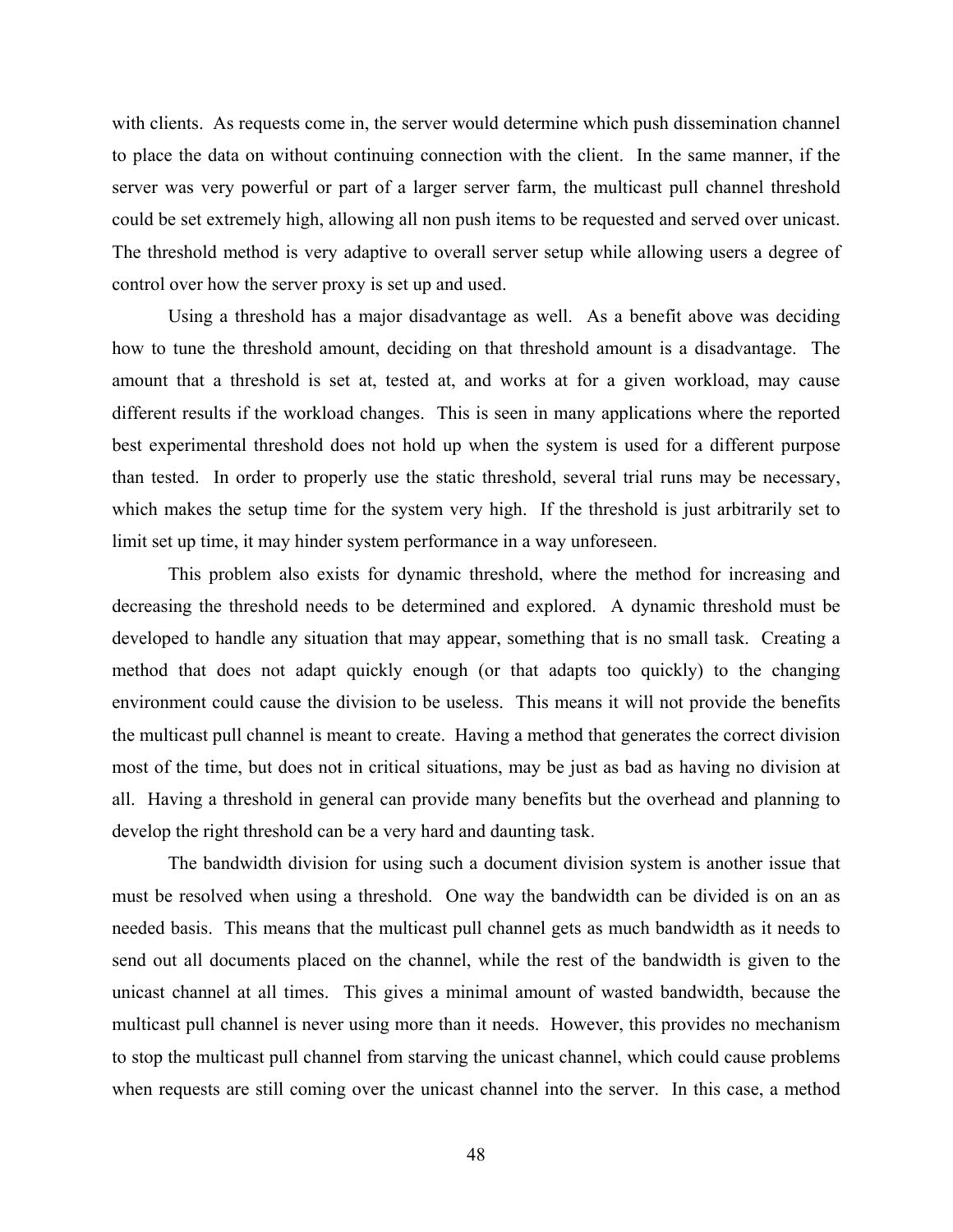with clients. As requests come in, the server would determine which push dissemination channel to place the data on without continuing connection with the client. In the same manner, if the server was very powerful or part of a larger server farm, the multicast pull channel threshold could be set extremely high, allowing all non push items to be requested and served over unicast. The threshold method is very adaptive to overall server setup while allowing users a degree of control over how the server proxy is set up and used.

Using a threshold has a major disadvantage as well. As a benefit above was deciding how to tune the threshold amount, deciding on that threshold amount is a disadvantage. The amount that a threshold is set at, tested at, and works at for a given workload, may cause different results if the workload changes. This is seen in many applications where the reported best experimental threshold does not hold up when the system is used for a different purpose than tested. In order to properly use the static threshold, several trial runs may be necessary, which makes the setup time for the system very high. If the threshold is just arbitrarily set to limit set up time, it may hinder system performance in a way unforeseen.

This problem also exists for dynamic threshold, where the method for increasing and decreasing the threshold needs to be determined and explored. A dynamic threshold must be developed to handle any situation that may appear, something that is no small task. Creating a method that does not adapt quickly enough (or that adapts too quickly) to the changing environment could cause the division to be useless. This means it will not provide the benefits the multicast pull channel is meant to create. Having a method that generates the correct division most of the time, but does not in critical situations, may be just as bad as having no division at all. Having a threshold in general can provide many benefits but the overhead and planning to develop the right threshold can be a very hard and daunting task.

The bandwidth division for using such a document division system is another issue that must be resolved when using a threshold. One way the bandwidth can be divided is on an as needed basis. This means that the multicast pull channel gets as much bandwidth as it needs to send out all documents placed on the channel, while the rest of the bandwidth is given to the unicast channel at all times. This gives a minimal amount of wasted bandwidth, because the multicast pull channel is never using more than it needs. However, this provides no mechanism to stop the multicast pull channel from starving the unicast channel, which could cause problems when requests are still coming over the unicast channel into the server. In this case, a method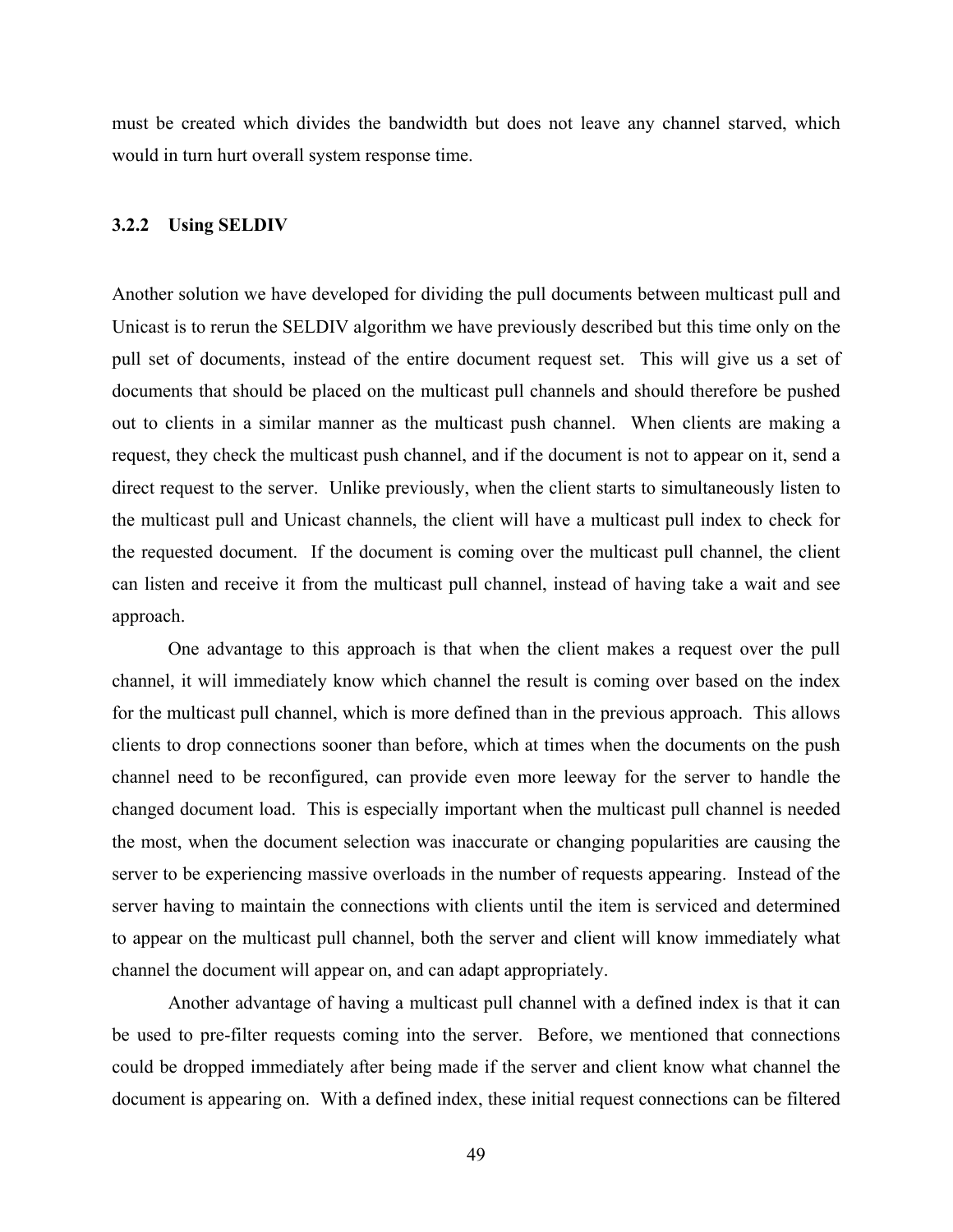must be created which divides the bandwidth but does not leave any channel starved, which would in turn hurt overall system response time.

### 3.2.2 Using SELDIV

Another solution we have developed for dividing the pull documents between multicast pull and Unicast is to rerun the SELDIV algorithm we have previously described but this time only on the pull set of documents, instead of the entire document request set. This will give us a set of documents that should be placed on the multicast pull channels and should therefore be pushed out to clients in a similar manner as the multicast push channel. When clients are making a request, they check the multicast push channel, and if the document is not to appear on it, send a direct request to the server. Unlike previously, when the client starts to simultaneously listen to the multicast pull and Unicast channels, the client will have a multicast pull index to check for the requested document. If the document is coming over the multicast pull channel, the client can listen and receive it from the multicast pull channel, instead of having take a wait and see approach.

One advantage to this approach is that when the client makes a request over the pull channel, it will immediately know which channel the result is coming over based on the index for the multicast pull channel, which is more defined than in the previous approach. This allows clients to drop connections sooner than before, which at times when the documents on the push channel need to be reconfigured, can provide even more leeway for the server to handle the changed document load. This is especially important when the multicast pull channel is needed the most, when the document selection was inaccurate or changing popularities are causing the server to be experiencing massive overloads in the number of requests appearing. Instead of the server having to maintain the connections with clients until the item is serviced and determined to appear on the multicast pull channel, both the server and client will know immediately what channel the document will appear on, and can adapt appropriately.

Another advantage of having a multicast pull channel with a defined index is that it can be used to pre-filter requests coming into the server. Before, we mentioned that connections could be dropped immediately after being made if the server and client know what channel the document is appearing on. With a defined index, these initial request connections can be filtered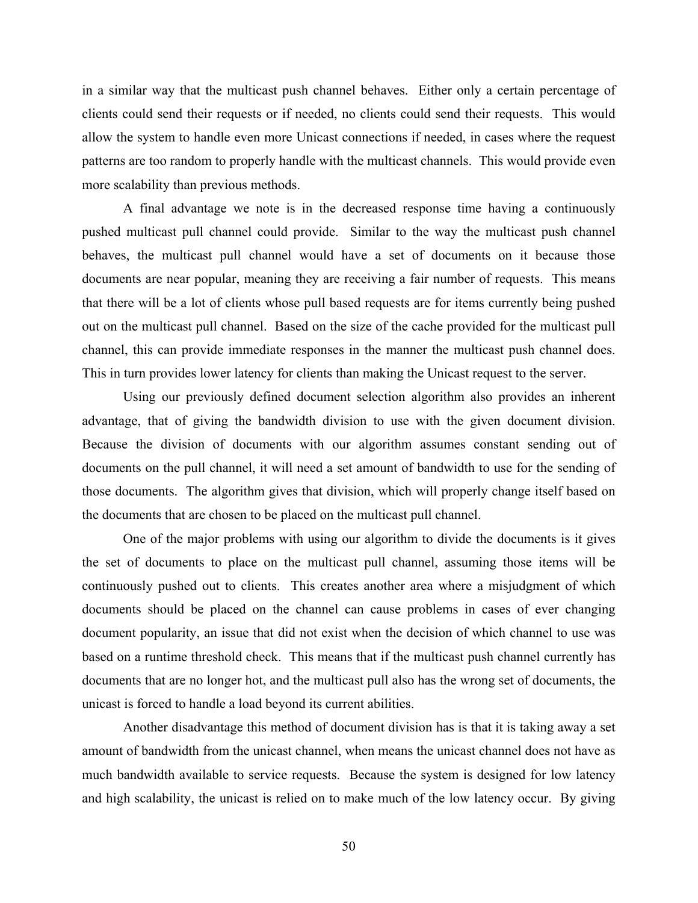in a similar way that the multicast push channel behaves. Either only a certain percentage of clients could send their requests or if needed, no clients could send their requests. This would allow the system to handle even more Unicast connections if needed, in cases where the request patterns are too random to properly handle with the multicast channels. This would provide even more scalability than previous methods.

A final advantage we note is in the decreased response time having a continuously pushed multicast pull channel could provide. Similar to the way the multicast push channel behaves, the multicast pull channel would have a set of documents on it because those documents are near popular, meaning they are receiving a fair number of requests. This means that there will be a lot of clients whose pull based requests are for items currently being pushed out on the multicast pull channel. Based on the size of the cache provided for the multicast pull channel, this can provide immediate responses in the manner the multicast push channel does. This in turn provides lower latency for clients than making the Unicast request to the server.

Using our previously defined document selection algorithm also provides an inherent advantage, that of giving the bandwidth division to use with the given document division. Because the division of documents with our algorithm assumes constant sending out of documents on the pull channel, it will need a set amount of bandwidth to use for the sending of those documents. The algorithm gives that division, which will properly change itself based on the documents that are chosen to be placed on the multicast pull channel.

One of the major problems with using our algorithm to divide the documents is it gives the set of documents to place on the multicast pull channel, assuming those items will be continuously pushed out to clients. This creates another area where a misjudgment of which documents should be placed on the channel can cause problems in cases of ever changing document popularity, an issue that did not exist when the decision of which channel to use was based on a runtime threshold check. This means that if the multicast push channel currently has documents that are no longer hot, and the multicast pull also has the wrong set of documents, the unicast is forced to handle a load beyond its current abilities.

Another disadvantage this method of document division has is that it is taking away a set amount of bandwidth from the unicast channel, when means the unicast channel does not have as much bandwidth available to service requests. Because the system is designed for low latency and high scalability, the unicast is relied on to make much of the low latency occur. By giving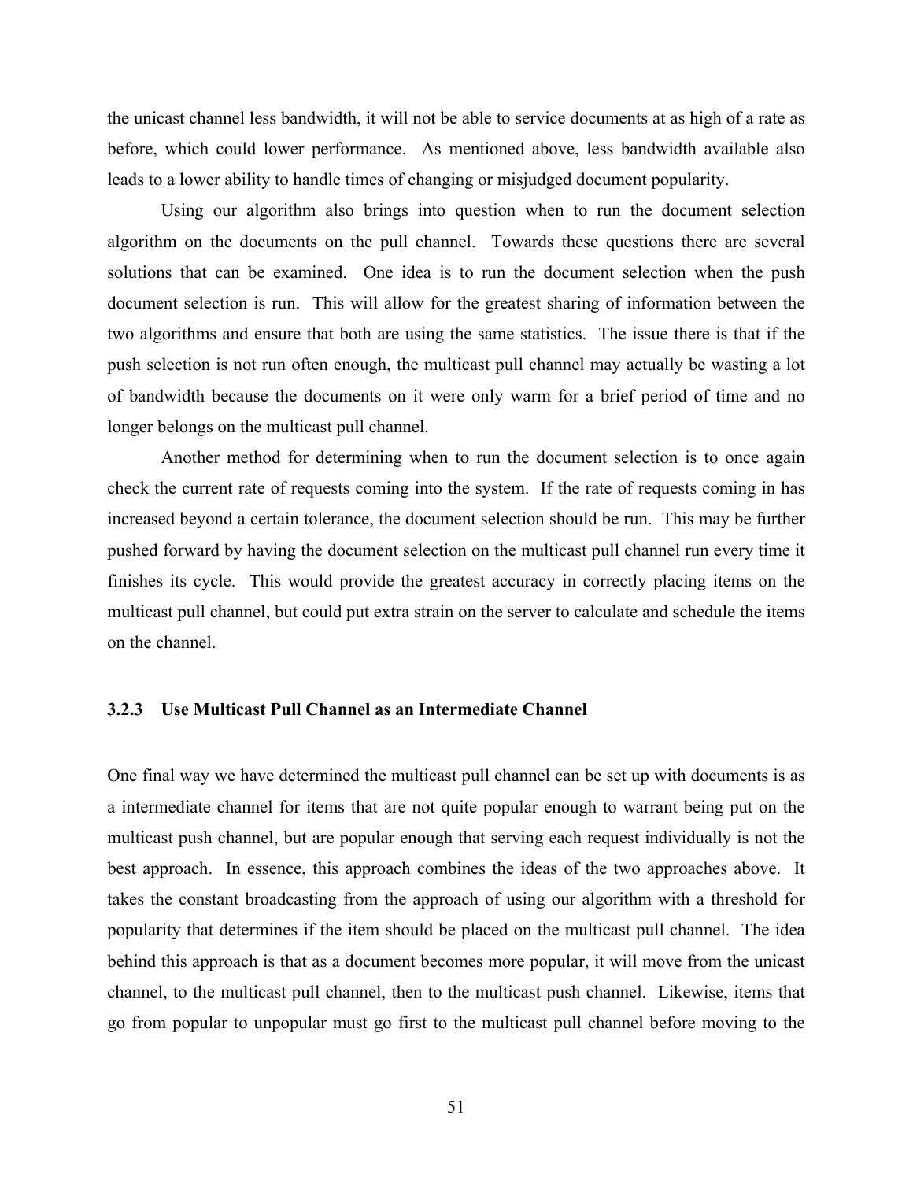the unicast channel less bandwidth, it will not be able to service documents at as high of a rate as before, which could lower performance. As mentioned above, less bandwidth available also leads to a lower ability to handle times of changing or misjudged document popularity.

Using our algorithm also brings into question when to run the document selection algorithm on the documents on the pull channel. Towards these questions there are several solutions that can be examined. One idea is to run the document selection when the push document selection is run. This will allow for the greatest sharing of information between the two algorithms and ensure that both are using the same statistics. The issue there is that if the push selection is not run often enough, the multicast pull channel may actually be wasting a lot of bandwidth because the documents on it were only warm for a brief period of time and no longer belongs on the multicast pull channel.

Another method for determining when to run the document selection is to once again check the current rate of requests coming into the system. If the rate of requests coming in has increased beyond a certain tolerance, the document selection should be run. This may be further pushed forward by having the document selection on the multicast pull channel run every time it finishes its cycle. This would provide the greatest accuracy in correctly placing items on the multicast pull channel, but could put extra strain on the server to calculate and schedule the items on the channel.

### 3.2.3 Use Multicast Pull Channel as an Intermediate Channel

One final way we have determined the multicast pull channel can be set up with documents is as a intermediate channel for items that are not quite popular enough to warrant being put on the multicast push channel, but are popular enough that serving each request individually is not the best approach. In essence, this approach combines the ideas of the two approaches above. It takes the constant broadcasting from the approach of using our algorithm with a threshold for popularity that determines if the item should be placed on the multicast pull channel. The idea behind this approach is that as a document becomes more popular, it will move from the unicast channel, to the multicast pull channel, then to the multicast push channel. Likewise, items that go from popular to unpopular must go first to the multicast pull channel before moving to the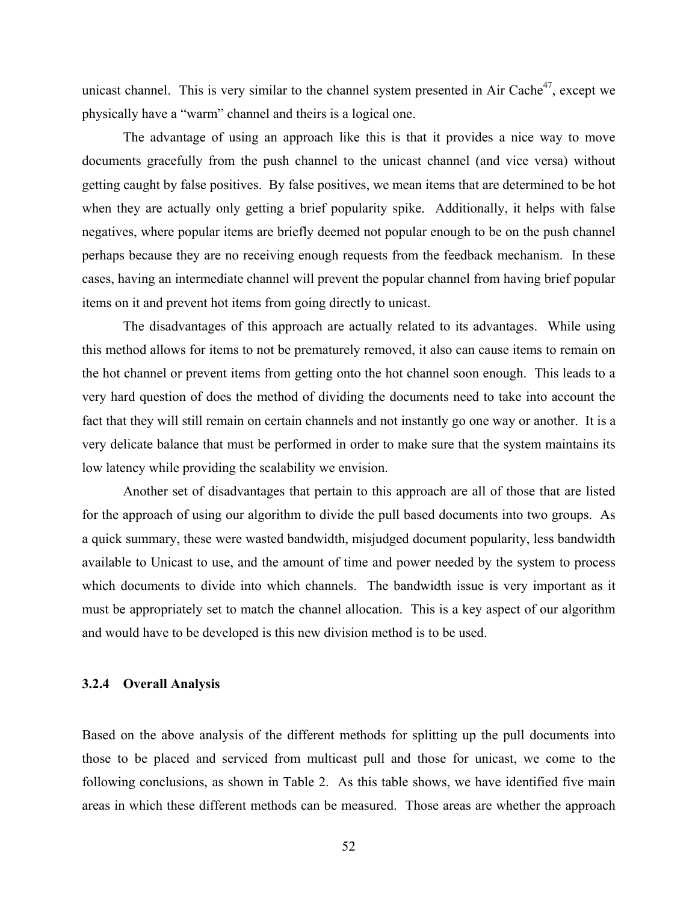unicast channel. This is very similar to the channel system presented in Air Cache[47], except we physically have a "warm" channel and theirs is a logical one.

The advantage of using an approach like this is that it provides a nice way to move documents gracefully from the push channel to the unicast channel (and vice versa) without getting caught by false positives. By false positives, we mean items that are determined to be hot when they are actually only getting a brief popularity spike. Additionally, it helps with false negatives, where popular items are briefly deemed not popular enough to be on the push channel perhaps because they are no receiving enough requests from the feedback mechanism. In these cases, having an intermediate channel will prevent the popular channel from having brief popular items on it and prevent hot items from going directly to unicast.

The disadvantages of this approach are actually related to its advantages. While using this method allows for items to not be prematurely removed, it also can cause items to remain on the hot channel or prevent items from getting onto the hot channel soon enough. This leads to a very hard question of does the method of dividing the documents need to take into account the fact that they will still remain on certain channels and not instantly go one way or another. It is a very delicate balance that must be performed in order to make sure that the system maintains its low latency while providing the scalability we envision.

Another set of disadvantages that pertain to this approach are all of those that are listed for the approach of using our algorithm to divide the pull based documents into two groups. As a quick summary, these were wasted bandwidth, misjudged document popularity, less bandwidth available to Unicast to use, and the amount of time and power needed by the system to process which documents to divide into which channels. The bandwidth issue is very important as it must be appropriately set to match the channel allocation. This is a key aspect of our algorithm and would have to be developed is this new division method is to be used.

### 3.2.4 Overall Analysis

Based on the above analysis of the different methods for splitting up the pull documents into those to be placed and serviced from multicast pull and those for unicast, we come to the following conclusions, as shown in Table 2. As this table shows, we have identified five main areas in which these different methods can be measured. Those areas are whether the approach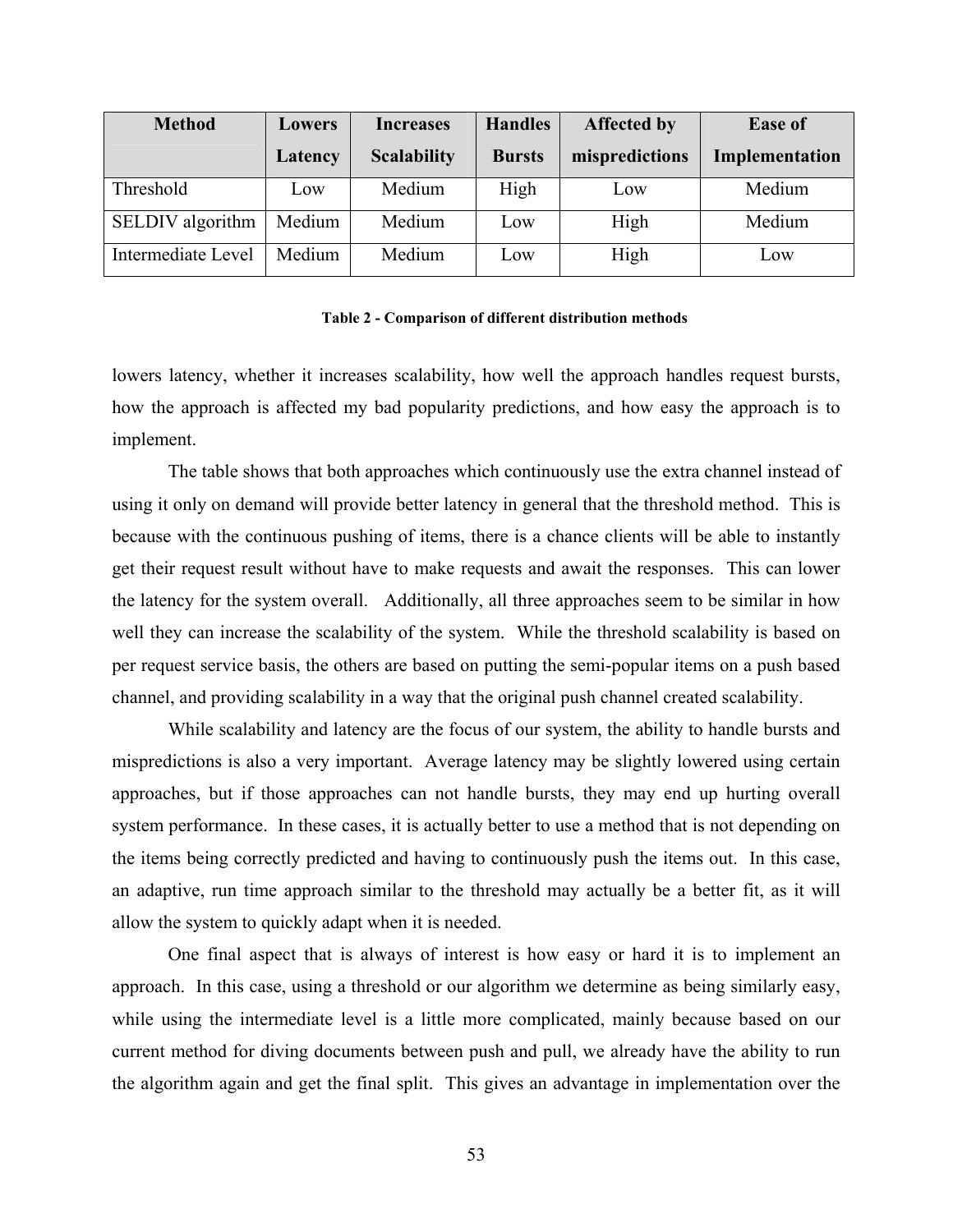| Method | Lowers Latency | Increases Scalability | Handles Bursts | Affected by mispredictions | Ease of Implementation |
|---|---|---|---|---|---|
| Threshold | Low | Medium | High | Low | Medium |
| SELDIV algorithm | Medium | Medium | Low | High | Medium |
| Intermediate Level | Medium | Medium | Low | High | Low |

**Table 2 - Comparison of different distribution methods**

lowers latency, whether it increases scalability, how well the approach handles request bursts, how the approach is affected my bad popularity predictions, and how easy the approach is to implement.

The table shows that both approaches which continuously use the extra channel instead of using it only on demand will provide better latency in general that the threshold method. This is because with the continuous pushing of items, there is a chance clients will be able to instantly get their request result without have to make requests and await the responses. This can lower the latency for the system overall. Additionally, all three approaches seem to be similar in how well they can increase the scalability of the system. While the threshold scalability is based on per request service basis, the others are based on putting the semi-popular items on a push based channel, and providing scalability in a way that the original push channel created scalability.

While scalability and latency are the focus of our system, the ability to handle bursts and mispredictions is also a very important. Average latency may be slightly lowered using certain approaches, but if those approaches can not handle bursts, they may end up hurting overall system performance. In these cases, it is actually better to use a method that is not depending on the items being correctly predicted and having to continuously push the items out. In this case, an adaptive, run time approach similar to the threshold may actually be a better fit, as it will allow the system to quickly adapt when it is needed.

One final aspect that is always of interest is how easy or hard it is to implement an approach. In this case, using a threshold or our algorithm we determine as being similarly easy, while using the intermediate level is a little more complicated, mainly because based on our current method for diving documents between push and pull, we already have the ability to run the algorithm again and get the final split. This gives an advantage in implementation over the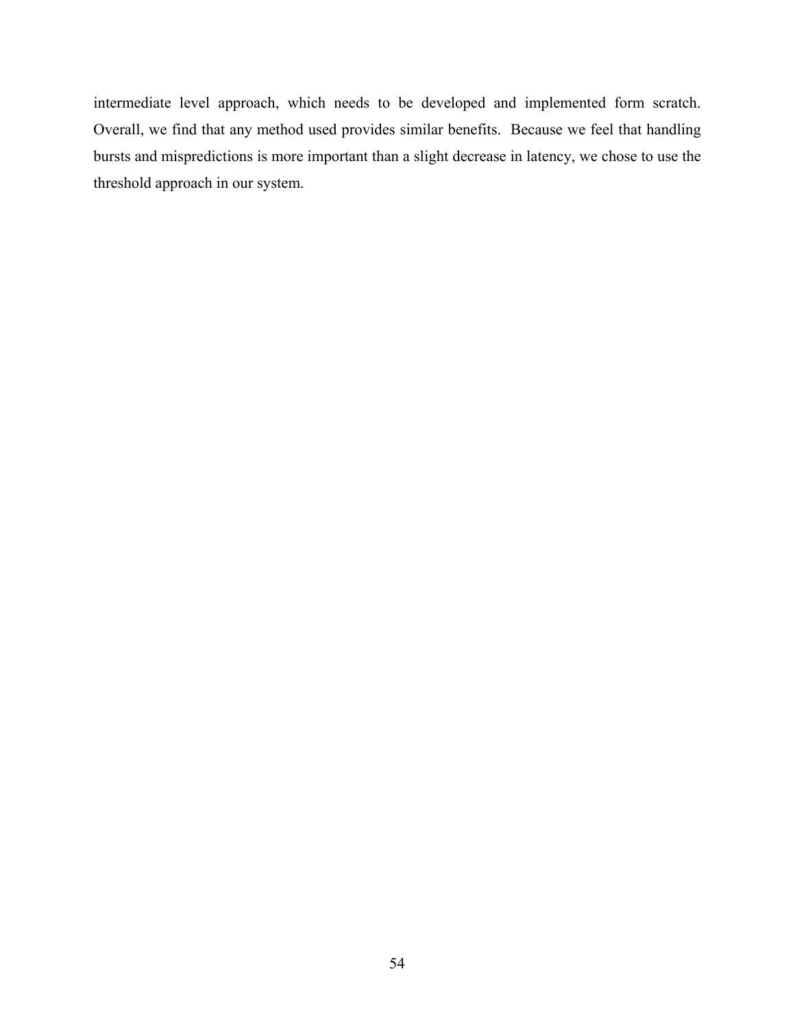intermediate level approach, which needs to be developed and implemented form scratch. Overall, we find that any method used provides similar benefits. Because we feel that handling bursts and mispredictions is more important than a slight decrease in latency, we chose to use the threshold approach in our system.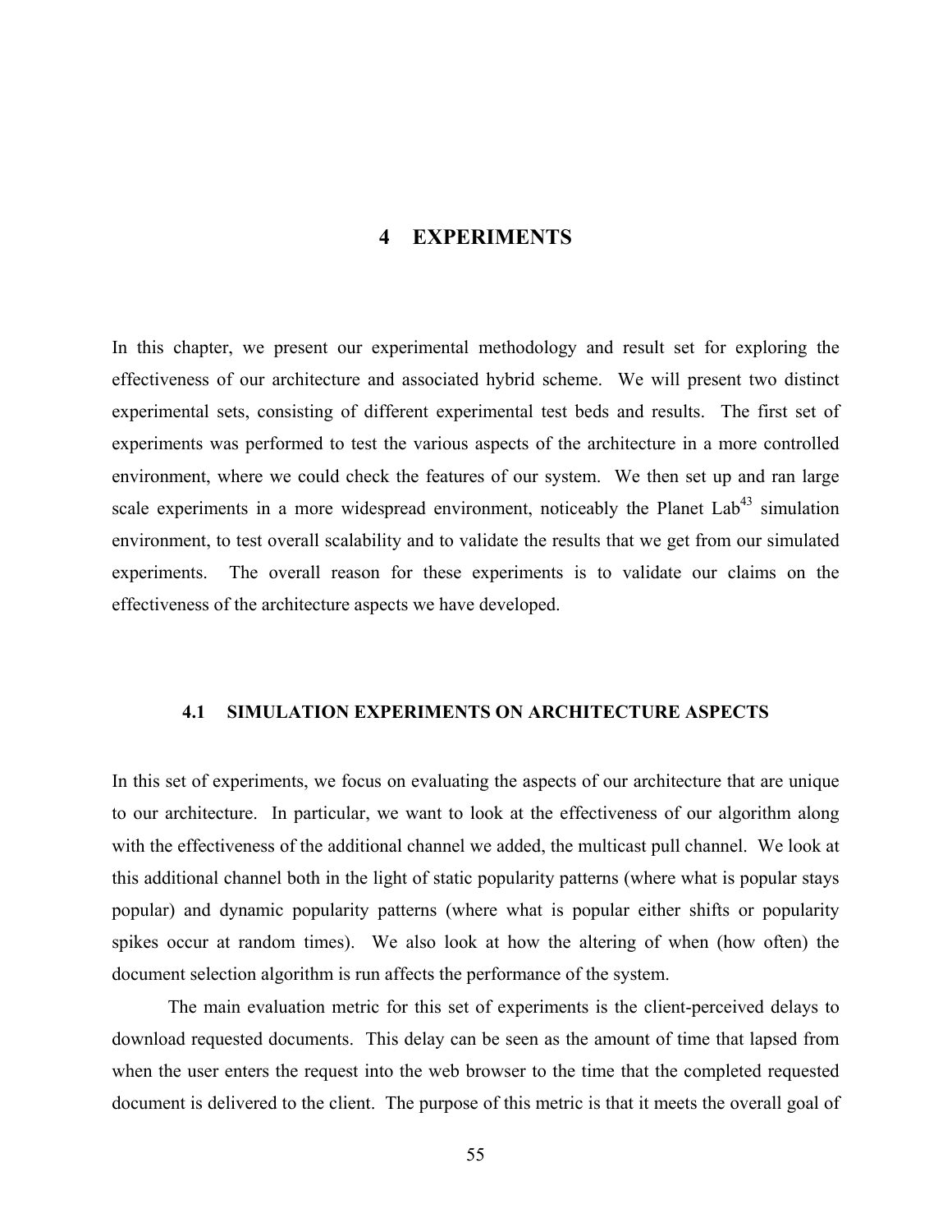# 4 EXPERIMENTS

In this chapter, we present our experimental methodology and result set for exploring the effectiveness of our architecture and associated hybrid scheme. We will present two distinct experimental sets, consisting of different experimental test beds and results. The first set of experiments was performed to test the various aspects of the architecture in a more controlled environment, where we could check the features of our system. We then set up and ran large scale experiments in a more widespread environment, noticeably the Planet Lab[43] simulation environment, to test overall scalability and to validate the results that we get from our simulated experiments. The overall reason for these experiments is to validate our claims on the effectiveness of the architecture aspects we have developed.

## 4.1 SIMULATION EXPERIMENTS ON ARCHITECTURE ASPECTS

In this set of experiments, we focus on evaluating the aspects of our architecture that are unique to our architecture. In particular, we want to look at the effectiveness of our algorithm along with the effectiveness of the additional channel we added, the multicast pull channel. We look at this additional channel both in the light of static popularity patterns (where what is popular stays popular) and dynamic popularity patterns (where what is popular either shifts or popularity spikes occur at random times). We also look at how the altering of when (how often) the document selection algorithm is run affects the performance of the system.

The main evaluation metric for this set of experiments is the client-perceived delays to download requested documents. This delay can be seen as the amount of time that lapsed from when the user enters the request into the web browser to the time that the completed requested document is delivered to the client. The purpose of this metric is that it meets the overall goal of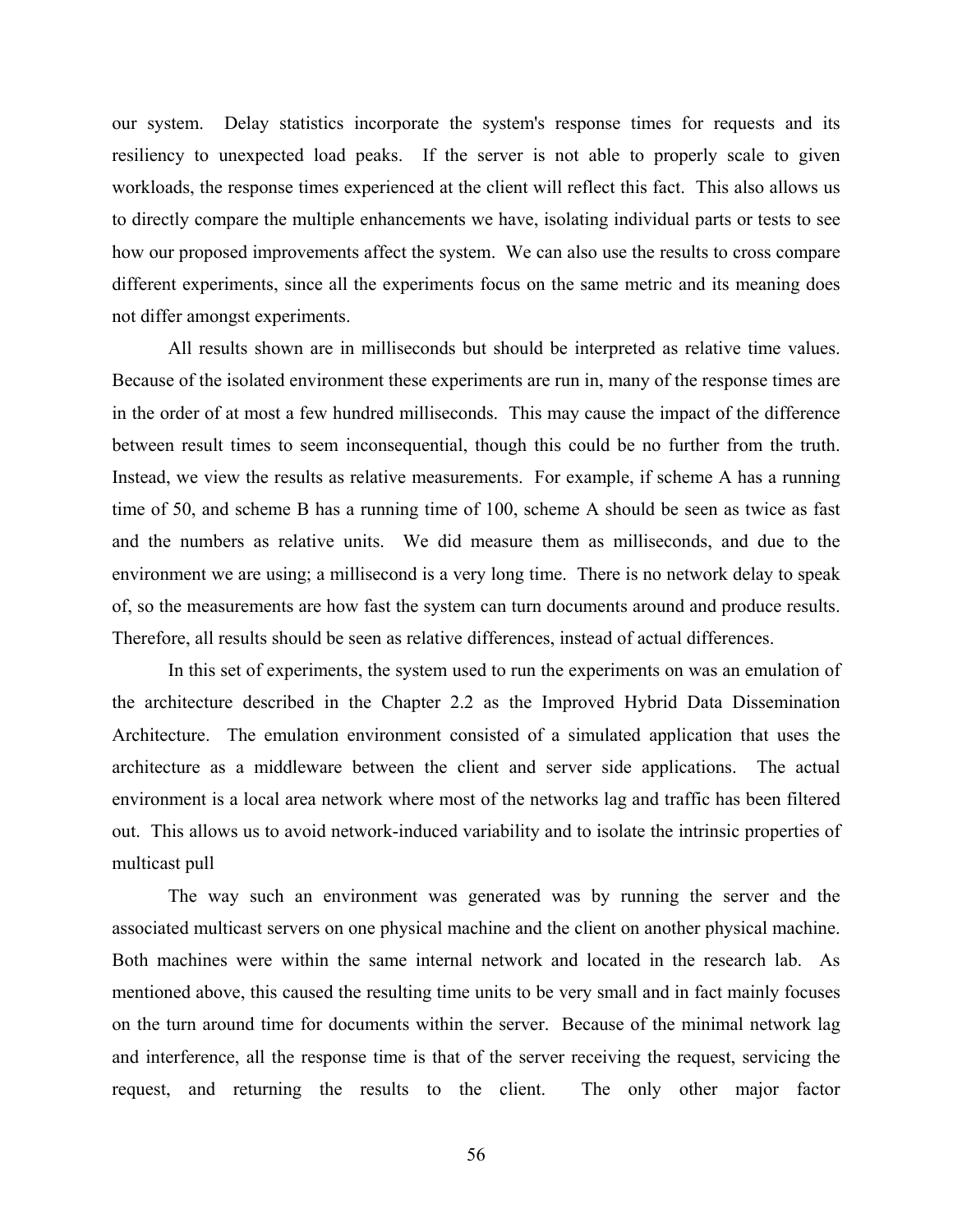our system. Delay statistics incorporate the system's response times for requests and its resiliency to unexpected load peaks. If the server is not able to properly scale to given workloads, the response times experienced at the client will reflect this fact. This also allows us to directly compare the multiple enhancements we have, isolating individual parts or tests to see how our proposed improvements affect the system. We can also use the results to cross compare different experiments, since all the experiments focus on the same metric and its meaning does not differ amongst experiments.

All results shown are in milliseconds but should be interpreted as relative time values. Because of the isolated environment these experiments are run in, many of the response times are in the order of at most a few hundred milliseconds. This may cause the impact of the difference between result times to seem inconsequential, though this could be no further from the truth. Instead, we view the results as relative measurements. For example, if scheme A has a running time of 50, and scheme B has a running time of 100, scheme A should be seen as twice as fast and the numbers as relative units. We did measure them as milliseconds, and due to the environment we are using; a millisecond is a very long time. There is no network delay to speak of, so the measurements are how fast the system can turn documents around and produce results. Therefore, all results should be seen as relative differences, instead of actual differences.

In this set of experiments, the system used to run the experiments on was an emulation of the architecture described in the Chapter 2.2 as the Improved Hybrid Data Dissemination Architecture. The emulation environment consisted of a simulated application that uses the architecture as a middleware between the client and server side applications. The actual environment is a local area network where most of the networks lag and traffic has been filtered out. This allows us to avoid network-induced variability and to isolate the intrinsic properties of multicast pull

The way such an environment was generated was by running the server and the associated multicast servers on one physical machine and the client on another physical machine. Both machines were within the same internal network and located in the research lab. As mentioned above, this caused the resulting time units to be very small and in fact mainly focuses on the turn around time for documents within the server. Because of the minimal network lag and interference, all the response time is that of the server receiving the request, servicing the request, and returning the results to the client. The only other major factor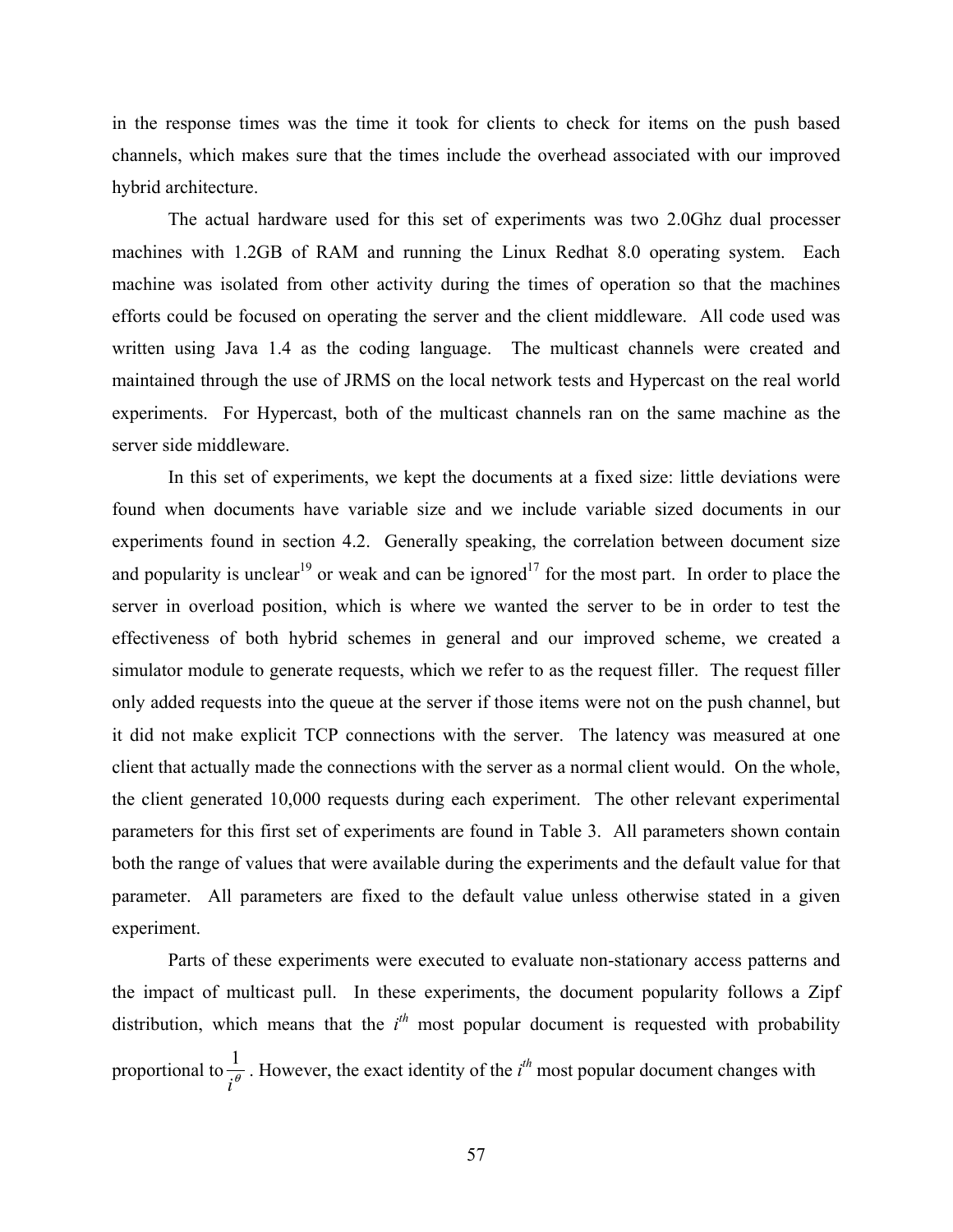in the response times was the time it took for clients to check for items on the push based channels, which makes sure that the times include the overhead associated with our improved hybrid architecture.

The actual hardware used for this set of experiments was two 2.0Ghz dual processer machines with 1.2GB of RAM and running the Linux Redhat 8.0 operating system. Each machine was isolated from other activity during the times of operation so that the machines efforts could be focused on operating the server and the client middleware. All code used was written using Java 1.4 as the coding language. The multicast channels were created and maintained through the use of JRMS on the local network tests and Hypercast on the real world experiments. For Hypercast, both of the multicast channels ran on the same machine as the server side middleware.

In this set of experiments, we kept the documents at a fixed size: little deviations were found when documents have variable size and we include variable sized documents in our experiments found in section 4.2. Generally speaking, the correlation between document size and popularity is unclear[19] or weak and can be ignored[17] for the most part. In order to place the server in overload position, which is where we wanted the server to be in order to test the effectiveness of both hybrid schemes in general and our improved scheme, we created a simulator module to generate requests, which we refer to as the request filler. The request filler only added requests into the queue at the server if those items were not on the push channel, but it did not make explicit TCP connections with the server. The latency was measured at one client that actually made the connections with the server as a normal client would. On the whole, the client generated 10,000 requests during each experiment. The other relevant experimental parameters for this first set of experiments are found in Table 3. All parameters shown contain both the range of values that were available during the experiments and the default value for that parameter. All parameters are fixed to the default value unless otherwise stated in a given experiment.

Parts of these experiments were executed to evaluate non-stationary access patterns and the impact of multicast pull. In these experiments, the document popularity follows a Zipf distribution, which means that the $i^{th}$ most popular document is requested with probability proportional to $\frac{1}{i^{\theta}}$. However, the exact identity of the $i^{th}$ most popular document changes with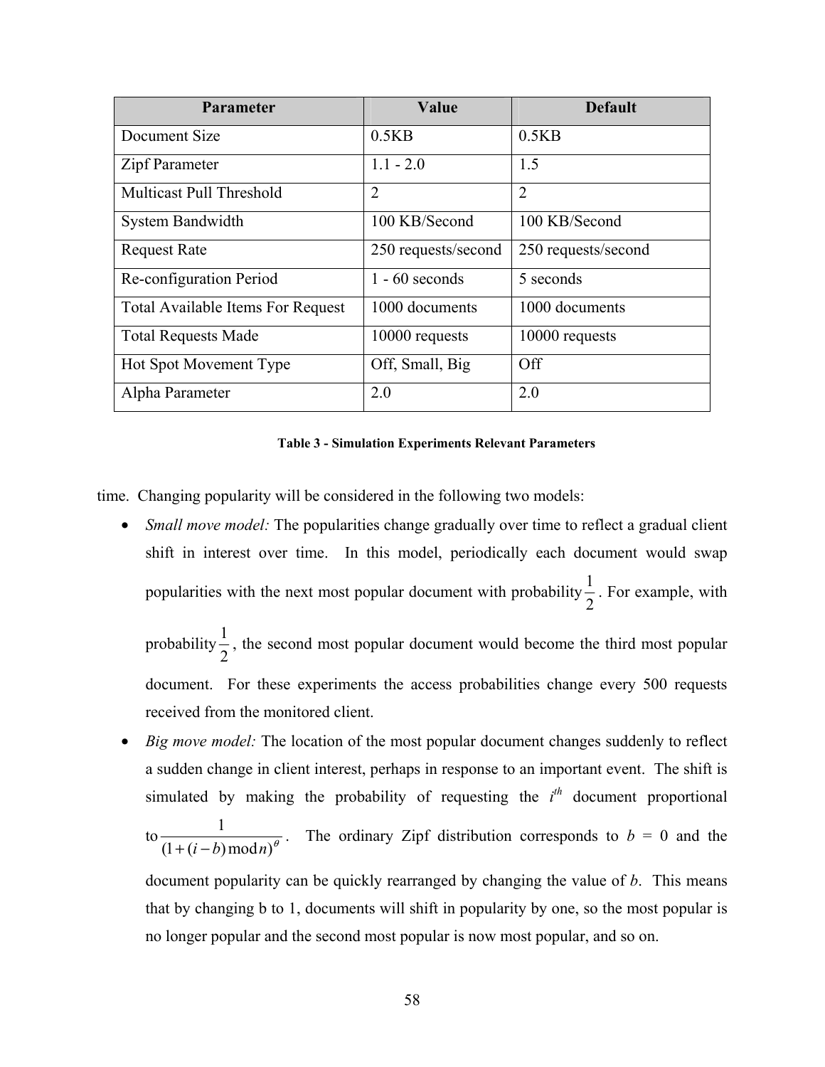| Parameter | Value | Default |
| --- | --- | --- |
| Document Size | 0.5KB | 0.5KB |
| Zipf Parameter | 1.1 - 2.0 | 1.5 |
| Multicast Pull Threshold | 2 | 2 |
| System Bandwidth | 100 KB/Second | 100 KB/Second |
| Request Rate | 250 requests/second | 250 requests/second |
| Re-configuration Period | 1 - 60 seconds | 5 seconds |
| Total Available Items For Request | 1000 documents | 1000 documents |
| Total Requests Made | 10000 requests | 10000 requests |
| Hot Spot Movement Type | Off, Small, Big | Off |
| Alpha Parameter | 2.0 | 2.0 |

**Table 3 - Simulation Experiments Relevant Parameters**

time. Changing popularity will be considered in the following two models:

- *Small move model:* The popularities change gradually over time to reflect a gradual client shift in interest over time. In this model, periodically each document would swap popularities with the next most popular document with probability $\frac{1}{2}$. For example, with probability $\frac{1}{2}$, the second most popular document would become the third most popular document. For these experiments the access probabilities change every 500 requests received from the monitored client.
- *Big move model:* The location of the most popular document changes suddenly to reflect a sudden change in client interest, perhaps in response to an important event. The shift is simulated by making the probability of requesting the $i^{th}$ document proportional to $\frac{1}{(1+(i-b)\bmod n)^{\theta}}$. The ordinary Zipf distribution corresponds to $b = 0$ and the document popularity can be quickly rearranged by changing the value of $b$. This means that by changing b to 1, documents will shift in popularity by one, so the most popular is no longer popular and the second most popular is now most popular, and so on.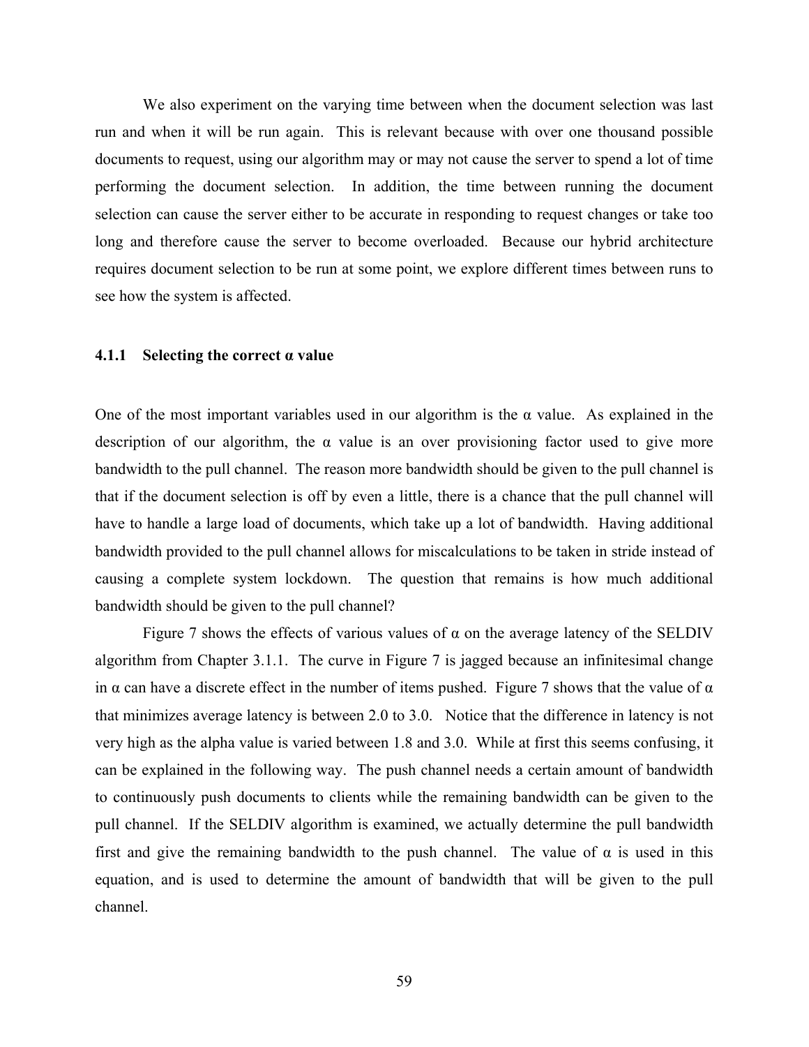We also experiment on the varying time between when the document selection was last run and when it will be run again. This is relevant because with over one thousand possible documents to request, using our algorithm may or may not cause the server to spend a lot of time performing the document selection. In addition, the time between running the document selection can cause the server either to be accurate in responding to request changes or take too long and therefore cause the server to become overloaded. Because our hybrid architecture requires document selection to be run at some point, we explore different times between runs to see how the system is affected.

### 4.1.1 Selecting the correct α value

One of the most important variables used in our algorithm is the α value. As explained in the description of our algorithm, the α value is an over provisioning factor used to give more bandwidth to the pull channel. The reason more bandwidth should be given to the pull channel is that if the document selection is off by even a little, there is a chance that the pull channel will have to handle a large load of documents, which take up a lot of bandwidth. Having additional bandwidth provided to the pull channel allows for miscalculations to be taken in stride instead of causing a complete system lockdown. The question that remains is how much additional bandwidth should be given to the pull channel?

Figure 7 shows the effects of various values of α on the average latency of the SELDIV algorithm from Chapter 3.1.1. The curve in Figure 7 is jagged because an infinitesimal change in α can have a discrete effect in the number of items pushed. Figure 7 shows that the value of α that minimizes average latency is between 2.0 to 3.0. Notice that the difference in latency is not very high as the alpha value is varied between 1.8 and 3.0. While at first this seems confusing, it can be explained in the following way. The push channel needs a certain amount of bandwidth to continuously push documents to clients while the remaining bandwidth can be given to the pull channel. If the SELDIV algorithm is examined, we actually determine the pull bandwidth first and give the remaining bandwidth to the push channel. The value of α is used in this equation, and is used to determine the amount of bandwidth that will be given to the pull channel.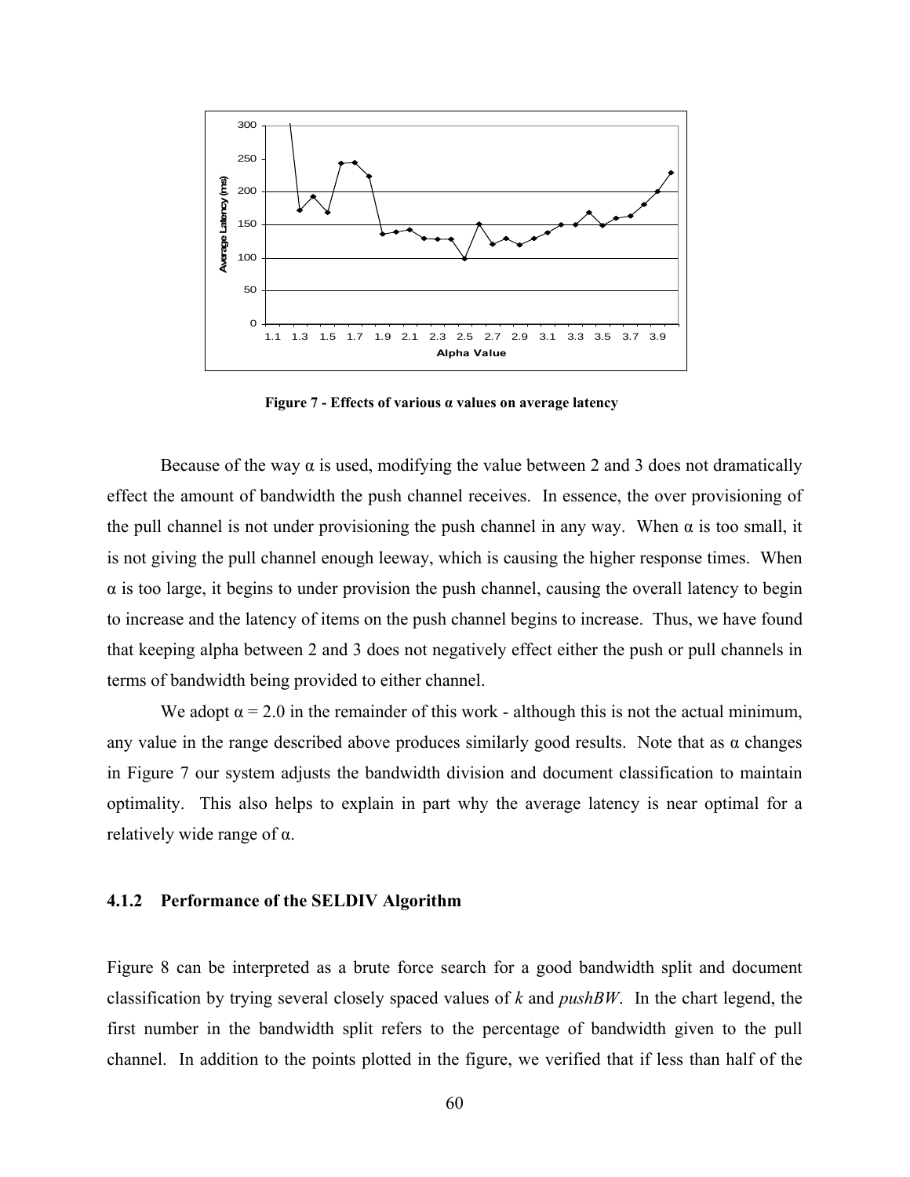Figure 7 - Effects of various α values on average latency

Because of the way α is used, modifying the value between 2 and 3 does not dramatically effect the amount of bandwidth the push channel receives. In essence, the over provisioning of the pull channel is not under provisioning the push channel in any way. When α is too small, it is not giving the pull channel enough leeway, which is causing the higher response times. When α is too large, it begins to under provision the push channel, causing the overall latency to begin to increase and the latency of items on the push channel begins to increase. Thus, we have found that keeping alpha between 2 and 3 does not negatively effect either the push or pull channels in terms of bandwidth being provided to either channel.

We adopt α = 2.0 in the remainder of this work - although this is not the actual minimum, any value in the range described above produces similarly good results. Note that as α changes in Figure 7 our system adjusts the bandwidth division and document classification to maintain optimality. This also helps to explain in part why the average latency is near optimal for a relatively wide range of α.

### 4.1.2 Performance of the SELDIV Algorithm

Figure 8 can be interpreted as a brute force search for a good bandwidth split and document classification by trying several closely spaced values of *k* and *pushBW*. In the chart legend, the first number in the bandwidth split refers to the percentage of bandwidth given to the pull channel. In addition to the points plotted in the figure, we verified that if less than half of the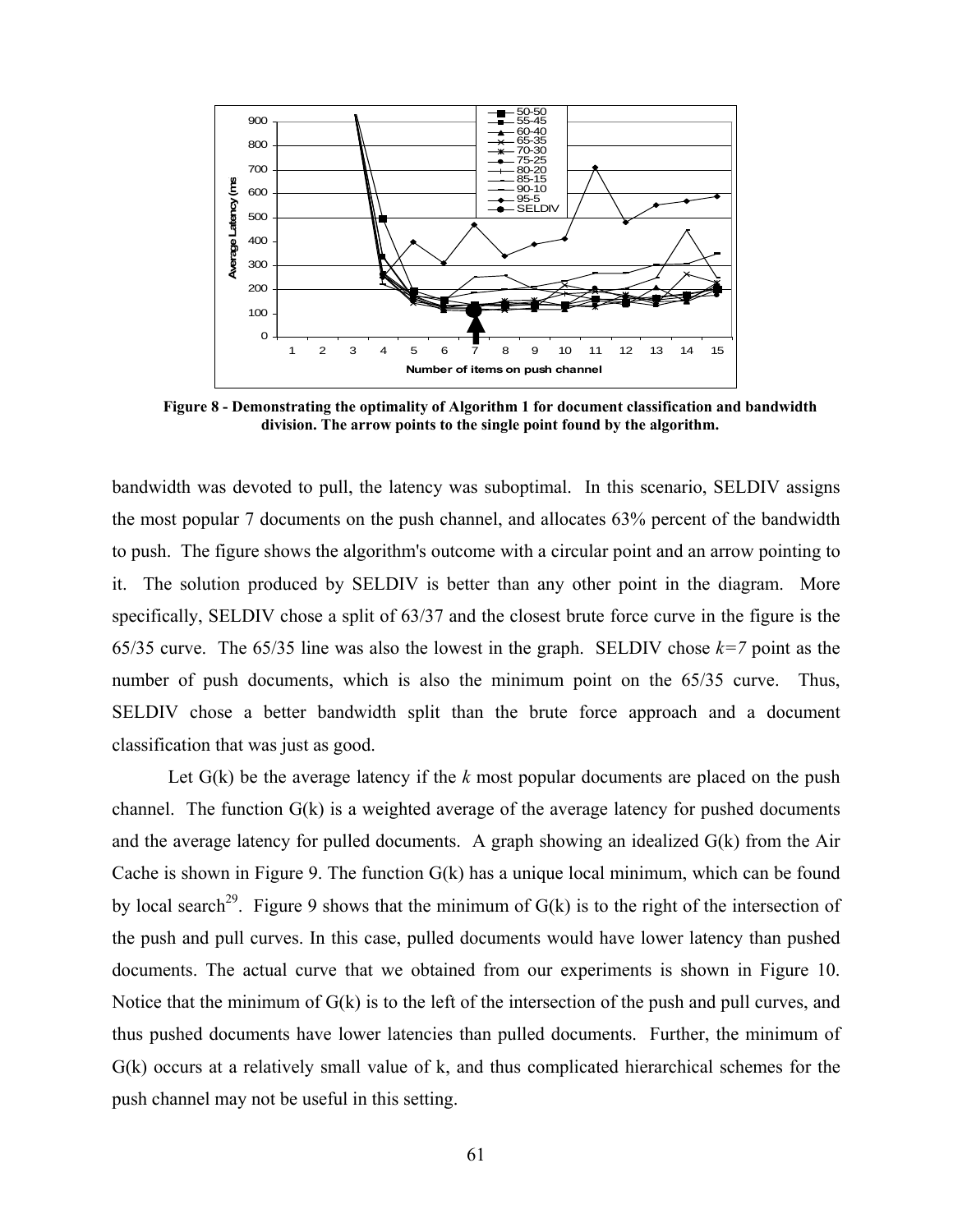**Figure 8 - Demonstrating the optimality of Algorithm 1 for document classification and bandwidth division. The arrow points to the single point found by the algorithm.**

bandwidth was devoted to pull, the latency was suboptimal. In this scenario, SELDIV assigns the most popular 7 documents on the push channel, and allocates 63% percent of the bandwidth to push. The figure shows the algorithm's outcome with a circular point and an arrow pointing to it. The solution produced by SELDIV is better than any other point in the diagram. More specifically, SELDIV chose a split of 63/37 and the closest brute force curve in the figure is the 65/35 curve. The 65/35 line was also the lowest in the graph. SELDIV chose *k=7* point as the number of push documents, which is also the minimum point on the 65/35 curve. Thus, SELDIV chose a better bandwidth split than the brute force approach and a document classification that was just as good.

Let G(k) be the average latency if the *k* most popular documents are placed on the push channel. The function G(k) is a weighted average of the average latency for pushed documents and the average latency for pulled documents. A graph showing an idealized G(k) from the Air Cache is shown in Figure 9. The function G(k) has a unique local minimum, which can be found by local search[29]. Figure 9 shows that the minimum of G(k) is to the right of the intersection of the push and pull curves. In this case, pulled documents would have lower latency than pushed documents. The actual curve that we obtained from our experiments is shown in Figure 10. Notice that the minimum of G(k) is to the left of the intersection of the push and pull curves, and thus pushed documents have lower latencies than pulled documents. Further, the minimum of G(k) occurs at a relatively small value of k, and thus complicated hierarchical schemes for the push channel may not be useful in this setting.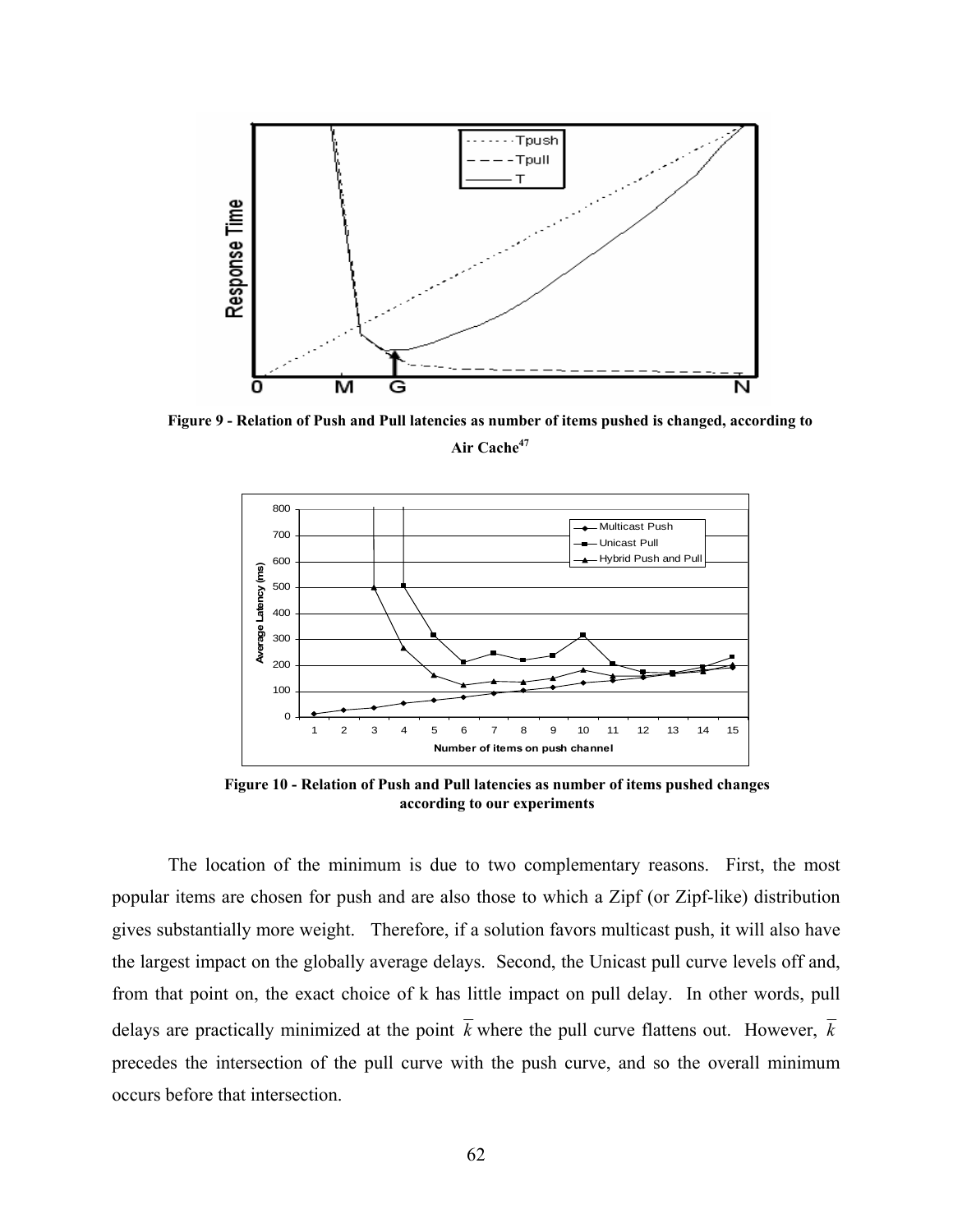**Figure 9 - Relation of Push and Pull latencies as number of items pushed is changed, according to Air Cache[47]**

**Figure 10 - Relation of Push and Pull latencies as number of items pushed changes according to our experiments**

The location of the minimum is due to two complementary reasons. First, the most popular items are chosen for push and are also those to which a Zipf (or Zipf-like) distribution gives substantially more weight. Therefore, if a solution favors multicast push, it will also have the largest impact on the globally average delays. Second, the Unicast pull curve levels off and, from that point on, the exact choice of k has little impact on pull delay. In other words, pull delays are practically minimized at the point $\overline{k}$ where the pull curve flattens out. However, $\overline{k}$ precedes the intersection of the pull curve with the push curve, and so the overall minimum occurs before that intersection.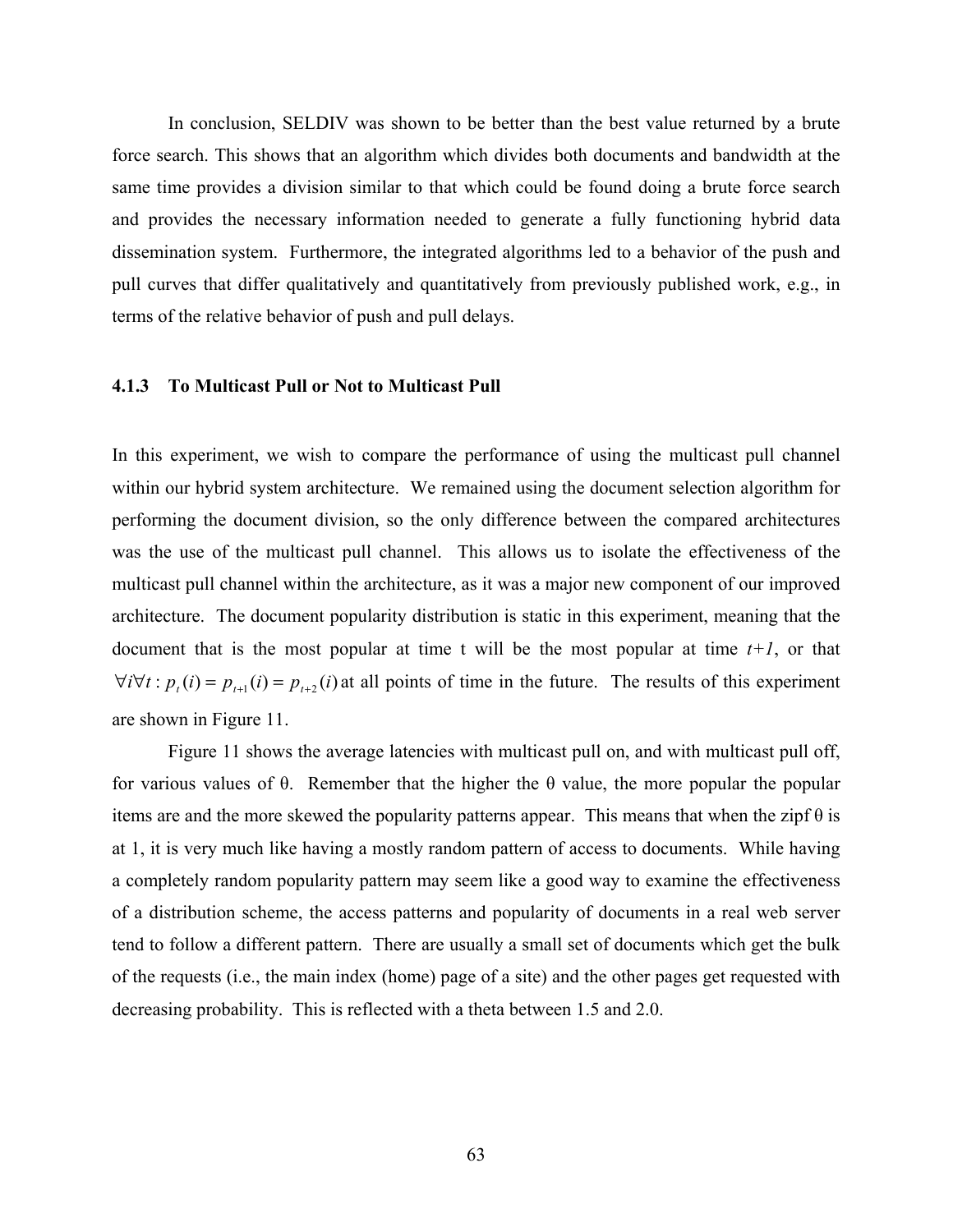In conclusion, SELDIV was shown to be better than the best value returned by a brute force search. This shows that an algorithm which divides both documents and bandwidth at the same time provides a division similar to that which could be found doing a brute force search and provides the necessary information needed to generate a fully functioning hybrid data dissemination system. Furthermore, the integrated algorithms led to a behavior of the push and pull curves that differ qualitatively and quantitatively from previously published work, e.g., in terms of the relative behavior of push and pull delays.

### 4.1.3 To Multicast Pull or Not to Multicast Pull

In this experiment, we wish to compare the performance of using the multicast pull channel within our hybrid system architecture. We remained using the document selection algorithm for performing the document division, so the only difference between the compared architectures was the use of the multicast pull channel. This allows us to isolate the effectiveness of the multicast pull channel within the architecture, as it was a major new component of our improved architecture. The document popularity distribution is static in this experiment, meaning that the document that is the most popular at time t will be the most popular at time *t+1*, or that $\forall i \forall t : p_t(i) = p_{t+1}(i) = p_{t+2}(i)$ at all points of time in the future. The results of this experiment are shown in Figure 11.

Figure 11 shows the average latencies with multicast pull on, and with multicast pull off, for various values of θ. Remember that the higher the θ value, the more popular the popular items are and the more skewed the popularity patterns appear. This means that when the zipf θ is at 1, it is very much like having a mostly random pattern of access to documents. While having a completely random popularity pattern may seem like a good way to examine the effectiveness of a distribution scheme, the access patterns and popularity of documents in a real web server tend to follow a different pattern. There are usually a small set of documents which get the bulk of the requests (i.e., the main index (home) page of a site) and the other pages get requested with decreasing probability. This is reflected with a theta between 1.5 and 2.0.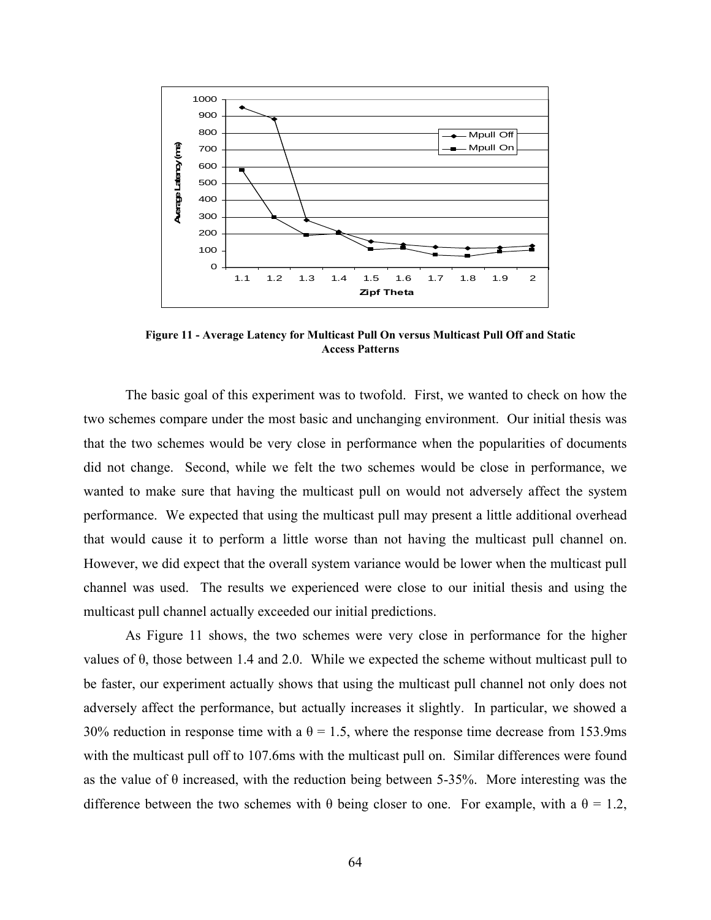**Figure 11 - Average Latency for Multicast Pull On versus Multicast Pull Off and Static Access Patterns**

The basic goal of this experiment was to twofold. First, we wanted to check on how the two schemes compare under the most basic and unchanging environment. Our initial thesis was that the two schemes would be very close in performance when the popularities of documents did not change. Second, while we felt the two schemes would be close in performance, we wanted to make sure that having the multicast pull on would not adversely affect the system performance. We expected that using the multicast pull may present a little additional overhead that would cause it to perform a little worse than not having the multicast pull channel on. However, we did expect that the overall system variance would be lower when the multicast pull channel was used. The results we experienced were close to our initial thesis and using the multicast pull channel actually exceeded our initial predictions.

As Figure 11 shows, the two schemes were very close in performance for the higher values of θ, those between 1.4 and 2.0. While we expected the scheme without multicast pull to be faster, our experiment actually shows that using the multicast pull channel not only does not adversely affect the performance, but actually increases it slightly. In particular, we showed a 30% reduction in response time with a θ = 1.5, where the response time decrease from 153.9ms with the multicast pull off to 107.6ms with the multicast pull on. Similar differences were found as the value of θ increased, with the reduction being between 5-35%. More interesting was the difference between the two schemes with θ being closer to one. For example, with a θ = 1.2,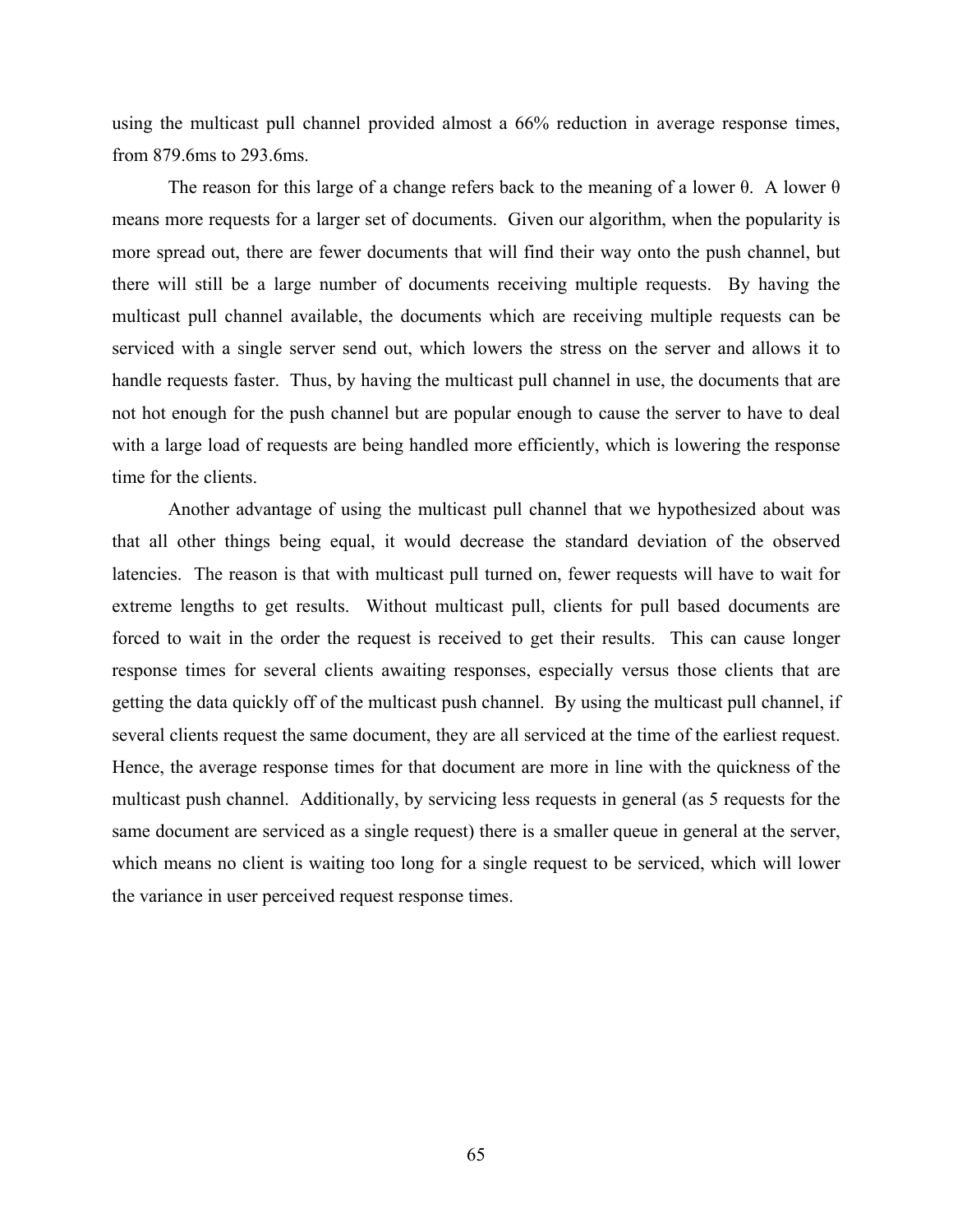using the multicast pull channel provided almost a 66% reduction in average response times, from 879.6ms to 293.6ms.

The reason for this large of a change refers back to the meaning of a lower $\theta$. A lower $\theta$ means more requests for a larger set of documents. Given our algorithm, when the popularity is more spread out, there are fewer documents that will find their way onto the push channel, but there will still be a large number of documents receiving multiple requests. By having the multicast pull channel available, the documents which are receiving multiple requests can be serviced with a single server send out, which lowers the stress on the server and allows it to handle requests faster. Thus, by having the multicast pull channel in use, the documents that are not hot enough for the push channel but are popular enough to cause the server to have to deal with a large load of requests are being handled more efficiently, which is lowering the response time for the clients.

Another advantage of using the multicast pull channel that we hypothesized about was that all other things being equal, it would decrease the standard deviation of the observed latencies. The reason is that with multicast pull turned on, fewer requests will have to wait for extreme lengths to get results. Without multicast pull, clients for pull based documents are forced to wait in the order the request is received to get their results. This can cause longer response times for several clients awaiting responses, especially versus those clients that are getting the data quickly off of the multicast push channel. By using the multicast pull channel, if several clients request the same document, they are all serviced at the time of the earliest request. Hence, the average response times for that document are more in line with the quickness of the multicast push channel. Additionally, by servicing less requests in general (as 5 requests for the same document are serviced as a single request) there is a smaller queue in general at the server, which means no client is waiting too long for a single request to be serviced, which will lower the variance in user perceived request response times.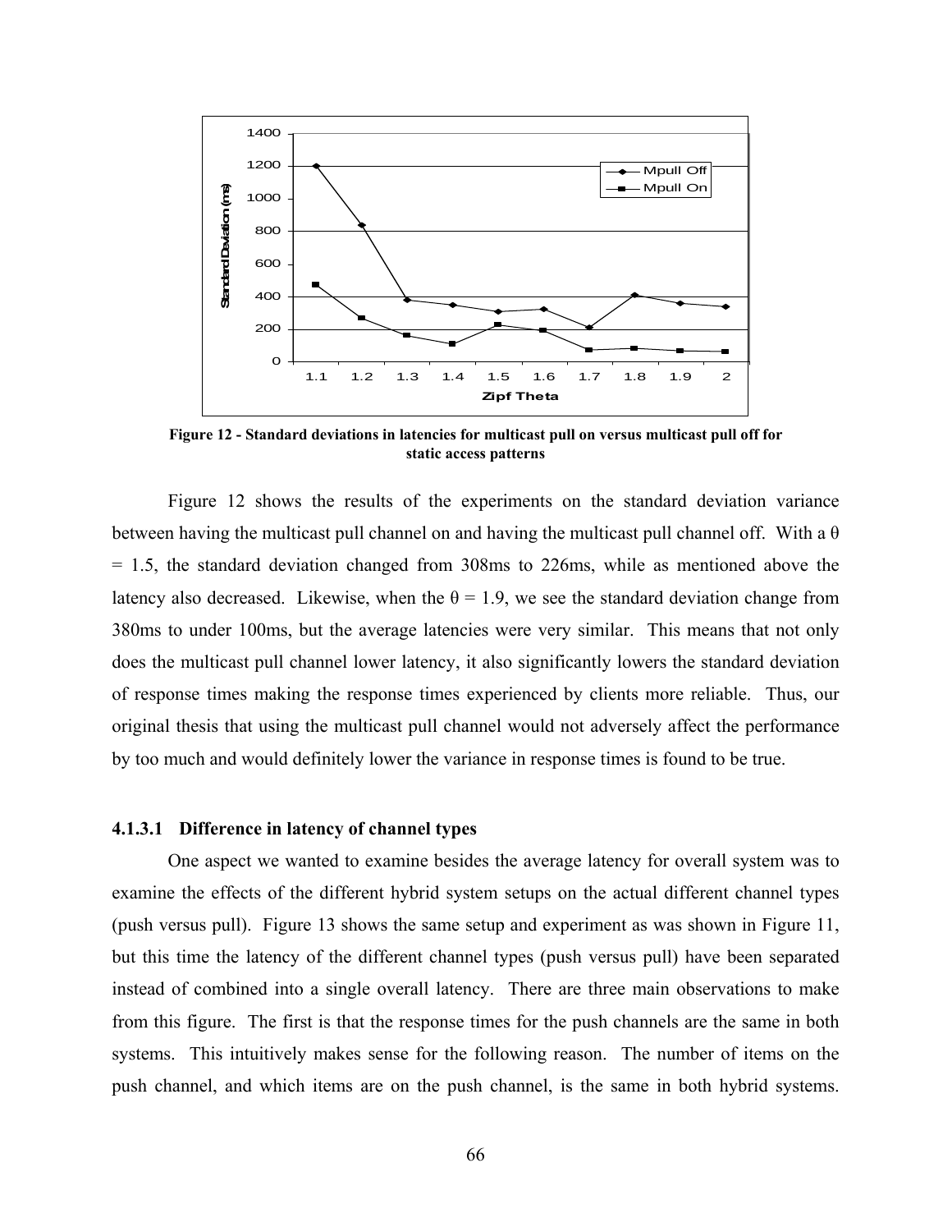Figure 12 - Standard deviations in latencies for multicast pull on versus multicast pull off for static access patterns

Figure 12 shows the results of the experiments on the standard deviation variance between having the multicast pull channel on and having the multicast pull channel off. With a $\theta = 1.5$, the standard deviation changed from 308ms to 226ms, while as mentioned above the latency also decreased. Likewise, when the $\theta = 1.9$, we see the standard deviation change from 380ms to under 100ms, but the average latencies were very similar. This means that not only does the multicast pull channel lower latency, it also significantly lowers the standard deviation of response times making the response times experienced by clients more reliable. Thus, our original thesis that using the multicast pull channel would not adversely affect the performance by too much and would definitely lower the variance in response times is found to be true.

#### 4.1.3.1 Difference in latency of channel types

One aspect we wanted to examine besides the average latency for overall system was to examine the effects of the different hybrid system setups on the actual different channel types (push versus pull). Figure 13 shows the same setup and experiment as was shown in Figure 11, but this time the latency of the different channel types (push versus pull) have been separated instead of combined into a single overall latency. There are three main observations to make from this figure. The first is that the response times for the push channels are the same in both systems. This intuitively makes sense for the following reason. The number of items on the push channel, and which items are on the push channel, is the same in both hybrid systems.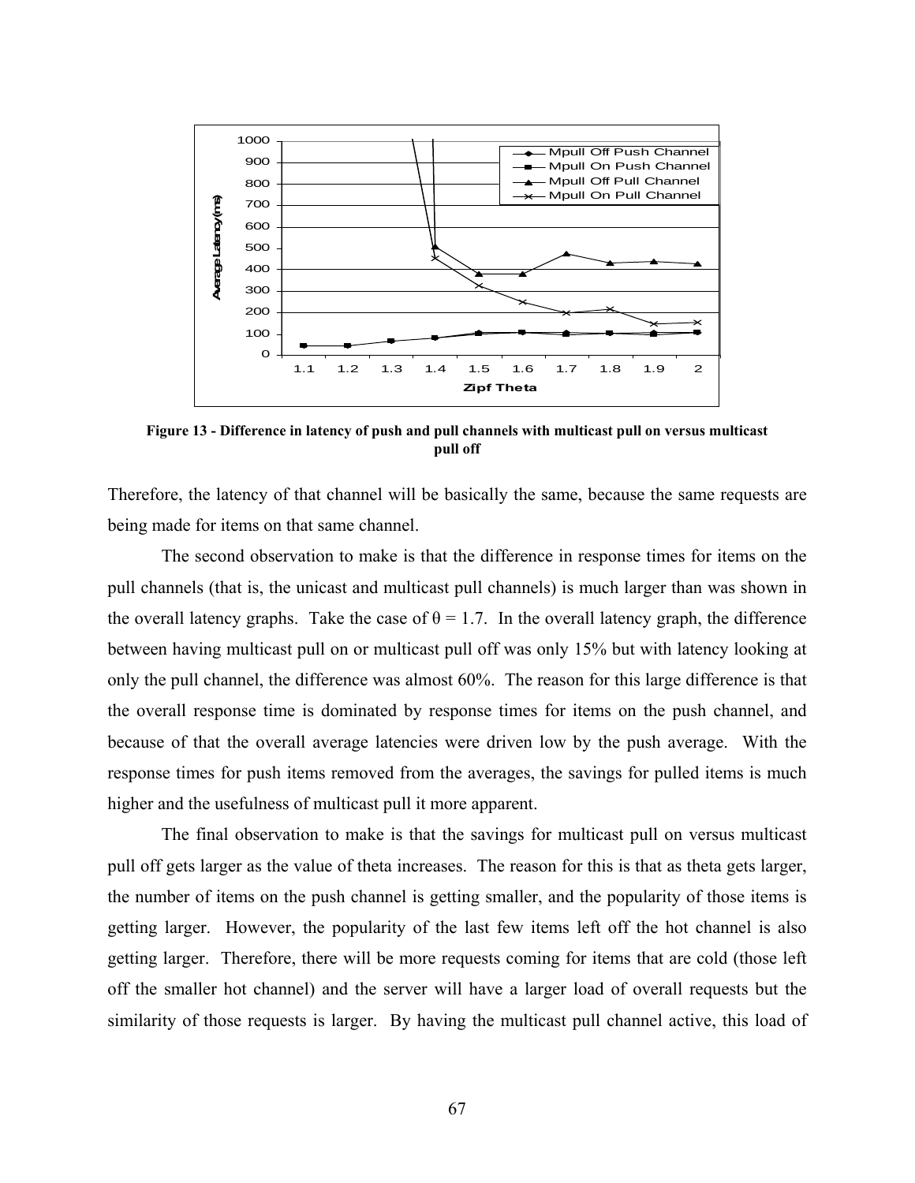**Figure 13 - Difference in latency of push and pull channels with multicast pull on versus multicast pull off**

Therefore, the latency of that channel will be basically the same, because the same requests are being made for items on that same channel.

The second observation to make is that the difference in response times for items on the pull channels (that is, the unicast and multicast pull channels) is much larger than was shown in the overall latency graphs. Take the case of $\theta = 1.7$. In the overall latency graph, the difference between having multicast pull on or multicast pull off was only 15% but with latency looking at only the pull channel, the difference was almost 60%. The reason for this large difference is that the overall response time is dominated by response times for items on the push channel, and because of that the overall average latencies were driven low by the push average. With the response times for push items removed from the averages, the savings for pulled items is much higher and the usefulness of multicast pull it more apparent.

The final observation to make is that the savings for multicast pull on versus multicast pull off gets larger as the value of theta increases. The reason for this is that as theta gets larger, the number of items on the push channel is getting smaller, and the popularity of those items is getting larger. However, the popularity of the last few items left off the hot channel is also getting larger. Therefore, there will be more requests coming for items that are cold (those left off the smaller hot channel) and the server will have a larger load of overall requests but the similarity of those requests is larger. By having the multicast pull channel active, this load of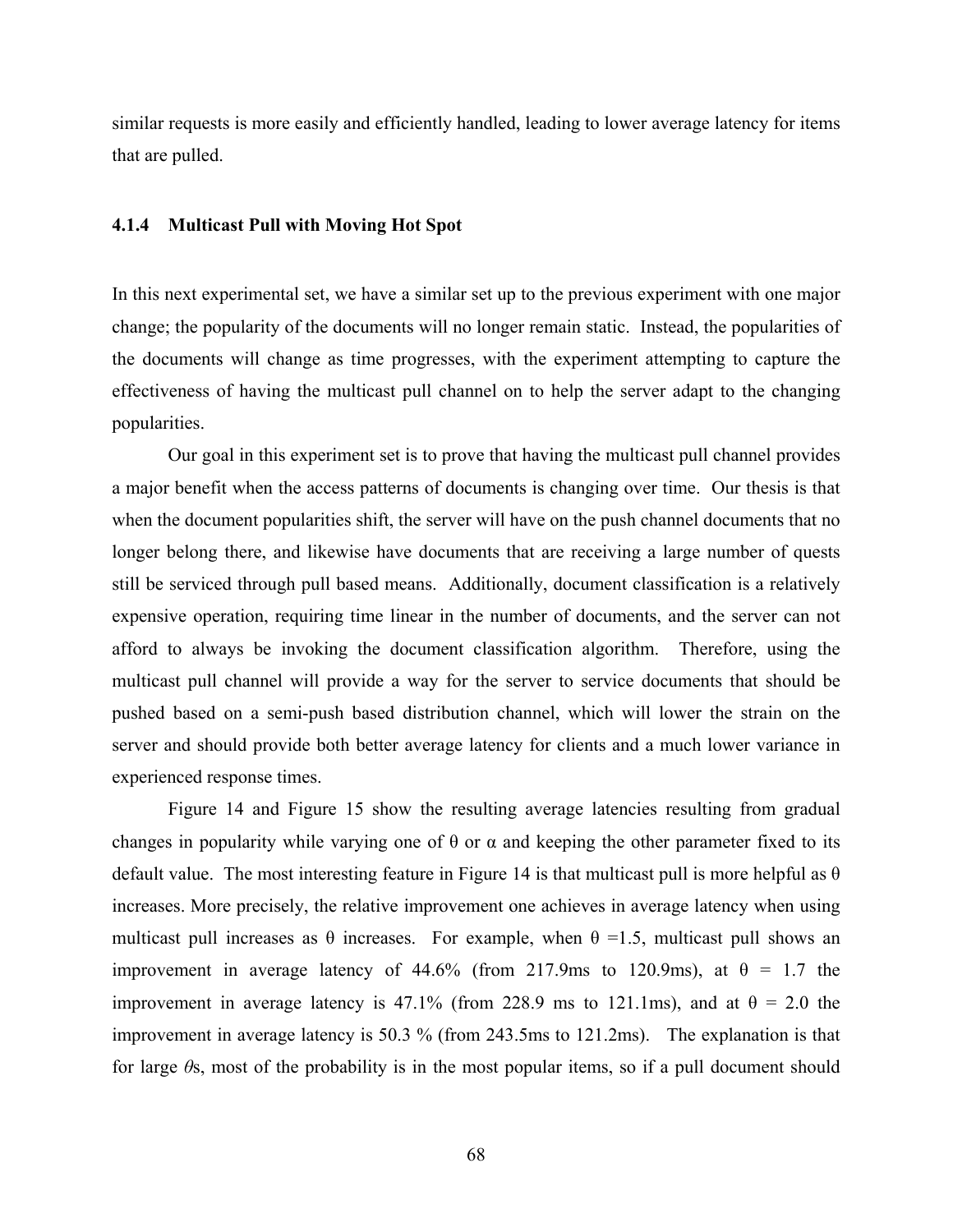similar requests is more easily and efficiently handled, leading to lower average latency for items that are pulled.

### 4.1.4 Multicast Pull with Moving Hot Spot

In this next experimental set, we have a similar set up to the previous experiment with one major change; the popularity of the documents will no longer remain static. Instead, the popularities of the documents will change as time progresses, with the experiment attempting to capture the effectiveness of having the multicast pull channel on to help the server adapt to the changing popularities.

Our goal in this experiment set is to prove that having the multicast pull channel provides a major benefit when the access patterns of documents is changing over time. Our thesis is that when the document popularities shift, the server will have on the push channel documents that no longer belong there, and likewise have documents that are receiving a large number of quests still be serviced through pull based means. Additionally, document classification is a relatively expensive operation, requiring time linear in the number of documents, and the server can not afford to always be invoking the document classification algorithm. Therefore, using the multicast pull channel will provide a way for the server to service documents that should be pushed based on a semi-push based distribution channel, which will lower the strain on the server and should provide both better average latency for clients and a much lower variance in experienced response times.

Figure 14 and Figure 15 show the resulting average latencies resulting from gradual changes in popularity while varying one of $\theta$ or $\alpha$ and keeping the other parameter fixed to its default value. The most interesting feature in Figure 14 is that multicast pull is more helpful as $\theta$ increases. More precisely, the relative improvement one achieves in average latency when using multicast pull increases as $\theta$ increases. For example, when $\theta = 1.5$, multicast pull shows an improvement in average latency of 44.6% (from 217.9ms to 120.9ms), at $\theta = 1.7$ the improvement in average latency is 47.1% (from 228.9 ms to 121.1ms), and at $\theta = 2.0$ the improvement in average latency is 50.3 % (from 243.5ms to 121.2ms). The explanation is that for large $\theta$s, most of the probability is in the most popular items, so if a pull document should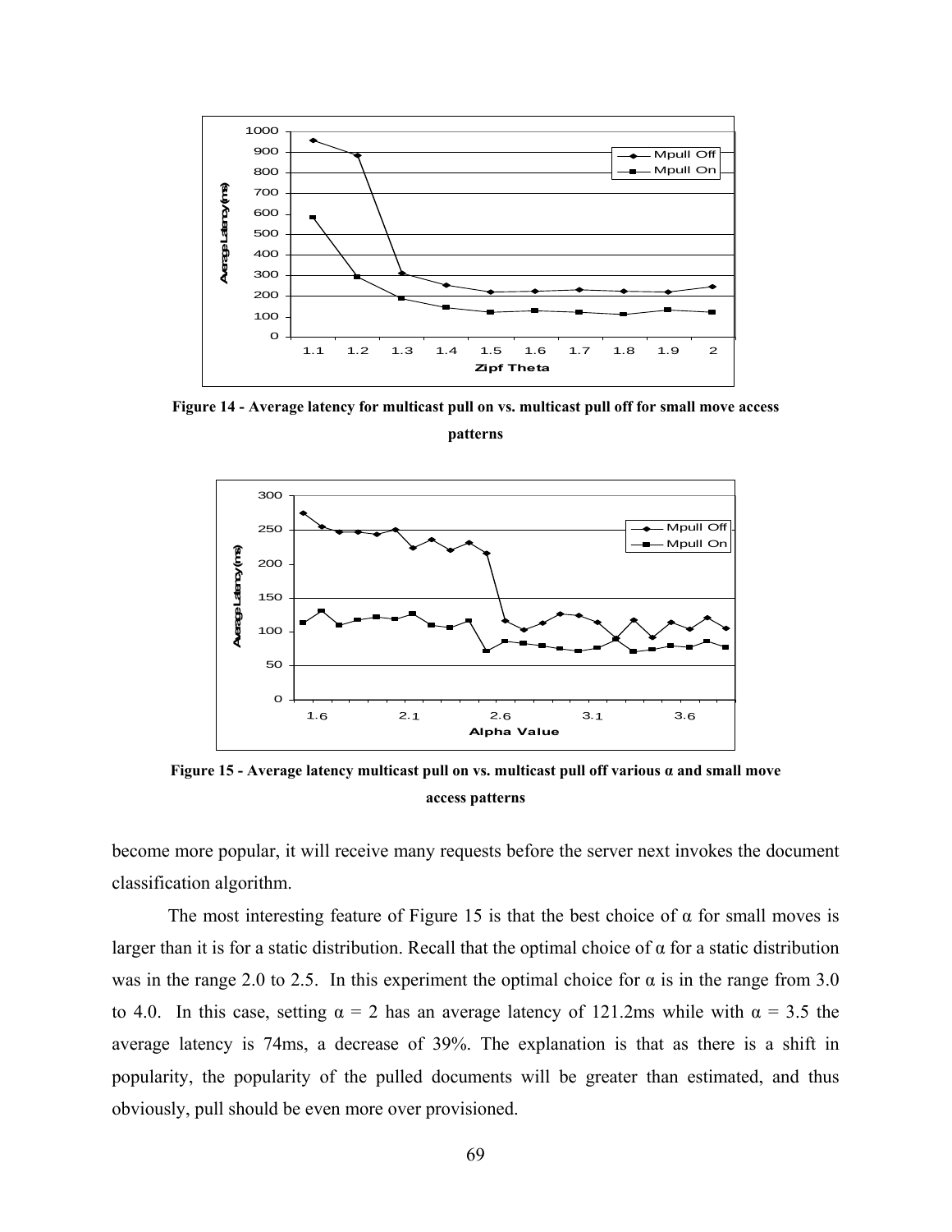Figure 14 - Average latency for multicast pull on vs. multicast pull off for small move access patterns

Figure 15 - Average latency multicast pull on vs. multicast pull off various α and small move access patterns

become more popular, it will receive many requests before the server next invokes the document classification algorithm.

The most interesting feature of Figure 15 is that the best choice of α for small moves is larger than it is for a static distribution. Recall that the optimal choice of α for a static distribution was in the range 2.0 to 2.5. In this experiment the optimal choice for α is in the range from 3.0 to 4.0. In this case, setting $\alpha = 2$ has an average latency of 121.2ms while with $\alpha = 3.5$ the average latency is 74ms, a decrease of 39%. The explanation is that as there is a shift in popularity, the popularity of the pulled documents will be greater than estimated, and thus obviously, pull should be even more over provisioned.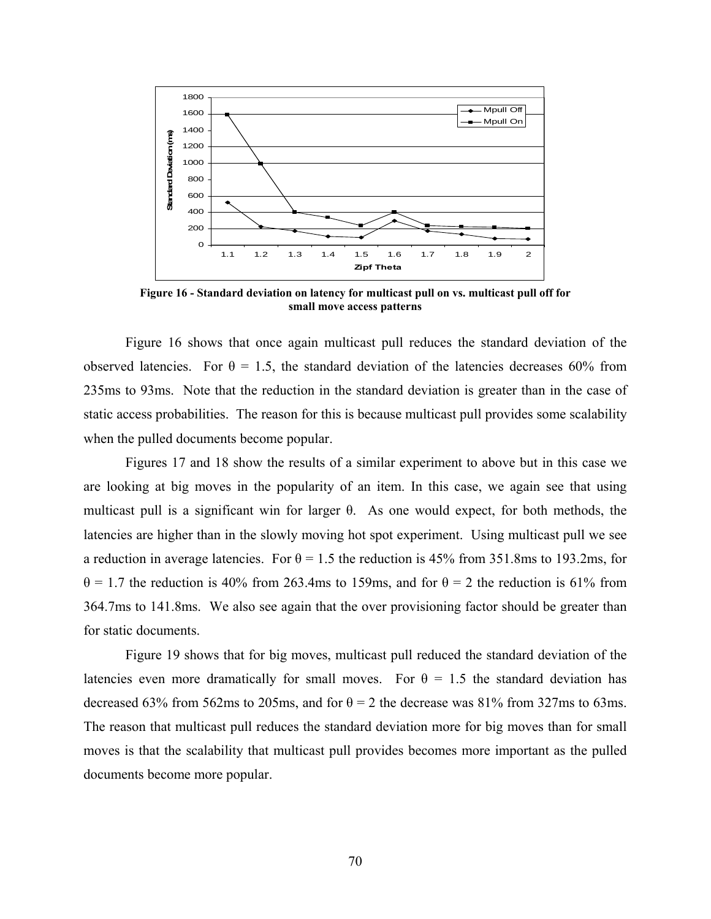**Figure 16 - Standard deviation on latency for multicast pull on vs. multicast pull off for small move access patterns**

Figure 16 shows that once again multicast pull reduces the standard deviation of the observed latencies. For $\theta$ = 1.5, the standard deviation of the latencies decreases 60% from 235ms to 93ms. Note that the reduction in the standard deviation is greater than in the case of static access probabilities. The reason for this is because multicast pull provides some scalability when the pulled documents become popular.

Figures 17 and 18 show the results of a similar experiment to above but in this case we are looking at big moves in the popularity of an item. In this case, we again see that using multicast pull is a significant win for larger $\theta$. As one would expect, for both methods, the latencies are higher than in the slowly moving hot spot experiment. Using multicast pull we see a reduction in average latencies. For $\theta$ = 1.5 the reduction is 45% from 351.8ms to 193.2ms, for $\theta$ = 1.7 the reduction is 40% from 263.4ms to 159ms, and for $\theta$ = 2 the reduction is 61% from 364.7ms to 141.8ms. We also see again that the over provisioning factor should be greater than for static documents.

Figure 19 shows that for big moves, multicast pull reduced the standard deviation of the latencies even more dramatically for small moves. For $\theta$ = 1.5 the standard deviation has decreased 63% from 562ms to 205ms, and for $\theta$ = 2 the decrease was 81% from 327ms to 63ms. The reason that multicast pull reduces the standard deviation more for big moves than for small moves is that the scalability that multicast pull provides becomes more important as the pulled documents become more popular.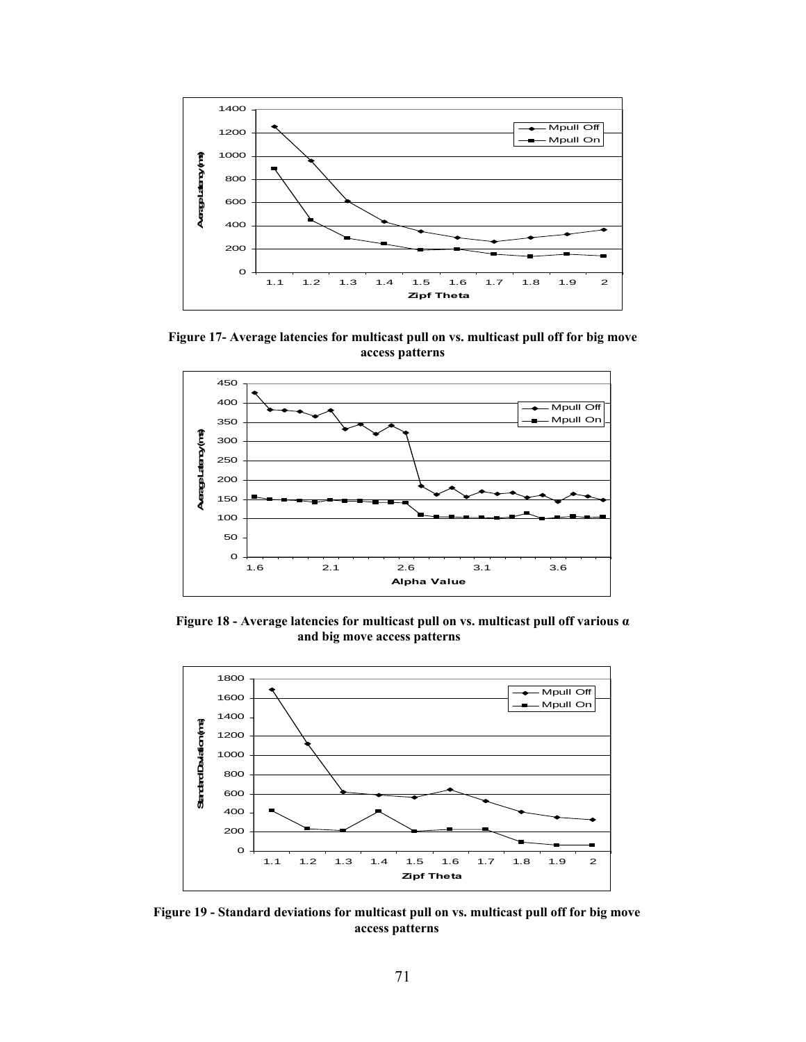**Figure 17- Average latencies for multicast pull on vs. multicast pull off for big move access patterns**

**Figure 18 - Average latencies for multicast pull on vs. multicast pull off various α and big move access patterns**

**Figure 19 - Standard deviations for multicast pull on vs. multicast pull off for big move access patterns**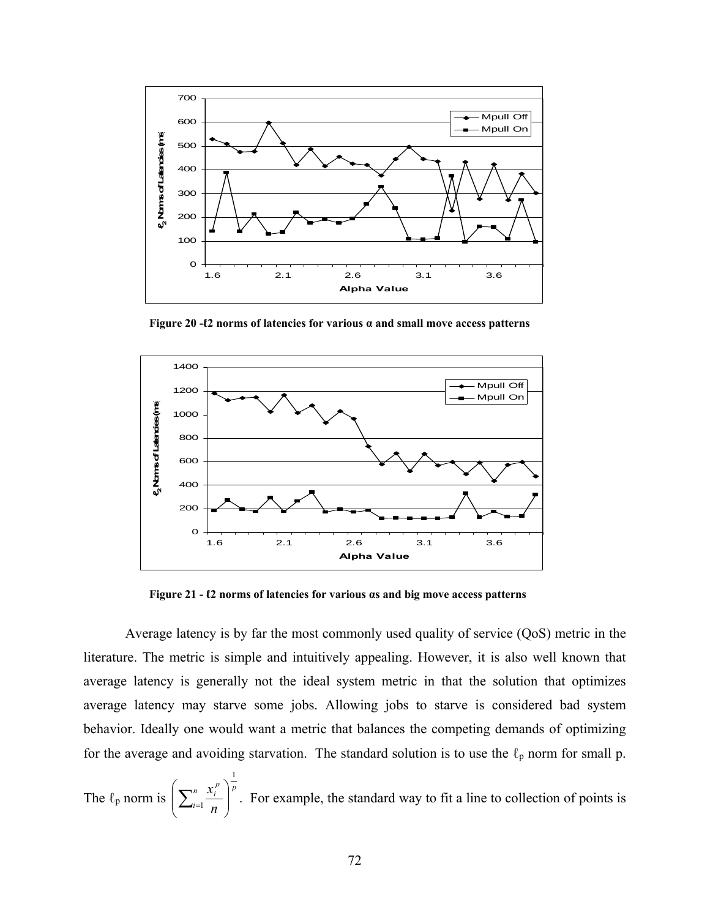Figure 20 - ℓ2 norms of latencies for various α and small move access patterns

Figure 21 - ℓ2 norms of latencies for various αs and big move access patterns

Average latency is by far the most commonly used quality of service (QoS) metric in the literature. The metric is simple and intuitively appealing. However, it is also well known that average latency is generally not the ideal system metric in that the solution that optimizes average latency may starve some jobs. Allowing jobs to starve is considered bad system behavior. Ideally one would want a metric that balances the competing demands of optimizing for the average and avoiding starvation. The standard solution is to use the $\ell_p$ norm for small p. The $\ell_p$ norm is $\left(\sum_{i=1}^{n} \frac{x_i^p}{n}\right)^{\frac{1}{p}}$. For example, the standard way to fit a line to collection of points is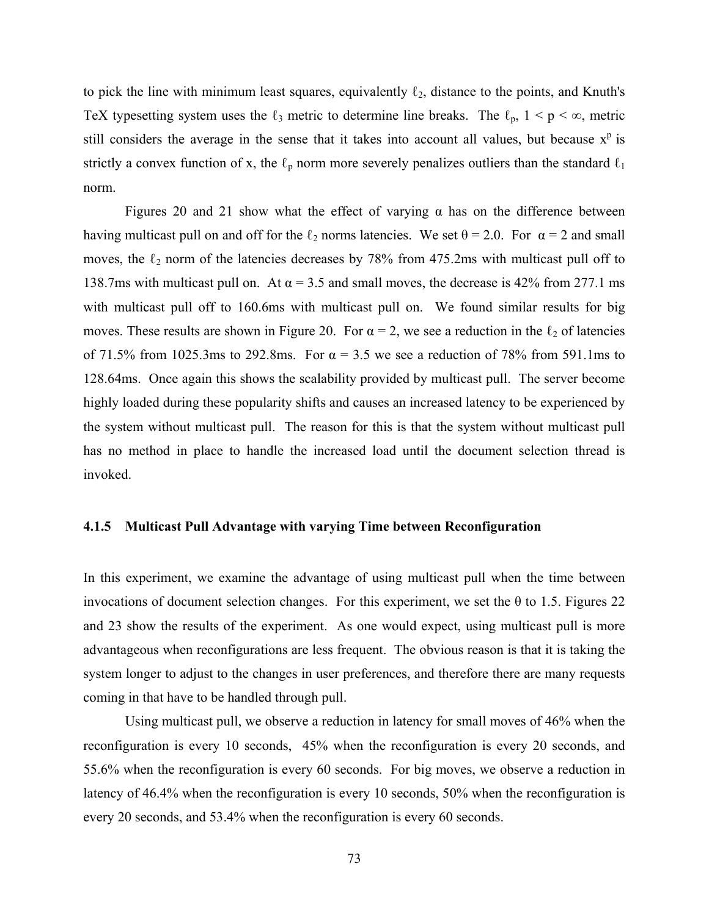to pick the line with minimum least squares, equivalently $\ell_2$, distance to the points, and Knuth's TeX typesetting system uses the $\ell_3$ metric to determine line breaks. The $\ell_p$, $1 < p < \infty$, metric still considers the average in the sense that it takes into account all values, but because $x^p$ is strictly a convex function of x, the $\ell_p$ norm more severely penalizes outliers than the standard $\ell_1$ norm.

Figures 20 and 21 show what the effect of varying $\alpha$ has on the difference between having multicast pull on and off for the $\ell_2$ norms latencies. We set $\theta = 2.0$. For $\alpha = 2$ and small moves, the $\ell_2$ norm of the latencies decreases by 78% from 475.2ms with multicast pull off to 138.7ms with multicast pull on. At $\alpha = 3.5$ and small moves, the decrease is 42% from 277.1 ms with multicast pull off to 160.6ms with multicast pull on. We found similar results for big moves. These results are shown in Figure 20. For $\alpha = 2$, we see a reduction in the $\ell_2$ of latencies of 71.5% from 1025.3ms to 292.8ms. For $\alpha = 3.5$ we see a reduction of 78% from 591.1ms to 128.64ms. Once again this shows the scalability provided by multicast pull. The server become highly loaded during these popularity shifts and causes an increased latency to be experienced by the system without multicast pull. The reason for this is that the system without multicast pull has no method in place to handle the increased load until the document selection thread is invoked.

### 4.1.5 Multicast Pull Advantage with varying Time between Reconfiguration

In this experiment, we examine the advantage of using multicast pull when the time between invocations of document selection changes. For this experiment, we set the $\theta$ to 1.5. Figures 22 and 23 show the results of the experiment. As one would expect, using multicast pull is more advantageous when reconfigurations are less frequent. The obvious reason is that it is taking the system longer to adjust to the changes in user preferences, and therefore there are many requests coming in that have to be handled through pull.

Using multicast pull, we observe a reduction in latency for small moves of 46% when the reconfiguration is every 10 seconds, 45% when the reconfiguration is every 20 seconds, and 55.6% when the reconfiguration is every 60 seconds. For big moves, we observe a reduction in latency of 46.4% when the reconfiguration is every 10 seconds, 50% when the reconfiguration is every 20 seconds, and 53.4% when the reconfiguration is every 60 seconds.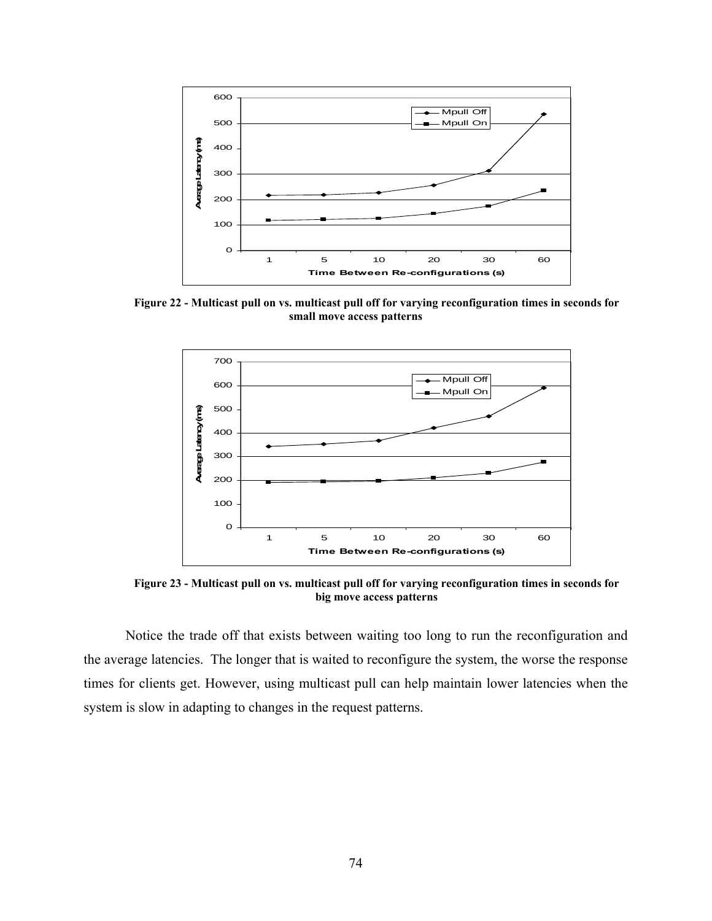**Figure 22 - Multicast pull on vs. multicast pull off for varying reconfiguration times in seconds for small move access patterns**

**Figure 23 - Multicast pull on vs. multicast pull off for varying reconfiguration times in seconds for big move access patterns**

Notice the trade off that exists between waiting too long to run the reconfiguration and the average latencies. The longer that is waited to reconfigure the system, the worse the response times for clients get. However, using multicast pull can help maintain lower latencies when the system is slow in adapting to changes in the request patterns.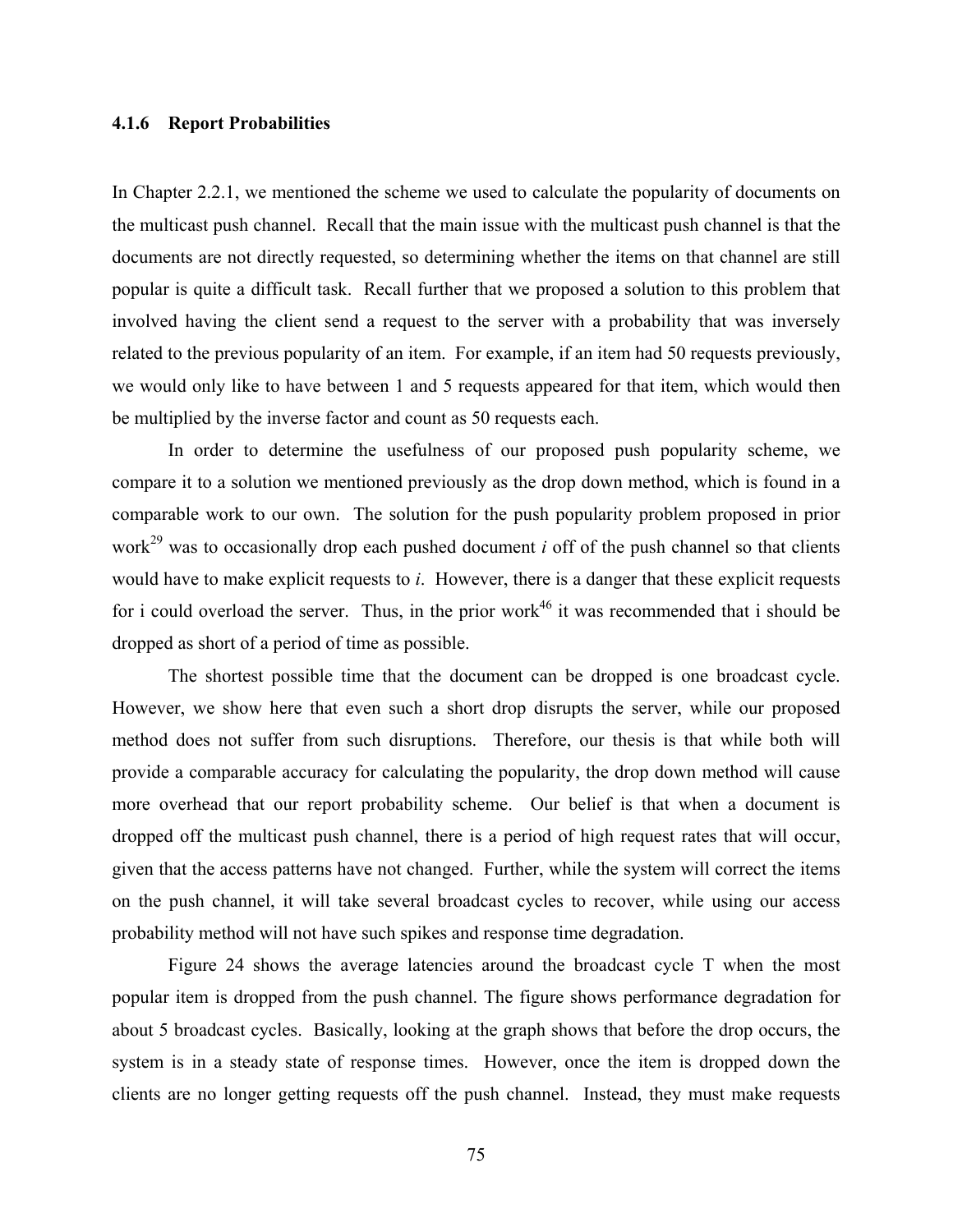### 4.1.6 Report Probabilities

In Chapter 2.2.1, we mentioned the scheme we used to calculate the popularity of documents on the multicast push channel. Recall that the main issue with the multicast push channel is that the documents are not directly requested, so determining whether the items on that channel are still popular is quite a difficult task. Recall further that we proposed a solution to this problem that involved having the client send a request to the server with a probability that was inversely related to the previous popularity of an item. For example, if an item had 50 requests previously, we would only like to have between 1 and 5 requests appeared for that item, which would then be multiplied by the inverse factor and count as 50 requests each.

In order to determine the usefulness of our proposed push popularity scheme, we compare it to a solution we mentioned previously as the drop down method, which is found in a comparable work to our own. The solution for the push popularity problem proposed in prior work[29] was to occasionally drop each pushed document *i* off of the push channel so that clients would have to make explicit requests to *i*. However, there is a danger that these explicit requests for i could overload the server. Thus, in the prior work[46] it was recommended that i should be dropped as short of a period of time as possible.

The shortest possible time that the document can be dropped is one broadcast cycle. However, we show here that even such a short drop disrupts the server, while our proposed method does not suffer from such disruptions. Therefore, our thesis is that while both will provide a comparable accuracy for calculating the popularity, the drop down method will cause more overhead that our report probability scheme. Our belief is that when a document is dropped off the multicast push channel, there is a period of high request rates that will occur, given that the access patterns have not changed. Further, while the system will correct the items on the push channel, it will take several broadcast cycles to recover, while using our access probability method will not have such spikes and response time degradation.

Figure 24 shows the average latencies around the broadcast cycle T when the most popular item is dropped from the push channel. The figure shows performance degradation for about 5 broadcast cycles. Basically, looking at the graph shows that before the drop occurs, the system is in a steady state of response times. However, once the item is dropped down the clients are no longer getting requests off the push channel. Instead, they must make requests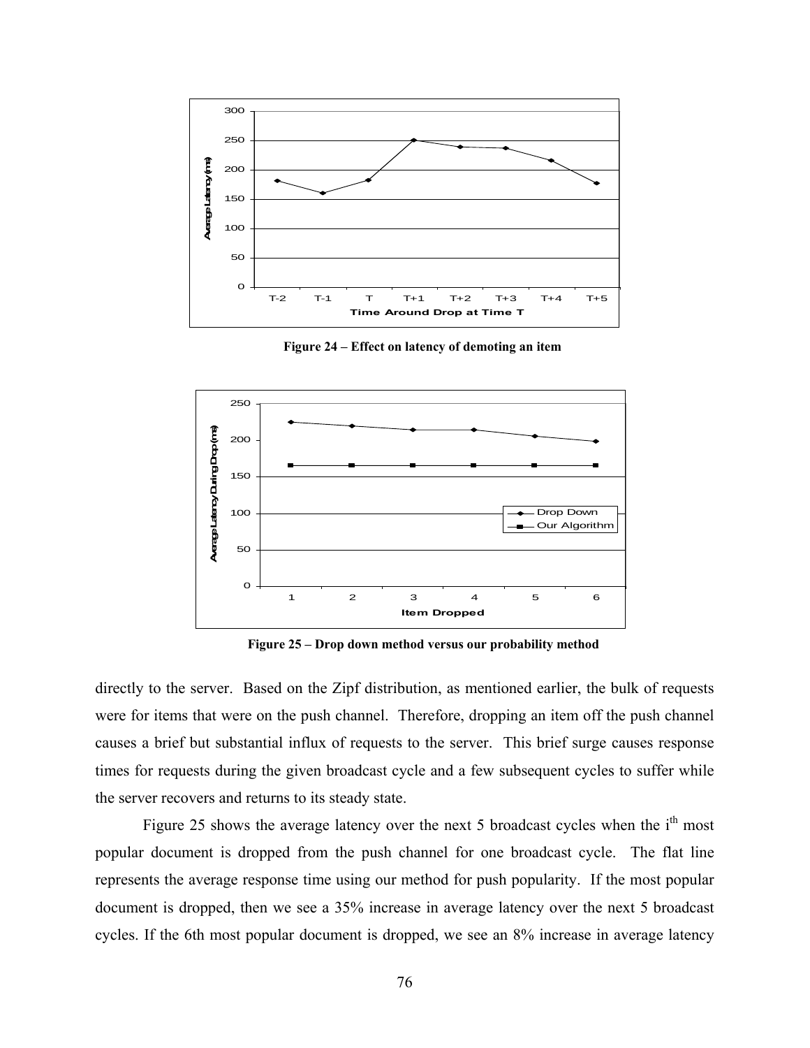Figure 24 – Effect on latency of demoting an item

Figure 25 – Drop down method versus our probability method

directly to the server. Based on the Zipf distribution, as mentioned earlier, the bulk of requests were for items that were on the push channel. Therefore, dropping an item off the push channel causes a brief but substantial influx of requests to the server. This brief surge causes response times for requests during the given broadcast cycle and a few subsequent cycles to suffer while the server recovers and returns to its steady state.

Figure 25 shows the average latency over the next 5 broadcast cycles when the $i^{th}$ most popular document is dropped from the push channel for one broadcast cycle. The flat line represents the average response time using our method for push popularity. If the most popular document is dropped, then we see a 35% increase in average latency over the next 5 broadcast cycles. If the 6th most popular document is dropped, we see an 8% increase in average latency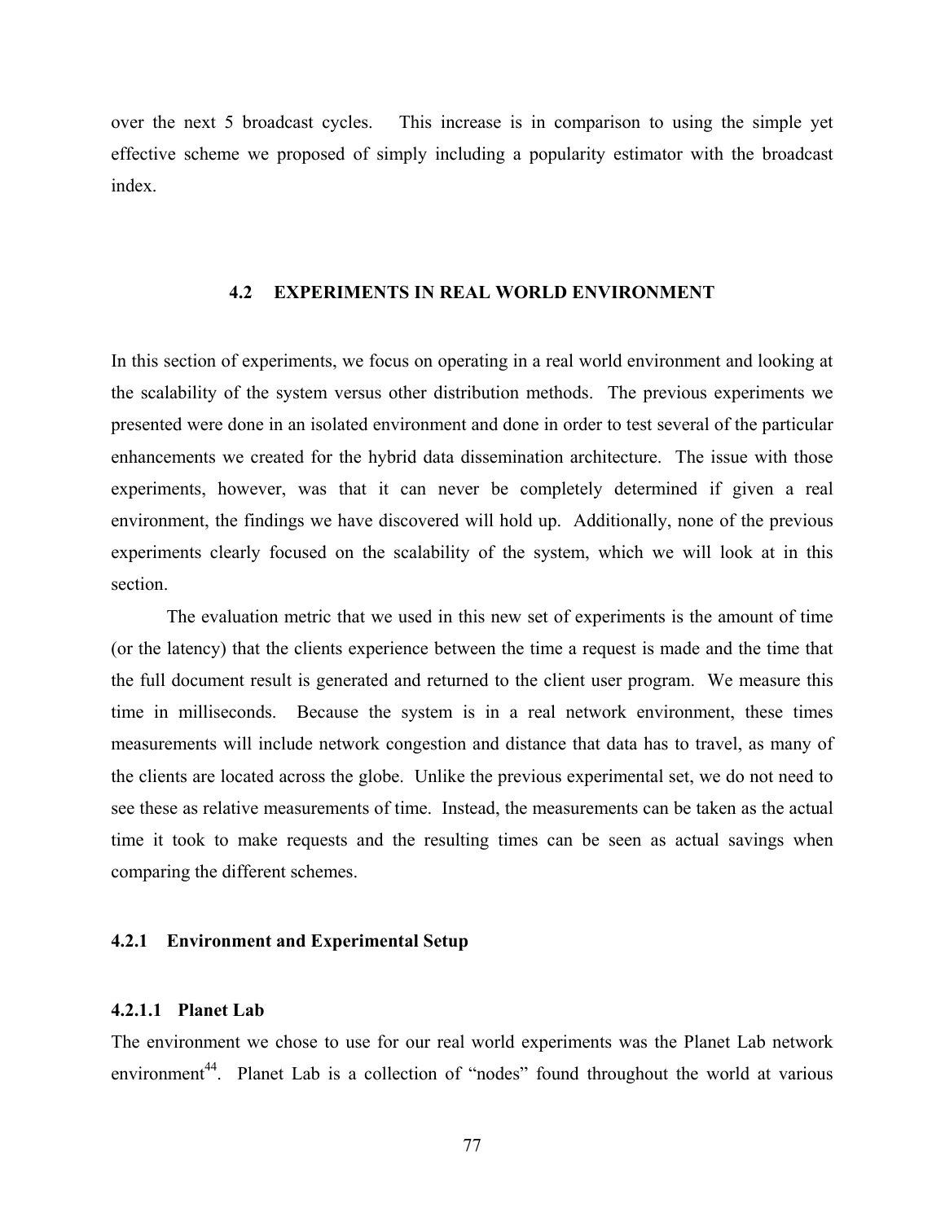over the next 5 broadcast cycles. This increase is in comparison to using the simple yet effective scheme we proposed of simply including a popularity estimator with the broadcast index.

## 4.2 EXPERIMENTS IN REAL WORLD ENVIRONMENT

In this section of experiments, we focus on operating in a real world environment and looking at the scalability of the system versus other distribution methods. The previous experiments we presented were done in an isolated environment and done in order to test several of the particular enhancements we created for the hybrid data dissemination architecture. The issue with those experiments, however, was that it can never be completely determined if given a real environment, the findings we have discovered will hold up. Additionally, none of the previous experiments clearly focused on the scalability of the system, which we will look at in this section.

The evaluation metric that we used in this new set of experiments is the amount of time (or the latency) that the clients experience between the time a request is made and the time that the full document result is generated and returned to the client user program. We measure this time in milliseconds. Because the system is in a real network environment, these times measurements will include network congestion and distance that data has to travel, as many of the clients are located across the globe. Unlike the previous experimental set, we do not need to see these as relative measurements of time. Instead, the measurements can be taken as the actual time it took to make requests and the resulting times can be seen as actual savings when comparing the different schemes.

### 4.2.1 Environment and Experimental Setup

#### 4.2.1.1 Planet Lab

The environment we chose to use for our real world experiments was the Planet Lab network environment[44]. Planet Lab is a collection of "nodes" found throughout the world at various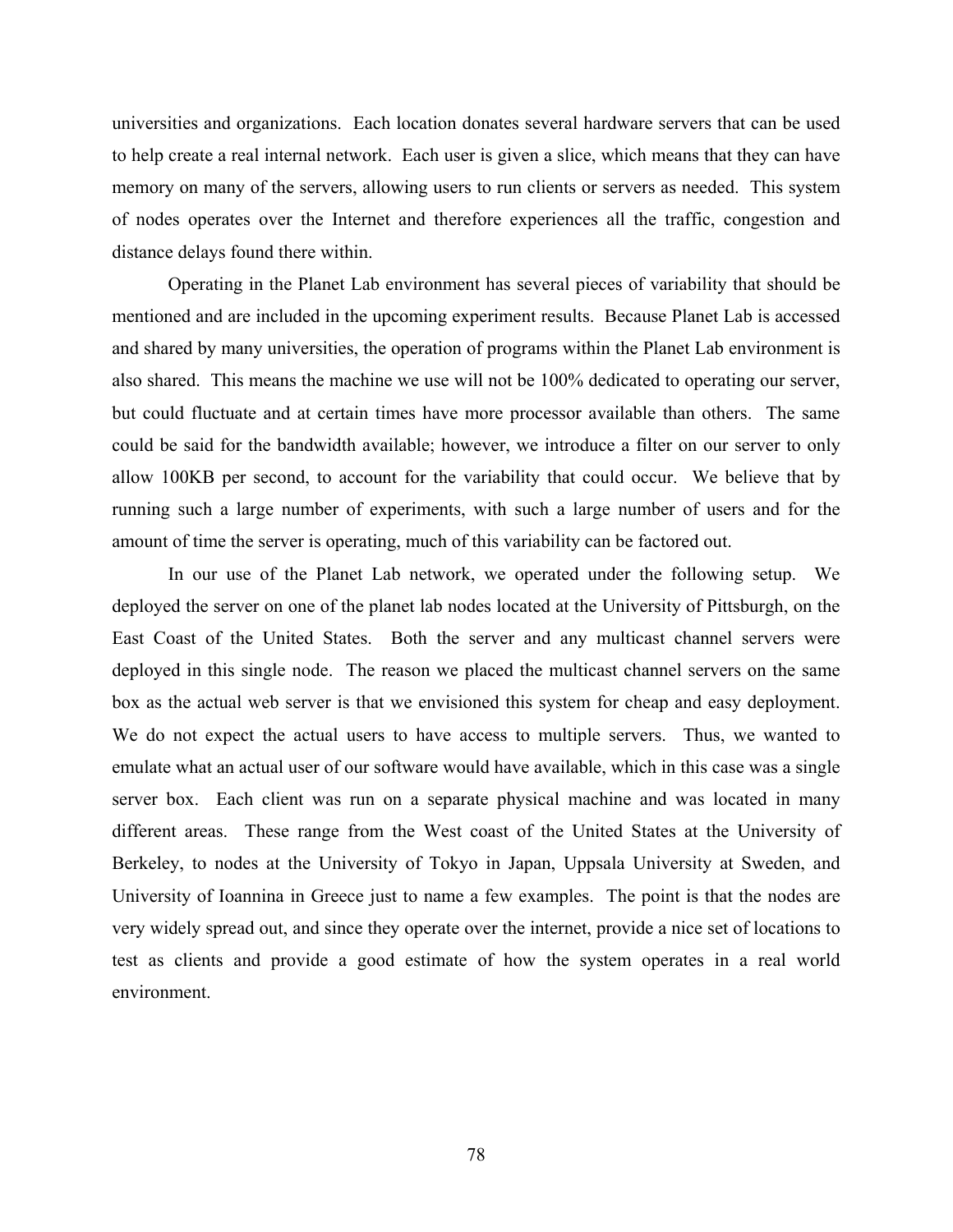universities and organizations. Each location donates several hardware servers that can be used to help create a real internal network. Each user is given a slice, which means that they can have memory on many of the servers, allowing users to run clients or servers as needed. This system of nodes operates over the Internet and therefore experiences all the traffic, congestion and distance delays found there within.

Operating in the Planet Lab environment has several pieces of variability that should be mentioned and are included in the upcoming experiment results. Because Planet Lab is accessed and shared by many universities, the operation of programs within the Planet Lab environment is also shared. This means the machine we use will not be 100% dedicated to operating our server, but could fluctuate and at certain times have more processor available than others. The same could be said for the bandwidth available; however, we introduce a filter on our server to only allow 100KB per second, to account for the variability that could occur. We believe that by running such a large number of experiments, with such a large number of users and for the amount of time the server is operating, much of this variability can be factored out.

In our use of the Planet Lab network, we operated under the following setup. We deployed the server on one of the planet lab nodes located at the University of Pittsburgh, on the East Coast of the United States. Both the server and any multicast channel servers were deployed in this single node. The reason we placed the multicast channel servers on the same box as the actual web server is that we envisioned this system for cheap and easy deployment. We do not expect the actual users to have access to multiple servers. Thus, we wanted to emulate what an actual user of our software would have available, which in this case was a single server box. Each client was run on a separate physical machine and was located in many different areas. These range from the West coast of the United States at the University of Berkeley, to nodes at the University of Tokyo in Japan, Uppsala University at Sweden, and University of Ioannina in Greece just to name a few examples. The point is that the nodes are very widely spread out, and since they operate over the internet, provide a nice set of locations to test as clients and provide a good estimate of how the system operates in a real world environment.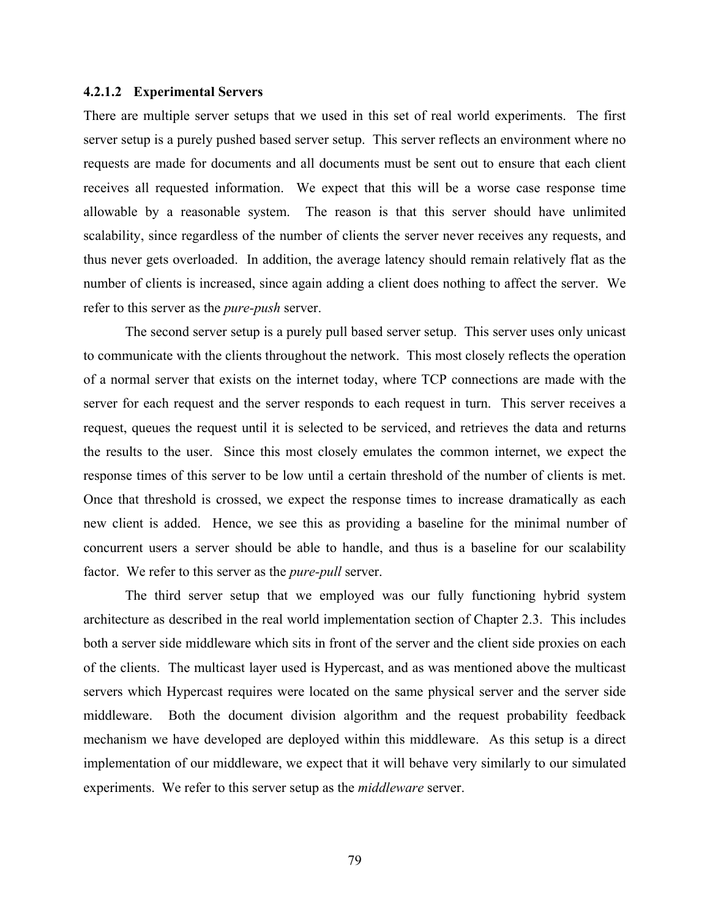#### 4.2.1.2 Experimental Servers

There are multiple server setups that we used in this set of real world experiments. The first server setup is a purely pushed based server setup. This server reflects an environment where no requests are made for documents and all documents must be sent out to ensure that each client receives all requested information. We expect that this will be a worse case response time allowable by a reasonable system. The reason is that this server should have unlimited scalability, since regardless of the number of clients the server never receives any requests, and thus never gets overloaded. In addition, the average latency should remain relatively flat as the number of clients is increased, since again adding a client does nothing to affect the server. We refer to this server as the *pure-push* server.

The second server setup is a purely pull based server setup. This server uses only unicast to communicate with the clients throughout the network. This most closely reflects the operation of a normal server that exists on the internet today, where TCP connections are made with the server for each request and the server responds to each request in turn. This server receives a request, queues the request until it is selected to be serviced, and retrieves the data and returns the results to the user. Since this most closely emulates the common internet, we expect the response times of this server to be low until a certain threshold of the number of clients is met. Once that threshold is crossed, we expect the response times to increase dramatically as each new client is added. Hence, we see this as providing a baseline for the minimal number of concurrent users a server should be able to handle, and thus is a baseline for our scalability factor. We refer to this server as the *pure-pull* server.

The third server setup that we employed was our fully functioning hybrid system architecture as described in the real world implementation section of Chapter 2.3. This includes both a server side middleware which sits in front of the server and the client side proxies on each of the clients. The multicast layer used is Hypercast, and as was mentioned above the multicast servers which Hypercast requires were located on the same physical server and the server side middleware. Both the document division algorithm and the request probability feedback mechanism we have developed are deployed within this middleware. As this setup is a direct implementation of our middleware, we expect that it will behave very similarly to our simulated experiments. We refer to this server setup as the *middleware* server.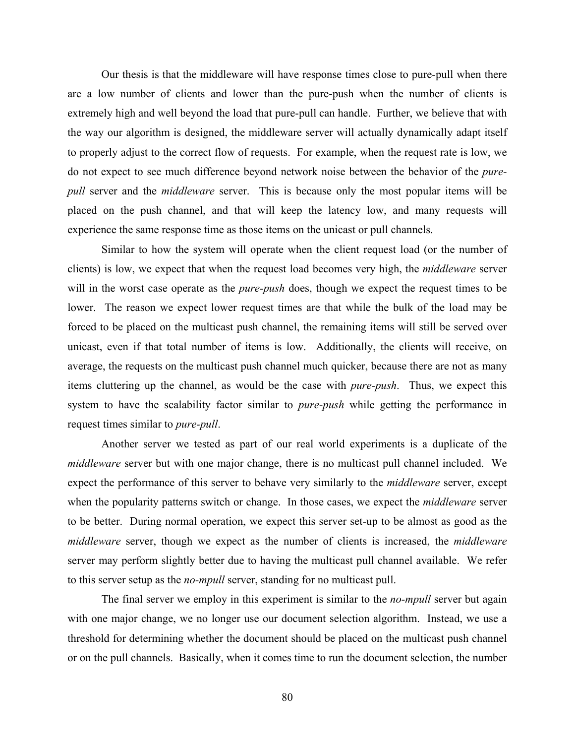Our thesis is that the middleware will have response times close to pure-pull when there are a low number of clients and lower than the pure-push when the number of clients is extremely high and well beyond the load that pure-pull can handle. Further, we believe that with the way our algorithm is designed, the middleware server will actually dynamically adapt itself to properly adjust to the correct flow of requests. For example, when the request rate is low, we do not expect to see much difference beyond network noise between the behavior of the *pure-pull* server and the *middleware* server. This is because only the most popular items will be placed on the push channel, and that will keep the latency low, and many requests will experience the same response time as those items on the unicast or pull channels.

Similar to how the system will operate when the client request load (or the number of clients) is low, we expect that when the request load becomes very high, the *middleware* server will in the worst case operate as the *pure-push* does, though we expect the request times to be lower. The reason we expect lower request times are that while the bulk of the load may be forced to be placed on the multicast push channel, the remaining items will still be served over unicast, even if that total number of items is low. Additionally, the clients will receive, on average, the requests on the multicast push channel much quicker, because there are not as many items cluttering up the channel, as would be the case with *pure-push*. Thus, we expect this system to have the scalability factor similar to *pure-push* while getting the performance in request times similar to *pure-pull*.

Another server we tested as part of our real world experiments is a duplicate of the *middleware* server but with one major change, there is no multicast pull channel included. We expect the performance of this server to behave very similarly to the *middleware* server, except when the popularity patterns switch or change. In those cases, we expect the *middleware* server to be better. During normal operation, we expect this server set-up to be almost as good as the *middleware* server, though we expect as the number of clients is increased, the *middleware* server may perform slightly better due to having the multicast pull channel available. We refer to this server setup as the *no-mpull* server, standing for no multicast pull.

The final server we employ in this experiment is similar to the *no-mpull* server but again with one major change, we no longer use our document selection algorithm. Instead, we use a threshold for determining whether the document should be placed on the multicast push channel or on the pull channels. Basically, when it comes time to run the document selection, the number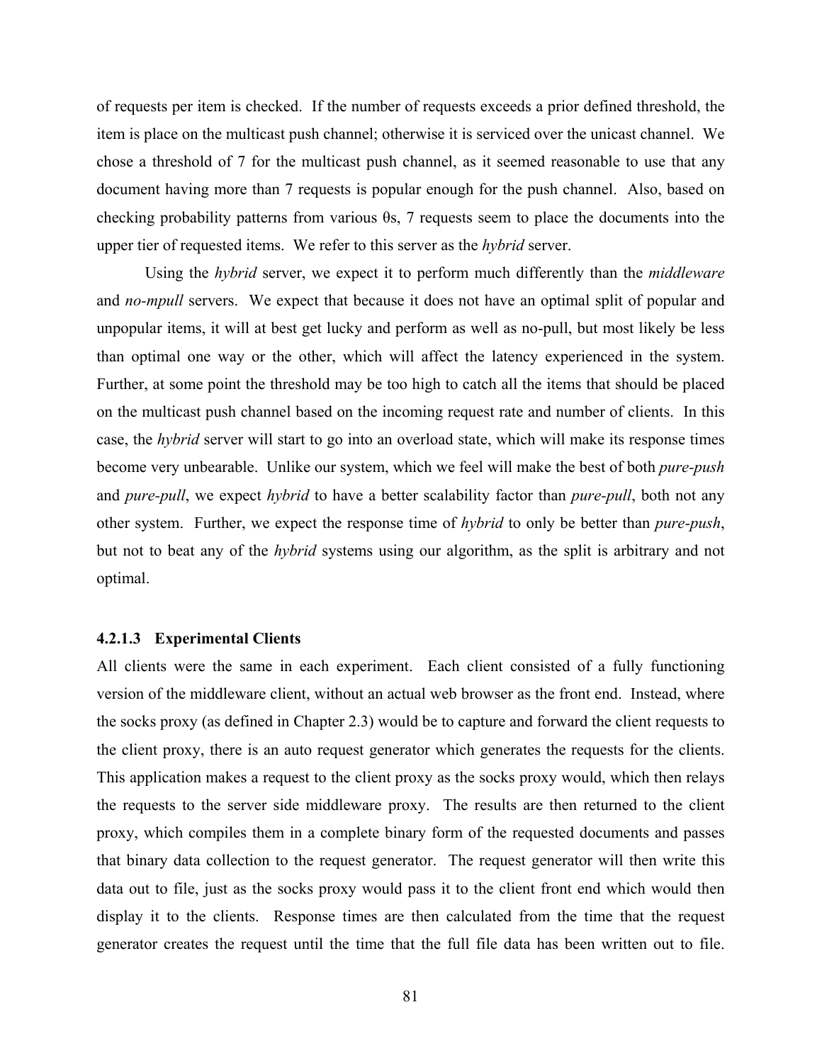of requests per item is checked. If the number of requests exceeds a prior defined threshold, the item is place on the multicast push channel; otherwise it is serviced over the unicast channel. We chose a threshold of 7 for the multicast push channel, as it seemed reasonable to use that any document having more than 7 requests is popular enough for the push channel. Also, based on checking probability patterns from various θs, 7 requests seem to place the documents into the upper tier of requested items. We refer to this server as the *hybrid* server.

Using the *hybrid* server, we expect it to perform much differently than the *middleware* and *no-mpull* servers. We expect that because it does not have an optimal split of popular and unpopular items, it will at best get lucky and perform as well as no-pull, but most likely be less than optimal one way or the other, which will affect the latency experienced in the system. Further, at some point the threshold may be too high to catch all the items that should be placed on the multicast push channel based on the incoming request rate and number of clients. In this case, the *hybrid* server will start to go into an overload state, which will make its response times become very unbearable. Unlike our system, which we feel will make the best of both *pure-push* and *pure-pull*, we expect *hybrid* to have a better scalability factor than *pure-pull*, both not any other system. Further, we expect the response time of *hybrid* to only be better than *pure-push*, but not to beat any of the *hybrid* systems using our algorithm, as the split is arbitrary and not optimal.

#### 4.2.1.3 Experimental Clients

All clients were the same in each experiment. Each client consisted of a fully functioning version of the middleware client, without an actual web browser as the front end. Instead, where the socks proxy (as defined in Chapter 2.3) would be to capture and forward the client requests to the client proxy, there is an auto request generator which generates the requests for the clients. This application makes a request to the client proxy as the socks proxy would, which then relays the requests to the server side middleware proxy. The results are then returned to the client proxy, which compiles them in a complete binary form of the requested documents and passes that binary data collection to the request generator. The request generator will then write this data out to file, just as the socks proxy would pass it to the client front end which would then display it to the clients. Response times are then calculated from the time that the request generator creates the request until the time that the full file data has been written out to file.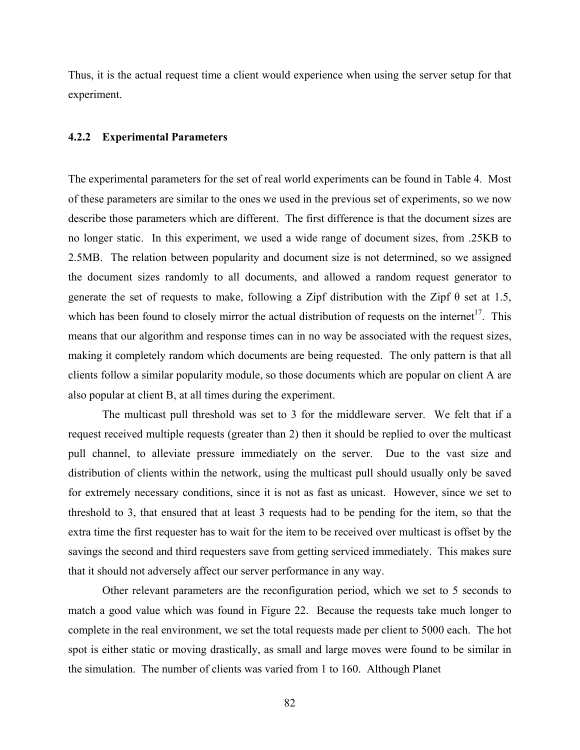Thus, it is the actual request time a client would experience when using the server setup for that experiment.

### 4.2.2 Experimental Parameters

The experimental parameters for the set of real world experiments can be found in Table 4. Most of these parameters are similar to the ones we used in the previous set of experiments, so we now describe those parameters which are different. The first difference is that the document sizes are no longer static. In this experiment, we used a wide range of document sizes, from .25KB to 2.5MB. The relation between popularity and document size is not determined, so we assigned the document sizes randomly to all documents, and allowed a random request generator to generate the set of requests to make, following a Zipf distribution with the Zipf $\theta$ set at 1.5, which has been found to closely mirror the actual distribution of requests on the internet[17]. This means that our algorithm and response times can in no way be associated with the request sizes, making it completely random which documents are being requested. The only pattern is that all clients follow a similar popularity module, so those documents which are popular on client A are also popular at client B, at all times during the experiment.

The multicast pull threshold was set to 3 for the middleware server. We felt that if a request received multiple requests (greater than 2) then it should be replied to over the multicast pull channel, to alleviate pressure immediately on the server. Due to the vast size and distribution of clients within the network, using the multicast pull should usually only be saved for extremely necessary conditions, since it is not as fast as unicast. However, since we set to threshold to 3, that ensured that at least 3 requests had to be pending for the item, so that the extra time the first requester has to wait for the item to be received over multicast is offset by the savings the second and third requesters save from getting serviced immediately. This makes sure that it should not adversely affect our server performance in any way.

Other relevant parameters are the reconfiguration period, which we set to 5 seconds to match a good value which was found in Figure 22. Because the requests take much longer to complete in the real environment, we set the total requests made per client to 5000 each. The hot spot is either static or moving drastically, as small and large moves were found to be similar in the simulation. The number of clients was varied from 1 to 160. Although Planet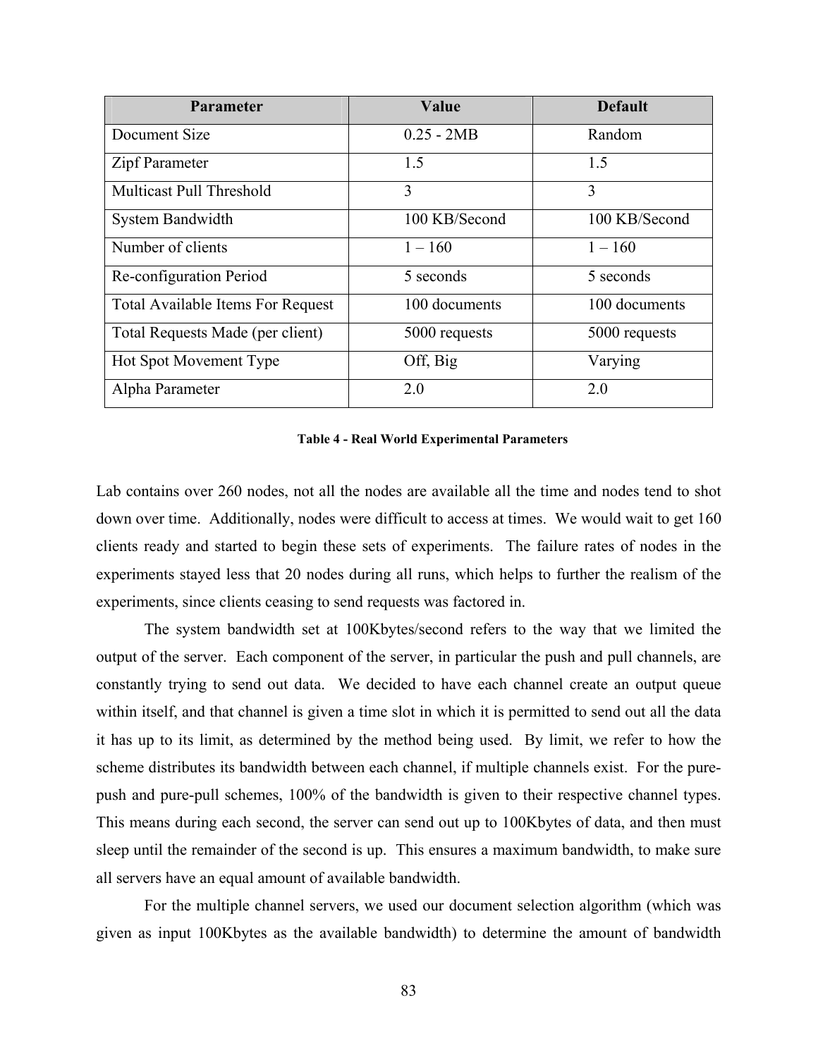| Parameter | Value | Default |
| --- | --- | --- |
| Document Size | 0.25 - 2MB | Random |
| Zipf Parameter | 1.5 | 1.5 |
| Multicast Pull Threshold | 3 | 3 |
| System Bandwidth | 100 KB/Second | 100 KB/Second |
| Number of clients | 1 – 160 | 1 – 160 |
| Re-configuration Period | 5 seconds | 5 seconds |
| Total Available Items For Request | 100 documents | 100 documents |
| Total Requests Made (per client) | 5000 requests | 5000 requests |
| Hot Spot Movement Type | Off, Big | Varying |
| Alpha Parameter | 2.0 | 2.0 |

**Table 4 - Real World Experimental Parameters**

Lab contains over 260 nodes, not all the nodes are available all the time and nodes tend to shot down over time. Additionally, nodes were difficult to access at times. We would wait to get 160 clients ready and started to begin these sets of experiments. The failure rates of nodes in the experiments stayed less that 20 nodes during all runs, which helps to further the realism of the experiments, since clients ceasing to send requests was factored in.

The system bandwidth set at 100Kbytes/second refers to the way that we limited the output of the server. Each component of the server, in particular the push and pull channels, are constantly trying to send out data. We decided to have each channel create an output queue within itself, and that channel is given a time slot in which it is permitted to send out all the data it has up to its limit, as determined by the method being used. By limit, we refer to how the scheme distributes its bandwidth between each channel, if multiple channels exist. For the pure-push and pure-pull schemes, 100% of the bandwidth is given to their respective channel types. This means during each second, the server can send out up to 100Kbytes of data, and then must sleep until the remainder of the second is up. This ensures a maximum bandwidth, to make sure all servers have an equal amount of available bandwidth.

For the multiple channel servers, we used our document selection algorithm (which was given as input 100Kbytes as the available bandwidth) to determine the amount of bandwidth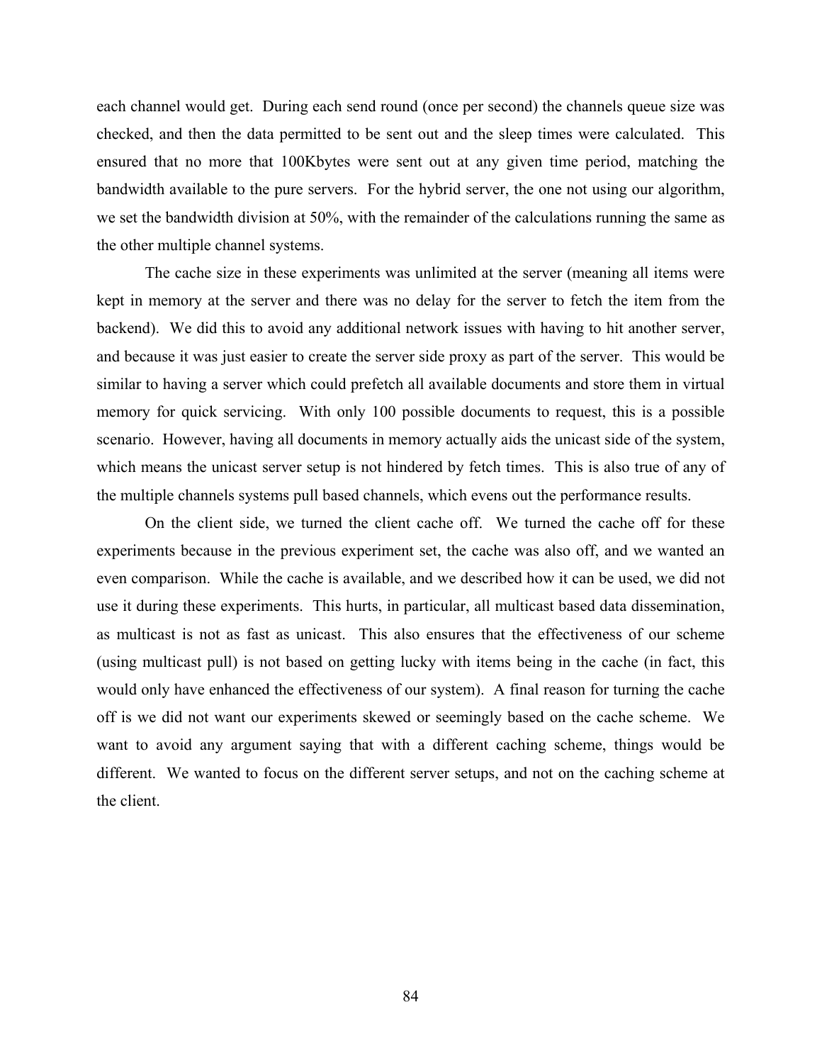each channel would get. During each send round (once per second) the channels queue size was checked, and then the data permitted to be sent out and the sleep times were calculated. This ensured that no more that 100Kbytes were sent out at any given time period, matching the bandwidth available to the pure servers. For the hybrid server, the one not using our algorithm, we set the bandwidth division at 50%, with the remainder of the calculations running the same as the other multiple channel systems.

The cache size in these experiments was unlimited at the server (meaning all items were kept in memory at the server and there was no delay for the server to fetch the item from the backend). We did this to avoid any additional network issues with having to hit another server, and because it was just easier to create the server side proxy as part of the server. This would be similar to having a server which could prefetch all available documents and store them in virtual memory for quick servicing. With only 100 possible documents to request, this is a possible scenario. However, having all documents in memory actually aids the unicast side of the system, which means the unicast server setup is not hindered by fetch times. This is also true of any of the multiple channels systems pull based channels, which evens out the performance results.

On the client side, we turned the client cache off. We turned the cache off for these experiments because in the previous experiment set, the cache was also off, and we wanted an even comparison. While the cache is available, and we described how it can be used, we did not use it during these experiments. This hurts, in particular, all multicast based data dissemination, as multicast is not as fast as unicast. This also ensures that the effectiveness of our scheme (using multicast pull) is not based on getting lucky with items being in the cache (in fact, this would only have enhanced the effectiveness of our system). A final reason for turning the cache off is we did not want our experiments skewed or seemingly based on the cache scheme. We want to avoid any argument saying that with a different caching scheme, things would be different. We wanted to focus on the different server setups, and not on the caching scheme at the client.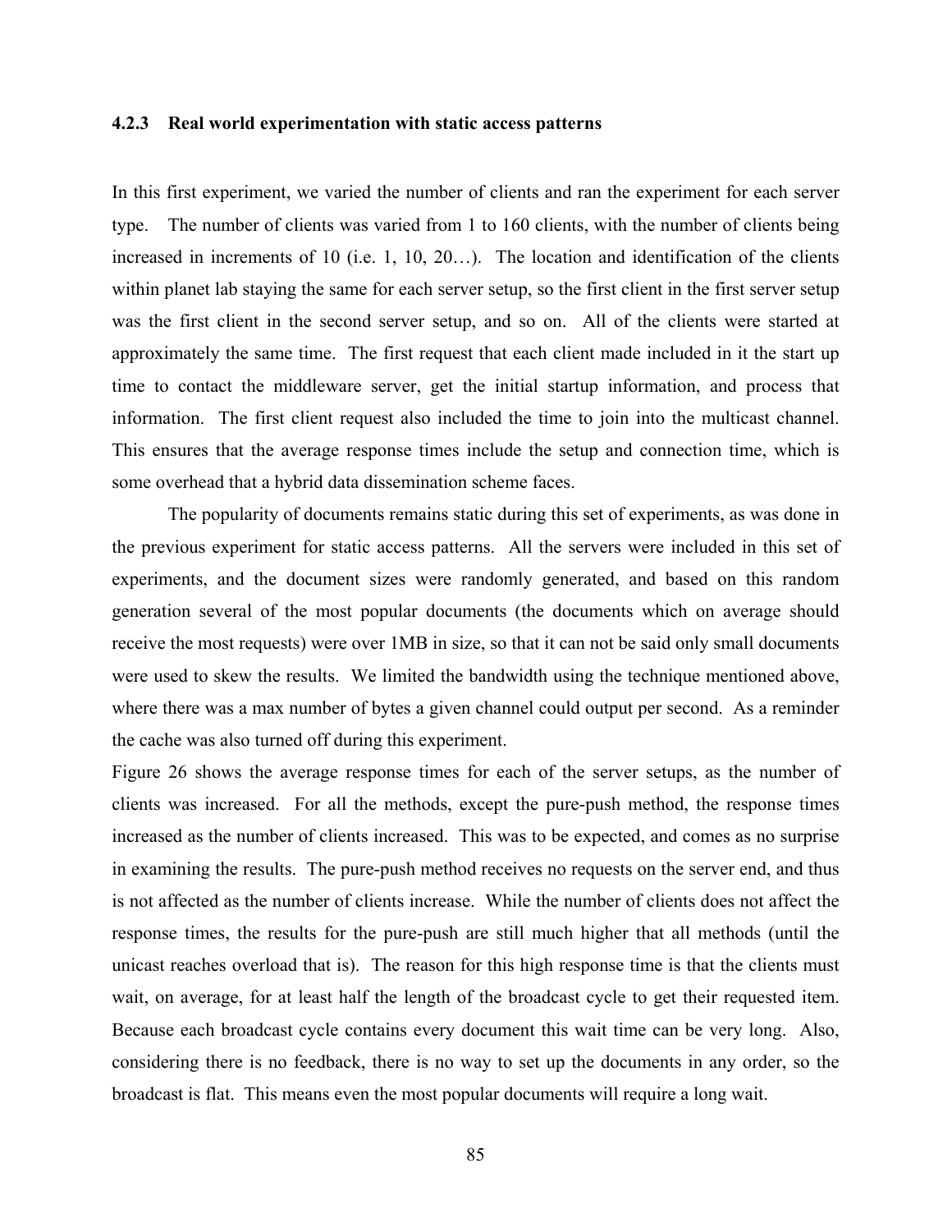### 4.2.3 Real world experimentation with static access patterns

In this first experiment, we varied the number of clients and ran the experiment for each server type. The number of clients was varied from 1 to 160 clients, with the number of clients being increased in increments of 10 (i.e. 1, 10, 20…). The location and identification of the clients within planet lab staying the same for each server setup, so the first client in the first server setup was the first client in the second server setup, and so on. All of the clients were started at approximately the same time. The first request that each client made included in it the start up time to contact the middleware server, get the initial startup information, and process that information. The first client request also included the time to join into the multicast channel. This ensures that the average response times include the setup and connection time, which is some overhead that a hybrid data dissemination scheme faces.

The popularity of documents remains static during this set of experiments, as was done in the previous experiment for static access patterns. All the servers were included in this set of experiments, and the document sizes were randomly generated, and based on this random generation several of the most popular documents (the documents which on average should receive the most requests) were over 1MB in size, so that it can not be said only small documents were used to skew the results. We limited the bandwidth using the technique mentioned above, where there was a max number of bytes a given channel could output per second. As a reminder the cache was also turned off during this experiment.

Figure 26 shows the average response times for each of the server setups, as the number of clients was increased. For all the methods, except the pure-push method, the response times increased as the number of clients increased. This was to be expected, and comes as no surprise in examining the results. The pure-push method receives no requests on the server end, and thus is not affected as the number of clients increase. While the number of clients does not affect the response times, the results for the pure-push are still much higher that all methods (until the unicast reaches overload that is). The reason for this high response time is that the clients must wait, on average, for at least half the length of the broadcast cycle to get their requested item. Because each broadcast cycle contains every document this wait time can be very long. Also, considering there is no feedback, there is no way to set up the documents in any order, so the broadcast is flat. This means even the most popular documents will require a long wait.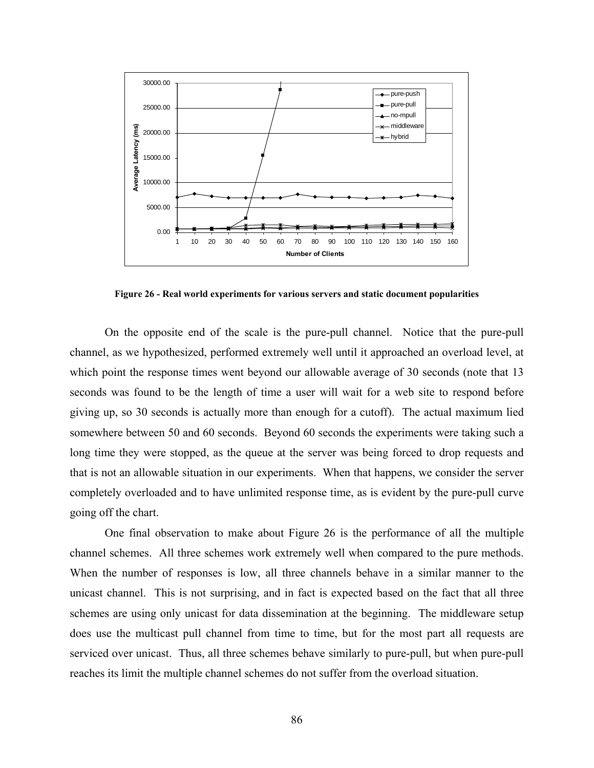**Figure 26 - Real world experiments for various servers and static document popularities**

On the opposite end of the scale is the pure-pull channel. Notice that the pure-pull channel, as we hypothesized, performed extremely well until it approached an overload level, at which point the response times went beyond our allowable average of 30 seconds (note that 13 seconds was found to be the length of time a user will wait for a web site to respond before giving up, so 30 seconds is actually more than enough for a cutoff). The actual maximum lied somewhere between 50 and 60 seconds. Beyond 60 seconds the experiments were taking such a long time they were stopped, as the queue at the server was being forced to drop requests and that is not an allowable situation in our experiments. When that happens, we consider the server completely overloaded and to have unlimited response time, as is evident by the pure-pull curve going off the chart.

One final observation to make about Figure 26 is the performance of all the multiple channel schemes. All three schemes work extremely well when compared to the pure methods. When the number of responses is low, all three channels behave in a similar manner to the unicast channel. This is not surprising, and in fact is expected based on the fact that all three schemes are using only unicast for data dissemination at the beginning. The middleware setup does use the multicast pull channel from time to time, but for the most part all requests are serviced over unicast. Thus, all three schemes behave similarly to pure-pull, but when pure-pull reaches its limit the multiple channel schemes do not suffer from the overload situation.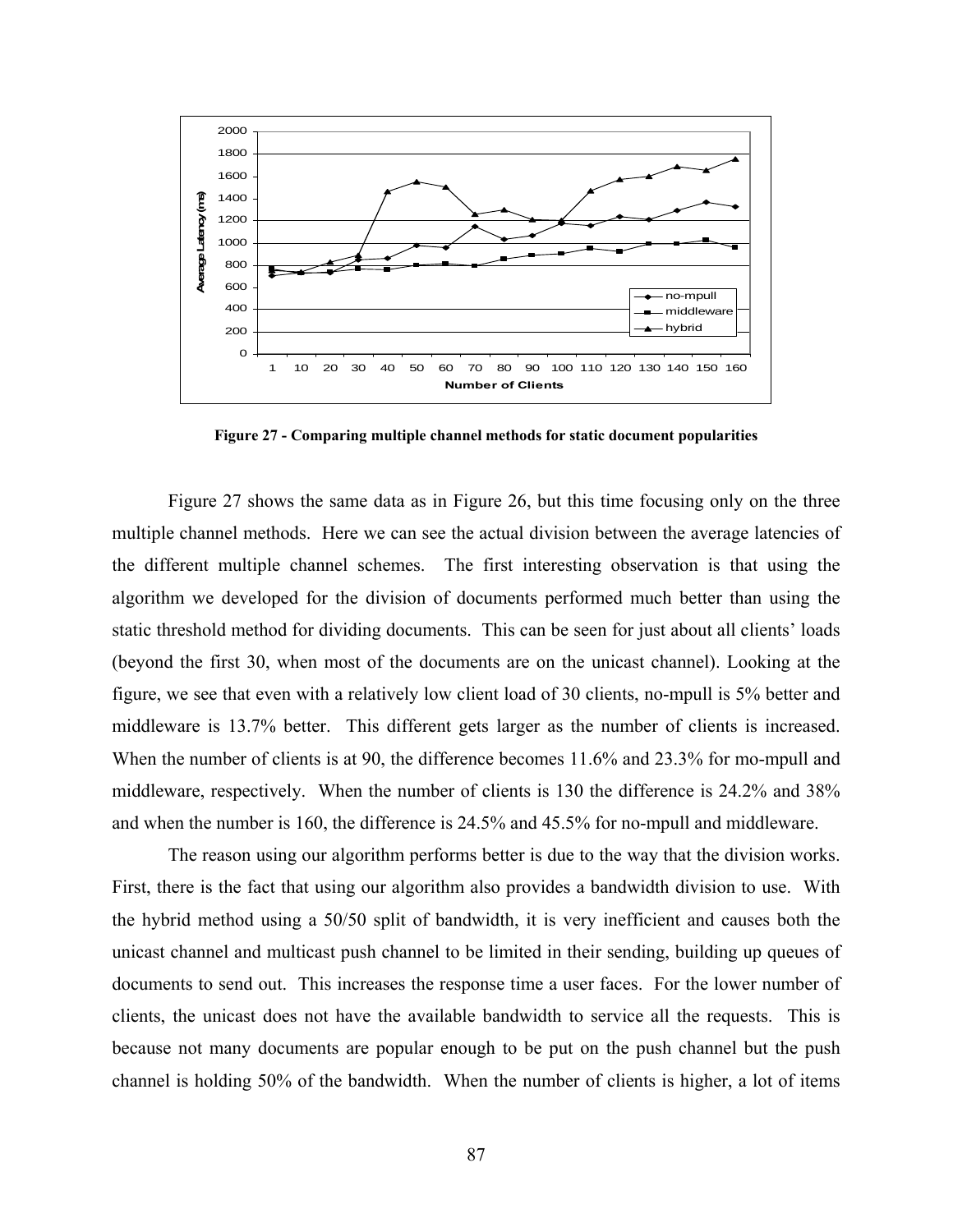Figure 27 - Comparing multiple channel methods for static document popularities

Figure 27 shows the same data as in Figure 26, but this time focusing only on the three multiple channel methods. Here we can see the actual division between the average latencies of the different multiple channel schemes. The first interesting observation is that using the algorithm we developed for the division of documents performed much better than using the static threshold method for dividing documents. This can be seen for just about all clients' loads (beyond the first 30, when most of the documents are on the unicast channel). Looking at the figure, we see that even with a relatively low client load of 30 clients, no-mpull is 5% better and middleware is 13.7% better. This different gets larger as the number of clients is increased. When the number of clients is at 90, the difference becomes 11.6% and 23.3% for mo-mpull and middleware, respectively. When the number of clients is 130 the difference is 24.2% and 38% and when the number is 160, the difference is 24.5% and 45.5% for no-mpull and middleware.

The reason using our algorithm performs better is due to the way that the division works. First, there is the fact that using our algorithm also provides a bandwidth division to use. With the hybrid method using a 50/50 split of bandwidth, it is very inefficient and causes both the unicast channel and multicast push channel to be limited in their sending, building up queues of documents to send out. This increases the response time a user faces. For the lower number of clients, the unicast does not have the available bandwidth to service all the requests. This is because not many documents are popular enough to be put on the push channel but the push channel is holding 50% of the bandwidth. When the number of clients is higher, a lot of items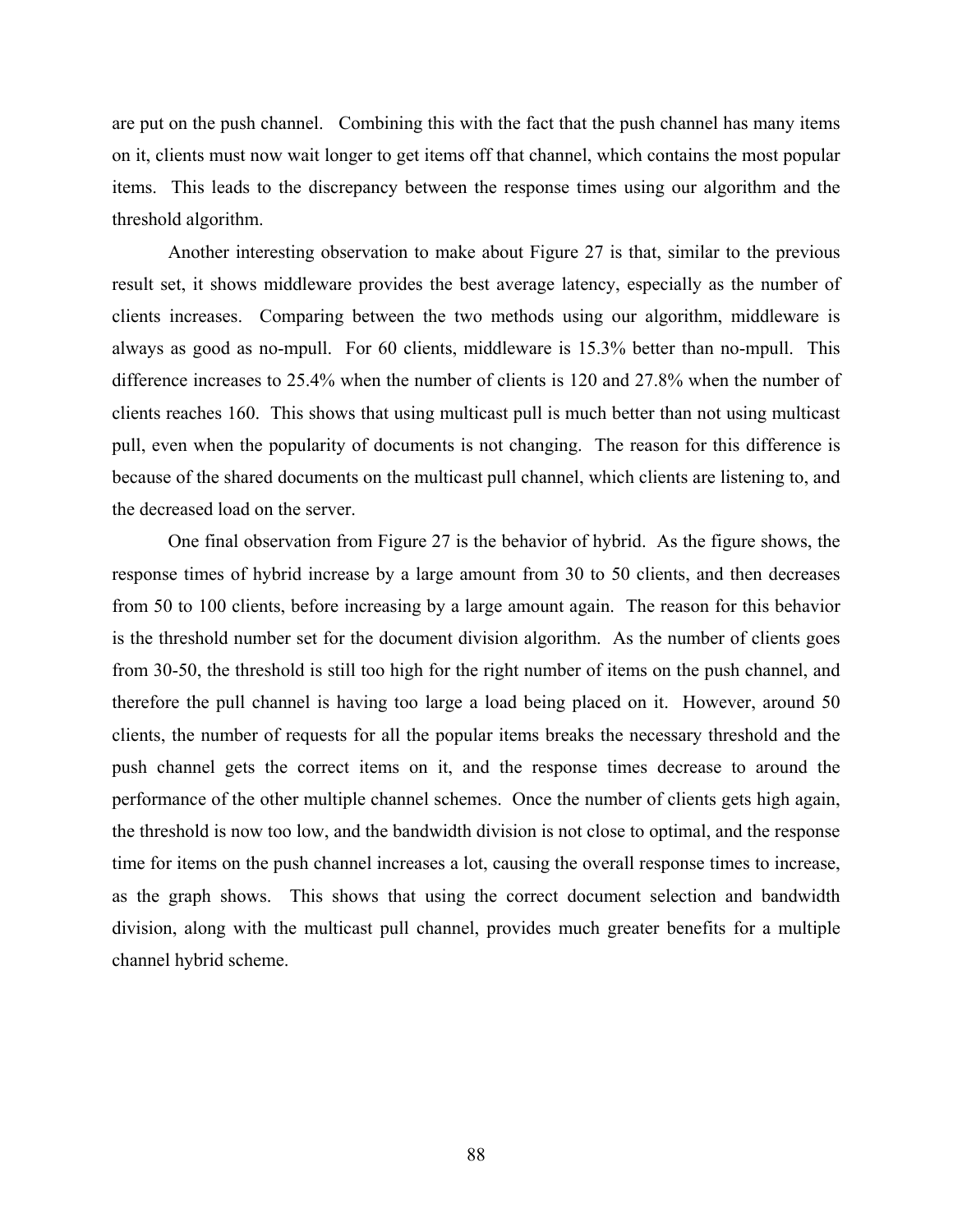are put on the push channel. Combining this with the fact that the push channel has many items on it, clients must now wait longer to get items off that channel, which contains the most popular items. This leads to the discrepancy between the response times using our algorithm and the threshold algorithm.

Another interesting observation to make about Figure 27 is that, similar to the previous result set, it shows middleware provides the best average latency, especially as the number of clients increases. Comparing between the two methods using our algorithm, middleware is always as good as no-mpull. For 60 clients, middleware is 15.3% better than no-mpull. This difference increases to 25.4% when the number of clients is 120 and 27.8% when the number of clients reaches 160. This shows that using multicast pull is much better than not using multicast pull, even when the popularity of documents is not changing. The reason for this difference is because of the shared documents on the multicast pull channel, which clients are listening to, and the decreased load on the server.

One final observation from Figure 27 is the behavior of hybrid. As the figure shows, the response times of hybrid increase by a large amount from 30 to 50 clients, and then decreases from 50 to 100 clients, before increasing by a large amount again. The reason for this behavior is the threshold number set for the document division algorithm. As the number of clients goes from 30-50, the threshold is still too high for the right number of items on the push channel, and therefore the pull channel is having too large a load being placed on it. However, around 50 clients, the number of requests for all the popular items breaks the necessary threshold and the push channel gets the correct items on it, and the response times decrease to around the performance of the other multiple channel schemes. Once the number of clients gets high again, the threshold is now too low, and the bandwidth division is not close to optimal, and the response time for items on the push channel increases a lot, causing the overall response times to increase, as the graph shows. This shows that using the correct document selection and bandwidth division, along with the multicast pull channel, provides much greater benefits for a multiple channel hybrid scheme.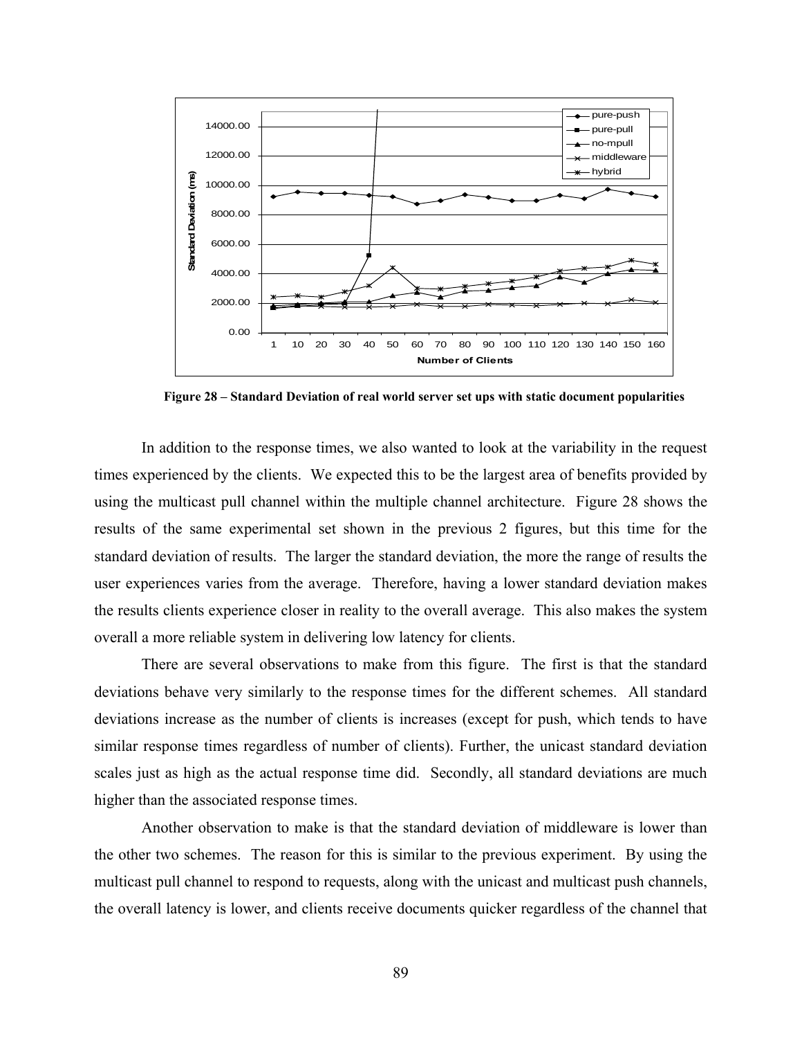**Figure 28 – Standard Deviation of real world server set ups with static document popularities**

In addition to the response times, we also wanted to look at the variability in the request times experienced by the clients. We expected this to be the largest area of benefits provided by using the multicast pull channel within the multiple channel architecture. Figure 28 shows the results of the same experimental set shown in the previous 2 figures, but this time for the standard deviation of results. The larger the standard deviation, the more the range of results the user experiences varies from the average. Therefore, having a lower standard deviation makes the results clients experience closer in reality to the overall average. This also makes the system overall a more reliable system in delivering low latency for clients.

There are several observations to make from this figure. The first is that the standard deviations behave very similarly to the response times for the different schemes. All standard deviations increase as the number of clients is increases (except for push, which tends to have similar response times regardless of number of clients). Further, the unicast standard deviation scales just as high as the actual response time did. Secondly, all standard deviations are much higher than the associated response times.

Another observation to make is that the standard deviation of middleware is lower than the other two schemes. The reason for this is similar to the previous experiment. By using the multicast pull channel to respond to requests, along with the unicast and multicast push channels, the overall latency is lower, and clients receive documents quicker regardless of the channel that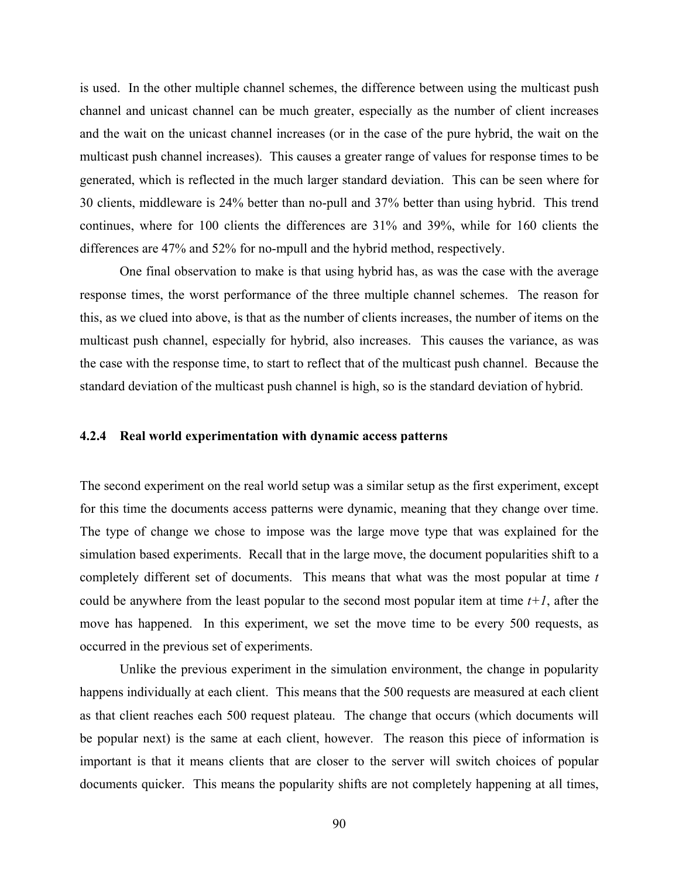is used. In the other multiple channel schemes, the difference between using the multicast push channel and unicast channel can be much greater, especially as the number of client increases and the wait on the unicast channel increases (or in the case of the pure hybrid, the wait on the multicast push channel increases). This causes a greater range of values for response times to be generated, which is reflected in the much larger standard deviation. This can be seen where for 30 clients, middleware is 24% better than no-pull and 37% better than using hybrid. This trend continues, where for 100 clients the differences are 31% and 39%, while for 160 clients the differences are 47% and 52% for no-mpull and the hybrid method, respectively.

One final observation to make is that using hybrid has, as was the case with the average response times, the worst performance of the three multiple channel schemes. The reason for this, as we clued into above, is that as the number of clients increases, the number of items on the multicast push channel, especially for hybrid, also increases. This causes the variance, as was the case with the response time, to start to reflect that of the multicast push channel. Because the standard deviation of the multicast push channel is high, so is the standard deviation of hybrid.

### 4.2.4 Real world experimentation with dynamic access patterns

The second experiment on the real world setup was a similar setup as the first experiment, except for this time the documents access patterns were dynamic, meaning that they change over time. The type of change we chose to impose was the large move type that was explained for the simulation based experiments. Recall that in the large move, the document popularities shift to a completely different set of documents. This means that what was the most popular at time *t* could be anywhere from the least popular to the second most popular item at time *t+1*, after the move has happened. In this experiment, we set the move time to be every 500 requests, as occurred in the previous set of experiments.

Unlike the previous experiment in the simulation environment, the change in popularity happens individually at each client. This means that the 500 requests are measured at each client as that client reaches each 500 request plateau. The change that occurs (which documents will be popular next) is the same at each client, however. The reason this piece of information is important is that it means clients that are closer to the server will switch choices of popular documents quicker. This means the popularity shifts are not completely happening at all times,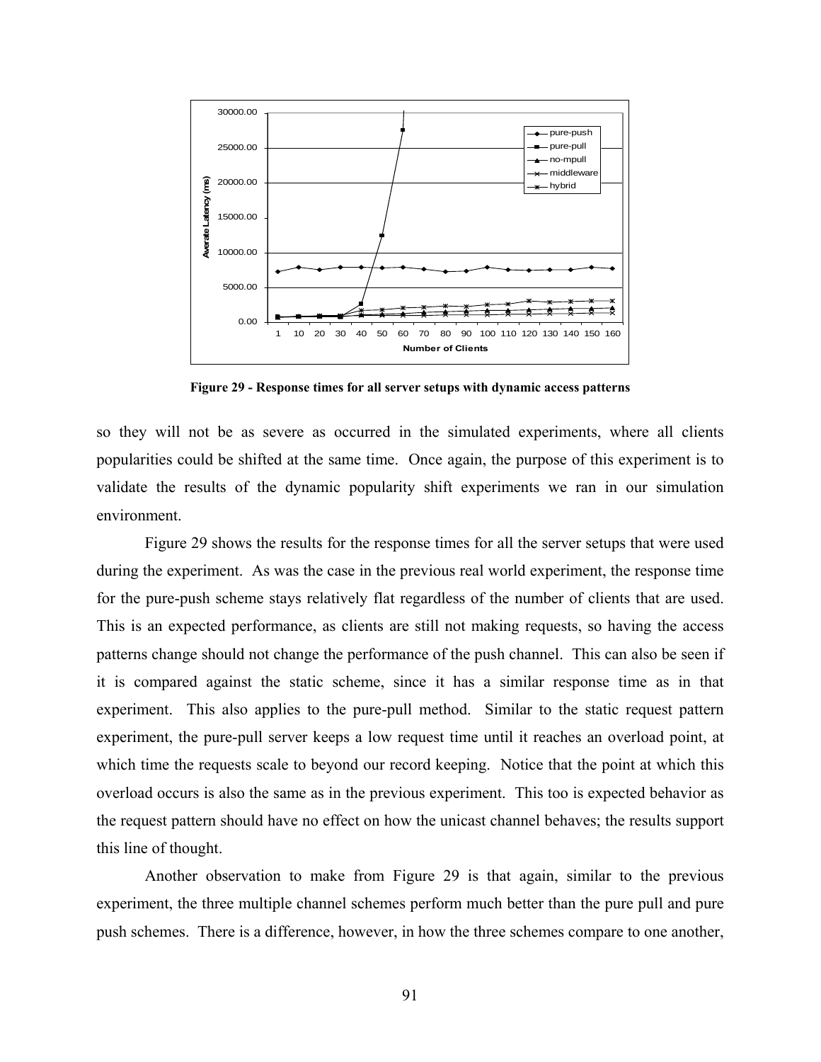**Figure 29 - Response times for all server setups with dynamic access patterns**

so they will not be as severe as occurred in the simulated experiments, where all clients popularities could be shifted at the same time. Once again, the purpose of this experiment is to validate the results of the dynamic popularity shift experiments we ran in our simulation environment.

Figure 29 shows the results for the response times for all the server setups that were used during the experiment. As was the case in the previous real world experiment, the response time for the pure-push scheme stays relatively flat regardless of the number of clients that are used. This is an expected performance, as clients are still not making requests, so having the access patterns change should not change the performance of the push channel. This can also be seen if it is compared against the static scheme, since it has a similar response time as in that experiment. This also applies to the pure-pull method. Similar to the static request pattern experiment, the pure-pull server keeps a low request time until it reaches an overload point, at which time the requests scale to beyond our record keeping. Notice that the point at which this overload occurs is also the same as in the previous experiment. This too is expected behavior as the request pattern should have no effect on how the unicast channel behaves; the results support this line of thought.

Another observation to make from Figure 29 is that again, similar to the previous experiment, the three multiple channel schemes perform much better than the pure pull and pure push schemes. There is a difference, however, in how the three schemes compare to one another,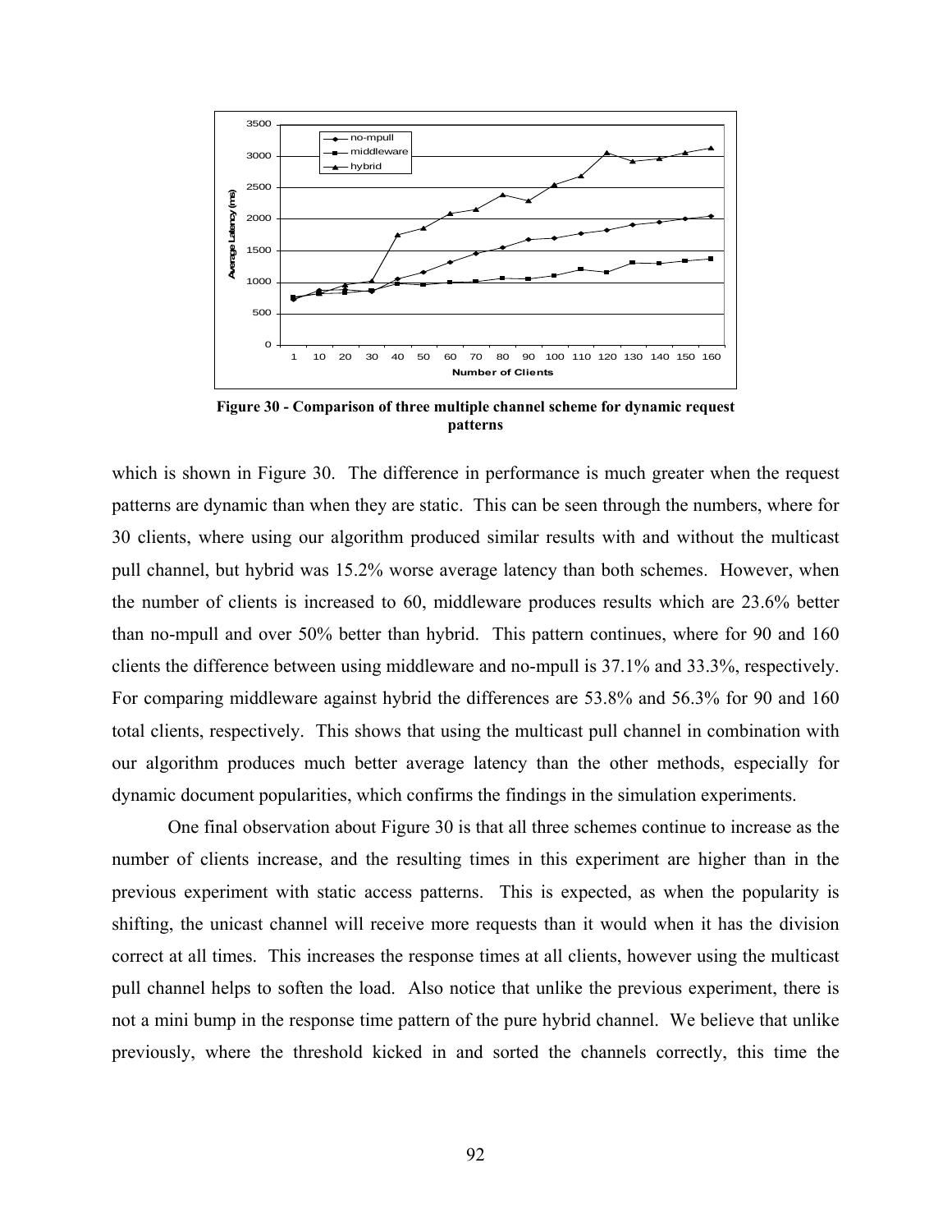**Figure 30 - Comparison of three multiple channel scheme for dynamic request patterns**

which is shown in Figure 30. The difference in performance is much greater when the request patterns are dynamic than when they are static. This can be seen through the numbers, where for 30 clients, where using our algorithm produced similar results with and without the multicast pull channel, but hybrid was 15.2% worse average latency than both schemes. However, when the number of clients is increased to 60, middleware produces results which are 23.6% better than no-mpull and over 50% better than hybrid. This pattern continues, where for 90 and 160 clients the difference between using middleware and no-mpull is 37.1% and 33.3%, respectively. For comparing middleware against hybrid the differences are 53.8% and 56.3% for 90 and 160 total clients, respectively. This shows that using the multicast pull channel in combination with our algorithm produces much better average latency than the other methods, especially for dynamic document popularities, which confirms the findings in the simulation experiments.

One final observation about Figure 30 is that all three schemes continue to increase as the number of clients increase, and the resulting times in this experiment are higher than in the previous experiment with static access patterns. This is expected, as when the popularity is shifting, the unicast channel will receive more requests than it would when it has the division correct at all times. This increases the response times at all clients, however using the multicast pull channel helps to soften the load. Also notice that unlike the previous experiment, there is not a mini bump in the response time pattern of the pure hybrid channel. We believe that unlike previously, where the threshold kicked in and sorted the channels correctly, this time the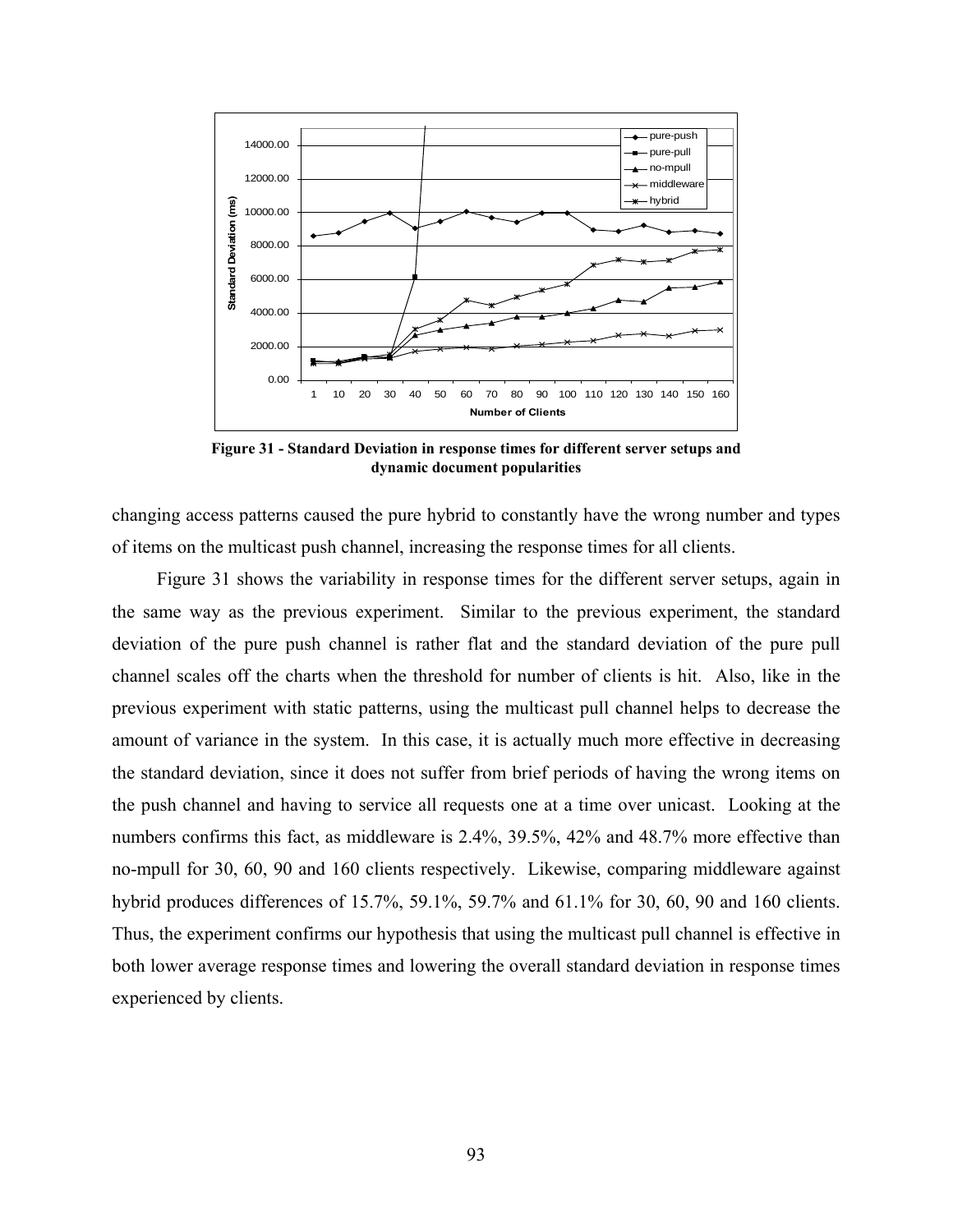**Figure 31 - Standard Deviation in response times for different server setups and dynamic document popularities**

changing access patterns caused the pure hybrid to constantly have the wrong number and types of items on the multicast push channel, increasing the response times for all clients.

Figure 31 shows the variability in response times for the different server setups, again in the same way as the previous experiment. Similar to the previous experiment, the standard deviation of the pure push channel is rather flat and the standard deviation of the pure pull channel scales off the charts when the threshold for number of clients is hit. Also, like in the previous experiment with static patterns, using the multicast pull channel helps to decrease the amount of variance in the system. In this case, it is actually much more effective in decreasing the standard deviation, since it does not suffer from brief periods of having the wrong items on the push channel and having to service all requests one at a time over unicast. Looking at the numbers confirms this fact, as middleware is 2.4%, 39.5%, 42% and 48.7% more effective than no-mpull for 30, 60, 90 and 160 clients respectively. Likewise, comparing middleware against hybrid produces differences of 15.7%, 59.1%, 59.7% and 61.1% for 30, 60, 90 and 160 clients. Thus, the experiment confirms our hypothesis that using the multicast pull channel is effective in both lower average response times and lowering the overall standard deviation in response times experienced by clients.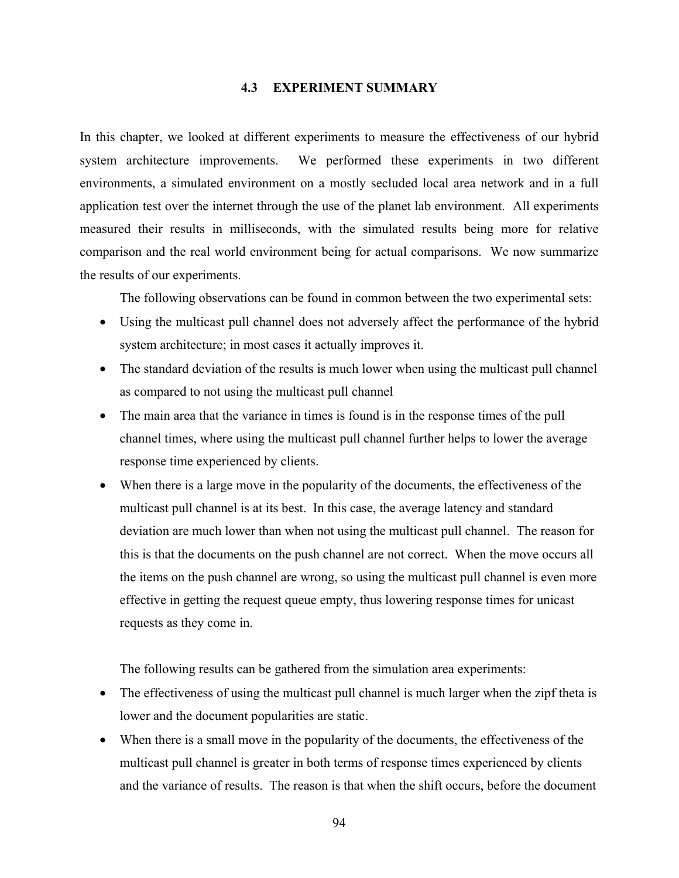### 4.3 EXPERIMENT SUMMARY

In this chapter, we looked at different experiments to measure the effectiveness of our hybrid system architecture improvements. We performed these experiments in two different environments, a simulated environment on a mostly secluded local area network and in a full application test over the internet through the use of the planet lab environment. All experiments measured their results in milliseconds, with the simulated results being more for relative comparison and the real world environment being for actual comparisons. We now summarize the results of our experiments.

The following observations can be found in common between the two experimental sets:

- Using the multicast pull channel does not adversely affect the performance of the hybrid system architecture; in most cases it actually improves it.
- The standard deviation of the results is much lower when using the multicast pull channel as compared to not using the multicast pull channel
- The main area that the variance in times is found is in the response times of the pull channel times, where using the multicast pull channel further helps to lower the average response time experienced by clients.
- When there is a large move in the popularity of the documents, the effectiveness of the multicast pull channel is at its best. In this case, the average latency and standard deviation are much lower than when not using the multicast pull channel. The reason for this is that the documents on the push channel are not correct. When the move occurs all the items on the push channel are wrong, so using the multicast pull channel is even more effective in getting the request queue empty, thus lowering response times for unicast requests as they come in.

The following results can be gathered from the simulation area experiments:

- The effectiveness of using the multicast pull channel is much larger when the zipf theta is lower and the document popularities are static.
- When there is a small move in the popularity of the documents, the effectiveness of the multicast pull channel is greater in both terms of response times experienced by clients and the variance of results. The reason is that when the shift occurs, before the document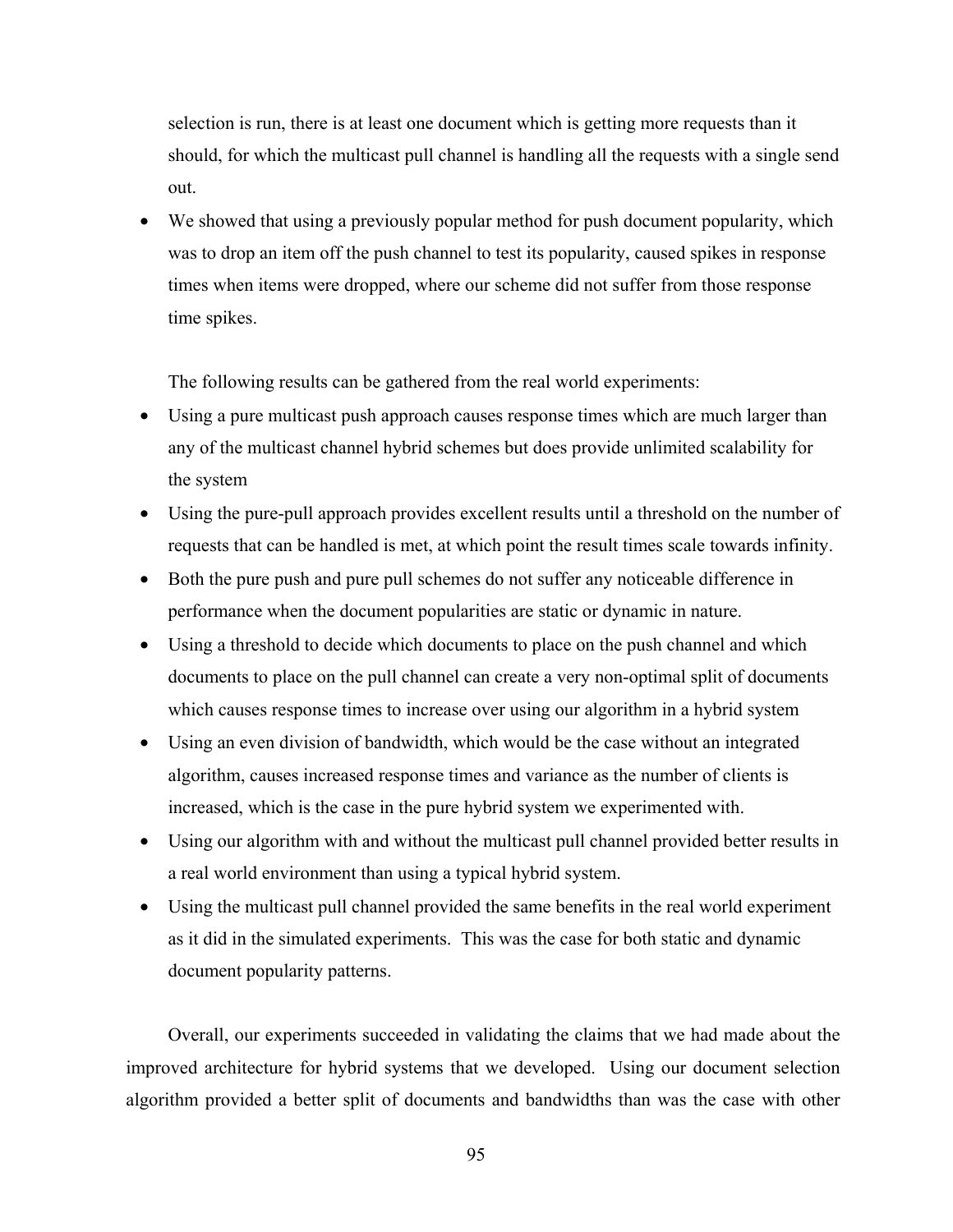selection is run, there is at least one document which is getting more requests than it should, for which the multicast pull channel is handling all the requests with a single send out.

- We showed that using a previously popular method for push document popularity, which was to drop an item off the push channel to test its popularity, caused spikes in response times when items were dropped, where our scheme did not suffer from those response time spikes.

The following results can be gathered from the real world experiments:

- Using a pure multicast push approach causes response times which are much larger than any of the multicast channel hybrid schemes but does provide unlimited scalability for the system
- Using the pure-pull approach provides excellent results until a threshold on the number of requests that can be handled is met, at which point the result times scale towards infinity.
- Both the pure push and pure pull schemes do not suffer any noticeable difference in performance when the document popularities are static or dynamic in nature.
- Using a threshold to decide which documents to place on the push channel and which documents to place on the pull channel can create a very non-optimal split of documents which causes response times to increase over using our algorithm in a hybrid system
- Using an even division of bandwidth, which would be the case without an integrated algorithm, causes increased response times and variance as the number of clients is increased, which is the case in the pure hybrid system we experimented with.
- Using our algorithm with and without the multicast pull channel provided better results in a real world environment than using a typical hybrid system.
- Using the multicast pull channel provided the same benefits in the real world experiment as it did in the simulated experiments. This was the case for both static and dynamic document popularity patterns.

Overall, our experiments succeeded in validating the claims that we had made about the improved architecture for hybrid systems that we developed. Using our document selection algorithm provided a better split of documents and bandwidths than was the case with other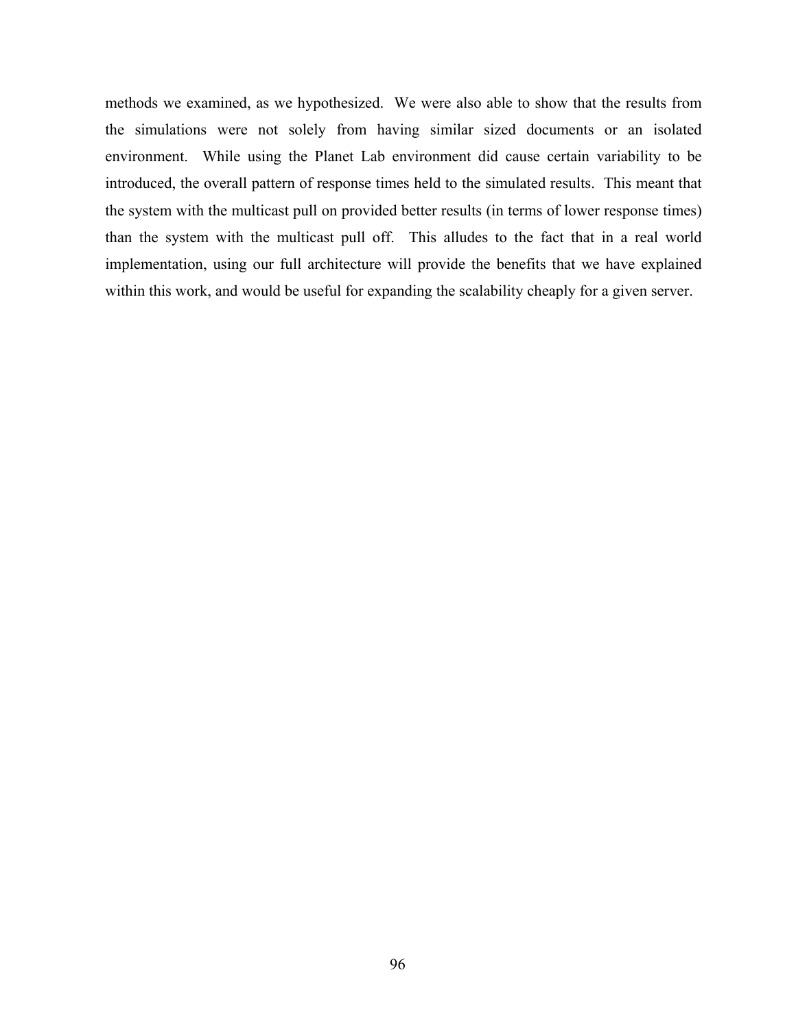methods we examined, as we hypothesized. We were also able to show that the results from the simulations were not solely from having similar sized documents or an isolated environment. While using the Planet Lab environment did cause certain variability to be introduced, the overall pattern of response times held to the simulated results. This meant that the system with the multicast pull on provided better results (in terms of lower response times) than the system with the multicast pull off. This alludes to the fact that in a real world implementation, using our full architecture will provide the benefits that we have explained within this work, and would be useful for expanding the scalability cheaply for a given server.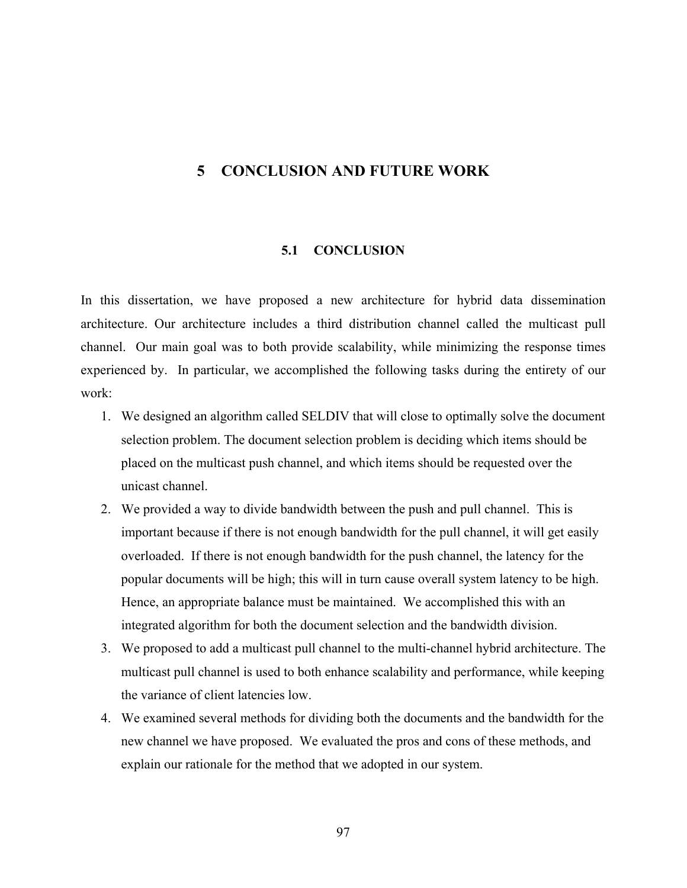# 5 CONCLUSION AND FUTURE WORK

## 5.1 CONCLUSION

In this dissertation, we have proposed a new architecture for hybrid data dissemination architecture. Our architecture includes a third distribution channel called the multicast pull channel. Our main goal was to both provide scalability, while minimizing the response times experienced by. In particular, we accomplished the following tasks during the entirety of our work:

1. We designed an algorithm called SELDIV that will close to optimally solve the document selection problem. The document selection problem is deciding which items should be placed on the multicast push channel, and which items should be requested over the unicast channel.
2. We provided a way to divide bandwidth between the push and pull channel. This is important because if there is not enough bandwidth for the pull channel, it will get easily overloaded. If there is not enough bandwidth for the push channel, the latency for the popular documents will be high; this will in turn cause overall system latency to be high. Hence, an appropriate balance must be maintained. We accomplished this with an integrated algorithm for both the document selection and the bandwidth division.
3. We proposed to add a multicast pull channel to the multi-channel hybrid architecture. The multicast pull channel is used to both enhance scalability and performance, while keeping the variance of client latencies low.
4. We examined several methods for dividing both the documents and the bandwidth for the new channel we have proposed. We evaluated the pros and cons of these methods, and explain our rationale for the method that we adopted in our system.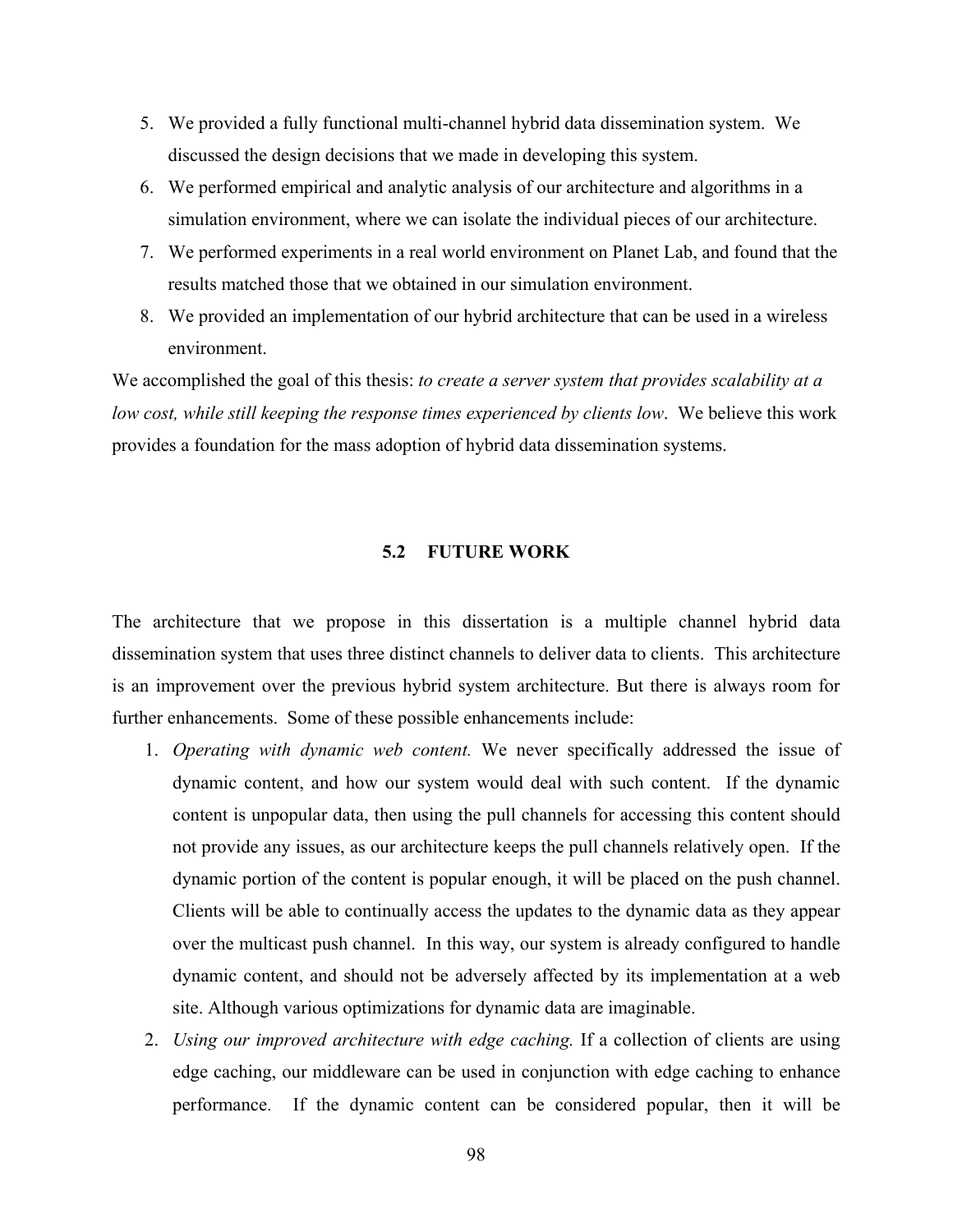5. We provided a fully functional multi-channel hybrid data dissemination system. We discussed the design decisions that we made in developing this system.
6. We performed empirical and analytic analysis of our architecture and algorithms in a simulation environment, where we can isolate the individual pieces of our architecture.
7. We performed experiments in a real world environment on Planet Lab, and found that the results matched those that we obtained in our simulation environment.
8. We provided an implementation of our hybrid architecture that can be used in a wireless environment.

We accomplished the goal of this thesis: *to create a server system that provides scalability at a low cost, while still keeping the response times experienced by clients low*. We believe this work provides a foundation for the mass adoption of hybrid data dissemination systems.

## 5.2 FUTURE WORK

The architecture that we propose in this dissertation is a multiple channel hybrid data dissemination system that uses three distinct channels to deliver data to clients. This architecture is an improvement over the previous hybrid system architecture. But there is always room for further enhancements. Some of these possible enhancements include:

1. *Operating with dynamic web content.* We never specifically addressed the issue of dynamic content, and how our system would deal with such content. If the dynamic content is unpopular data, then using the pull channels for accessing this content should not provide any issues, as our architecture keeps the pull channels relatively open. If the dynamic portion of the content is popular enough, it will be placed on the push channel. Clients will be able to continually access the updates to the dynamic data as they appear over the multicast push channel. In this way, our system is already configured to handle dynamic content, and should not be adversely affected by its implementation at a web site. Although various optimizations for dynamic data are imaginable.
2. *Using our improved architecture with edge caching.* If a collection of clients are using edge caching, our middleware can be used in conjunction with edge caching to enhance performance. If the dynamic content can be considered popular, then it will be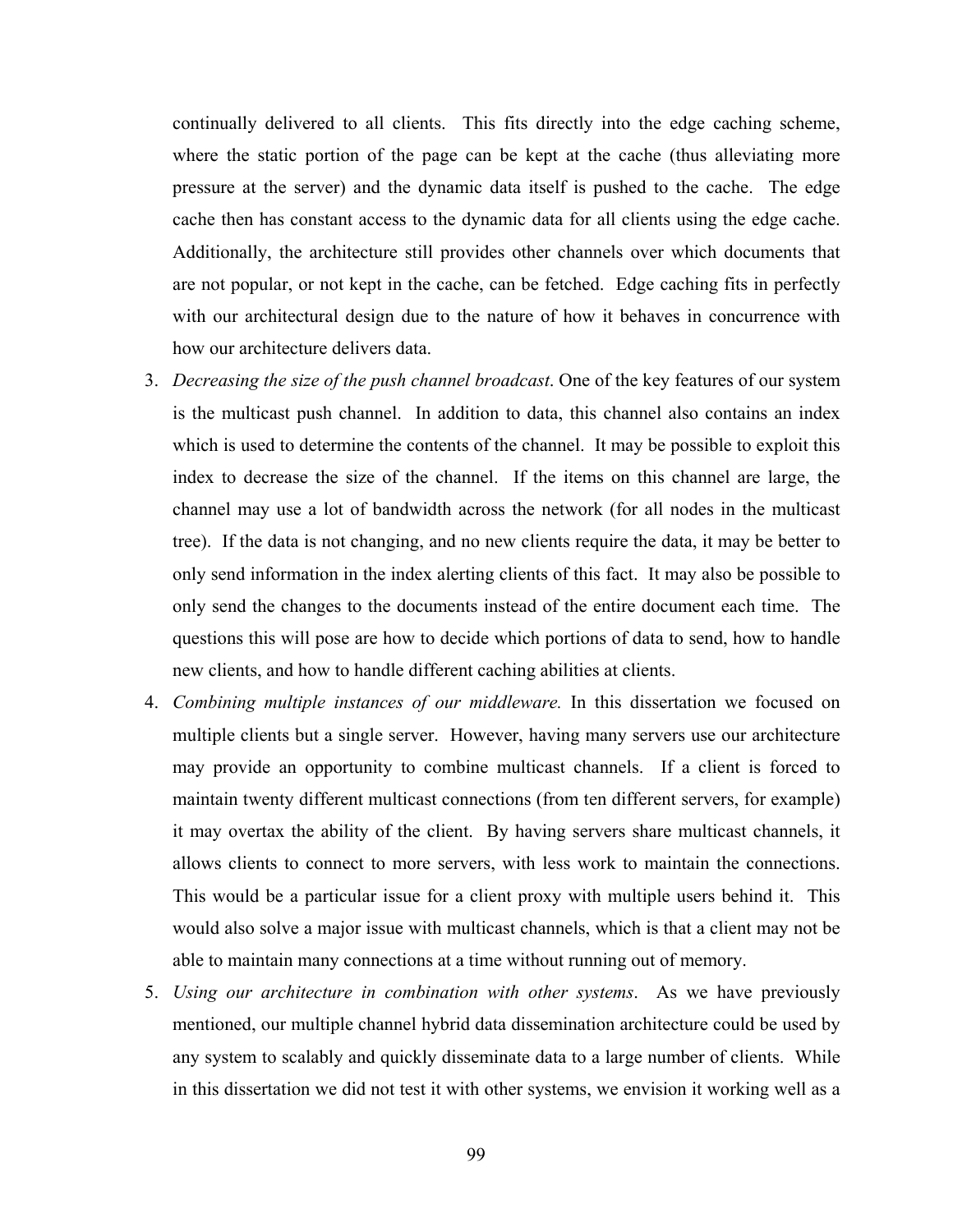continually delivered to all clients. This fits directly into the edge caching scheme, where the static portion of the page can be kept at the cache (thus alleviating more pressure at the server) and the dynamic data itself is pushed to the cache. The edge cache then has constant access to the dynamic data for all clients using the edge cache. Additionally, the architecture still provides other channels over which documents that are not popular, or not kept in the cache, can be fetched. Edge caching fits in perfectly with our architectural design due to the nature of how it behaves in concurrence with how our architecture delivers data.

3. *Decreasing the size of the push channel broadcast*. One of the key features of our system is the multicast push channel. In addition to data, this channel also contains an index which is used to determine the contents of the channel. It may be possible to exploit this index to decrease the size of the channel. If the items on this channel are large, the channel may use a lot of bandwidth across the network (for all nodes in the multicast tree). If the data is not changing, and no new clients require the data, it may be better to only send information in the index alerting clients of this fact. It may also be possible to only send the changes to the documents instead of the entire document each time. The questions this will pose are how to decide which portions of data to send, how to handle new clients, and how to handle different caching abilities at clients.
4. *Combining multiple instances of our middleware.* In this dissertation we focused on multiple clients but a single server. However, having many servers use our architecture may provide an opportunity to combine multicast channels. If a client is forced to maintain twenty different multicast connections (from ten different servers, for example) it may overtax the ability of the client. By having servers share multicast channels, it allows clients to connect to more servers, with less work to maintain the connections. This would be a particular issue for a client proxy with multiple users behind it. This would also solve a major issue with multicast channels, which is that a client may not be able to maintain many connections at a time without running out of memory.
5. *Using our architecture in combination with other systems*. As we have previously mentioned, our multiple channel hybrid data dissemination architecture could be used by any system to scalably and quickly disseminate data to a large number of clients. While in this dissertation we did not test it with other systems, we envision it working well as a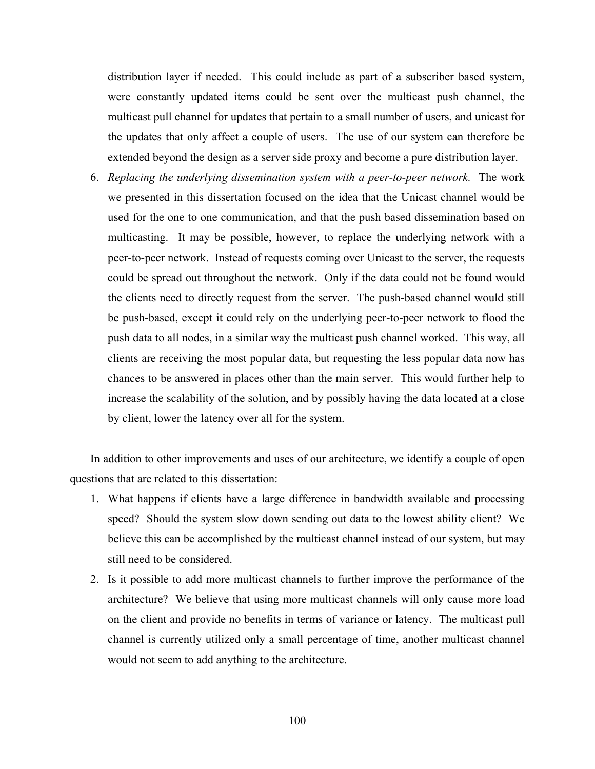distribution layer if needed. This could include as part of a subscriber based system, were constantly updated items could be sent over the multicast push channel, the multicast pull channel for updates that pertain to a small number of users, and unicast for the updates that only affect a couple of users. The use of our system can therefore be extended beyond the design as a server side proxy and become a pure distribution layer.

6. *Replacing the underlying dissemination system with a peer-to-peer network.* The work we presented in this dissertation focused on the idea that the Unicast channel would be used for the one to one communication, and that the push based dissemination based on multicasting. It may be possible, however, to replace the underlying network with a peer-to-peer network. Instead of requests coming over Unicast to the server, the requests could be spread out throughout the network. Only if the data could not be found would the clients need to directly request from the server. The push-based channel would still be push-based, except it could rely on the underlying peer-to-peer network to flood the push data to all nodes, in a similar way the multicast push channel worked. This way, all clients are receiving the most popular data, but requesting the less popular data now has chances to be answered in places other than the main server. This would further help to increase the scalability of the solution, and by possibly having the data located at a close by client, lower the latency over all for the system.

In addition to other improvements and uses of our architecture, we identify a couple of open questions that are related to this dissertation:

1. What happens if clients have a large difference in bandwidth available and processing speed? Should the system slow down sending out data to the lowest ability client? We believe this can be accomplished by the multicast channel instead of our system, but may still need to be considered.
2. Is it possible to add more multicast channels to further improve the performance of the architecture? We believe that using more multicast channels will only cause more load on the client and provide no benefits in terms of variance or latency. The multicast pull channel is currently utilized only a small percentage of time, another multicast channel would not seem to add anything to the architecture.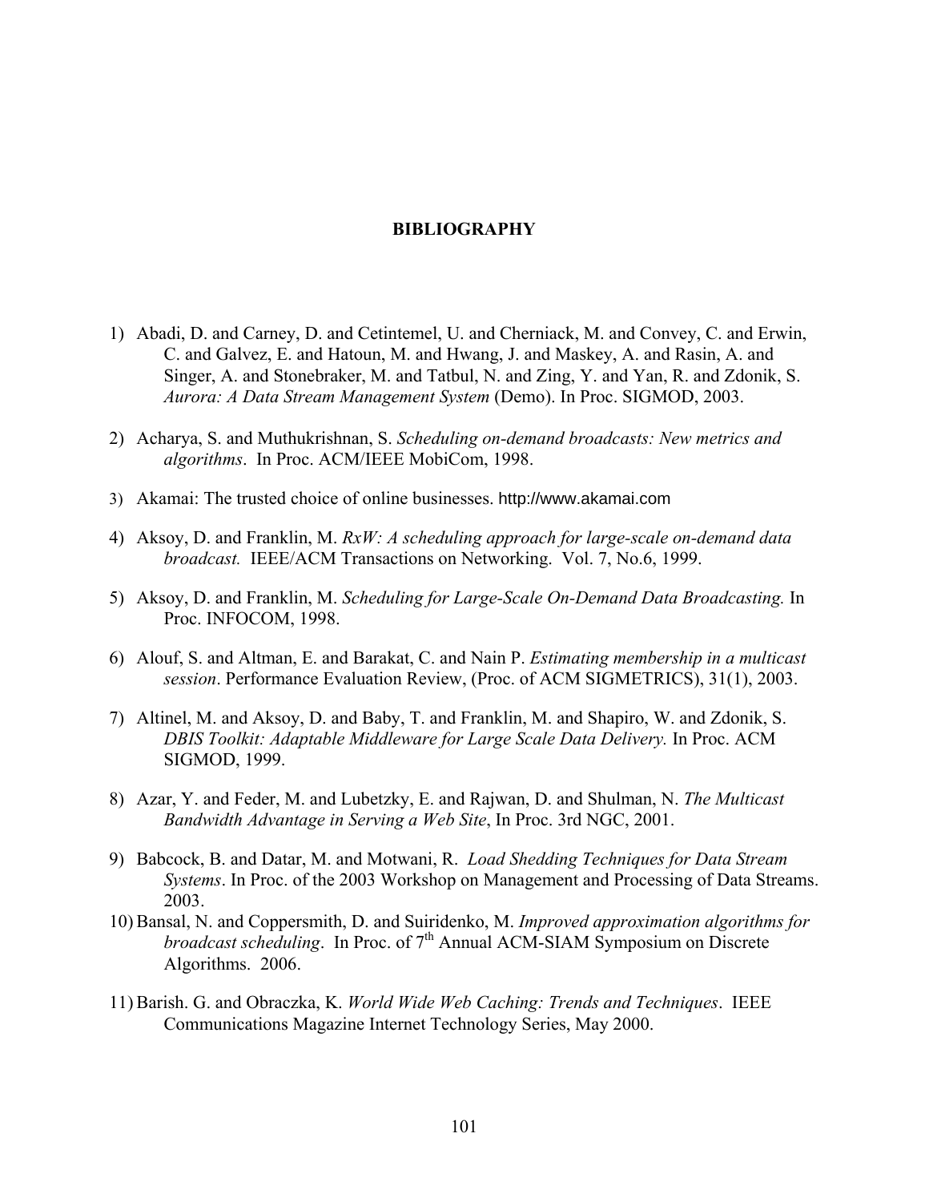# BIBLIOGRAPHY

1) Abadi, D. and Carney, D. and Cetintemel, U. and Cherniack, M. and Convey, C. and Erwin, C. and Galvez, E. and Hatoun, M. and Hwang, J. and Maskey, A. and Rasin, A. and Singer, A. and Stonebraker, M. and Tatbul, N. and Zing, Y. and Yan, R. and Zdonik, S. *Aurora: A Data Stream Management System* (Demo). In Proc. SIGMOD, 2003.

2) Acharya, S. and Muthukrishnan, S. *Scheduling on-demand broadcasts: New metrics and algorithms*. In Proc. ACM/IEEE MobiCom, 1998.

3) Akamai: The trusted choice of online businesses. http://www.akamai.com

4) Aksoy, D. and Franklin, M. *RxW: A scheduling approach for large-scale on-demand data broadcast.* IEEE/ACM Transactions on Networking. Vol. 7, No.6, 1999.

5) Aksoy, D. and Franklin, M. *Scheduling for Large-Scale On-Demand Data Broadcasting.* In Proc. INFOCOM, 1998.

6) Alouf, S. and Altman, E. and Barakat, C. and Nain P. *Estimating membership in a multicast session*. Performance Evaluation Review, (Proc. of ACM SIGMETRICS), 31(1), 2003.

7) Altinel, M. and Aksoy, D. and Baby, T. and Franklin, M. and Shapiro, W. and Zdonik, S. *DBIS Toolkit: Adaptable Middleware for Large Scale Data Delivery.* In Proc. ACM SIGMOD, 1999.

8) Azar, Y. and Feder, M. and Lubetzky, E. and Rajwan, D. and Shulman, N. *The Multicast Bandwidth Advantage in Serving a Web Site*, In Proc. 3rd NGC, 2001.

9) Babcock, B. and Datar, M. and Motwani, R. *Load Shedding Techniques for Data Stream Systems*. In Proc. of the 2003 Workshop on Management and Processing of Data Streams. 2003.

10) Bansal, N. and Coppersmith, D. and Suiridenko, M. *Improved approximation algorithms for broadcast scheduling*. In Proc. of 7th Annual ACM-SIAM Symposium on Discrete Algorithms. 2006.

11) Barish. G. and Obraczka, K. *World Wide Web Caching: Trends and Techniques*. IEEE Communications Magazine Internet Technology Series, May 2000.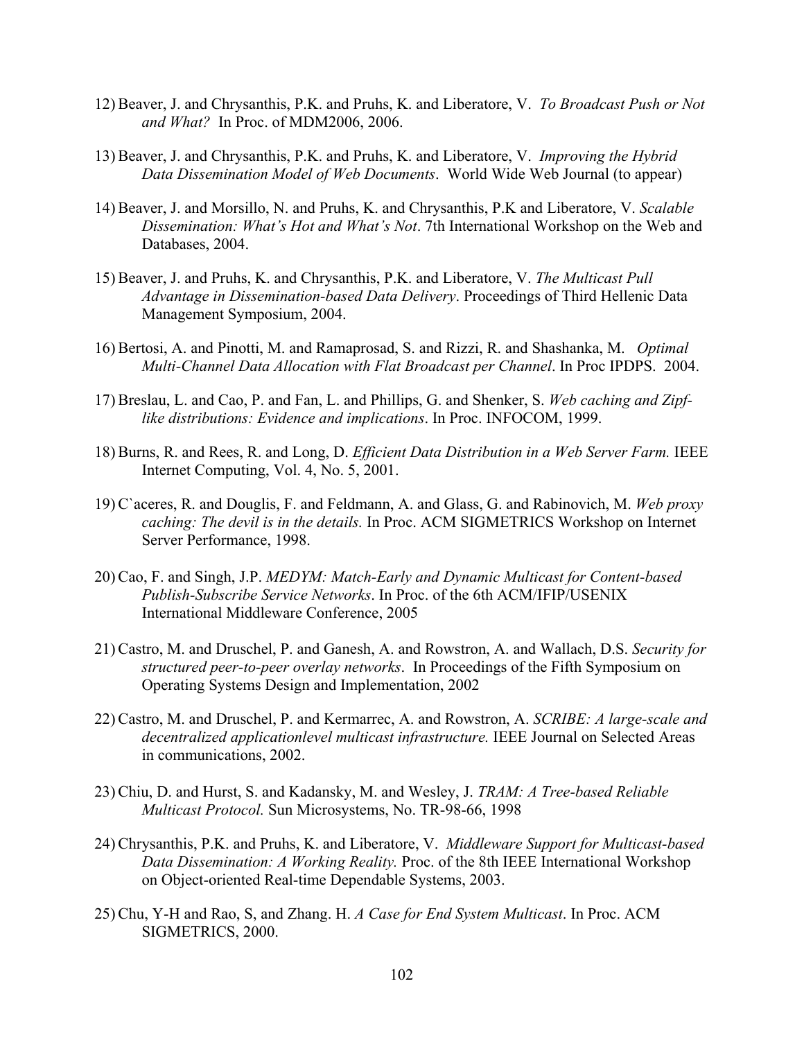12) Beaver, J. and Chrysanthis, P.K. and Pruhs, K. and Liberatore, V. *To Broadcast Push or Not and What?* In Proc. of MDM2006, 2006.

13) Beaver, J. and Chrysanthis, P.K. and Pruhs, K. and Liberatore, V. *Improving the Hybrid Data Dissemination Model of Web Documents*. World Wide Web Journal (to appear)

14) Beaver, J. and Morsillo, N. and Pruhs, K. and Chrysanthis, P.K and Liberatore, V. *Scalable Dissemination: What's Hot and What's Not*. 7th International Workshop on the Web and Databases, 2004.

15) Beaver, J. and Pruhs, K. and Chrysanthis, P.K. and Liberatore, V. *The Multicast Pull Advantage in Dissemination-based Data Delivery*. Proceedings of Third Hellenic Data Management Symposium, 2004.

16) Bertosi, A. and Pinotti, M. and Ramaprosad, S. and Rizzi, R. and Shashanka, M. *Optimal Multi-Channel Data Allocation with Flat Broadcast per Channel*. In Proc IPDPS. 2004.

17) Breslau, L. and Cao, P. and Fan, L. and Phillips, G. and Shenker, S. *Web caching and Zipf-like distributions: Evidence and implications*. In Proc. INFOCOM, 1999.

18) Burns, R. and Rees, R. and Long, D. *Efficient Data Distribution in a Web Server Farm.* IEEE Internet Computing, Vol. 4, No. 5, 2001.

19) C`aceres, R. and Douglis, F. and Feldmann, A. and Glass, G. and Rabinovich, M. *Web proxy caching: The devil is in the details.* In Proc. ACM SIGMETRICS Workshop on Internet Server Performance, 1998.

20) Cao, F. and Singh, J.P. *MEDYM: Match-Early and Dynamic Multicast for Content-based Publish-Subscribe Service Networks*. In Proc. of the 6th ACM/IFIP/USENIX International Middleware Conference, 2005

21) Castro, M. and Druschel, P. and Ganesh, A. and Rowstron, A. and Wallach, D.S. *Security for structured peer-to-peer overlay networks*. In Proceedings of the Fifth Symposium on Operating Systems Design and Implementation, 2002

22) Castro, M. and Druschel, P. and Kermarrec, A. and Rowstron, A. *SCRIBE: A large-scale and decentralized applicationlevel multicast infrastructure.* IEEE Journal on Selected Areas in communications, 2002.

23) Chiu, D. and Hurst, S. and Kadansky, M. and Wesley, J. *TRAM: A Tree-based Reliable Multicast Protocol.* Sun Microsystems, No. TR-98-66, 1998

24) Chrysanthis, P.K. and Pruhs, K. and Liberatore, V. *Middleware Support for Multicast-based Data Dissemination: A Working Reality.* Proc. of the 8th IEEE International Workshop on Object-oriented Real-time Dependable Systems, 2003.

25) Chu, Y-H and Rao, S, and Zhang. H. *A Case for End System Multicast*. In Proc. ACM SIGMETRICS, 2000.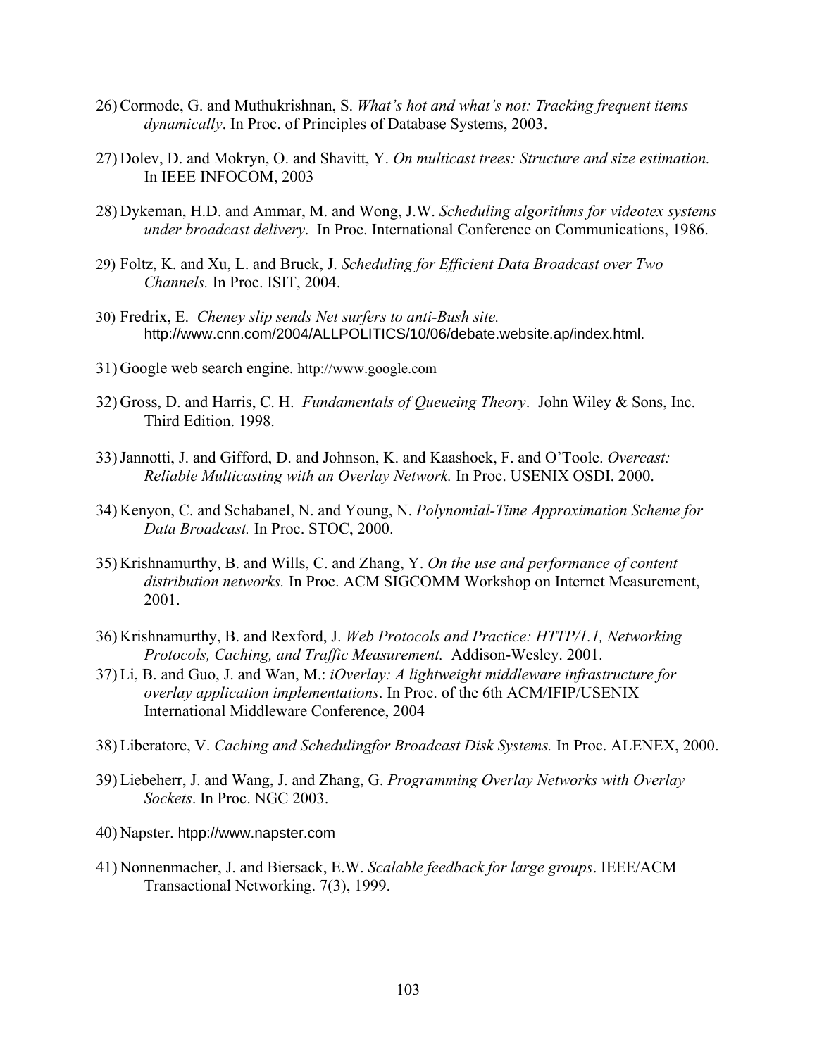26) Cormode, G. and Muthukrishnan, S. *What's hot and what's not: Tracking frequent items dynamically*. In Proc. of Principles of Database Systems, 2003.

27) Dolev, D. and Mokryn, O. and Shavitt, Y. *On multicast trees: Structure and size estimation.* In IEEE INFOCOM, 2003

28) Dykeman, H.D. and Ammar, M. and Wong, J.W. *Scheduling algorithms for videotex systems under broadcast delivery*. In Proc. International Conference on Communications, 1986.

29) Foltz, K. and Xu, L. and Bruck, J. *Scheduling for Efficient Data Broadcast over Two Channels.* In Proc. ISIT, 2004.

30) Fredrix, E. *Cheney slip sends Net surfers to anti-Bush site.* http://www.cnn.com/2004/ALLPOLITICS/10/06/debate.website.ap/index.html.

31) Google web search engine. http://www.google.com

32) Gross, D. and Harris, C. H. *Fundamentals of Queueing Theory*. John Wiley & Sons, Inc. Third Edition. 1998.

33) Jannotti, J. and Gifford, D. and Johnson, K. and Kaashoek, F. and O'Toole. *Overcast: Reliable Multicasting with an Overlay Network.* In Proc. USENIX OSDI. 2000.

34) Kenyon, C. and Schabanel, N. and Young, N. *Polynomial-Time Approximation Scheme for Data Broadcast.* In Proc. STOC, 2000.

35) Krishnamurthy, B. and Wills, C. and Zhang, Y. *On the use and performance of content distribution networks.* In Proc. ACM SIGCOMM Workshop on Internet Measurement, 2001.

36) Krishnamurthy, B. and Rexford, J. *Web Protocols and Practice: HTTP/1.1, Networking Protocols, Caching, and Traffic Measurement.* Addison-Wesley. 2001.

37) Li, B. and Guo, J. and Wan, M.: *iOverlay: A lightweight middleware infrastructure for overlay application implementations*. In Proc. of the 6th ACM/IFIP/USENIX International Middleware Conference, 2004

38) Liberatore, V. *Caching and Schedulingfor Broadcast Disk Systems.* In Proc. ALENEX, 2000.

39) Liebeherr, J. and Wang, J. and Zhang, G. *Programming Overlay Networks with Overlay Sockets*. In Proc. NGC 2003.

40) Napster. htpp://www.napster.com

41) Nonnenmacher, J. and Biersack, E.W. *Scalable feedback for large groups*. IEEE/ACM Transactional Networking. 7(3), 1999.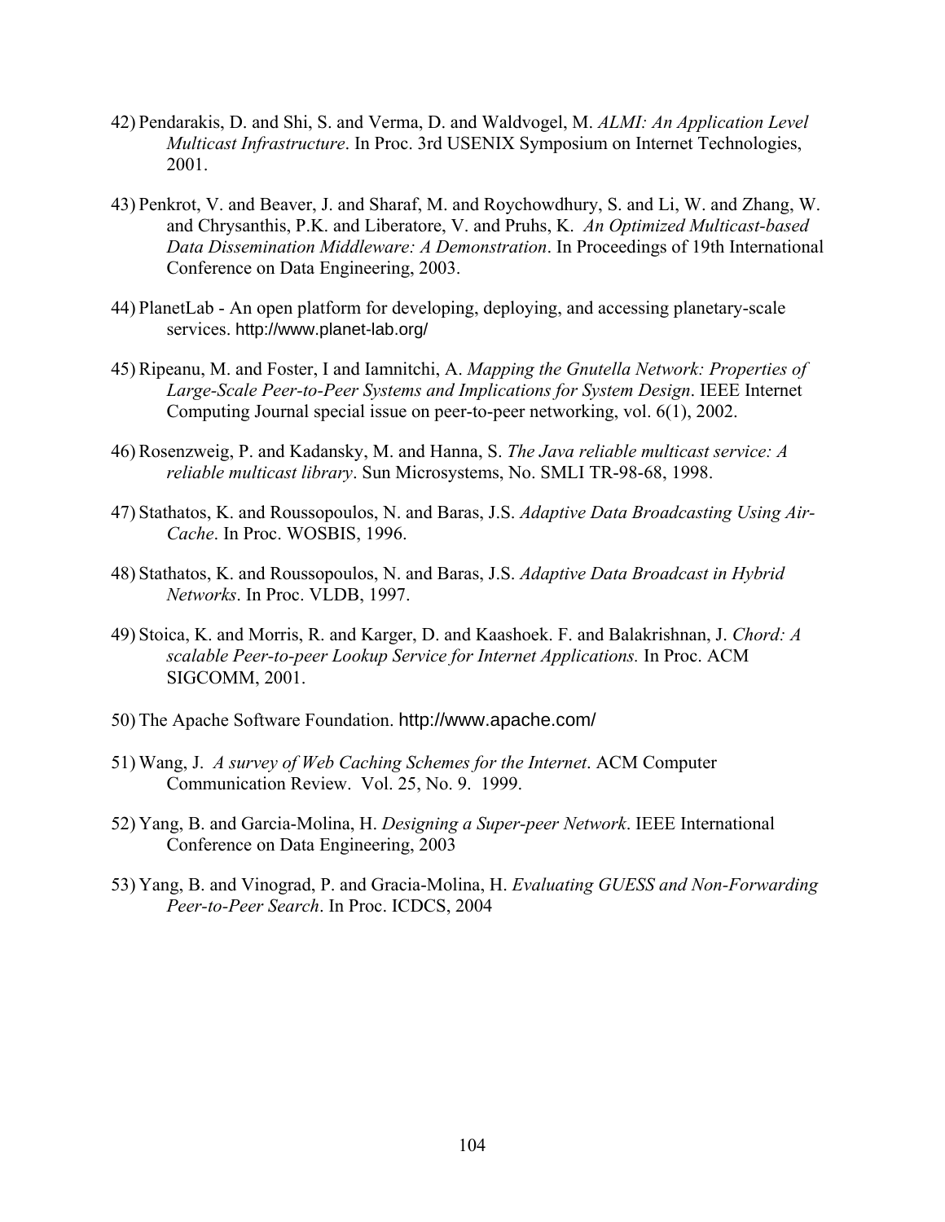42) Pendarakis, D. and Shi, S. and Verma, D. and Waldvogel, M. *ALMI: An Application Level Multicast Infrastructure*. In Proc. 3rd USENIX Symposium on Internet Technologies, 2001.

43) Penkrot, V. and Beaver, J. and Sharaf, M. and Roychowdhury, S. and Li, W. and Zhang, W. and Chrysanthis, P.K. and Liberatore, V. and Pruhs, K. *An Optimized Multicast-based Data Dissemination Middleware: A Demonstration*. In Proceedings of 19th International Conference on Data Engineering, 2003.

44) PlanetLab - An open platform for developing, deploying, and accessing planetary-scale services. http://www.planet-lab.org/

45) Ripeanu, M. and Foster, I and Iamnitchi, A. *Mapping the Gnutella Network: Properties of Large-Scale Peer-to-Peer Systems and Implications for System Design*. IEEE Internet Computing Journal special issue on peer-to-peer networking, vol. 6(1), 2002.

46) Rosenzweig, P. and Kadansky, M. and Hanna, S. *The Java reliable multicast service: A reliable multicast library*. Sun Microsystems, No. SMLI TR-98-68, 1998.

47) Stathatos, K. and Roussopoulos, N. and Baras, J.S. *Adaptive Data Broadcasting Using Air-Cache*. In Proc. WOSBIS, 1996.

48) Stathatos, K. and Roussopoulos, N. and Baras, J.S. *Adaptive Data Broadcast in Hybrid Networks*. In Proc. VLDB, 1997.

49) Stoica, K. and Morris, R. and Karger, D. and Kaashoek. F. and Balakrishnan, J. *Chord: A scalable Peer-to-peer Lookup Service for Internet Applications.* In Proc. ACM SIGCOMM, 2001.

50) The Apache Software Foundation. http://www.apache.com/

51) Wang, J. *A survey of Web Caching Schemes for the Internet*. ACM Computer Communication Review. Vol. 25, No. 9. 1999.

52) Yang, B. and Garcia-Molina, H. *Designing a Super-peer Network*. IEEE International Conference on Data Engineering, 2003

53) Yang, B. and Vinograd, P. and Gracia-Molina, H. *Evaluating GUESS and Non-Forwarding Peer-to-Peer Search*. In Proc. ICDCS, 2004